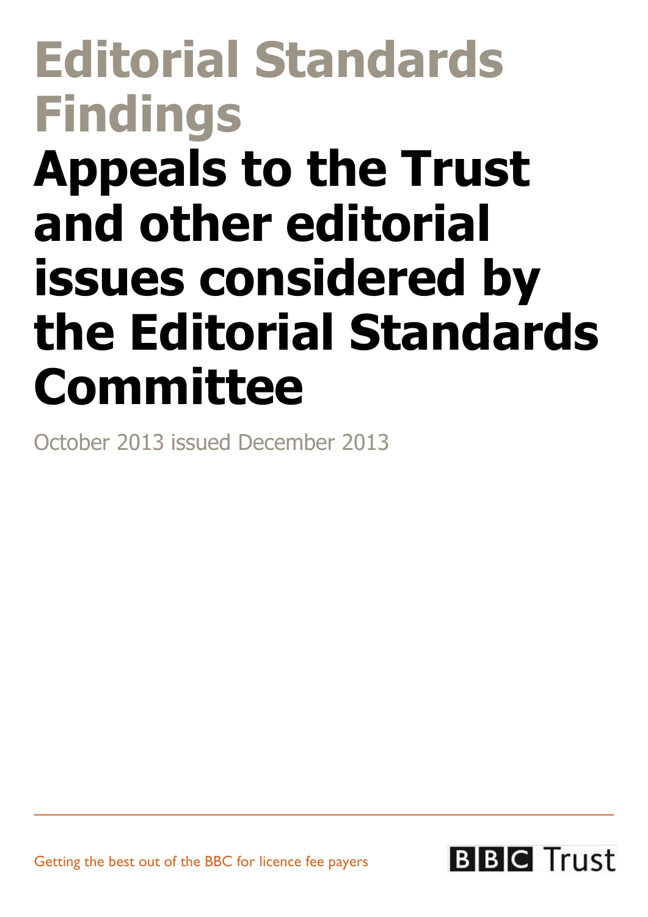# Editorial Standards Findings

# Appeals to the Trust and other editorial issues considered by the Editorial Standards Committee

October 2013 issued December 2013

Getting the best out of the BBC for licence fee payers

BBC Trust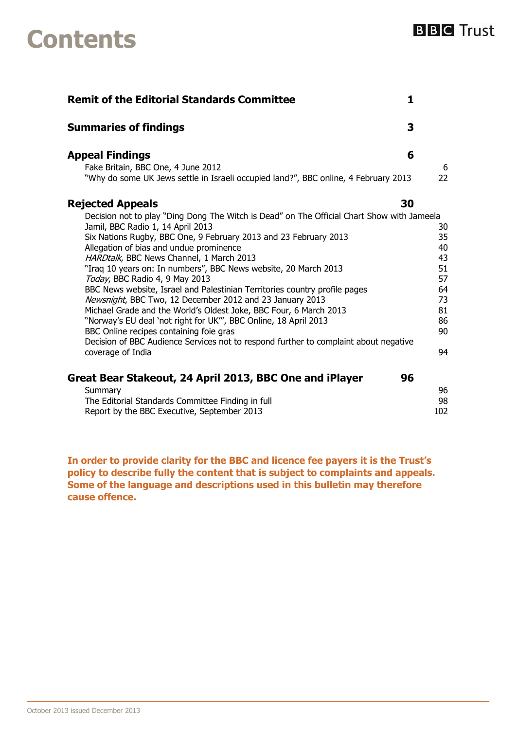# Contents

**Remit of the Editorial Standards Committee** **1**

**Summaries of findings** **3**

**Appeal Findings** **6**

Fake Britain, BBC One, 4 June 2012 6

"Why do some UK Jews settle in Israeli occupied land?", BBC online, 4 February 2013 22

**Rejected Appeals** **30**

Decision not to play "Ding Dong The Witch is Dead" on The Official Chart Show with Jameela Jamil, BBC Radio 1, 14 April 2013 30

Six Nations Rugby, BBC One, 9 February 2013 and 23 February 2013 35

Allegation of bias and undue prominence 40

*HARDtalk*, BBC News Channel, 1 March 2013 43

"Iraq 10 years on: In numbers", BBC News website, 20 March 2013 51

*Today*, BBC Radio 4, 9 May 2013 57

BBC News website, Israel and Palestinian Territories country profile pages 64

*Newsnight*, BBC Two, 12 December 2012 and 23 January 2013 73

Michael Grade and the World's Oldest Joke, BBC Four, 6 March 2013 81

"Norway's EU deal 'not right for UK'", BBC Online, 18 April 2013 86

BBC Online recipes containing foie gras 90

Decision of BBC Audience Services not to respond further to complaint about negative coverage of India 94

**Great Bear Stakeout, 24 April 2013, BBC One and iPlayer** **96**

Summary 96

The Editorial Standards Committee Finding in full 98

Report by the BBC Executive, September 2013 102

**In order to provide clarity for the BBC and licence fee payers it is the Trust's policy to describe fully the content that is subject to complaints and appeals. Some of the language and descriptions used in this bulletin may therefore cause offence.**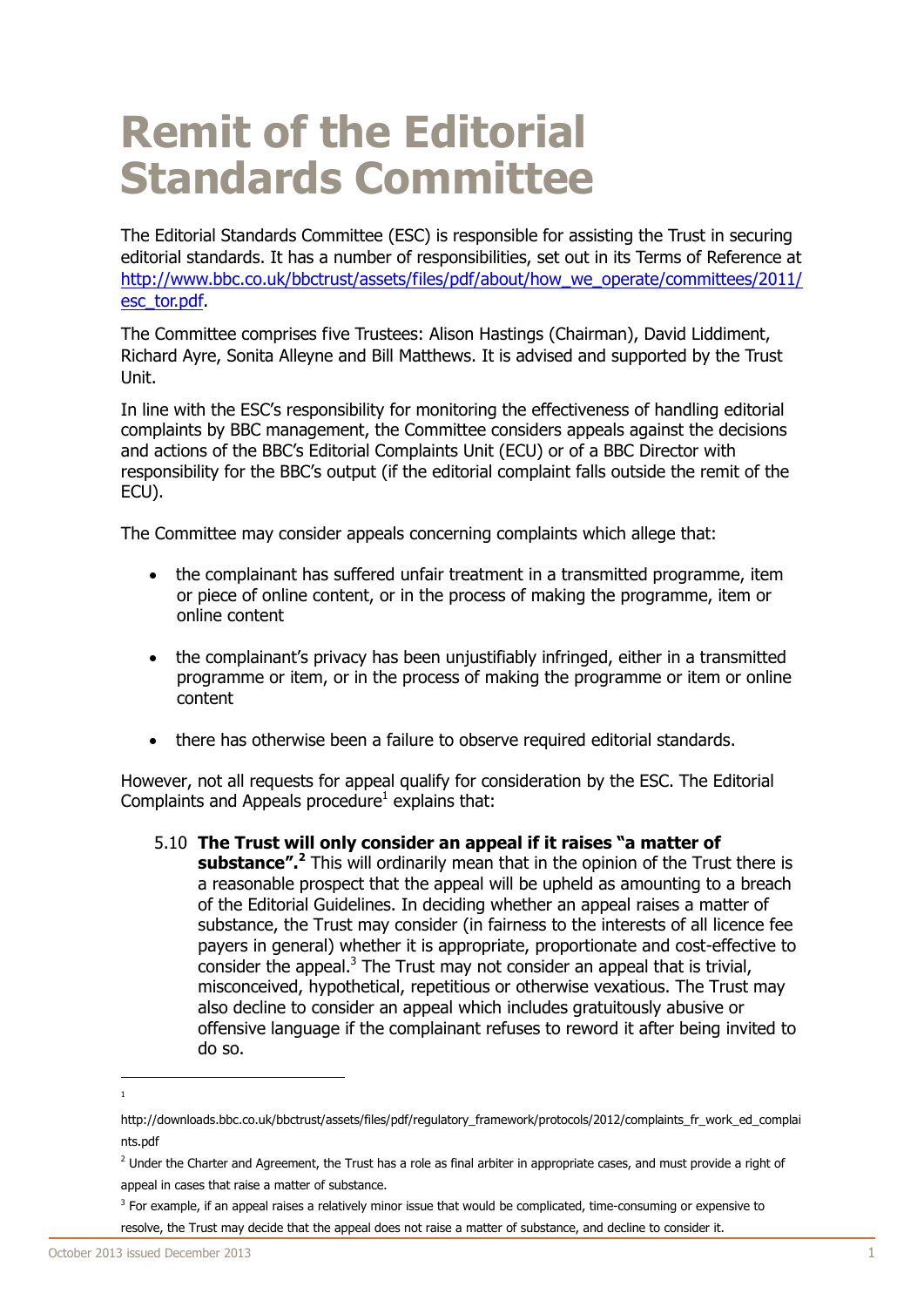# Remit of the Editorial Standards Committee

The Editorial Standards Committee (ESC) is responsible for assisting the Trust in securing editorial standards. It has a number of responsibilities, set out in its Terms of Reference at http://www.bbc.co.uk/bbctrust/assets/files/pdf/about/how_we_operate/committees/2011/esc_tor.pdf.

The Committee comprises five Trustees: Alison Hastings (Chairman), David Liddiment, Richard Ayre, Sonita Alleyne and Bill Matthews. It is advised and supported by the Trust Unit.

In line with the ESC's responsibility for monitoring the effectiveness of handling editorial complaints by BBC management, the Committee considers appeals against the decisions and actions of the BBC's Editorial Complaints Unit (ECU) or of a BBC Director with responsibility for the BBC's output (if the editorial complaint falls outside the remit of the ECU).

The Committee may consider appeals concerning complaints which allege that:

- the complainant has suffered unfair treatment in a transmitted programme, item or piece of online content, or in the process of making the programme, item or online content
- the complainant's privacy has been unjustifiably infringed, either in a transmitted programme or item, or in the process of making the programme or item or online content
- there has otherwise been a failure to observe required editorial standards.

However, not all requests for appeal qualify for consideration by the ESC. The Editorial Complaints and Appeals procedure[1] explains that:

> 5.10 **The Trust will only consider an appeal if it raises "a matter of substance".[2]** This will ordinarily mean that in the opinion of the Trust there is a reasonable prospect that the appeal will be upheld as amounting to a breach of the Editorial Guidelines. In deciding whether an appeal raises a matter of substance, the Trust may consider (in fairness to the interests of all licence fee payers in general) whether it is appropriate, proportionate and cost-effective to consider the appeal.[3] The Trust may not consider an appeal that is trivial, misconceived, hypothetical, repetitious or otherwise vexatious. The Trust may also decline to consider an appeal which includes gratuitously abusive or offensive language if the complainant refuses to reword it after being invited to do so.

---

[1] http://downloads.bbc.co.uk/bbctrust/assets/files/pdf/regulatory_framework/protocols/2012/complaints_fr_work_ed_complaints.pdf

[2] Under the Charter and Agreement, the Trust has a role as final arbiter in appropriate cases, and must provide a right of appeal in cases that raise a matter of substance.

[3] For example, if an appeal raises a relatively minor issue that would be complicated, time-consuming or expensive to resolve, the Trust may decide that the appeal does not raise a matter of substance, and decline to consider it.

October 2013 issued December 2013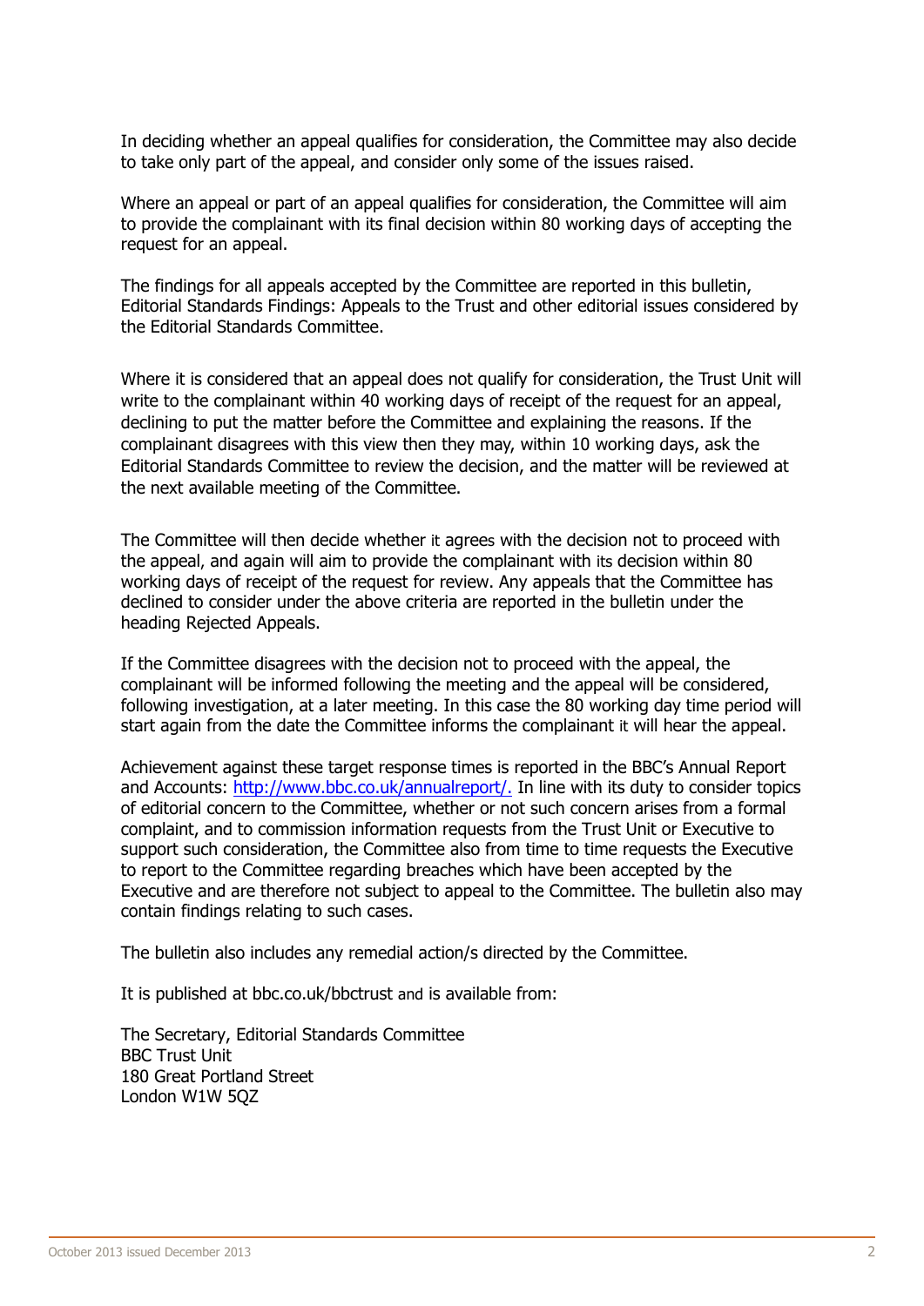In deciding whether an appeal qualifies for consideration, the Committee may also decide to take only part of the appeal, and consider only some of the issues raised.

Where an appeal or part of an appeal qualifies for consideration, the Committee will aim to provide the complainant with its final decision within 80 working days of accepting the request for an appeal.

The findings for all appeals accepted by the Committee are reported in this bulletin, Editorial Standards Findings: Appeals to the Trust and other editorial issues considered by the Editorial Standards Committee.

Where it is considered that an appeal does not qualify for consideration, the Trust Unit will write to the complainant within 40 working days of receipt of the request for an appeal, declining to put the matter before the Committee and explaining the reasons. If the complainant disagrees with this view then they may, within 10 working days, ask the Editorial Standards Committee to review the decision, and the matter will be reviewed at the next available meeting of the Committee.

The Committee will then decide whether it agrees with the decision not to proceed with the appeal, and again will aim to provide the complainant with its decision within 80 working days of receipt of the request for review. Any appeals that the Committee has declined to consider under the above criteria are reported in the bulletin under the heading Rejected Appeals.

If the Committee disagrees with the decision not to proceed with the appeal, the complainant will be informed following the meeting and the appeal will be considered, following investigation, at a later meeting. In this case the 80 working day time period will start again from the date the Committee informs the complainant it will hear the appeal.

Achievement against these target response times is reported in the BBC's Annual Report and Accounts: http://www.bbc.co.uk/annualreport/. In line with its duty to consider topics of editorial concern to the Committee, whether or not such concern arises from a formal complaint, and to commission information requests from the Trust Unit or Executive to support such consideration, the Committee also from time to time requests the Executive to report to the Committee regarding breaches which have been accepted by the Executive and are therefore not subject to appeal to the Committee. The bulletin also may contain findings relating to such cases.

The bulletin also includes any remedial action/s directed by the Committee.

It is published at bbc.co.uk/bbctrust and is available from:

The Secretary, Editorial Standards Committee
BBC Trust Unit
180 Great Portland Street
London W1W 5QZ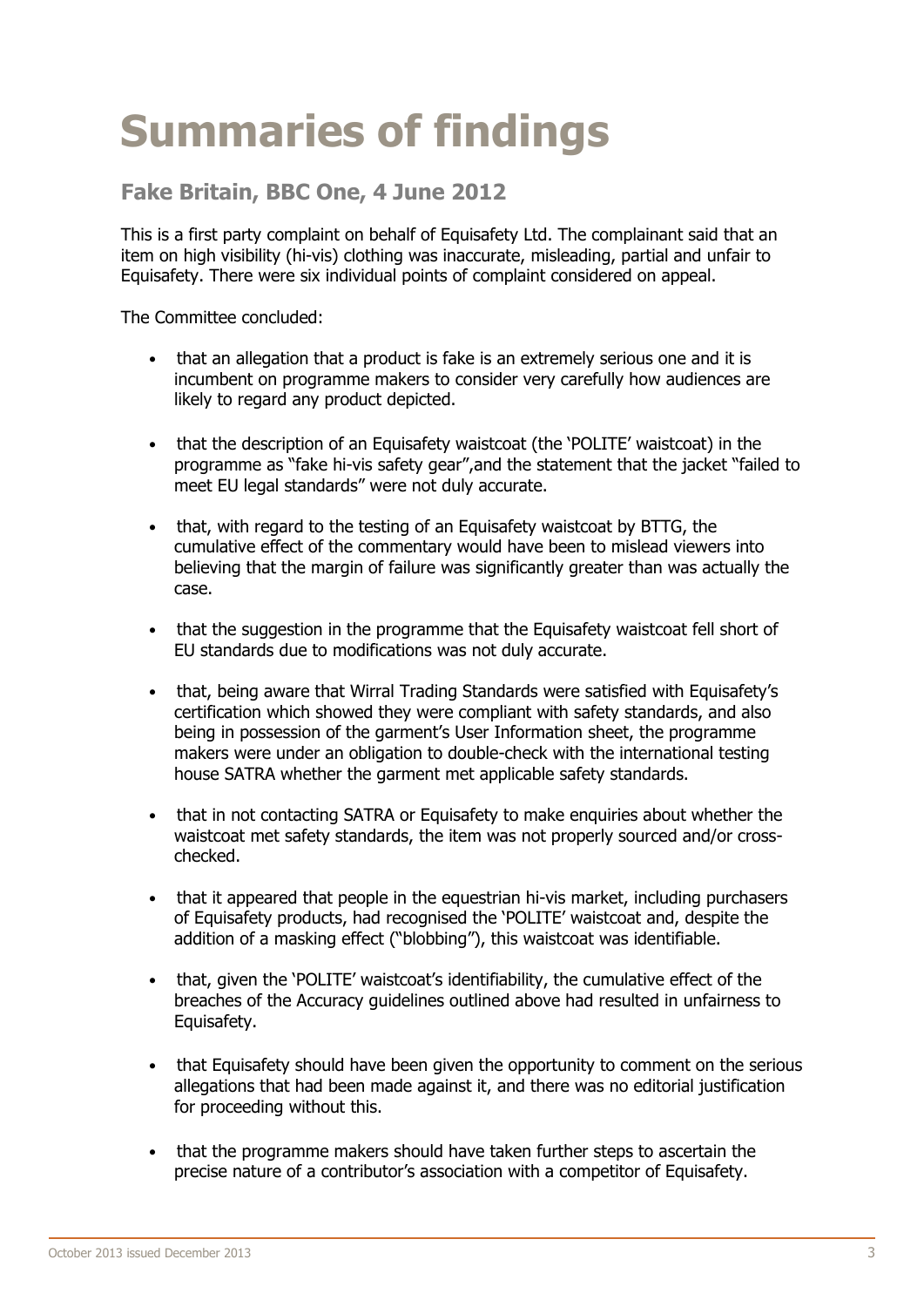# Summaries of findings

## Fake Britain, BBC One, 4 June 2012

This is a first party complaint on behalf of Equisafety Ltd. The complainant said that an item on high visibility (hi-vis) clothing was inaccurate, misleading, partial and unfair to Equisafety. There were six individual points of complaint considered on appeal.

The Committee concluded:

- that an allegation that a product is fake is an extremely serious one and it is incumbent on programme makers to consider very carefully how audiences are likely to regard any product depicted.
- that the description of an Equisafety waistcoat (the 'POLITE' waistcoat) in the programme as "fake hi-vis safety gear",and the statement that the jacket "failed to meet EU legal standards" were not duly accurate.
- that, with regard to the testing of an Equisafety waistcoat by BTTG, the cumulative effect of the commentary would have been to mislead viewers into believing that the margin of failure was significantly greater than was actually the case.
- that the suggestion in the programme that the Equisafety waistcoat fell short of EU standards due to modifications was not duly accurate.
- that, being aware that Wirral Trading Standards were satisfied with Equisafety's certification which showed they were compliant with safety standards, and also being in possession of the garment's User Information sheet, the programme makers were under an obligation to double-check with the international testing house SATRA whether the garment met applicable safety standards.
- that in not contacting SATRA or Equisafety to make enquiries about whether the waistcoat met safety standards, the item was not properly sourced and/or cross-checked.
- that it appeared that people in the equestrian hi-vis market, including purchasers of Equisafety products, had recognised the 'POLITE' waistcoat and, despite the addition of a masking effect ("blobbing"), this waistcoat was identifiable.
- that, given the 'POLITE' waistcoat's identifiability, the cumulative effect of the breaches of the Accuracy guidelines outlined above had resulted in unfairness to Equisafety.
- that Equisafety should have been given the opportunity to comment on the serious allegations that had been made against it, and there was no editorial justification for proceeding without this.
- that the programme makers should have taken further steps to ascertain the precise nature of a contributor's association with a competitor of Equisafety.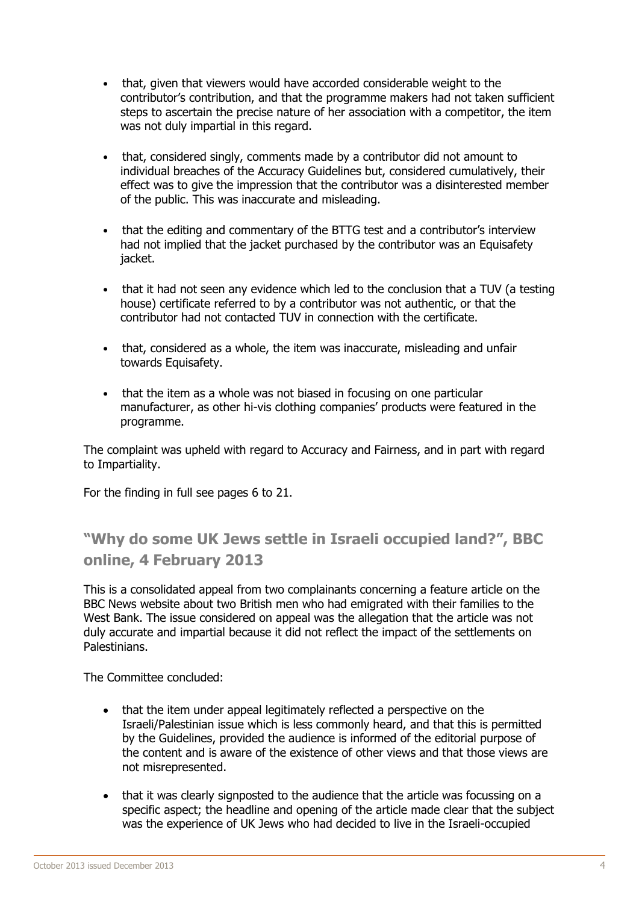- that, given that viewers would have accorded considerable weight to the contributor's contribution, and that the programme makers had not taken sufficient steps to ascertain the precise nature of her association with a competitor, the item was not duly impartial in this regard.

- that, considered singly, comments made by a contributor did not amount to individual breaches of the Accuracy Guidelines but, considered cumulatively, their effect was to give the impression that the contributor was a disinterested member of the public. This was inaccurate and misleading.

- that the editing and commentary of the BTTG test and a contributor's interview had not implied that the jacket purchased by the contributor was an Equisafety jacket.

- that it had not seen any evidence which led to the conclusion that a TUV (a testing house) certificate referred to by a contributor was not authentic, or that the contributor had not contacted TUV in connection with the certificate.

- that, considered as a whole, the item was inaccurate, misleading and unfair towards Equisafety.

- that the item as a whole was not biased in focusing on one particular manufacturer, as other hi-vis clothing companies' products were featured in the programme.

The complaint was upheld with regard to Accuracy and Fairness, and in part with regard to Impartiality.

For the finding in full see pages 6 to 21.

## "Why do some UK Jews settle in Israeli occupied land?", BBC online, 4 February 2013

This is a consolidated appeal from two complainants concerning a feature article on the BBC News website about two British men who had emigrated with their families to the West Bank. The issue considered on appeal was the allegation that the article was not duly accurate and impartial because it did not reflect the impact of the settlements on Palestinians.

The Committee concluded:

- that the item under appeal legitimately reflected a perspective on the Israeli/Palestinian issue which is less commonly heard, and that this is permitted by the Guidelines, provided the audience is informed of the editorial purpose of the content and is aware of the existence of other views and that those views are not misrepresented.

- that it was clearly signposted to the audience that the article was focussing on a specific aspect; the headline and opening of the article made clear that the subject was the experience of UK Jews who had decided to live in the Israeli-occupied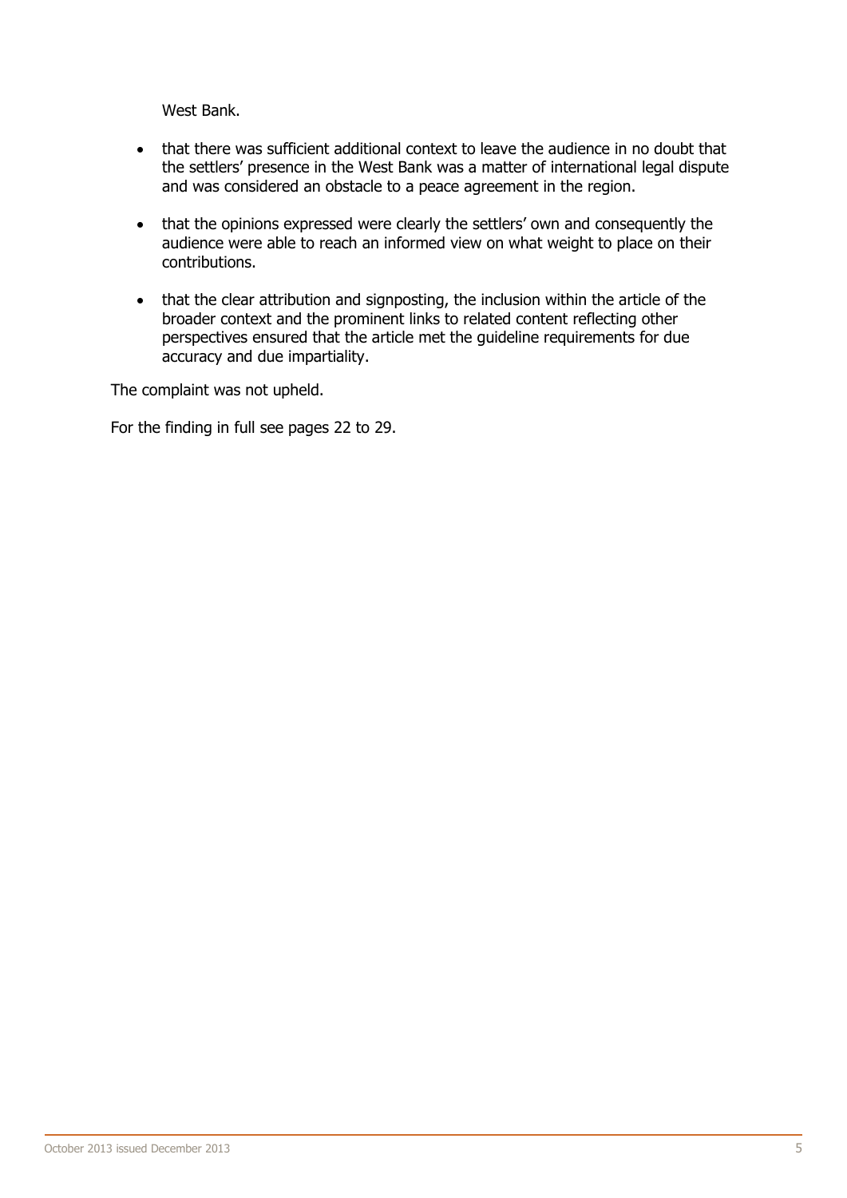West Bank.

- that there was sufficient additional context to leave the audience in no doubt that the settlers' presence in the West Bank was a matter of international legal dispute and was considered an obstacle to a peace agreement in the region.
- that the opinions expressed were clearly the settlers' own and consequently the audience were able to reach an informed view on what weight to place on their contributions.
- that the clear attribution and signposting, the inclusion within the article of the broader context and the prominent links to related content reflecting other perspectives ensured that the article met the guideline requirements for due accuracy and due impartiality.

The complaint was not upheld.

For the finding in full see pages 22 to 29.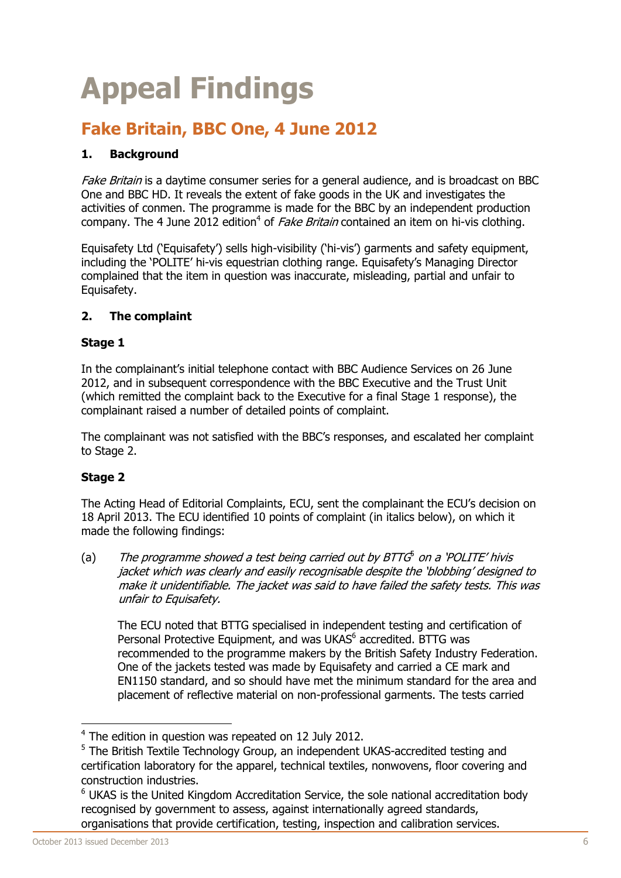# Appeal Findings

## Fake Britain, BBC One, 4 June 2012

### 1. Background

*Fake Britain* is a daytime consumer series for a general audience, and is broadcast on BBC One and BBC HD. It reveals the extent of fake goods in the UK and investigates the activities of conmen. The programme is made for the BBC by an independent production company. The 4 June 2012 edition[4] of *Fake Britain* contained an item on hi-vis clothing.

Equisafety Ltd ('Equisafety') sells high-visibility ('hi-vis') garments and safety equipment, including the 'POLITE' hi-vis equestrian clothing range. Equisafety's Managing Director complained that the item in question was inaccurate, misleading, partial and unfair to Equisafety.

### 2. The complaint

**Stage 1**

In the complainant's initial telephone contact with BBC Audience Services on 26 June 2012, and in subsequent correspondence with the BBC Executive and the Trust Unit (which remitted the complaint back to the Executive for a final Stage 1 response), the complainant raised a number of detailed points of complaint.

The complainant was not satisfied with the BBC's responses, and escalated her complaint to Stage 2.

**Stage 2**

The Acting Head of Editorial Complaints, ECU, sent the complainant the ECU's decision on 18 April 2013. The ECU identified 10 points of complaint (in italics below), on which it made the following findings:

(a) *The programme showed a test being carried out by BTTG[5] on a 'POLITE' hivis jacket which was clearly and easily recognisable despite the 'blobbing' designed to make it unidentifiable. The jacket was said to have failed the safety tests. This was unfair to Equisafety.*

The ECU noted that BTTG specialised in independent testing and certification of Personal Protective Equipment, and was UKAS[6] accredited. BTTG was recommended to the programme makers by the British Safety Industry Federation. One of the jackets tested was made by Equisafety and carried a CE mark and EN1150 standard, and so should have met the minimum standard for the area and placement of reflective material on non-professional garments. The tests carried

---

[4] The edition in question was repeated on 12 July 2012.

[5] The British Textile Technology Group, an independent UKAS-accredited testing and certification laboratory for the apparel, technical textiles, nonwovens, floor covering and construction industries.

[6] UKAS is the United Kingdom Accreditation Service, the sole national accreditation body recognised by government to assess, against internationally agreed standards, organisations that provide certification, testing, inspection and calibration services.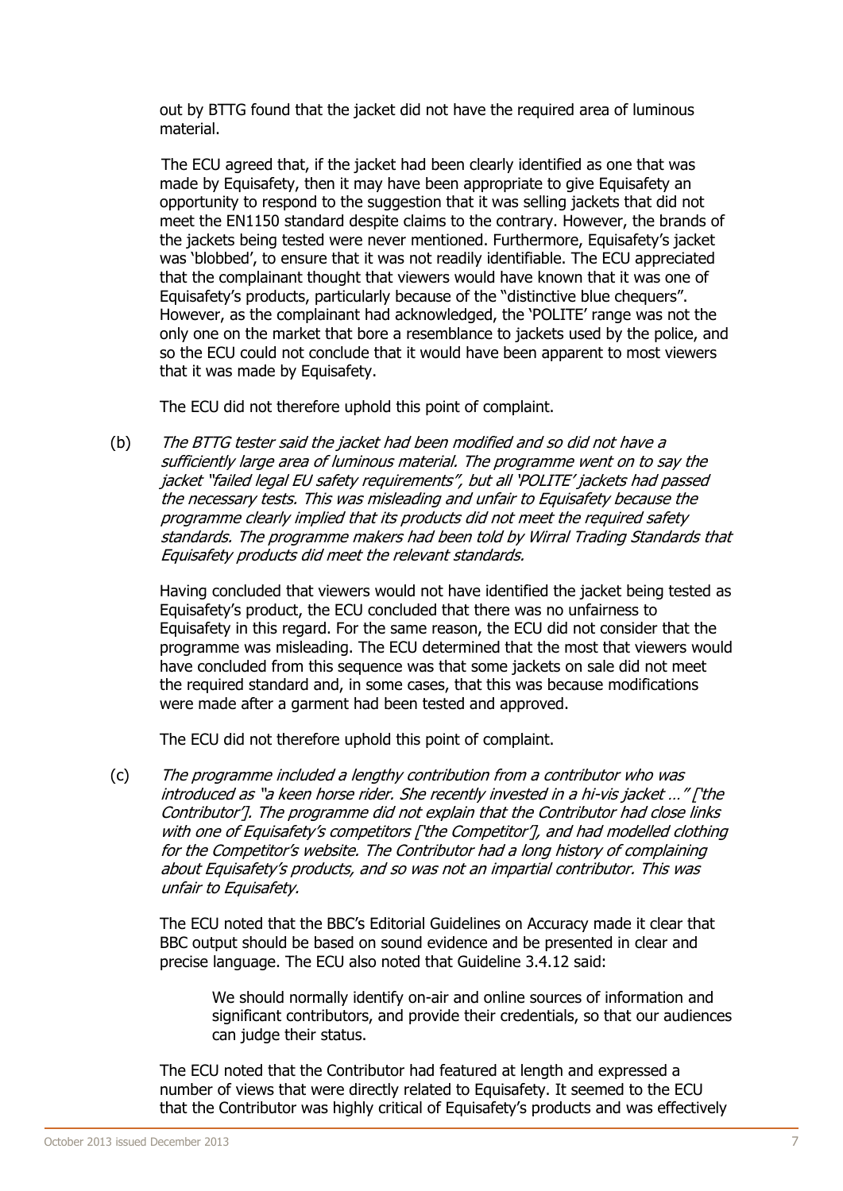out by BTTG found that the jacket did not have the required area of luminous material.

The ECU agreed that, if the jacket had been clearly identified as one that was made by Equisafety, then it may have been appropriate to give Equisafety an opportunity to respond to the suggestion that it was selling jackets that did not meet the EN1150 standard despite claims to the contrary. However, the brands of the jackets being tested were never mentioned. Furthermore, Equisafety's jacket was 'blobbed', to ensure that it was not readily identifiable. The ECU appreciated that the complainant thought that viewers would have known that it was one of Equisafety's products, particularly because of the "distinctive blue chequers". However, as the complainant had acknowledged, the 'POLITE' range was not the only one on the market that bore a resemblance to jackets used by the police, and so the ECU could not conclude that it would have been apparent to most viewers that it was made by Equisafety.

The ECU did not therefore uphold this point of complaint.

(b) *The BTTG tester said the jacket had been modified and so did not have a sufficiently large area of luminous material. The programme went on to say the jacket "failed legal EU safety requirements", but all 'POLITE' jackets had passed the necessary tests. This was misleading and unfair to Equisafety because the programme clearly implied that its products did not meet the required safety standards. The programme makers had been told by Wirral Trading Standards that Equisafety products did meet the relevant standards.*

Having concluded that viewers would not have identified the jacket being tested as Equisafety's product, the ECU concluded that there was no unfairness to Equisafety in this regard. For the same reason, the ECU did not consider that the programme was misleading. The ECU determined that the most that viewers would have concluded from this sequence was that some jackets on sale did not meet the required standard and, in some cases, that this was because modifications were made after a garment had been tested and approved.

The ECU did not therefore uphold this point of complaint.

(c) *The programme included a lengthy contribution from a contributor who was introduced as "a keen horse rider. She recently invested in a hi-vis jacket …" ['the Contributor']. The programme did not explain that the Contributor had close links with one of Equisafety's competitors ['the Competitor'], and had modelled clothing for the Competitor's website. The Contributor had a long history of complaining about Equisafety's products, and so was not an impartial contributor. This was unfair to Equisafety.*

The ECU noted that the BBC's Editorial Guidelines on Accuracy made it clear that BBC output should be based on sound evidence and be presented in clear and precise language. The ECU also noted that Guideline 3.4.12 said:

> We should normally identify on-air and online sources of information and significant contributors, and provide their credentials, so that our audiences can judge their status.

The ECU noted that the Contributor had featured at length and expressed a number of views that were directly related to Equisafety. It seemed to the ECU that the Contributor was highly critical of Equisafety's products and was effectively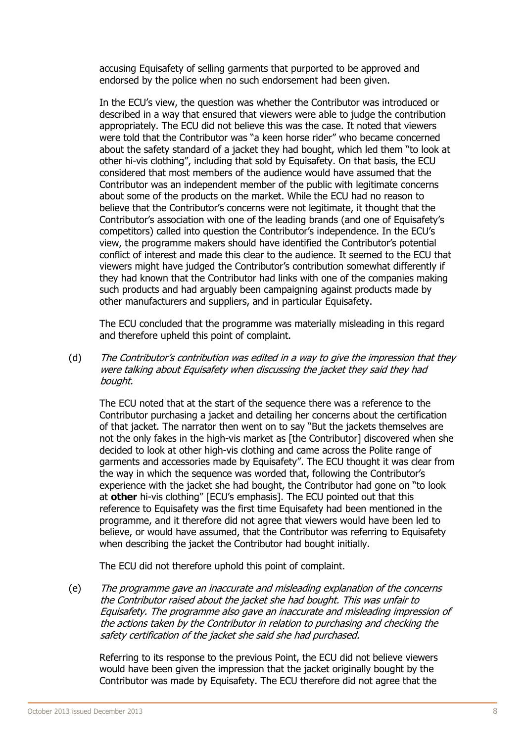accusing Equisafety of selling garments that purported to be approved and endorsed by the police when no such endorsement had been given.

In the ECU's view, the question was whether the Contributor was introduced or described in a way that ensured that viewers were able to judge the contribution appropriately. The ECU did not believe this was the case. It noted that viewers were told that the Contributor was "a keen horse rider" who became concerned about the safety standard of a jacket they had bought, which led them "to look at other hi-vis clothing", including that sold by Equisafety. On that basis, the ECU considered that most members of the audience would have assumed that the Contributor was an independent member of the public with legitimate concerns about some of the products on the market. While the ECU had no reason to believe that the Contributor's concerns were not legitimate, it thought that the Contributor's association with one of the leading brands (and one of Equisafety's competitors) called into question the Contributor's independence. In the ECU's view, the programme makers should have identified the Contributor's potential conflict of interest and made this clear to the audience. It seemed to the ECU that viewers might have judged the Contributor's contribution somewhat differently if they had known that the Contributor had links with one of the companies making such products and had arguably been campaigning against products made by other manufacturers and suppliers, and in particular Equisafety.

The ECU concluded that the programme was materially misleading in this regard and therefore upheld this point of complaint.

(d) *The Contributor's contribution was edited in a way to give the impression that they were talking about Equisafety when discussing the jacket they said they had bought.*

The ECU noted that at the start of the sequence there was a reference to the Contributor purchasing a jacket and detailing her concerns about the certification of that jacket. The narrator then went on to say "But the jackets themselves are not the only fakes in the high-vis market as [the Contributor] discovered when she decided to look at other high-vis clothing and came across the Polite range of garments and accessories made by Equisafety". The ECU thought it was clear from the way in which the sequence was worded that, following the Contributor's experience with the jacket she had bought, the Contributor had gone on "to look at **other** hi-vis clothing" [ECU's emphasis]. The ECU pointed out that this reference to Equisafety was the first time Equisafety had been mentioned in the programme, and it therefore did not agree that viewers would have been led to believe, or would have assumed, that the Contributor was referring to Equisafety when describing the jacket the Contributor had bought initially.

The ECU did not therefore uphold this point of complaint.

(e) *The programme gave an inaccurate and misleading explanation of the concerns the Contributor raised about the jacket she had bought. This was unfair to Equisafety. The programme also gave an inaccurate and misleading impression of the actions taken by the Contributor in relation to purchasing and checking the safety certification of the jacket she said she had purchased.*

Referring to its response to the previous Point, the ECU did not believe viewers would have been given the impression that the jacket originally bought by the Contributor was made by Equisafety. The ECU therefore did not agree that the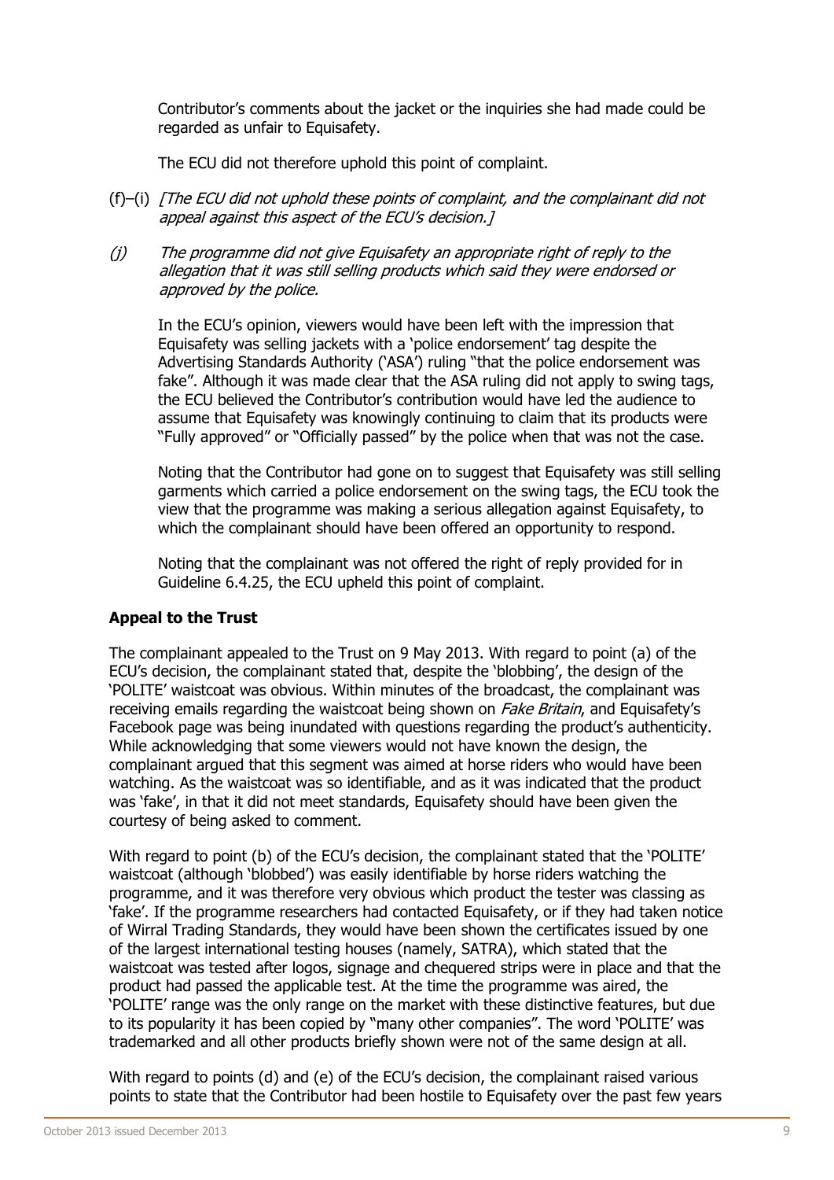Contributor's comments about the jacket or the inquiries she had made could be regarded as unfair to Equisafety.

The ECU did not therefore uphold this point of complaint.

(f)–(i) *[The ECU did not uphold these points of complaint, and the complainant did not appeal against this aspect of the ECU's decision.]*

(j) *The programme did not give Equisafety an appropriate right of reply to the allegation that it was still selling products which said they were endorsed or approved by the police.*

In the ECU's opinion, viewers would have been left with the impression that Equisafety was selling jackets with a 'police endorsement' tag despite the Advertising Standards Authority ('ASA') ruling "that the police endorsement was fake". Although it was made clear that the ASA ruling did not apply to swing tags, the ECU believed the Contributor's contribution would have led the audience to assume that Equisafety was knowingly continuing to claim that its products were "Fully approved" or "Officially passed" by the police when that was not the case.

Noting that the Contributor had gone on to suggest that Equisafety was still selling garments which carried a police endorsement on the swing tags, the ECU took the view that the programme was making a serious allegation against Equisafety, to which the complainant should have been offered an opportunity to respond.

Noting that the complainant was not offered the right of reply provided for in Guideline 6.4.25, the ECU upheld this point of complaint.

**Appeal to the Trust**

The complainant appealed to the Trust on 9 May 2013. With regard to point (a) of the ECU's decision, the complainant stated that, despite the 'blobbing', the design of the 'POLITE' waistcoat was obvious. Within minutes of the broadcast, the complainant was receiving emails regarding the waistcoat being shown on *Fake Britain*, and Equisafety's Facebook page was being inundated with questions regarding the product's authenticity. While acknowledging that some viewers would not have known the design, the complainant argued that this segment was aimed at horse riders who would have been watching. As the waistcoat was so identifiable, and as it was indicated that the product was 'fake', in that it did not meet standards, Equisafety should have been given the courtesy of being asked to comment.

With regard to point (b) of the ECU's decision, the complainant stated that the 'POLITE' waistcoat (although 'blobbed') was easily identifiable by horse riders watching the programme, and it was therefore very obvious which product the tester was classing as 'fake'. If the programme researchers had contacted Equisafety, or if they had taken notice of Wirral Trading Standards, they would have been shown the certificates issued by one of the largest international testing houses (namely, SATRA), which stated that the waistcoat was tested after logos, signage and chequered strips were in place and that the product had passed the applicable test. At the time the programme was aired, the 'POLITE' range was the only range on the market with these distinctive features, but due to its popularity it has been copied by "many other companies". The word 'POLITE' was trademarked and all other products briefly shown were not of the same design at all.

With regard to points (d) and (e) of the ECU's decision, the complainant raised various points to state that the Contributor had been hostile to Equisafety over the past few years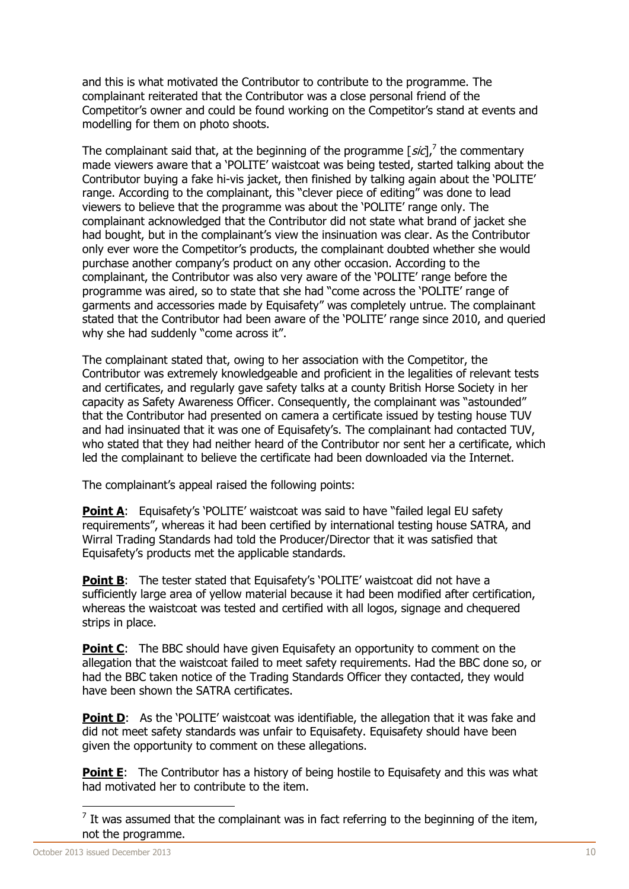and this is what motivated the Contributor to contribute to the programme. The complainant reiterated that the Contributor was a close personal friend of the Competitor's owner and could be found working on the Competitor's stand at events and modelling for them on photo shoots.

The complainant said that, at the beginning of the programme [*sic*],[7] the commentary made viewers aware that a 'POLITE' waistcoat was being tested, started talking about the Contributor buying a fake hi-vis jacket, then finished by talking again about the 'POLITE' range. According to the complainant, this "clever piece of editing" was done to lead viewers to believe that the programme was about the 'POLITE' range only. The complainant acknowledged that the Contributor did not state what brand of jacket she had bought, but in the complainant's view the insinuation was clear. As the Contributor only ever wore the Competitor's products, the complainant doubted whether she would purchase another company's product on any other occasion. According to the complainant, the Contributor was also very aware of the 'POLITE' range before the programme was aired, so to state that she had "come across the 'POLITE' range of garments and accessories made by Equisafety" was completely untrue. The complainant stated that the Contributor had been aware of the 'POLITE' range since 2010, and queried why she had suddenly "come across it".

The complainant stated that, owing to her association with the Competitor, the Contributor was extremely knowledgeable and proficient in the legalities of relevant tests and certificates, and regularly gave safety talks at a county British Horse Society in her capacity as Safety Awareness Officer. Consequently, the complainant was "astounded" that the Contributor had presented on camera a certificate issued by testing house TUV and had insinuated that it was one of Equisafety's. The complainant had contacted TUV, who stated that they had neither heard of the Contributor nor sent her a certificate, which led the complainant to believe the certificate had been downloaded via the Internet.

The complainant's appeal raised the following points:

**Point A**: Equisafety's 'POLITE' waistcoat was said to have "failed legal EU safety requirements", whereas it had been certified by international testing house SATRA, and Wirral Trading Standards had told the Producer/Director that it was satisfied that Equisafety's products met the applicable standards.

**Point B**: The tester stated that Equisafety's 'POLITE' waistcoat did not have a sufficiently large area of yellow material because it had been modified after certification, whereas the waistcoat was tested and certified with all logos, signage and chequered strips in place.

**Point C**: The BBC should have given Equisafety an opportunity to comment on the allegation that the waistcoat failed to meet safety requirements. Had the BBC done so, or had the BBC taken notice of the Trading Standards Officer they contacted, they would have been shown the SATRA certificates.

**Point D**: As the 'POLITE' waistcoat was identifiable, the allegation that it was fake and did not meet safety standards was unfair to Equisafety. Equisafety should have been given the opportunity to comment on these allegations.

**Point E**: The Contributor has a history of being hostile to Equisafety and this was what had motivated her to contribute to the item.

---

[7] It was assumed that the complainant was in fact referring to the beginning of the item, not the programme.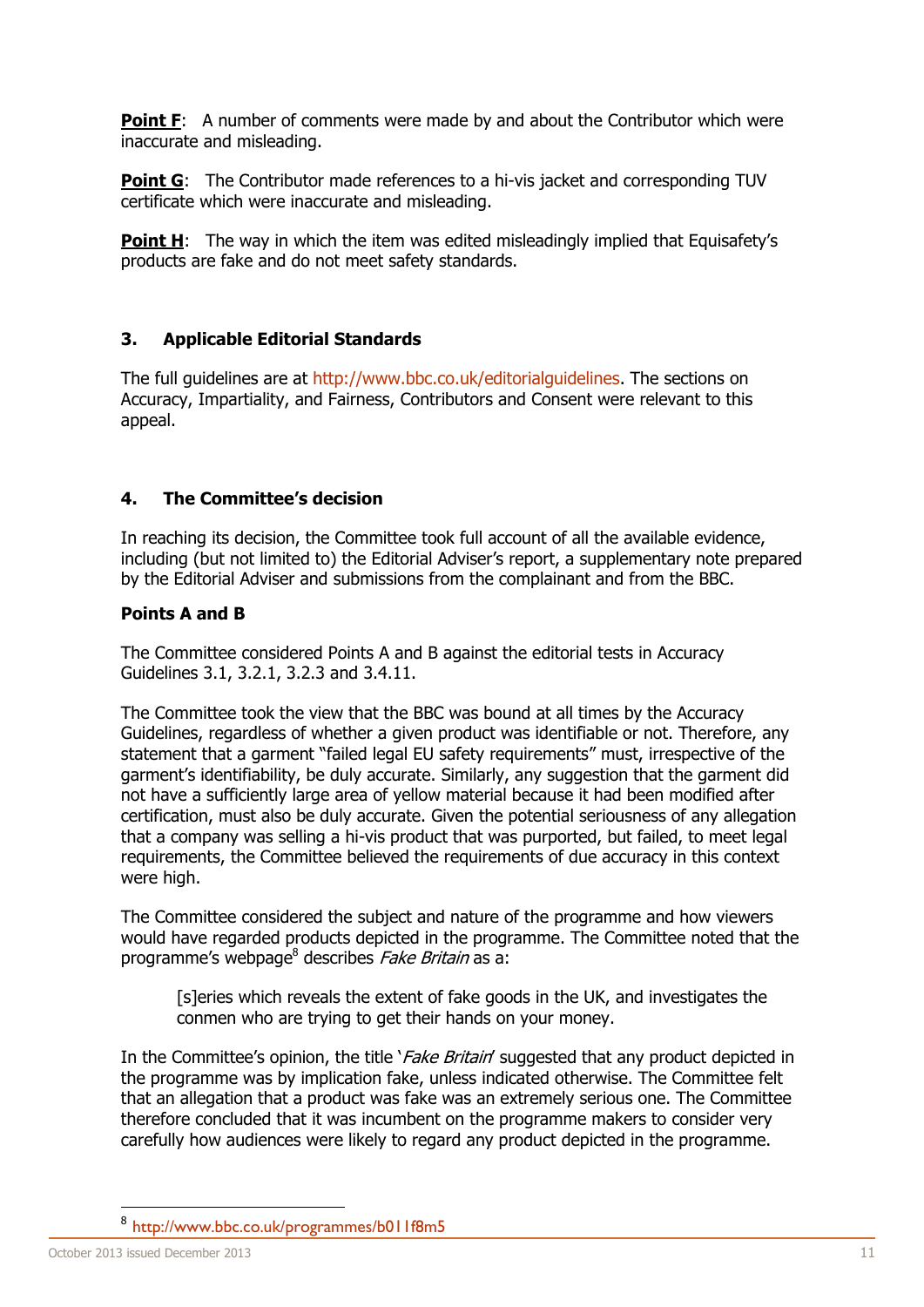**Point F**: A number of comments were made by and about the Contributor which were inaccurate and misleading.

**Point G**: The Contributor made references to a hi-vis jacket and corresponding TUV certificate which were inaccurate and misleading.

**Point H**: The way in which the item was edited misleadingly implied that Equisafety's products are fake and do not meet safety standards.

## 3. Applicable Editorial Standards

The full guidelines are at http://www.bbc.co.uk/editorialguidelines. The sections on Accuracy, Impartiality, and Fairness, Contributors and Consent were relevant to this appeal.

## 4. The Committee's decision

In reaching its decision, the Committee took full account of all the available evidence, including (but not limited to) the Editorial Adviser's report, a supplementary note prepared by the Editorial Adviser and submissions from the complainant and from the BBC.

### Points A and B

The Committee considered Points A and B against the editorial tests in Accuracy Guidelines 3.1, 3.2.1, 3.2.3 and 3.4.11.

The Committee took the view that the BBC was bound at all times by the Accuracy Guidelines, regardless of whether a given product was identifiable or not. Therefore, any statement that a garment "failed legal EU safety requirements" must, irrespective of the garment's identifiability, be duly accurate. Similarly, any suggestion that the garment did not have a sufficiently large area of yellow material because it had been modified after certification, must also be duly accurate. Given the potential seriousness of any allegation that a company was selling a hi-vis product that was purported, but failed, to meet legal requirements, the Committee believed the requirements of due accuracy in this context were high.

The Committee considered the subject and nature of the programme and how viewers would have regarded products depicted in the programme. The Committee noted that the programme's webpage[8] describes *Fake Britain* as a:

> [s]eries which reveals the extent of fake goods in the UK, and investigates the conmen who are trying to get their hands on your money.

In the Committee's opinion, the title '*Fake Britain*' suggested that any product depicted in the programme was by implication fake, unless indicated otherwise. The Committee felt that an allegation that a product was fake was an extremely serious one. The Committee therefore concluded that it was incumbent on the programme makers to consider very carefully how audiences were likely to regard any product depicted in the programme.

[8] http://www.bbc.co.uk/programmes/b011f8m5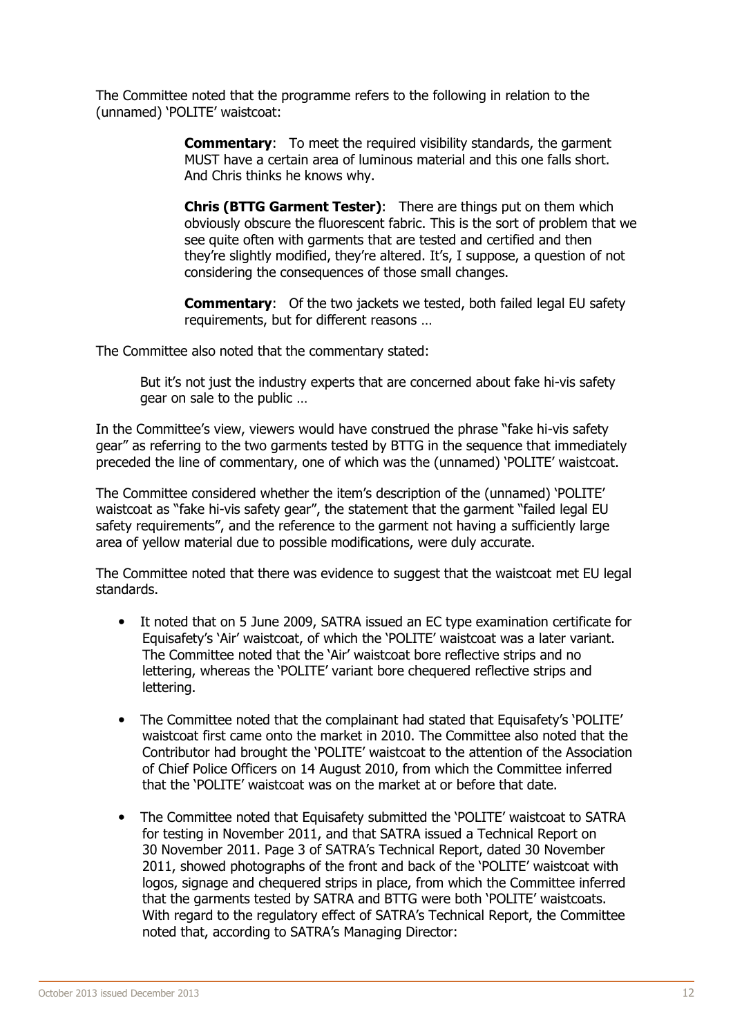The Committee noted that the programme refers to the following in relation to the (unnamed) 'POLITE' waistcoat:

> **Commentary**: To meet the required visibility standards, the garment MUST have a certain area of luminous material and this one falls short. And Chris thinks he knows why.
>
> **Chris (BTTG Garment Tester)**: There are things put on them which obviously obscure the fluorescent fabric. This is the sort of problem that we see quite often with garments that are tested and certified and then they're slightly modified, they're altered. It's, I suppose, a question of not considering the consequences of those small changes.
>
> **Commentary**: Of the two jackets we tested, both failed legal EU safety requirements, but for different reasons …

The Committee also noted that the commentary stated:

> But it's not just the industry experts that are concerned about fake hi-vis safety gear on sale to the public …

In the Committee's view, viewers would have construed the phrase "fake hi-vis safety gear" as referring to the two garments tested by BTTG in the sequence that immediately preceded the line of commentary, one of which was the (unnamed) 'POLITE' waistcoat.

The Committee considered whether the item's description of the (unnamed) 'POLITE' waistcoat as "fake hi-vis safety gear", the statement that the garment "failed legal EU safety requirements", and the reference to the garment not having a sufficiently large area of yellow material due to possible modifications, were duly accurate.

The Committee noted that there was evidence to suggest that the waistcoat met EU legal standards.

- It noted that on 5 June 2009, SATRA issued an EC type examination certificate for Equisafety's 'Air' waistcoat, of which the 'POLITE' waistcoat was a later variant. The Committee noted that the 'Air' waistcoat bore reflective strips and no lettering, whereas the 'POLITE' variant bore chequered reflective strips and lettering.
- The Committee noted that the complainant had stated that Equisafety's 'POLITE' waistcoat first came onto the market in 2010. The Committee also noted that the Contributor had brought the 'POLITE' waistcoat to the attention of the Association of Chief Police Officers on 14 August 2010, from which the Committee inferred that the 'POLITE' waistcoat was on the market at or before that date.
- The Committee noted that Equisafety submitted the 'POLITE' waistcoat to SATRA for testing in November 2011, and that SATRA issued a Technical Report on 30 November 2011. Page 3 of SATRA's Technical Report, dated 30 November 2011, showed photographs of the front and back of the 'POLITE' waistcoat with logos, signage and chequered strips in place, from which the Committee inferred that the garments tested by SATRA and BTTG were both 'POLITE' waistcoats. With regard to the regulatory effect of SATRA's Technical Report, the Committee noted that, according to SATRA's Managing Director: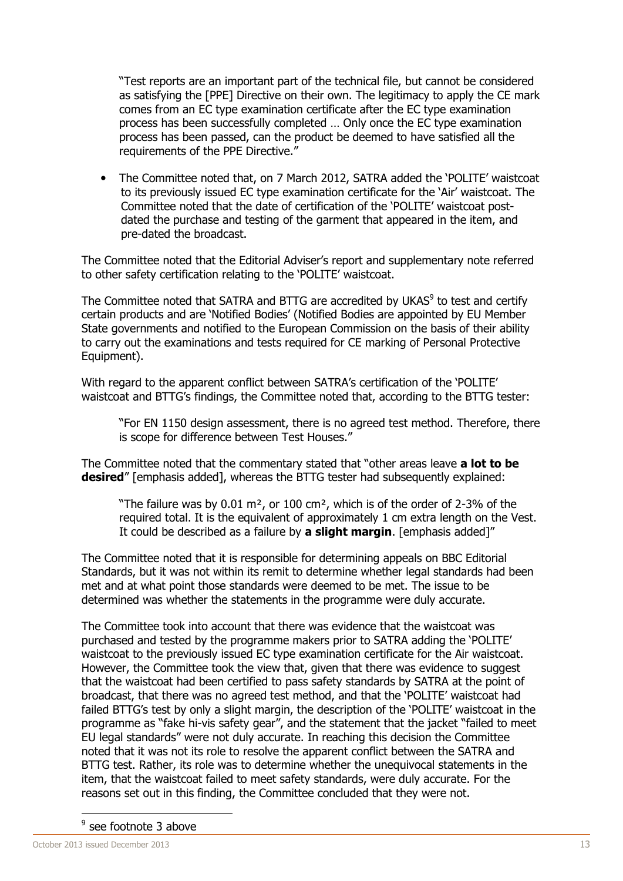> "Test reports are an important part of the technical file, but cannot be considered as satisfying the [PPE] Directive on their own. The legitimacy to apply the CE mark comes from an EC type examination certificate after the EC type examination process has been successfully completed … Only once the EC type examination process has been passed, can the product be deemed to have satisfied all the requirements of the PPE Directive."

- The Committee noted that, on 7 March 2012, SATRA added the 'POLITE' waistcoat to its previously issued EC type examination certificate for the 'Air' waistcoat. The Committee noted that the date of certification of the 'POLITE' waistcoat post-dated the purchase and testing of the garment that appeared in the item, and pre-dated the broadcast.

The Committee noted that the Editorial Adviser's report and supplementary note referred to other safety certification relating to the 'POLITE' waistcoat.

The Committee noted that SATRA and BTTG are accredited by UKAS[9] to test and certify certain products and are 'Notified Bodies' (Notified Bodies are appointed by EU Member State governments and notified to the European Commission on the basis of their ability to carry out the examinations and tests required for CE marking of Personal Protective Equipment).

With regard to the apparent conflict between SATRA's certification of the 'POLITE' waistcoat and BTTG's findings, the Committee noted that, according to the BTTG tester:

> "For EN 1150 design assessment, there is no agreed test method. Therefore, there is scope for difference between Test Houses."

The Committee noted that the commentary stated that "other areas leave **a lot to be desired**" [emphasis added], whereas the BTTG tester had subsequently explained:

> "The failure was by 0.01 m², or 100 cm², which is of the order of 2-3% of the required total. It is the equivalent of approximately 1 cm extra length on the Vest. It could be described as a failure by **a slight margin**. [emphasis added]"

The Committee noted that it is responsible for determining appeals on BBC Editorial Standards, but it was not within its remit to determine whether legal standards had been met and at what point those standards were deemed to be met. The issue to be determined was whether the statements in the programme were duly accurate.

The Committee took into account that there was evidence that the waistcoat was purchased and tested by the programme makers prior to SATRA adding the 'POLITE' waistcoat to the previously issued EC type examination certificate for the Air waistcoat. However, the Committee took the view that, given that there was evidence to suggest that the waistcoat had been certified to pass safety standards by SATRA at the point of broadcast, that there was no agreed test method, and that the 'POLITE' waistcoat had failed BTTG's test by only a slight margin, the description of the 'POLITE' waistcoat in the programme as "fake hi-vis safety gear", and the statement that the jacket "failed to meet EU legal standards" were not duly accurate. In reaching this decision the Committee noted that it was not its role to resolve the apparent conflict between the SATRA and BTTG test. Rather, its role was to determine whether the unequivocal statements in the item, that the waistcoat failed to meet safety standards, were duly accurate. For the reasons set out in this finding, the Committee concluded that they were not.

[9] see footnote 3 above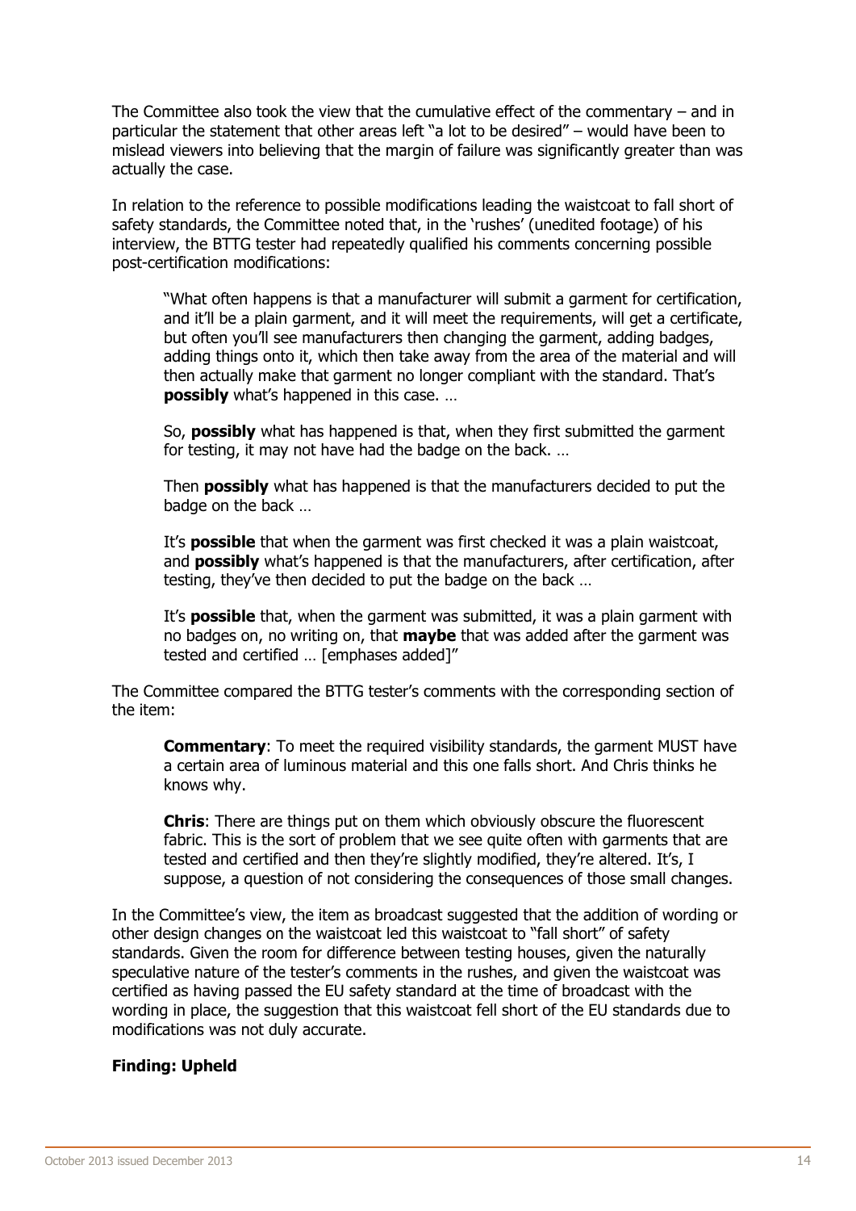The Committee also took the view that the cumulative effect of the commentary – and in particular the statement that other areas left "a lot to be desired" – would have been to mislead viewers into believing that the margin of failure was significantly greater than was actually the case.

In relation to the reference to possible modifications leading the waistcoat to fall short of safety standards, the Committee noted that, in the 'rushes' (unedited footage) of his interview, the BTTG tester had repeatedly qualified his comments concerning possible post-certification modifications:

> "What often happens is that a manufacturer will submit a garment for certification, and it'll be a plain garment, and it will meet the requirements, will get a certificate, but often you'll see manufacturers then changing the garment, adding badges, adding things onto it, which then take away from the area of the material and will then actually make that garment no longer compliant with the standard. That's **possibly** what's happened in this case. …
>
> So, **possibly** what has happened is that, when they first submitted the garment for testing, it may not have had the badge on the back. …
>
> Then **possibly** what has happened is that the manufacturers decided to put the badge on the back …
>
> It's **possible** that when the garment was first checked it was a plain waistcoat, and **possibly** what's happened is that the manufacturers, after certification, after testing, they've then decided to put the badge on the back …
>
> It's **possible** that, when the garment was submitted, it was a plain garment with no badges on, no writing on, that **maybe** that was added after the garment was tested and certified … [emphases added]"

The Committee compared the BTTG tester's comments with the corresponding section of the item:

> **Commentary**: To meet the required visibility standards, the garment MUST have a certain area of luminous material and this one falls short. And Chris thinks he knows why.
>
> **Chris**: There are things put on them which obviously obscure the fluorescent fabric. This is the sort of problem that we see quite often with garments that are tested and certified and then they're slightly modified, they're altered. It's, I suppose, a question of not considering the consequences of those small changes.

In the Committee's view, the item as broadcast suggested that the addition of wording or other design changes on the waistcoat led this waistcoat to "fall short" of safety standards. Given the room for difference between testing houses, given the naturally speculative nature of the tester's comments in the rushes, and given the waistcoat was certified as having passed the EU safety standard at the time of broadcast with the wording in place, the suggestion that this waistcoat fell short of the EU standards due to modifications was not duly accurate.

**Finding: Upheld**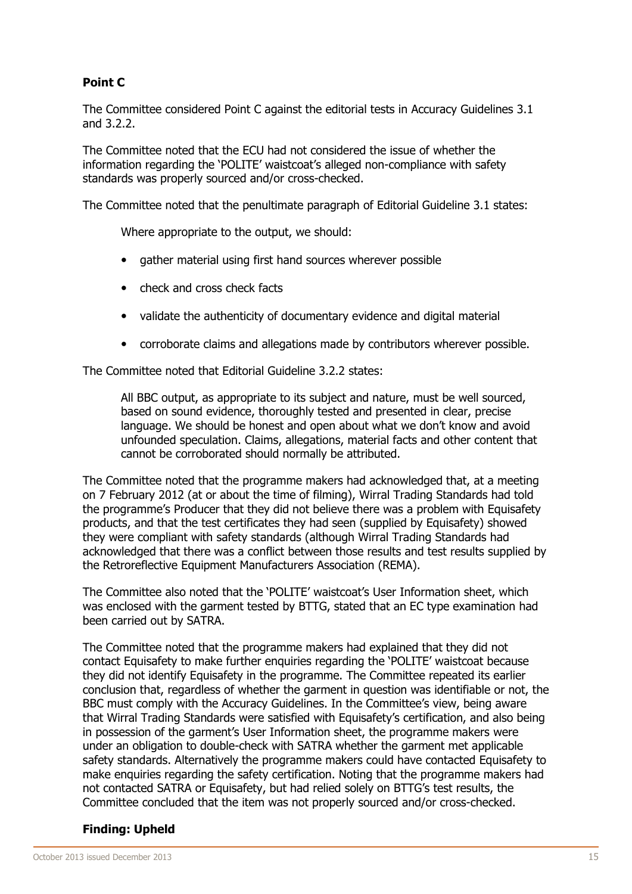**Point C**

The Committee considered Point C against the editorial tests in Accuracy Guidelines 3.1 and 3.2.2.

The Committee noted that the ECU had not considered the issue of whether the information regarding the 'POLITE' waistcoat's alleged non-compliance with safety standards was properly sourced and/or cross-checked.

The Committee noted that the penultimate paragraph of Editorial Guideline 3.1 states:

> Where appropriate to the output, we should:
>
> - gather material using first hand sources wherever possible
> - check and cross check facts
> - validate the authenticity of documentary evidence and digital material
> - corroborate claims and allegations made by contributors wherever possible.

The Committee noted that Editorial Guideline 3.2.2 states:

> All BBC output, as appropriate to its subject and nature, must be well sourced, based on sound evidence, thoroughly tested and presented in clear, precise language. We should be honest and open about what we don't know and avoid unfounded speculation. Claims, allegations, material facts and other content that cannot be corroborated should normally be attributed.

The Committee noted that the programme makers had acknowledged that, at a meeting on 7 February 2012 (at or about the time of filming), Wirral Trading Standards had told the programme's Producer that they did not believe there was a problem with Equisafety products, and that the test certificates they had seen (supplied by Equisafety) showed they were compliant with safety standards (although Wirral Trading Standards had acknowledged that there was a conflict between those results and test results supplied by the Retroreflective Equipment Manufacturers Association (REMA).

The Committee also noted that the 'POLITE' waistcoat's User Information sheet, which was enclosed with the garment tested by BTTG, stated that an EC type examination had been carried out by SATRA.

The Committee noted that the programme makers had explained that they did not contact Equisafety to make further enquiries regarding the 'POLITE' waistcoat because they did not identify Equisafety in the programme. The Committee repeated its earlier conclusion that, regardless of whether the garment in question was identifiable or not, the BBC must comply with the Accuracy Guidelines. In the Committee's view, being aware that Wirral Trading Standards were satisfied with Equisafety's certification, and also being in possession of the garment's User Information sheet, the programme makers were under an obligation to double-check with SATRA whether the garment met applicable safety standards. Alternatively the programme makers could have contacted Equisafety to make enquiries regarding the safety certification. Noting that the programme makers had not contacted SATRA or Equisafety, but had relied solely on BTTG's test results, the Committee concluded that the item was not properly sourced and/or cross-checked.

**Finding: Upheld**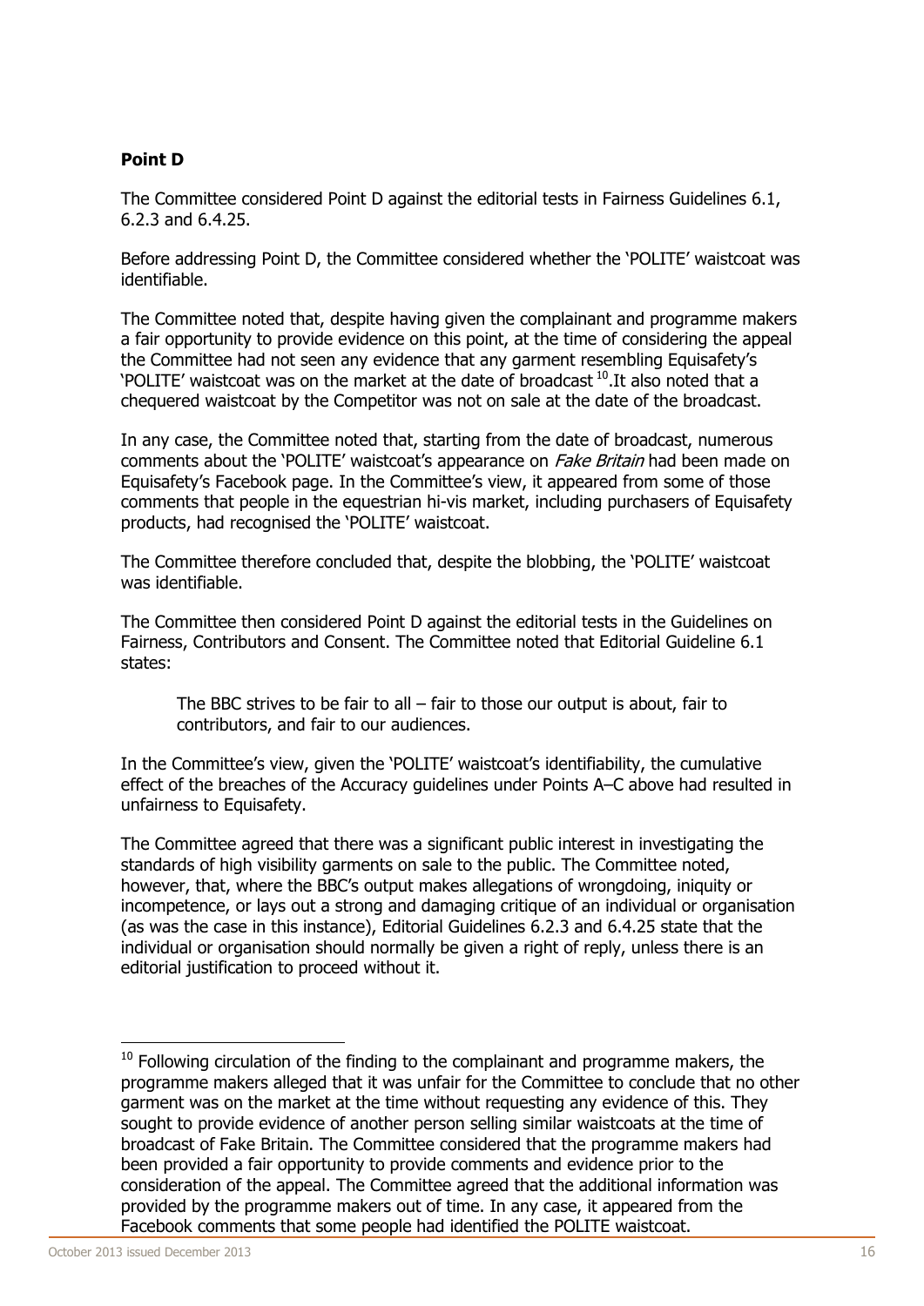**Point D**

The Committee considered Point D against the editorial tests in Fairness Guidelines 6.1, 6.2.3 and 6.4.25.

Before addressing Point D, the Committee considered whether the 'POLITE' waistcoat was identifiable.

The Committee noted that, despite having given the complainant and programme makers a fair opportunity to provide evidence on this point, at the time of considering the appeal the Committee had not seen any evidence that any garment resembling Equisafety's 'POLITE' waistcoat was on the market at the date of broadcast [10]. It also noted that a chequered waistcoat by the Competitor was not on sale at the date of the broadcast.

In any case, the Committee noted that, starting from the date of broadcast, numerous comments about the 'POLITE' waistcoat's appearance on *Fake Britain* had been made on Equisafety's Facebook page. In the Committee's view, it appeared from some of those comments that people in the equestrian hi-vis market, including purchasers of Equisafety products, had recognised the 'POLITE' waistcoat.

The Committee therefore concluded that, despite the blobbing, the 'POLITE' waistcoat was identifiable.

The Committee then considered Point D against the editorial tests in the Guidelines on Fairness, Contributors and Consent. The Committee noted that Editorial Guideline 6.1 states:

> The BBC strives to be fair to all – fair to those our output is about, fair to contributors, and fair to our audiences.

In the Committee's view, given the 'POLITE' waistcoat's identifiability, the cumulative effect of the breaches of the Accuracy guidelines under Points A–C above had resulted in unfairness to Equisafety.

The Committee agreed that there was a significant public interest in investigating the standards of high visibility garments on sale to the public. The Committee noted, however, that, where the BBC's output makes allegations of wrongdoing, iniquity or incompetence, or lays out a strong and damaging critique of an individual or organisation (as was the case in this instance), Editorial Guidelines 6.2.3 and 6.4.25 state that the individual or organisation should normally be given a right of reply, unless there is an editorial justification to proceed without it.

---

[10] Following circulation of the finding to the complainant and programme makers, the programme makers alleged that it was unfair for the Committee to conclude that no other garment was on the market at the time without requesting any evidence of this. They sought to provide evidence of another person selling similar waistcoats at the time of broadcast of Fake Britain. The Committee considered that the programme makers had been provided a fair opportunity to provide comments and evidence prior to the consideration of the appeal. The Committee agreed that the additional information was provided by the programme makers out of time. In any case, it appeared from the Facebook comments that some people had identified the POLITE waistcoat.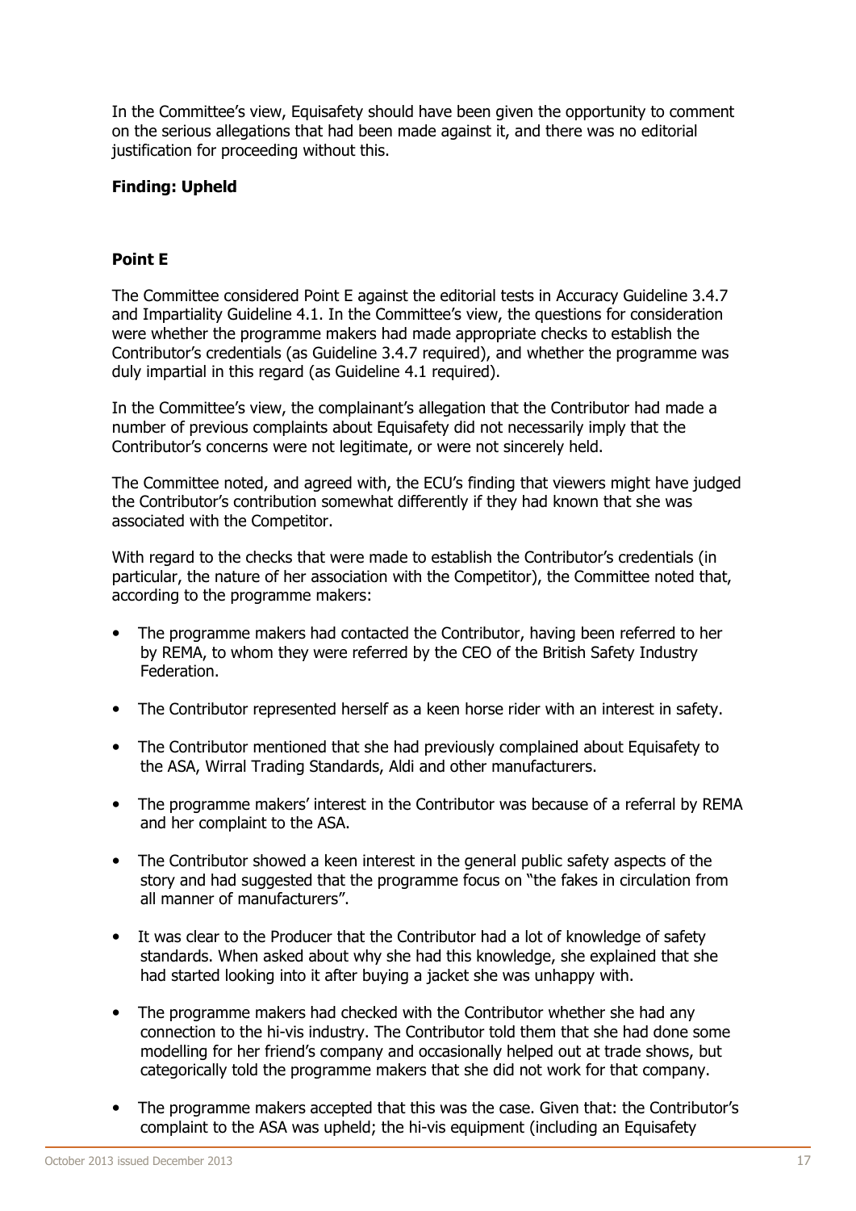In the Committee's view, Equisafety should have been given the opportunity to comment on the serious allegations that had been made against it, and there was no editorial justification for proceeding without this.

**Finding: Upheld**

**Point E**

The Committee considered Point E against the editorial tests in Accuracy Guideline 3.4.7 and Impartiality Guideline 4.1. In the Committee's view, the questions for consideration were whether the programme makers had made appropriate checks to establish the Contributor's credentials (as Guideline 3.4.7 required), and whether the programme was duly impartial in this regard (as Guideline 4.1 required).

In the Committee's view, the complainant's allegation that the Contributor had made a number of previous complaints about Equisafety did not necessarily imply that the Contributor's concerns were not legitimate, or were not sincerely held.

The Committee noted, and agreed with, the ECU's finding that viewers might have judged the Contributor's contribution somewhat differently if they had known that she was associated with the Competitor.

With regard to the checks that were made to establish the Contributor's credentials (in particular, the nature of her association with the Competitor), the Committee noted that, according to the programme makers:

- The programme makers had contacted the Contributor, having been referred to her by REMA, to whom they were referred by the CEO of the British Safety Industry Federation.
- The Contributor represented herself as a keen horse rider with an interest in safety.
- The Contributor mentioned that she had previously complained about Equisafety to the ASA, Wirral Trading Standards, Aldi and other manufacturers.
- The programme makers' interest in the Contributor was because of a referral by REMA and her complaint to the ASA.
- The Contributor showed a keen interest in the general public safety aspects of the story and had suggested that the programme focus on "the fakes in circulation from all manner of manufacturers".
- It was clear to the Producer that the Contributor had a lot of knowledge of safety standards. When asked about why she had this knowledge, she explained that she had started looking into it after buying a jacket she was unhappy with.
- The programme makers had checked with the Contributor whether she had any connection to the hi-vis industry. The Contributor told them that she had done some modelling for her friend's company and occasionally helped out at trade shows, but categorically told the programme makers that she did not work for that company.
- The programme makers accepted that this was the case. Given that: the Contributor's complaint to the ASA was upheld; the hi-vis equipment (including an Equisafety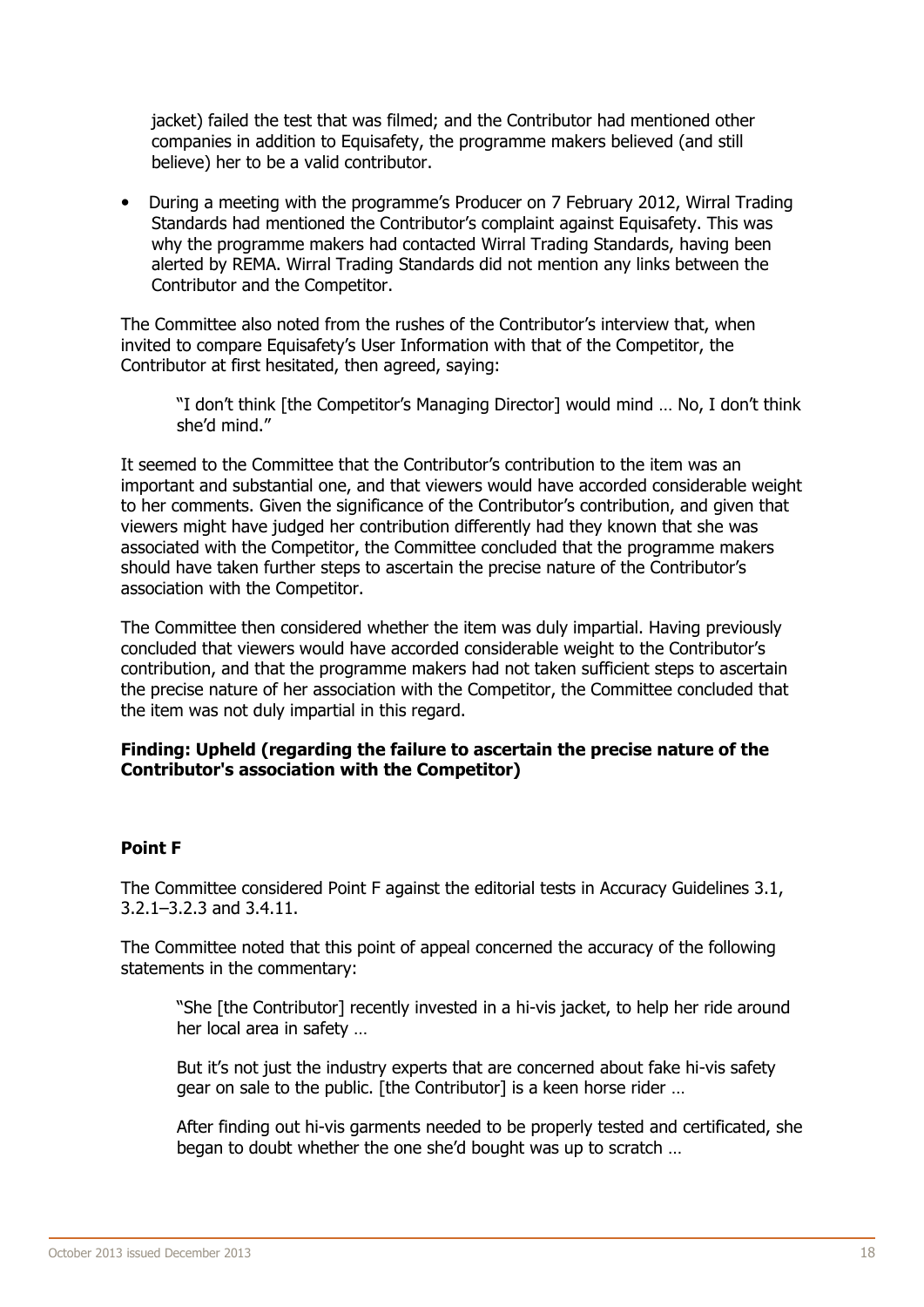jacket) failed the test that was filmed; and the Contributor had mentioned other companies in addition to Equisafety, the programme makers believed (and still believe) her to be a valid contributor.

- During a meeting with the programme's Producer on 7 February 2012, Wirral Trading Standards had mentioned the Contributor's complaint against Equisafety. This was why the programme makers had contacted Wirral Trading Standards, having been alerted by REMA. Wirral Trading Standards did not mention any links between the Contributor and the Competitor.

The Committee also noted from the rushes of the Contributor's interview that, when invited to compare Equisafety's User Information with that of the Competitor, the Contributor at first hesitated, then agreed, saying:

> "I don't think [the Competitor's Managing Director] would mind … No, I don't think she'd mind."

It seemed to the Committee that the Contributor's contribution to the item was an important and substantial one, and that viewers would have accorded considerable weight to her comments. Given the significance of the Contributor's contribution, and given that viewers might have judged her contribution differently had they known that she was associated with the Competitor, the Committee concluded that the programme makers should have taken further steps to ascertain the precise nature of the Contributor's association with the Competitor.

The Committee then considered whether the item was duly impartial. Having previously concluded that viewers would have accorded considerable weight to the Contributor's contribution, and that the programme makers had not taken sufficient steps to ascertain the precise nature of her association with the Competitor, the Committee concluded that the item was not duly impartial in this regard.

**Finding: Upheld (regarding the failure to ascertain the precise nature of the Contributor's association with the Competitor)**

### Point F

The Committee considered Point F against the editorial tests in Accuracy Guidelines 3.1, 3.2.1–3.2.3 and 3.4.11.

The Committee noted that this point of appeal concerned the accuracy of the following statements in the commentary:

> "She [the Contributor] recently invested in a hi-vis jacket, to help her ride around her local area in safety …
>
> But it's not just the industry experts that are concerned about fake hi-vis safety gear on sale to the public. [the Contributor] is a keen horse rider …
>
> After finding out hi-vis garments needed to be properly tested and certificated, she began to doubt whether the one she'd bought was up to scratch …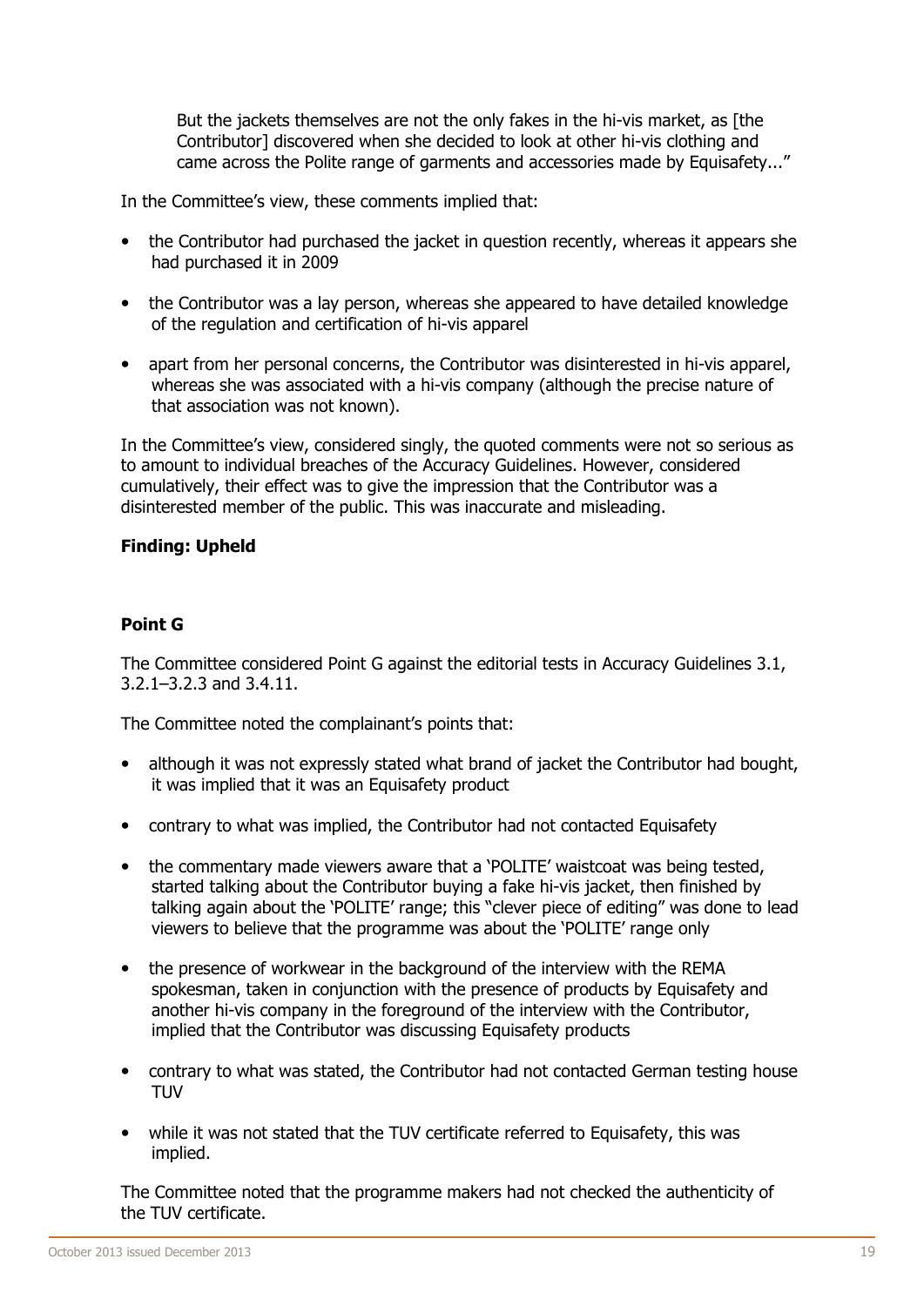> But the jackets themselves are not the only fakes in the hi-vis market, as [the Contributor] discovered when she decided to look at other hi-vis clothing and came across the Polite range of garments and accessories made by Equisafety..."

In the Committee's view, these comments implied that:

- the Contributor had purchased the jacket in question recently, whereas it appears she had purchased it in 2009
- the Contributor was a lay person, whereas she appeared to have detailed knowledge of the regulation and certification of hi-vis apparel
- apart from her personal concerns, the Contributor was disinterested in hi-vis apparel, whereas she was associated with a hi-vis company (although the precise nature of that association was not known).

In the Committee's view, considered singly, the quoted comments were not so serious as to amount to individual breaches of the Accuracy Guidelines. However, considered cumulatively, their effect was to give the impression that the Contributor was a disinterested member of the public. This was inaccurate and misleading.

**Finding: Upheld**

**Point G**

The Committee considered Point G against the editorial tests in Accuracy Guidelines 3.1, 3.2.1–3.2.3 and 3.4.11.

The Committee noted the complainant's points that:

- although it was not expressly stated what brand of jacket the Contributor had bought, it was implied that it was an Equisafety product
- contrary to what was implied, the Contributor had not contacted Equisafety
- the commentary made viewers aware that a 'POLITE' waistcoat was being tested, started talking about the Contributor buying a fake hi-vis jacket, then finished by talking again about the 'POLITE' range; this "clever piece of editing" was done to lead viewers to believe that the programme was about the 'POLITE' range only
- the presence of workwear in the background of the interview with the REMA spokesman, taken in conjunction with the presence of products by Equisafety and another hi-vis company in the foreground of the interview with the Contributor, implied that the Contributor was discussing Equisafety products
- contrary to what was stated, the Contributor had not contacted German testing house TUV
- while it was not stated that the TUV certificate referred to Equisafety, this was implied.

The Committee noted that the programme makers had not checked the authenticity of the TUV certificate.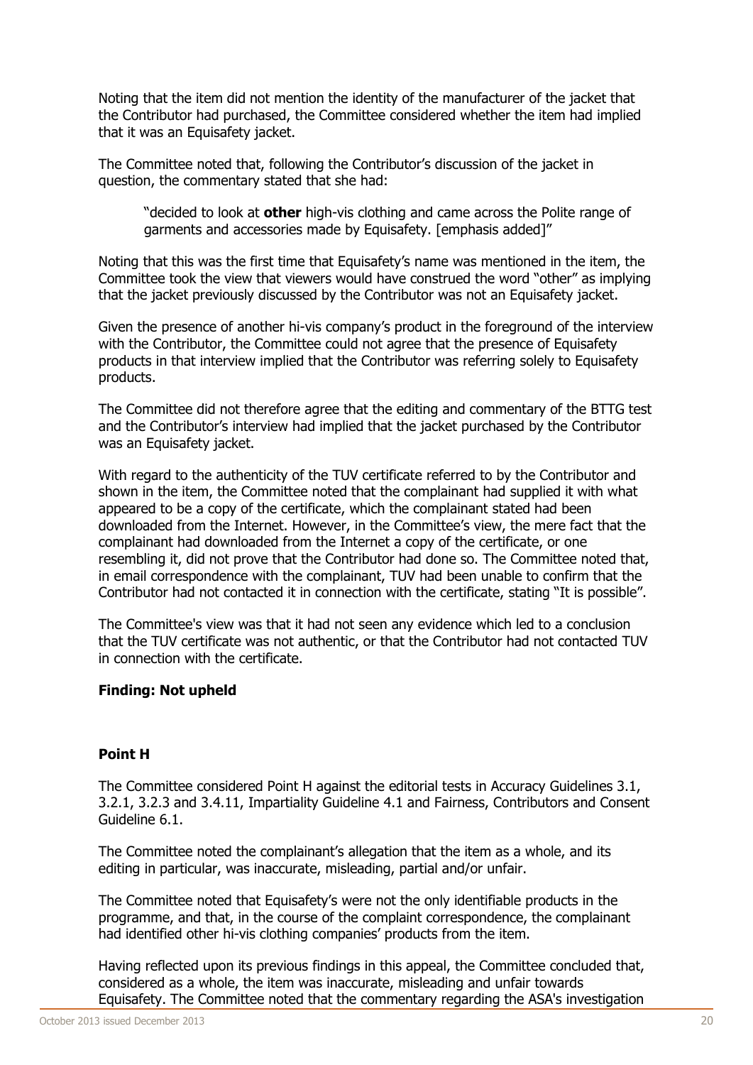Noting that the item did not mention the identity of the manufacturer of the jacket that the Contributor had purchased, the Committee considered whether the item had implied that it was an Equisafety jacket.

The Committee noted that, following the Contributor's discussion of the jacket in question, the commentary stated that she had:

> "decided to look at **other** high-vis clothing and came across the Polite range of garments and accessories made by Equisafety. [emphasis added]"

Noting that this was the first time that Equisafety's name was mentioned in the item, the Committee took the view that viewers would have construed the word "other" as implying that the jacket previously discussed by the Contributor was not an Equisafety jacket.

Given the presence of another hi-vis company's product in the foreground of the interview with the Contributor, the Committee could not agree that the presence of Equisafety products in that interview implied that the Contributor was referring solely to Equisafety products.

The Committee did not therefore agree that the editing and commentary of the BTTG test and the Contributor's interview had implied that the jacket purchased by the Contributor was an Equisafety jacket.

With regard to the authenticity of the TUV certificate referred to by the Contributor and shown in the item, the Committee noted that the complainant had supplied it with what appeared to be a copy of the certificate, which the complainant stated had been downloaded from the Internet. However, in the Committee's view, the mere fact that the complainant had downloaded from the Internet a copy of the certificate, or one resembling it, did not prove that the Contributor had done so. The Committee noted that, in email correspondence with the complainant, TUV had been unable to confirm that the Contributor had not contacted it in connection with the certificate, stating "It is possible".

The Committee's view was that it had not seen any evidence which led to a conclusion that the TUV certificate was not authentic, or that the Contributor had not contacted TUV in connection with the certificate.

**Finding: Not upheld**

**Point H**

The Committee considered Point H against the editorial tests in Accuracy Guidelines 3.1, 3.2.1, 3.2.3 and 3.4.11, Impartiality Guideline 4.1 and Fairness, Contributors and Consent Guideline 6.1.

The Committee noted the complainant's allegation that the item as a whole, and its editing in particular, was inaccurate, misleading, partial and/or unfair.

The Committee noted that Equisafety's were not the only identifiable products in the programme, and that, in the course of the complaint correspondence, the complainant had identified other hi-vis clothing companies' products from the item.

Having reflected upon its previous findings in this appeal, the Committee concluded that, considered as a whole, the item was inaccurate, misleading and unfair towards Equisafety. The Committee noted that the commentary regarding the ASA's investigation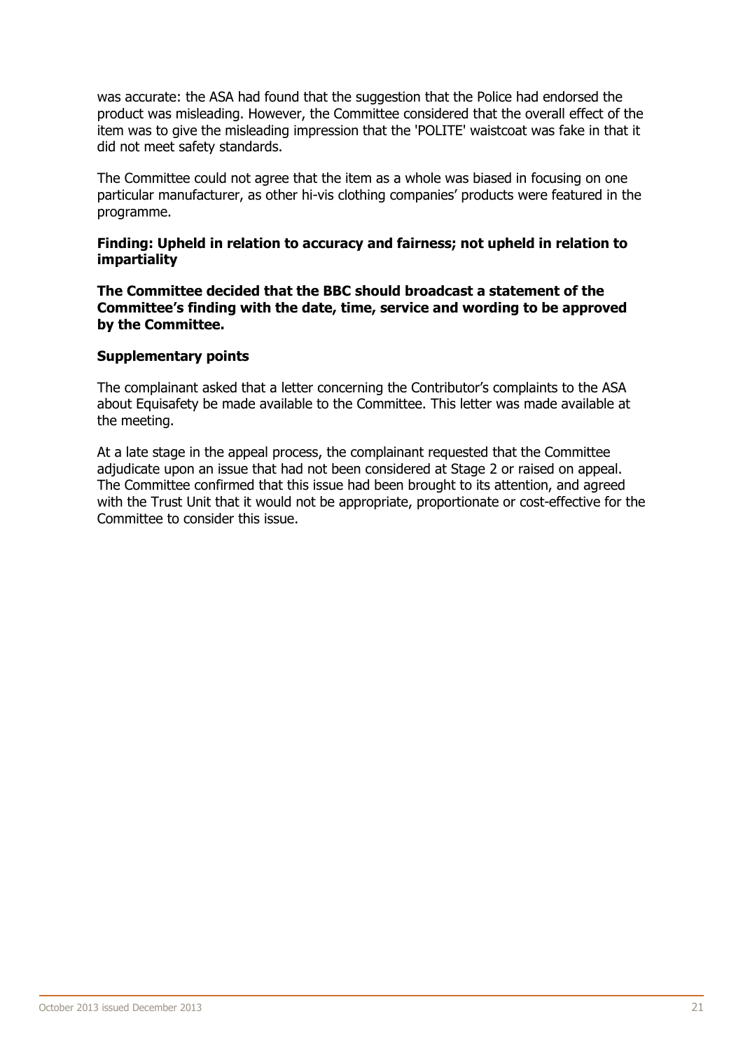was accurate: the ASA had found that the suggestion that the Police had endorsed the product was misleading. However, the Committee considered that the overall effect of the item was to give the misleading impression that the 'POLITE' waistcoat was fake in that it did not meet safety standards.

The Committee could not agree that the item as a whole was biased in focusing on one particular manufacturer, as other hi-vis clothing companies' products were featured in the programme.

**Finding: Upheld in relation to accuracy and fairness; not upheld in relation to impartiality**

**The Committee decided that the BBC should broadcast a statement of the Committee's finding with the date, time, service and wording to be approved by the Committee.**

**Supplementary points**

The complainant asked that a letter concerning the Contributor's complaints to the ASA about Equisafety be made available to the Committee. This letter was made available at the meeting.

At a late stage in the appeal process, the complainant requested that the Committee adjudicate upon an issue that had not been considered at Stage 2 or raised on appeal. The Committee confirmed that this issue had been brought to its attention, and agreed with the Trust Unit that it would not be appropriate, proportionate or cost-effective for the Committee to consider this issue.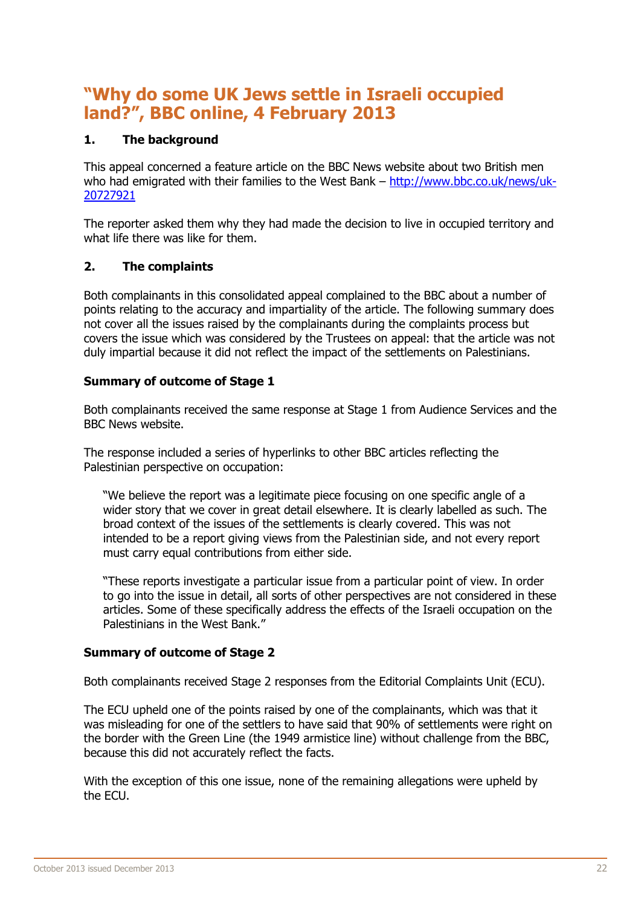# "Why do some UK Jews settle in Israeli occupied land?", BBC online, 4 February 2013

## 1. The background

This appeal concerned a feature article on the BBC News website about two British men who had emigrated with their families to the West Bank – http://www.bbc.co.uk/news/uk-20727921

The reporter asked them why they had made the decision to live in occupied territory and what life there was like for them.

## 2. The complaints

Both complainants in this consolidated appeal complained to the BBC about a number of points relating to the accuracy and impartiality of the article. The following summary does not cover all the issues raised by the complainants during the complaints process but covers the issue which was considered by the Trustees on appeal: that the article was not duly impartial because it did not reflect the impact of the settlements on Palestinians.

**Summary of outcome of Stage 1**

Both complainants received the same response at Stage 1 from Audience Services and the BBC News website.

The response included a series of hyperlinks to other BBC articles reflecting the Palestinian perspective on occupation:

> "We believe the report was a legitimate piece focusing on one specific angle of a wider story that we cover in great detail elsewhere. It is clearly labelled as such. The broad context of the issues of the settlements is clearly covered. This was not intended to be a report giving views from the Palestinian side, and not every report must carry equal contributions from either side.
>
> "These reports investigate a particular issue from a particular point of view. In order to go into the issue in detail, all sorts of other perspectives are not considered in these articles. Some of these specifically address the effects of the Israeli occupation on the Palestinians in the West Bank."

**Summary of outcome of Stage 2**

Both complainants received Stage 2 responses from the Editorial Complaints Unit (ECU).

The ECU upheld one of the points raised by one of the complainants, which was that it was misleading for one of the settlers to have said that 90% of settlements were right on the border with the Green Line (the 1949 armistice line) without challenge from the BBC, because this did not accurately reflect the facts.

With the exception of this one issue, none of the remaining allegations were upheld by the ECU.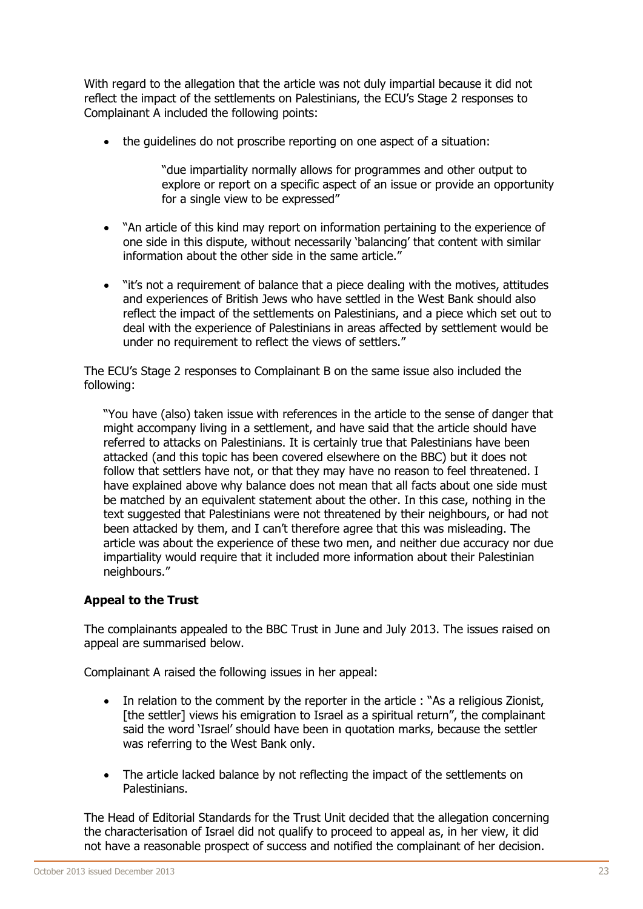With regard to the allegation that the article was not duly impartial because it did not reflect the impact of the settlements on Palestinians, the ECU's Stage 2 responses to Complainant A included the following points:

- the guidelines do not proscribe reporting on one aspect of a situation:

  > "due impartiality normally allows for programmes and other output to explore or report on a specific aspect of an issue or provide an opportunity for a single view to be expressed"

- "An article of this kind may report on information pertaining to the experience of one side in this dispute, without necessarily 'balancing' that content with similar information about the other side in the same article."

- "it's not a requirement of balance that a piece dealing with the motives, attitudes and experiences of British Jews who have settled in the West Bank should also reflect the impact of the settlements on Palestinians, and a piece which set out to deal with the experience of Palestinians in areas affected by settlement would be under no requirement to reflect the views of settlers."

The ECU's Stage 2 responses to Complainant B on the same issue also included the following:

> "You have (also) taken issue with references in the article to the sense of danger that might accompany living in a settlement, and have said that the article should have referred to attacks on Palestinians. It is certainly true that Palestinians have been attacked (and this topic has been covered elsewhere on the BBC) but it does not follow that settlers have not, or that they may have no reason to feel threatened. I have explained above why balance does not mean that all facts about one side must be matched by an equivalent statement about the other. In this case, nothing in the text suggested that Palestinians were not threatened by their neighbours, or had not been attacked by them, and I can't therefore agree that this was misleading. The article was about the experience of these two men, and neither due accuracy nor due impartiality would require that it included more information about their Palestinian neighbours."

**Appeal to the Trust**

The complainants appealed to the BBC Trust in June and July 2013. The issues raised on appeal are summarised below.

Complainant A raised the following issues in her appeal:

- In relation to the comment by the reporter in the article : "As a religious Zionist, [the settler] views his emigration to Israel as a spiritual return", the complainant said the word 'Israel' should have been in quotation marks, because the settler was referring to the West Bank only.

- The article lacked balance by not reflecting the impact of the settlements on Palestinians.

The Head of Editorial Standards for the Trust Unit decided that the allegation concerning the characterisation of Israel did not qualify to proceed to appeal as, in her view, it did not have a reasonable prospect of success and notified the complainant of her decision.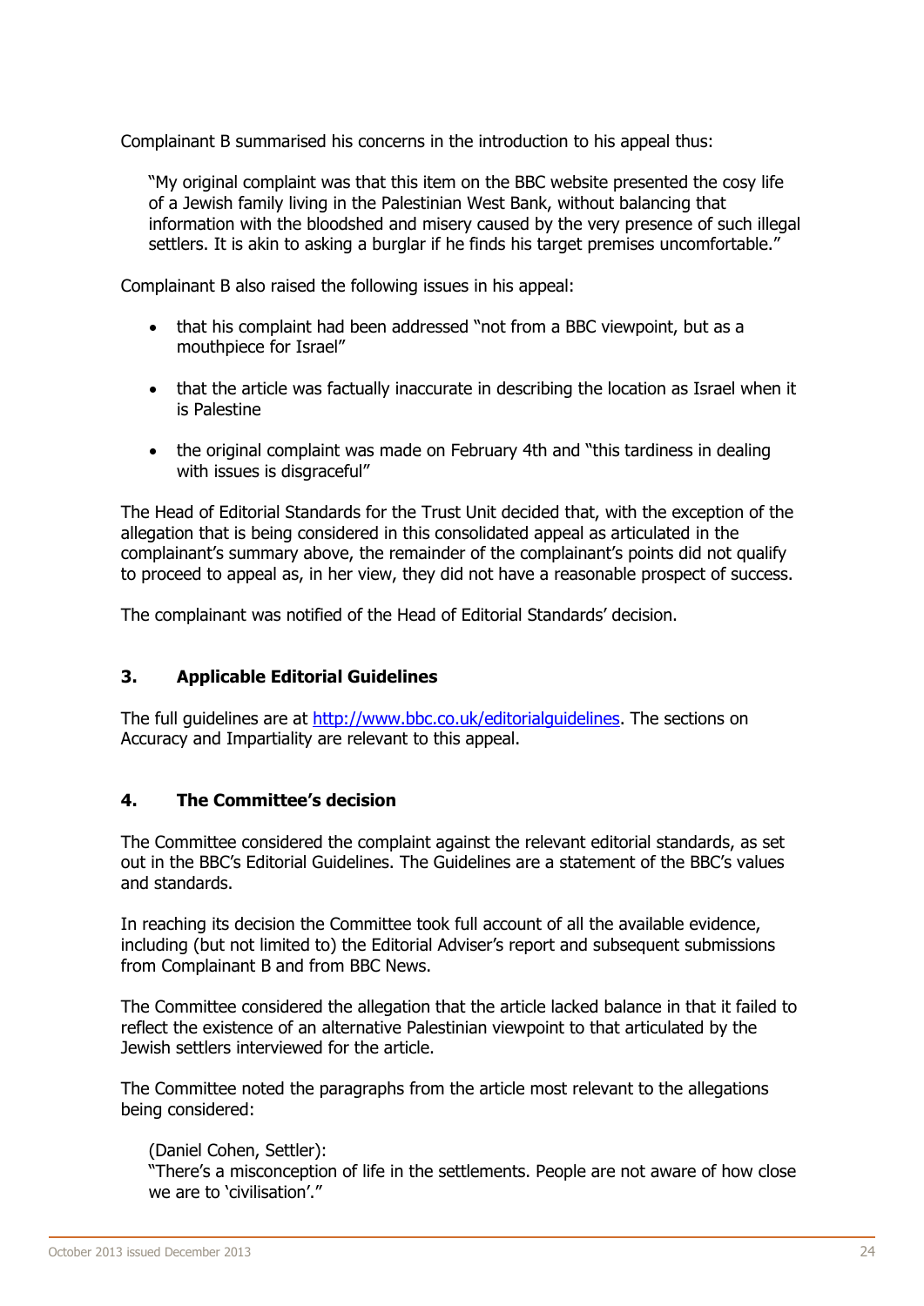Complainant B summarised his concerns in the introduction to his appeal thus:

> "My original complaint was that this item on the BBC website presented the cosy life of a Jewish family living in the Palestinian West Bank, without balancing that information with the bloodshed and misery caused by the very presence of such illegal settlers. It is akin to asking a burglar if he finds his target premises uncomfortable."

Complainant B also raised the following issues in his appeal:

- that his complaint had been addressed "not from a BBC viewpoint, but as a mouthpiece for Israel"
- that the article was factually inaccurate in describing the location as Israel when it is Palestine
- the original complaint was made on February 4th and "this tardiness in dealing with issues is disgraceful"

The Head of Editorial Standards for the Trust Unit decided that, with the exception of the allegation that is being considered in this consolidated appeal as articulated in the complainant's summary above, the remainder of the complainant's points did not qualify to proceed to appeal as, in her view, they did not have a reasonable prospect of success.

The complainant was notified of the Head of Editorial Standards' decision.

## 3. Applicable Editorial Guidelines

The full guidelines are at http://www.bbc.co.uk/editorialguidelines. The sections on Accuracy and Impartiality are relevant to this appeal.

## 4. The Committee's decision

The Committee considered the complaint against the relevant editorial standards, as set out in the BBC's Editorial Guidelines. The Guidelines are a statement of the BBC's values and standards.

In reaching its decision the Committee took full account of all the available evidence, including (but not limited to) the Editorial Adviser's report and subsequent submissions from Complainant B and from BBC News.

The Committee considered the allegation that the article lacked balance in that it failed to reflect the existence of an alternative Palestinian viewpoint to that articulated by the Jewish settlers interviewed for the article.

The Committee noted the paragraphs from the article most relevant to the allegations being considered:

> (Daniel Cohen, Settler):
> "There's a misconception of life in the settlements. People are not aware of how close we are to 'civilisation'."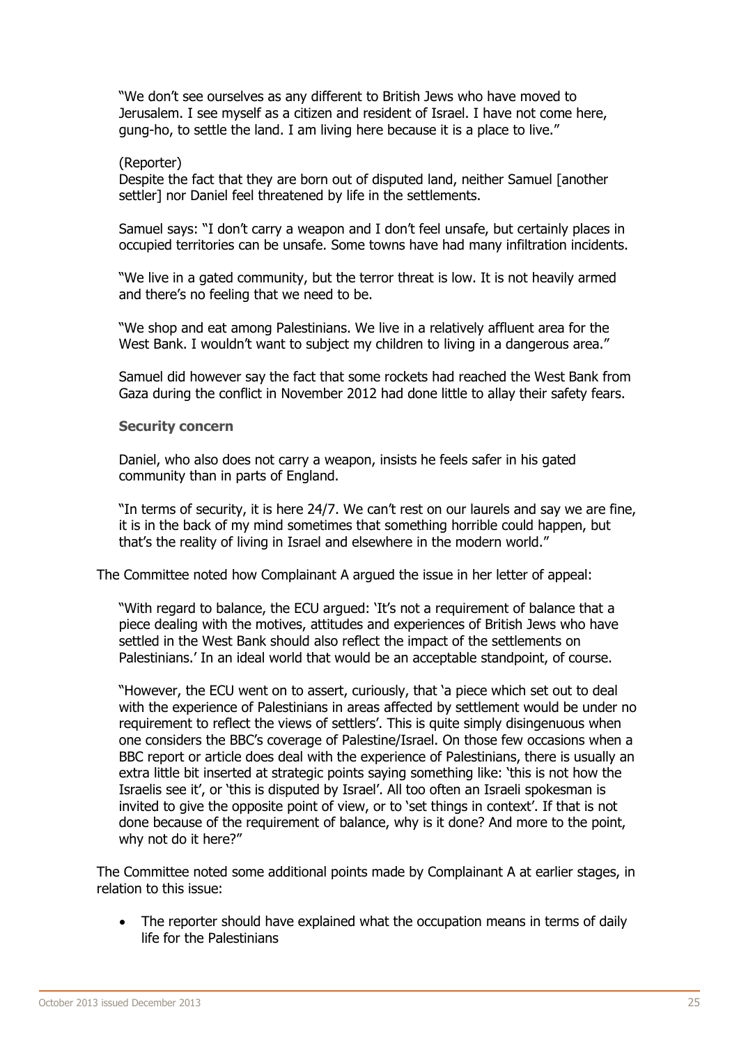"We don't see ourselves as any different to British Jews who have moved to Jerusalem. I see myself as a citizen and resident of Israel. I have not come here, gung-ho, to settle the land. I am living here because it is a place to live."

(Reporter)
Despite the fact that they are born out of disputed land, neither Samuel [another settler] nor Daniel feel threatened by life in the settlements.

Samuel says: "I don't carry a weapon and I don't feel unsafe, but certainly places in occupied territories can be unsafe. Some towns have had many infiltration incidents.

"We live in a gated community, but the terror threat is low. It is not heavily armed and there's no feeling that we need to be.

"We shop and eat among Palestinians. We live in a relatively affluent area for the West Bank. I wouldn't want to subject my children to living in a dangerous area."

Samuel did however say the fact that some rockets had reached the West Bank from Gaza during the conflict in November 2012 had done little to allay their safety fears.

**Security concern**

Daniel, who also does not carry a weapon, insists he feels safer in his gated community than in parts of England.

"In terms of security, it is here 24/7. We can't rest on our laurels and say we are fine, it is in the back of my mind sometimes that something horrible could happen, but that's the reality of living in Israel and elsewhere in the modern world."

The Committee noted how Complainant A argued the issue in her letter of appeal:

"With regard to balance, the ECU argued: 'It's not a requirement of balance that a piece dealing with the motives, attitudes and experiences of British Jews who have settled in the West Bank should also reflect the impact of the settlements on Palestinians.' In an ideal world that would be an acceptable standpoint, of course.

"However, the ECU went on to assert, curiously, that 'a piece which set out to deal with the experience of Palestinians in areas affected by settlement would be under no requirement to reflect the views of settlers'. This is quite simply disingenuous when one considers the BBC's coverage of Palestine/Israel. On those few occasions when a BBC report or article does deal with the experience of Palestinians, there is usually an extra little bit inserted at strategic points saying something like: 'this is not how the Israelis see it', or 'this is disputed by Israel'. All too often an Israeli spokesman is invited to give the opposite point of view, or to 'set things in context'. If that is not done because of the requirement of balance, why is it done? And more to the point, why not do it here?"

The Committee noted some additional points made by Complainant A at earlier stages, in relation to this issue:

- The reporter should have explained what the occupation means in terms of daily life for the Palestinians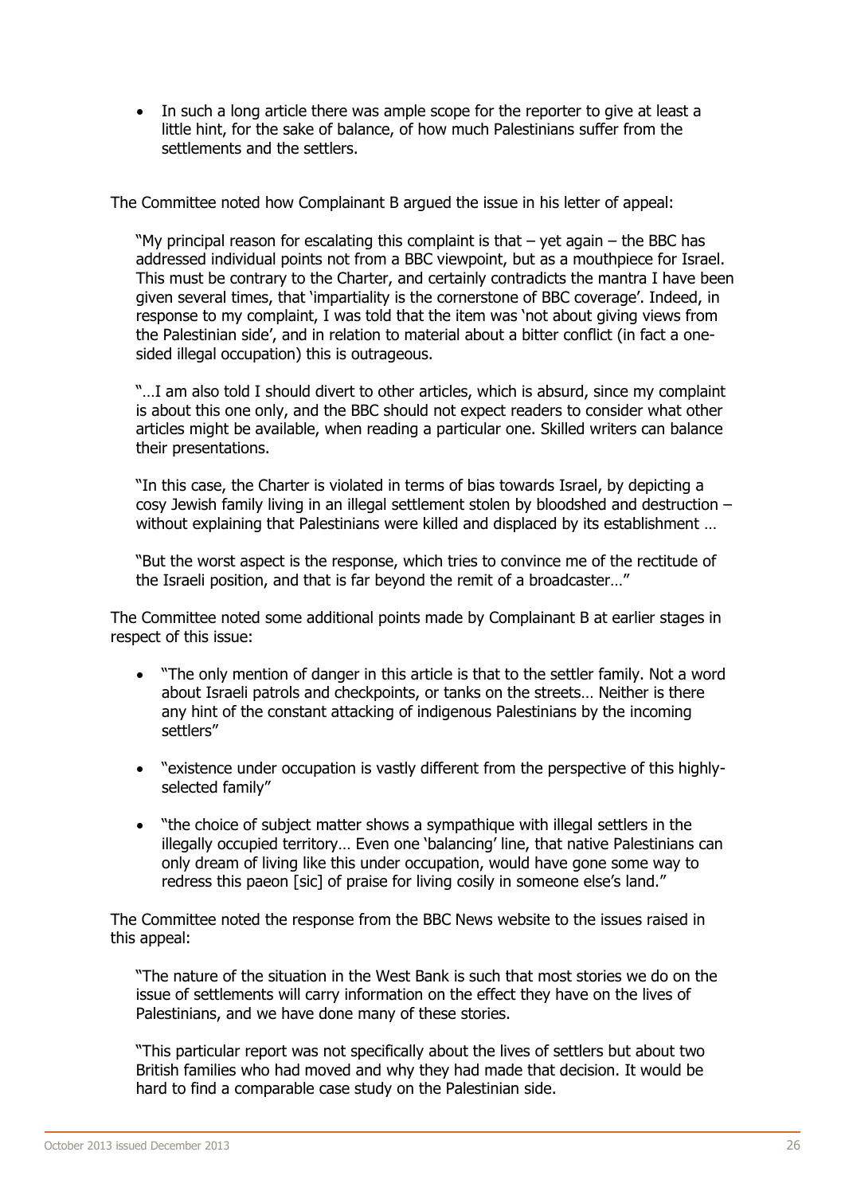- In such a long article there was ample scope for the reporter to give at least a little hint, for the sake of balance, of how much Palestinians suffer from the settlements and the settlers.

The Committee noted how Complainant B argued the issue in his letter of appeal:

> "My principal reason for escalating this complaint is that – yet again – the BBC has addressed individual points not from a BBC viewpoint, but as a mouthpiece for Israel. This must be contrary to the Charter, and certainly contradicts the mantra I have been given several times, that 'impartiality is the cornerstone of BBC coverage'. Indeed, in response to my complaint, I was told that the item was 'not about giving views from the Palestinian side', and in relation to material about a bitter conflict (in fact a one-sided illegal occupation) this is outrageous.
>
> "…I am also told I should divert to other articles, which is absurd, since my complaint is about this one only, and the BBC should not expect readers to consider what other articles might be available, when reading a particular one. Skilled writers can balance their presentations.
>
> "In this case, the Charter is violated in terms of bias towards Israel, by depicting a cosy Jewish family living in an illegal settlement stolen by bloodshed and destruction – without explaining that Palestinians were killed and displaced by its establishment …
>
> "But the worst aspect is the response, which tries to convince me of the rectitude of the Israeli position, and that is far beyond the remit of a broadcaster…"

The Committee noted some additional points made by Complainant B at earlier stages in respect of this issue:

- "The only mention of danger in this article is that to the settler family. Not a word about Israeli patrols and checkpoints, or tanks on the streets… Neither is there any hint of the constant attacking of indigenous Palestinians by the incoming settlers"
- "existence under occupation is vastly different from the perspective of this highly-selected family"
- "the choice of subject matter shows a sympathique with illegal settlers in the illegally occupied territory… Even one 'balancing' line, that native Palestinians can only dream of living like this under occupation, would have gone some way to redress this paeon [sic] of praise for living cosily in someone else's land."

The Committee noted the response from the BBC News website to the issues raised in this appeal:

> "The nature of the situation in the West Bank is such that most stories we do on the issue of settlements will carry information on the effect they have on the lives of Palestinians, and we have done many of these stories.
>
> "This particular report was not specifically about the lives of settlers but about two British families who had moved and why they had made that decision. It would be hard to find a comparable case study on the Palestinian side.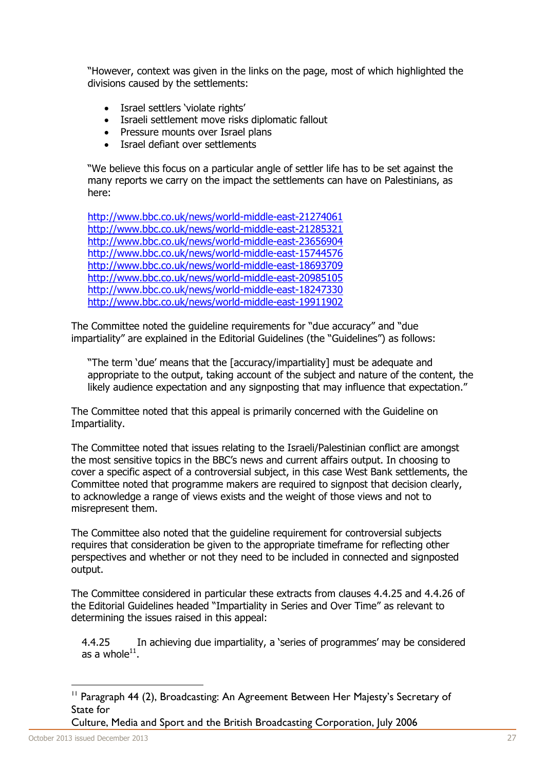"However, context was given in the links on the page, most of which highlighted the divisions caused by the settlements:

- Israel settlers 'violate rights'
- Israeli settlement move risks diplomatic fallout
- Pressure mounts over Israel plans
- Israel defiant over settlements

"We believe this focus on a particular angle of settler life has to be set against the many reports we carry on the impact the settlements can have on Palestinians, as here:

http://www.bbc.co.uk/news/world-middle-east-21274061
http://www.bbc.co.uk/news/world-middle-east-21285321
http://www.bbc.co.uk/news/world-middle-east-23656904
http://www.bbc.co.uk/news/world-middle-east-15744576
http://www.bbc.co.uk/news/world-middle-east-18693709
http://www.bbc.co.uk/news/world-middle-east-20985105
http://www.bbc.co.uk/news/world-middle-east-18247330
http://www.bbc.co.uk/news/world-middle-east-19911902

The Committee noted the guideline requirements for "due accuracy" and "due impartiality" are explained in the Editorial Guidelines (the "Guidelines") as follows:

"The term 'due' means that the [accuracy/impartiality] must be adequate and appropriate to the output, taking account of the subject and nature of the content, the likely audience expectation and any signposting that may influence that expectation."

The Committee noted that this appeal is primarily concerned with the Guideline on Impartiality.

The Committee noted that issues relating to the Israeli/Palestinian conflict are amongst the most sensitive topics in the BBC's news and current affairs output. In choosing to cover a specific aspect of a controversial subject, in this case West Bank settlements, the Committee noted that programme makers are required to signpost that decision clearly, to acknowledge a range of views exists and the weight of those views and not to misrepresent them.

The Committee also noted that the guideline requirement for controversial subjects requires that consideration be given to the appropriate timeframe for reflecting other perspectives and whether or not they need to be included in connected and signposted output.

The Committee considered in particular these extracts from clauses 4.4.25 and 4.4.26 of the Editorial Guidelines headed "Impartiality in Series and Over Time" as relevant to determining the issues raised in this appeal:

4.4.25 In achieving due impartiality, a 'series of programmes' may be considered as a whole[11].

[11] Paragraph 44 (2), Broadcasting: An Agreement Between Her Majesty's Secretary of State for Culture, Media and Sport and the British Broadcasting Corporation, July 2006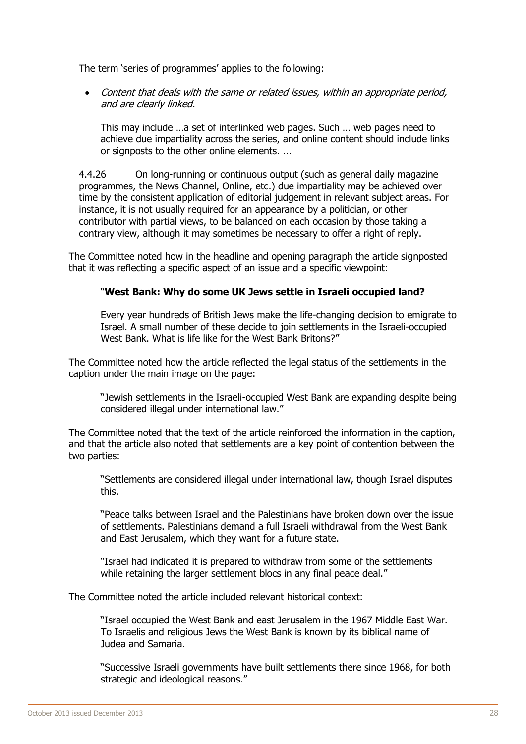The term 'series of programmes' applies to the following:

- *Content that deals with the same or related issues, within an appropriate period, and are clearly linked.*

  This may include …a set of interlinked web pages. Such … web pages need to achieve due impartiality across the series, and online content should include links or signposts to the other online elements. ...

4.4.26 On long-running or continuous output (such as general daily magazine programmes, the News Channel, Online, etc.) due impartiality may be achieved over time by the consistent application of editorial judgement in relevant subject areas. For instance, it is not usually required for an appearance by a politician, or other contributor with partial views, to be balanced on each occasion by those taking a contrary view, although it may sometimes be necessary to offer a right of reply.

The Committee noted how in the headline and opening paragraph the article signposted that it was reflecting a specific aspect of an issue and a specific viewpoint:

> "**West Bank: Why do some UK Jews settle in Israeli occupied land?**
>
> Every year hundreds of British Jews make the life-changing decision to emigrate to Israel. A small number of these decide to join settlements in the Israeli-occupied West Bank. What is life like for the West Bank Britons?"

The Committee noted how the article reflected the legal status of the settlements in the caption under the main image on the page:

> "Jewish settlements in the Israeli-occupied West Bank are expanding despite being considered illegal under international law."

The Committee noted that the text of the article reinforced the information in the caption, and that the article also noted that settlements are a key point of contention between the two parties:

> "Settlements are considered illegal under international law, though Israel disputes this.
>
> "Peace talks between Israel and the Palestinians have broken down over the issue of settlements. Palestinians demand a full Israeli withdrawal from the West Bank and East Jerusalem, which they want for a future state.
>
> "Israel had indicated it is prepared to withdraw from some of the settlements while retaining the larger settlement blocs in any final peace deal."

The Committee noted the article included relevant historical context:

> "Israel occupied the West Bank and east Jerusalem in the 1967 Middle East War. To Israelis and religious Jews the West Bank is known by its biblical name of Judea and Samaria.
>
> "Successive Israeli governments have built settlements there since 1968, for both strategic and ideological reasons."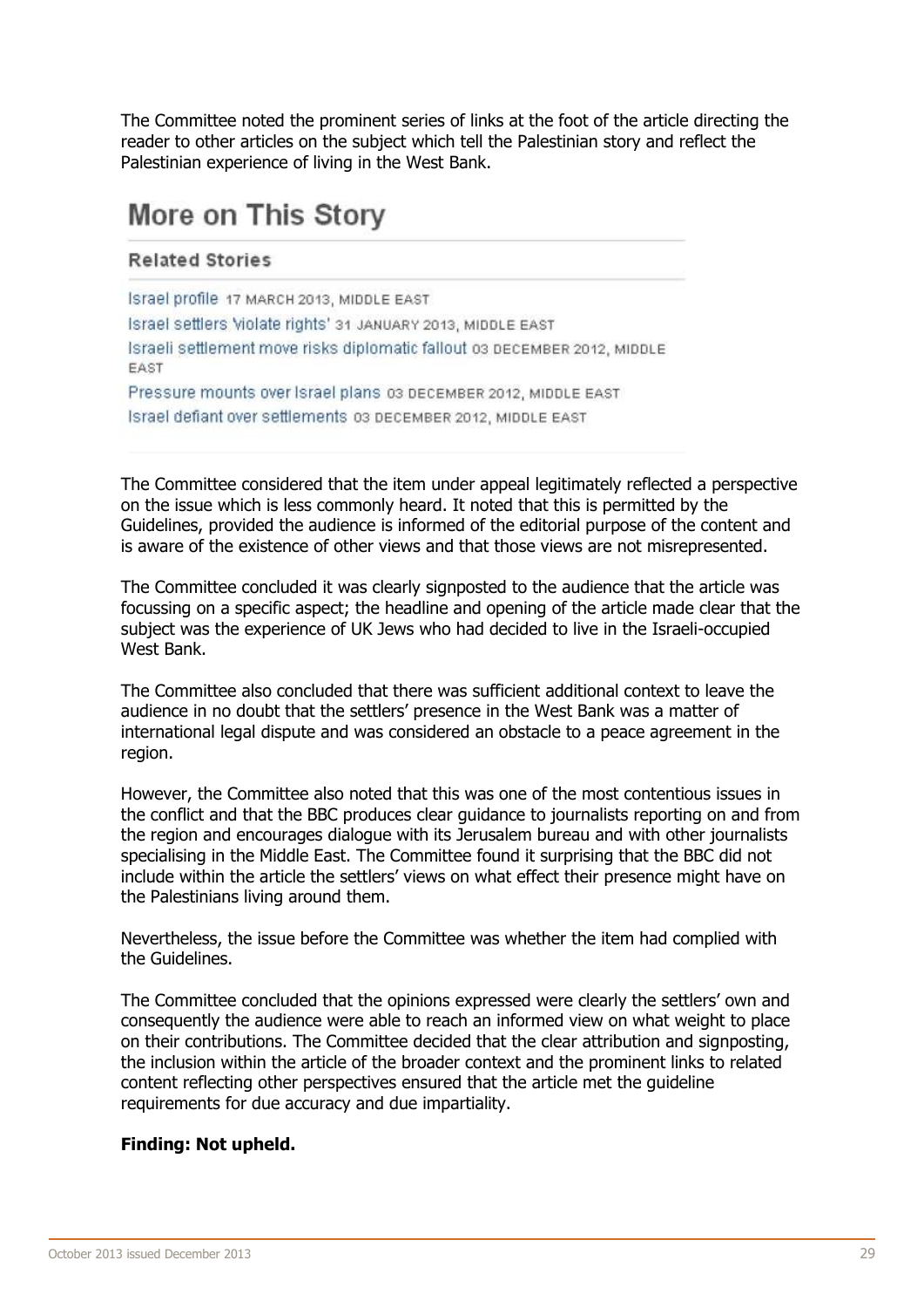The Committee noted the prominent series of links at the foot of the article directing the reader to other articles on the subject which tell the Palestinian story and reflect the Palestinian experience of living in the West Bank.

## More on This Story

### Related Stories

Israel profile 17 MARCH 2013, MIDDLE EAST

Israel settlers 'violate rights' 31 JANUARY 2013, MIDDLE EAST

Israeli settlement move risks diplomatic fallout 03 DECEMBER 2012, MIDDLE EAST

Pressure mounts over Israel plans 03 DECEMBER 2012, MIDDLE EAST

Israel defiant over settlements 03 DECEMBER 2012, MIDDLE EAST

The Committee considered that the item under appeal legitimately reflected a perspective on the issue which is less commonly heard. It noted that this is permitted by the Guidelines, provided the audience is informed of the editorial purpose of the content and is aware of the existence of other views and that those views are not misrepresented.

The Committee concluded it was clearly signposted to the audience that the article was focussing on a specific aspect; the headline and opening of the article made clear that the subject was the experience of UK Jews who had decided to live in the Israeli-occupied West Bank.

The Committee also concluded that there was sufficient additional context to leave the audience in no doubt that the settlers' presence in the West Bank was a matter of international legal dispute and was considered an obstacle to a peace agreement in the region.

However, the Committee also noted that this was one of the most contentious issues in the conflict and that the BBC produces clear guidance to journalists reporting on and from the region and encourages dialogue with its Jerusalem bureau and with other journalists specialising in the Middle East. The Committee found it surprising that the BBC did not include within the article the settlers' views on what effect their presence might have on the Palestinians living around them.

Nevertheless, the issue before the Committee was whether the item had complied with the Guidelines.

The Committee concluded that the opinions expressed were clearly the settlers' own and consequently the audience were able to reach an informed view on what weight to place on their contributions. The Committee decided that the clear attribution and signposting, the inclusion within the article of the broader context and the prominent links to related content reflecting other perspectives ensured that the article met the guideline requirements for due accuracy and due impartiality.

**Finding: Not upheld.**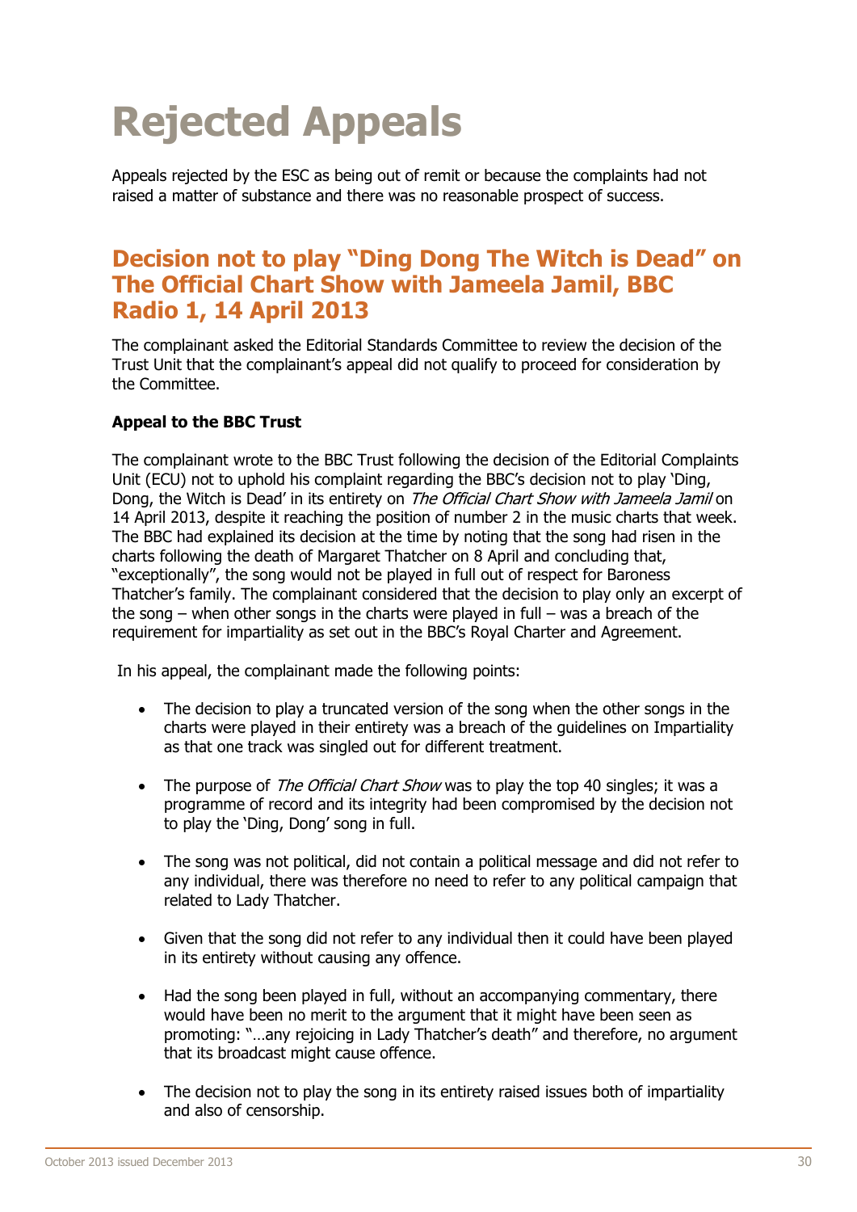# Rejected Appeals

Appeals rejected by the ESC as being out of remit or because the complaints had not raised a matter of substance and there was no reasonable prospect of success.

## Decision not to play "Ding Dong The Witch is Dead" on The Official Chart Show with Jameela Jamil, BBC Radio 1, 14 April 2013

The complainant asked the Editorial Standards Committee to review the decision of the Trust Unit that the complainant's appeal did not qualify to proceed for consideration by the Committee.

**Appeal to the BBC Trust**

The complainant wrote to the BBC Trust following the decision of the Editorial Complaints Unit (ECU) not to uphold his complaint regarding the BBC's decision not to play 'Ding, Dong, the Witch is Dead' in its entirety on *The Official Chart Show with Jameela Jamil* on 14 April 2013, despite it reaching the position of number 2 in the music charts that week. The BBC had explained its decision at the time by noting that the song had risen in the charts following the death of Margaret Thatcher on 8 April and concluding that, "exceptionally", the song would not be played in full out of respect for Baroness Thatcher's family. The complainant considered that the decision to play only an excerpt of the song – when other songs in the charts were played in full – was a breach of the requirement for impartiality as set out in the BBC's Royal Charter and Agreement.

In his appeal, the complainant made the following points:

- The decision to play a truncated version of the song when the other songs in the charts were played in their entirety was a breach of the guidelines on Impartiality as that one track was singled out for different treatment.
- The purpose of *The Official Chart Show* was to play the top 40 singles; it was a programme of record and its integrity had been compromised by the decision not to play the 'Ding, Dong' song in full.
- The song was not political, did not contain a political message and did not refer to any individual, there was therefore no need to refer to any political campaign that related to Lady Thatcher.
- Given that the song did not refer to any individual then it could have been played in its entirety without causing any offence.
- Had the song been played in full, without an accompanying commentary, there would have been no merit to the argument that it might have been seen as promoting: "…any rejoicing in Lady Thatcher's death" and therefore, no argument that its broadcast might cause offence.
- The decision not to play the song in its entirety raised issues both of impartiality and also of censorship.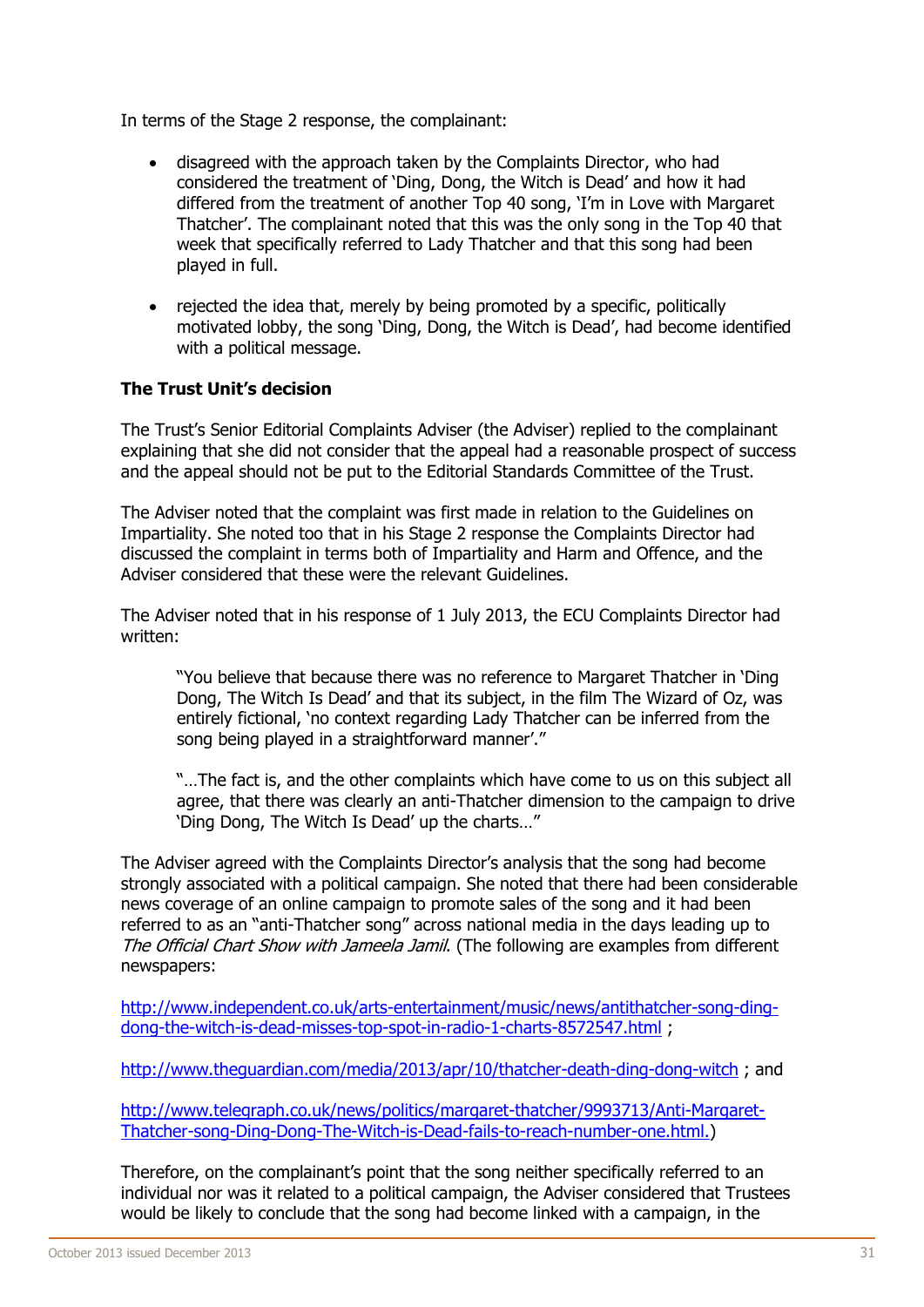In terms of the Stage 2 response, the complainant:

- disagreed with the approach taken by the Complaints Director, who had considered the treatment of 'Ding, Dong, the Witch is Dead' and how it had differed from the treatment of another Top 40 song, 'I'm in Love with Margaret Thatcher'. The complainant noted that this was the only song in the Top 40 that week that specifically referred to Lady Thatcher and that this song had been played in full.
- rejected the idea that, merely by being promoted by a specific, politically motivated lobby, the song 'Ding, Dong, the Witch is Dead', had become identified with a political message.

**The Trust Unit's decision**

The Trust's Senior Editorial Complaints Adviser (the Adviser) replied to the complainant explaining that she did not consider that the appeal had a reasonable prospect of success and the appeal should not be put to the Editorial Standards Committee of the Trust.

The Adviser noted that the complaint was first made in relation to the Guidelines on Impartiality. She noted too that in his Stage 2 response the Complaints Director had discussed the complaint in terms both of Impartiality and Harm and Offence, and the Adviser considered that these were the relevant Guidelines.

The Adviser noted that in his response of 1 July 2013, the ECU Complaints Director had written:

> "You believe that because there was no reference to Margaret Thatcher in 'Ding Dong, The Witch Is Dead' and that its subject, in the film The Wizard of Oz, was entirely fictional, 'no context regarding Lady Thatcher can be inferred from the song being played in a straightforward manner'."
>
> "…The fact is, and the other complaints which have come to us on this subject all agree, that there was clearly an anti-Thatcher dimension to the campaign to drive 'Ding Dong, The Witch Is Dead' up the charts…"

The Adviser agreed with the Complaints Director's analysis that the song had become strongly associated with a political campaign. She noted that there had been considerable news coverage of an online campaign to promote sales of the song and it had been referred to as an "anti-Thatcher song" across national media in the days leading up to *The Official Chart Show with Jameela Jamil*. (The following are examples from different newspapers:

http://www.independent.co.uk/arts-entertainment/music/news/antithatcher-song-ding-dong-the-witch-is-dead-misses-top-spot-in-radio-1-charts-8572547.html ;

http://www.theguardian.com/media/2013/apr/10/thatcher-death-ding-dong-witch ; and

http://www.telegraph.co.uk/news/politics/margaret-thatcher/9993713/Anti-Margaret-Thatcher-song-Ding-Dong-The-Witch-is-Dead-fails-to-reach-number-one.html.)

Therefore, on the complainant's point that the song neither specifically referred to an individual nor was it related to a political campaign, the Adviser considered that Trustees would be likely to conclude that the song had become linked with a campaign, in the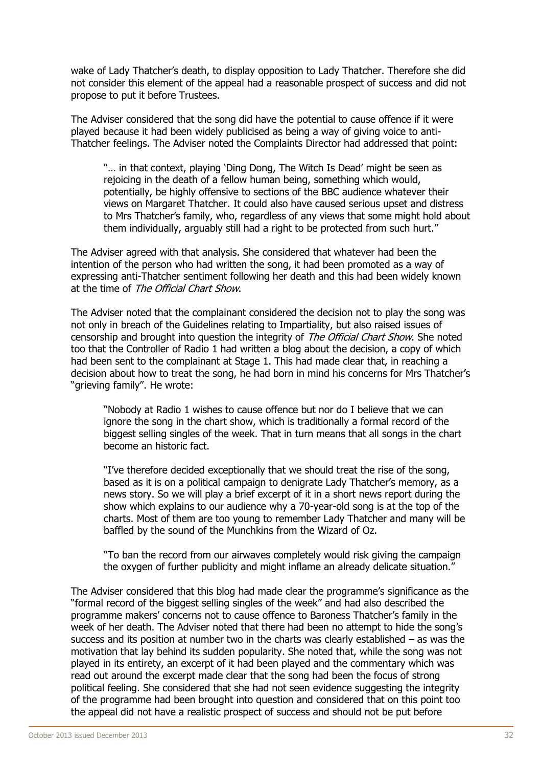wake of Lady Thatcher's death, to display opposition to Lady Thatcher. Therefore she did not consider this element of the appeal had a reasonable prospect of success and did not propose to put it before Trustees.

The Adviser considered that the song did have the potential to cause offence if it were played because it had been widely publicised as being a way of giving voice to anti-Thatcher feelings. The Adviser noted the Complaints Director had addressed that point:

> "… in that context, playing 'Ding Dong, The Witch Is Dead' might be seen as rejoicing in the death of a fellow human being, something which would, potentially, be highly offensive to sections of the BBC audience whatever their views on Margaret Thatcher. It could also have caused serious upset and distress to Mrs Thatcher's family, who, regardless of any views that some might hold about them individually, arguably still had a right to be protected from such hurt."

The Adviser agreed with that analysis. She considered that whatever had been the intention of the person who had written the song, it had been promoted as a way of expressing anti-Thatcher sentiment following her death and this had been widely known at the time of *The Official Chart Show*.

The Adviser noted that the complainant considered the decision not to play the song was not only in breach of the Guidelines relating to Impartiality, but also raised issues of censorship and brought into question the integrity of *The Official Chart Show*. She noted too that the Controller of Radio 1 had written a blog about the decision, a copy of which had been sent to the complainant at Stage 1. This had made clear that, in reaching a decision about how to treat the song, he had born in mind his concerns for Mrs Thatcher's "grieving family". He wrote:

> "Nobody at Radio 1 wishes to cause offence but nor do I believe that we can ignore the song in the chart show, which is traditionally a formal record of the biggest selling singles of the week. That in turn means that all songs in the chart become an historic fact.
>
> "I've therefore decided exceptionally that we should treat the rise of the song, based as it is on a political campaign to denigrate Lady Thatcher's memory, as a news story. So we will play a brief excerpt of it in a short news report during the show which explains to our audience why a 70-year-old song is at the top of the charts. Most of them are too young to remember Lady Thatcher and many will be baffled by the sound of the Munchkins from the Wizard of Oz.
>
> "To ban the record from our airwaves completely would risk giving the campaign the oxygen of further publicity and might inflame an already delicate situation."

The Adviser considered that this blog had made clear the programme's significance as the "formal record of the biggest selling singles of the week" and had also described the programme makers' concerns not to cause offence to Baroness Thatcher's family in the week of her death. The Adviser noted that there had been no attempt to hide the song's success and its position at number two in the charts was clearly established – as was the motivation that lay behind its sudden popularity. She noted that, while the song was not played in its entirety, an excerpt of it had been played and the commentary which was read out around the excerpt made clear that the song had been the focus of strong political feeling. She considered that she had not seen evidence suggesting the integrity of the programme had been brought into question and considered that on this point too the appeal did not have a realistic prospect of success and should not be put before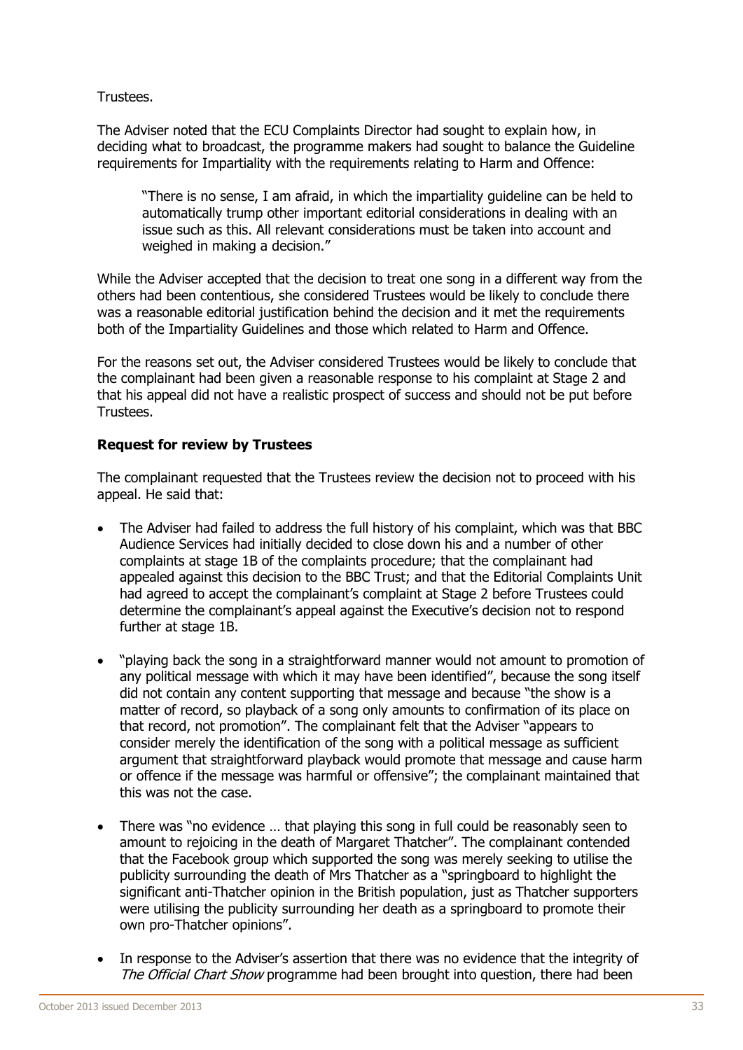Trustees.

The Adviser noted that the ECU Complaints Director had sought to explain how, in deciding what to broadcast, the programme makers had sought to balance the Guideline requirements for Impartiality with the requirements relating to Harm and Offence:

> "There is no sense, I am afraid, in which the impartiality guideline can be held to automatically trump other important editorial considerations in dealing with an issue such as this. All relevant considerations must be taken into account and weighed in making a decision."

While the Adviser accepted that the decision to treat one song in a different way from the others had been contentious, she considered Trustees would be likely to conclude there was a reasonable editorial justification behind the decision and it met the requirements both of the Impartiality Guidelines and those which related to Harm and Offence.

For the reasons set out, the Adviser considered Trustees would be likely to conclude that the complainant had been given a reasonable response to his complaint at Stage 2 and that his appeal did not have a realistic prospect of success and should not be put before Trustees.

**Request for review by Trustees**

The complainant requested that the Trustees review the decision not to proceed with his appeal. He said that:

- The Adviser had failed to address the full history of his complaint, which was that BBC Audience Services had initially decided to close down his and a number of other complaints at stage 1B of the complaints procedure; that the complainant had appealed against this decision to the BBC Trust; and that the Editorial Complaints Unit had agreed to accept the complainant's complaint at Stage 2 before Trustees could determine the complainant's appeal against the Executive's decision not to respond further at stage 1B.
- "playing back the song in a straightforward manner would not amount to promotion of any political message with which it may have been identified", because the song itself did not contain any content supporting that message and because "the show is a matter of record, so playback of a song only amounts to confirmation of its place on that record, not promotion". The complainant felt that the Adviser "appears to consider merely the identification of the song with a political message as sufficient argument that straightforward playback would promote that message and cause harm or offence if the message was harmful or offensive"; the complainant maintained that this was not the case.
- There was "no evidence … that playing this song in full could be reasonably seen to amount to rejoicing in the death of Margaret Thatcher". The complainant contended that the Facebook group which supported the song was merely seeking to utilise the publicity surrounding the death of Mrs Thatcher as a "springboard to highlight the significant anti-Thatcher opinion in the British population, just as Thatcher supporters were utilising the publicity surrounding her death as a springboard to promote their own pro-Thatcher opinions".
- In response to the Adviser's assertion that there was no evidence that the integrity of *The Official Chart Show* programme had been brought into question, there had been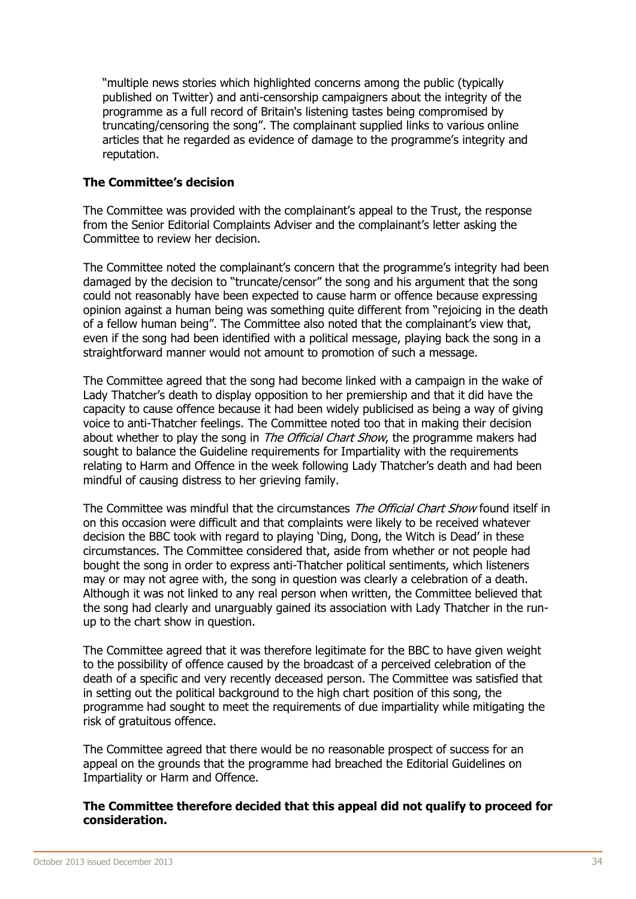"multiple news stories which highlighted concerns among the public (typically published on Twitter) and anti-censorship campaigners about the integrity of the programme as a full record of Britain's listening tastes being compromised by truncating/censoring the song". The complainant supplied links to various online articles that he regarded as evidence of damage to the programme's integrity and reputation.

**The Committee's decision**

The Committee was provided with the complainant's appeal to the Trust, the response from the Senior Editorial Complaints Adviser and the complainant's letter asking the Committee to review her decision.

The Committee noted the complainant's concern that the programme's integrity had been damaged by the decision to "truncate/censor" the song and his argument that the song could not reasonably have been expected to cause harm or offence because expressing opinion against a human being was something quite different from "rejoicing in the death of a fellow human being". The Committee also noted that the complainant's view that, even if the song had been identified with a political message, playing back the song in a straightforward manner would not amount to promotion of such a message.

The Committee agreed that the song had become linked with a campaign in the wake of Lady Thatcher's death to display opposition to her premiership and that it did have the capacity to cause offence because it had been widely publicised as being a way of giving voice to anti-Thatcher feelings. The Committee noted too that in making their decision about whether to play the song in *The Official Chart Show*, the programme makers had sought to balance the Guideline requirements for Impartiality with the requirements relating to Harm and Offence in the week following Lady Thatcher's death and had been mindful of causing distress to her grieving family.

The Committee was mindful that the circumstances *The Official Chart Show* found itself in on this occasion were difficult and that complaints were likely to be received whatever decision the BBC took with regard to playing 'Ding, Dong, the Witch is Dead' in these circumstances. The Committee considered that, aside from whether or not people had bought the song in order to express anti-Thatcher political sentiments, which listeners may or may not agree with, the song in question was clearly a celebration of a death. Although it was not linked to any real person when written, the Committee believed that the song had clearly and unarguably gained its association with Lady Thatcher in the run-up to the chart show in question.

The Committee agreed that it was therefore legitimate for the BBC to have given weight to the possibility of offence caused by the broadcast of a perceived celebration of the death of a specific and very recently deceased person. The Committee was satisfied that in setting out the political background to the high chart position of this song, the programme had sought to meet the requirements of due impartiality while mitigating the risk of gratuitous offence.

The Committee agreed that there would be no reasonable prospect of success for an appeal on the grounds that the programme had breached the Editorial Guidelines on Impartiality or Harm and Offence.

**The Committee therefore decided that this appeal did not qualify to proceed for consideration.**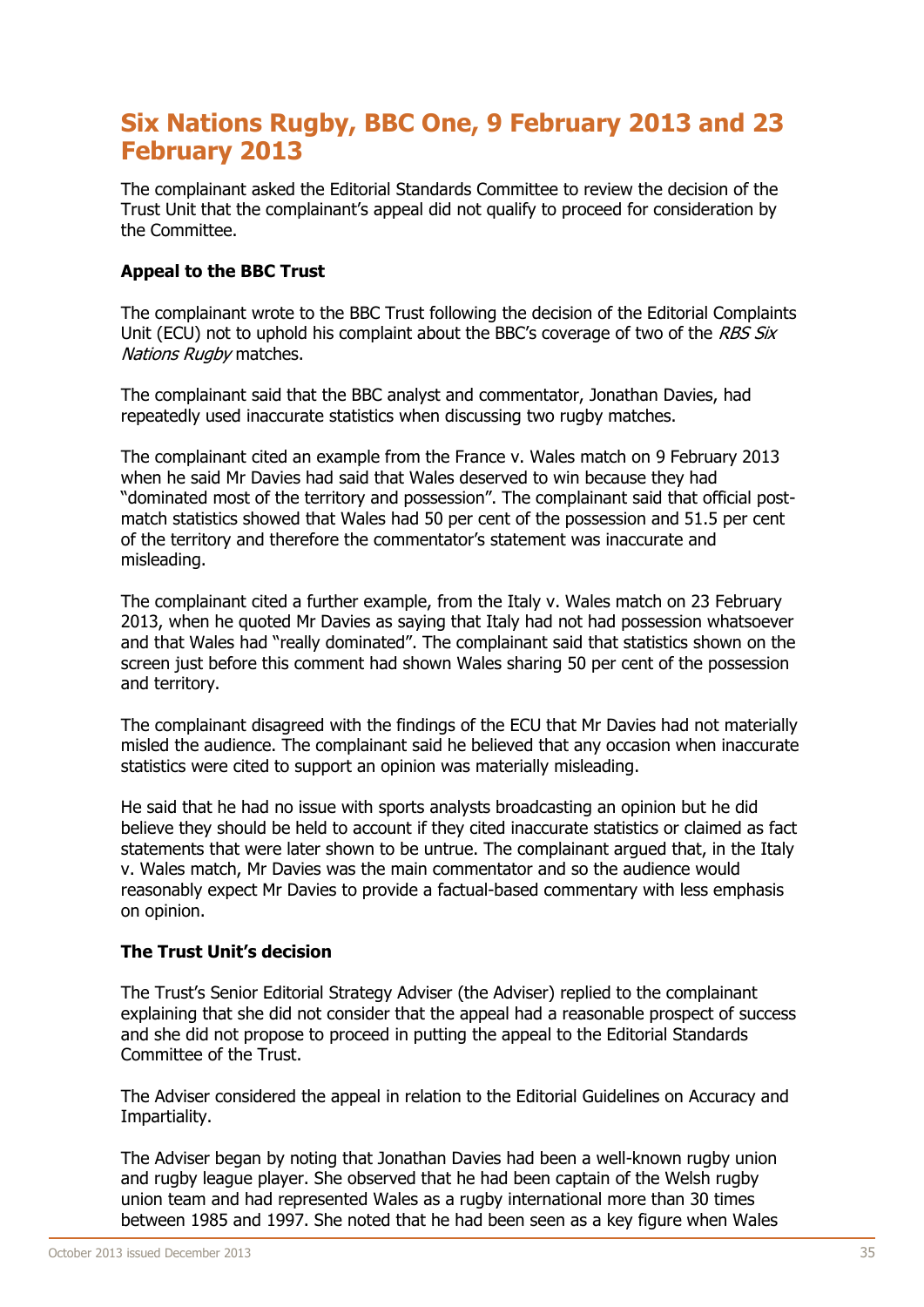# Six Nations Rugby, BBC One, 9 February 2013 and 23 February 2013

The complainant asked the Editorial Standards Committee to review the decision of the Trust Unit that the complainant's appeal did not qualify to proceed for consideration by the Committee.

**Appeal to the BBC Trust**

The complainant wrote to the BBC Trust following the decision of the Editorial Complaints Unit (ECU) not to uphold his complaint about the BBC's coverage of two of the *RBS Six Nations Rugby* matches.

The complainant said that the BBC analyst and commentator, Jonathan Davies, had repeatedly used inaccurate statistics when discussing two rugby matches.

The complainant cited an example from the France v. Wales match on 9 February 2013 when he said Mr Davies had said that Wales deserved to win because they had "dominated most of the territory and possession". The complainant said that official post-match statistics showed that Wales had 50 per cent of the possession and 51.5 per cent of the territory and therefore the commentator's statement was inaccurate and misleading.

The complainant cited a further example, from the Italy v. Wales match on 23 February 2013, when he quoted Mr Davies as saying that Italy had not had possession whatsoever and that Wales had "really dominated". The complainant said that statistics shown on the screen just before this comment had shown Wales sharing 50 per cent of the possession and territory.

The complainant disagreed with the findings of the ECU that Mr Davies had not materially misled the audience. The complainant said he believed that any occasion when inaccurate statistics were cited to support an opinion was materially misleading.

He said that he had no issue with sports analysts broadcasting an opinion but he did believe they should be held to account if they cited inaccurate statistics or claimed as fact statements that were later shown to be untrue. The complainant argued that, in the Italy v. Wales match, Mr Davies was the main commentator and so the audience would reasonably expect Mr Davies to provide a factual-based commentary with less emphasis on opinion.

**The Trust Unit's decision**

The Trust's Senior Editorial Strategy Adviser (the Adviser) replied to the complainant explaining that she did not consider that the appeal had a reasonable prospect of success and she did not propose to proceed in putting the appeal to the Editorial Standards Committee of the Trust.

The Adviser considered the appeal in relation to the Editorial Guidelines on Accuracy and Impartiality.

The Adviser began by noting that Jonathan Davies had been a well-known rugby union and rugby league player. She observed that he had been captain of the Welsh rugby union team and had represented Wales as a rugby international more than 30 times between 1985 and 1997. She noted that he had been seen as a key figure when Wales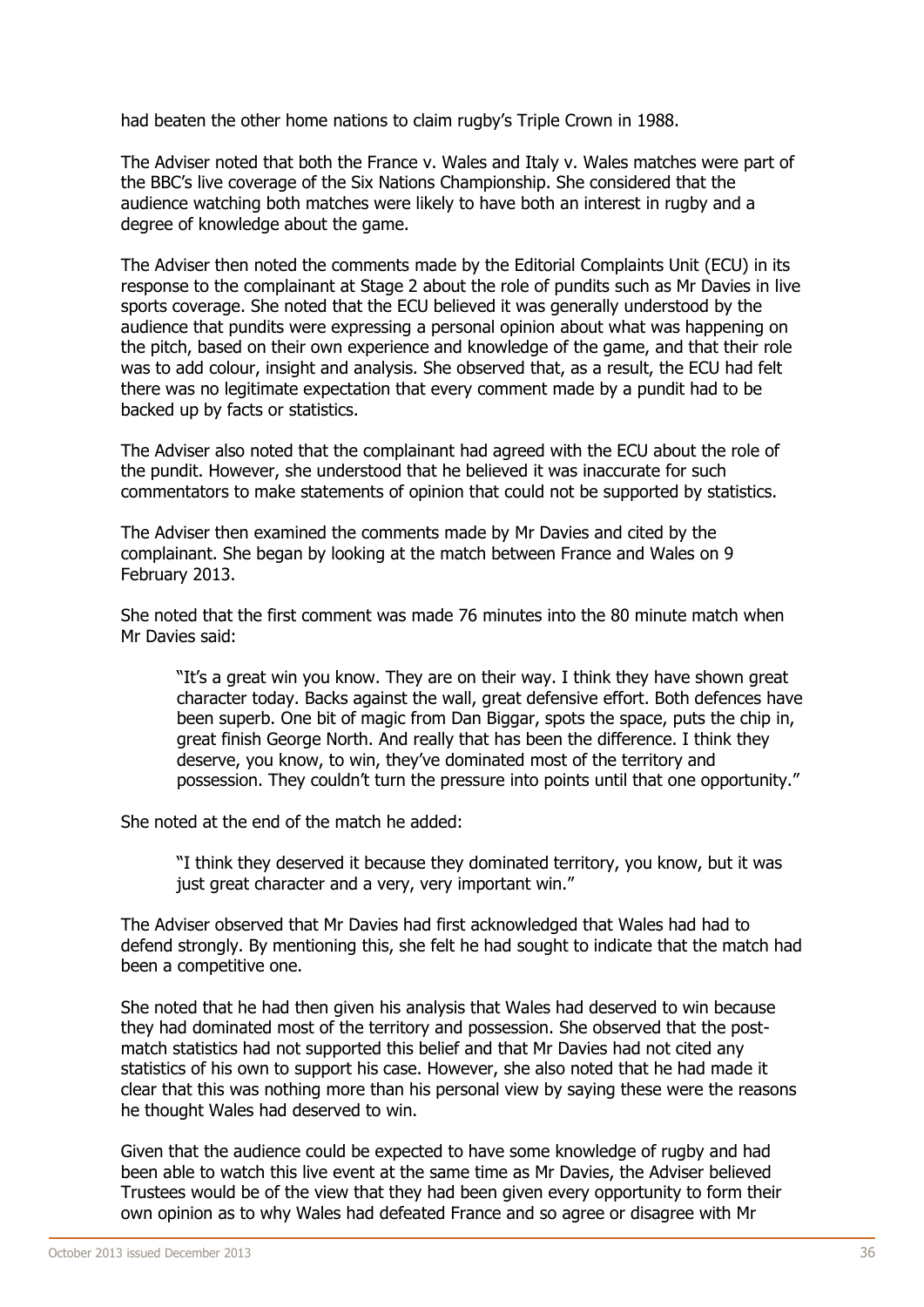had beaten the other home nations to claim rugby's Triple Crown in 1988.

The Adviser noted that both the France v. Wales and Italy v. Wales matches were part of the BBC's live coverage of the Six Nations Championship. She considered that the audience watching both matches were likely to have both an interest in rugby and a degree of knowledge about the game.

The Adviser then noted the comments made by the Editorial Complaints Unit (ECU) in its response to the complainant at Stage 2 about the role of pundits such as Mr Davies in live sports coverage. She noted that the ECU believed it was generally understood by the audience that pundits were expressing a personal opinion about what was happening on the pitch, based on their own experience and knowledge of the game, and that their role was to add colour, insight and analysis. She observed that, as a result, the ECU had felt there was no legitimate expectation that every comment made by a pundit had to be backed up by facts or statistics.

The Adviser also noted that the complainant had agreed with the ECU about the role of the pundit. However, she understood that he believed it was inaccurate for such commentators to make statements of opinion that could not be supported by statistics.

The Adviser then examined the comments made by Mr Davies and cited by the complainant. She began by looking at the match between France and Wales on 9 February 2013.

She noted that the first comment was made 76 minutes into the 80 minute match when Mr Davies said:

> "It's a great win you know. They are on their way. I think they have shown great character today. Backs against the wall, great defensive effort. Both defences have been superb. One bit of magic from Dan Biggar, spots the space, puts the chip in, great finish George North. And really that has been the difference. I think they deserve, you know, to win, they've dominated most of the territory and possession. They couldn't turn the pressure into points until that one opportunity."

She noted at the end of the match he added:

> "I think they deserved it because they dominated territory, you know, but it was just great character and a very, very important win."

The Adviser observed that Mr Davies had first acknowledged that Wales had had to defend strongly. By mentioning this, she felt he had sought to indicate that the match had been a competitive one.

She noted that he had then given his analysis that Wales had deserved to win because they had dominated most of the territory and possession. She observed that the post-match statistics had not supported this belief and that Mr Davies had not cited any statistics of his own to support his case. However, she also noted that he had made it clear that this was nothing more than his personal view by saying these were the reasons he thought Wales had deserved to win.

Given that the audience could be expected to have some knowledge of rugby and had been able to watch this live event at the same time as Mr Davies, the Adviser believed Trustees would be of the view that they had been given every opportunity to form their own opinion as to why Wales had defeated France and so agree or disagree with Mr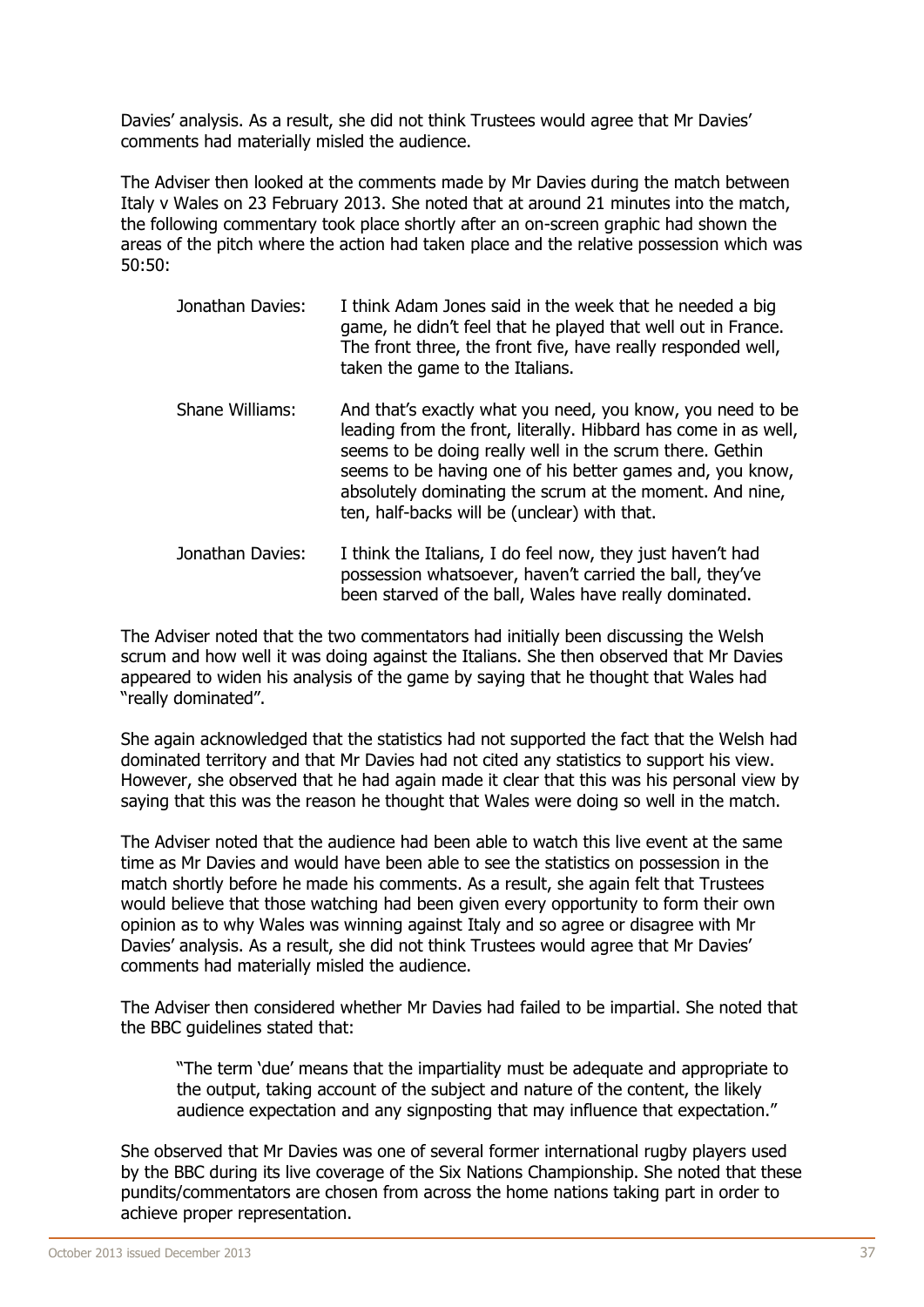Davies' analysis. As a result, she did not think Trustees would agree that Mr Davies' comments had materially misled the audience.

The Adviser then looked at the comments made by Mr Davies during the match between Italy v Wales on 23 February 2013. She noted that at around 21 minutes into the match, the following commentary took place shortly after an on-screen graphic had shown the areas of the pitch where the action had taken place and the relative possession which was 50:50:

| | |
|---|---|
| Jonathan Davies: | I think Adam Jones said in the week that he needed a big game, he didn't feel that he played that well out in France. The front three, the front five, have really responded well, taken the game to the Italians. |
| Shane Williams: | And that's exactly what you need, you know, you need to be leading from the front, literally. Hibbard has come in as well, seems to be doing really well in the scrum there. Gethin seems to be having one of his better games and, you know, absolutely dominating the scrum at the moment. And nine, ten, half-backs will be (unclear) with that. |
| Jonathan Davies: | I think the Italians, I do feel now, they just haven't had possession whatsoever, haven't carried the ball, they've been starved of the ball, Wales have really dominated. |

The Adviser noted that the two commentators had initially been discussing the Welsh scrum and how well it was doing against the Italians. She then observed that Mr Davies appeared to widen his analysis of the game by saying that he thought that Wales had "really dominated".

She again acknowledged that the statistics had not supported the fact that the Welsh had dominated territory and that Mr Davies had not cited any statistics to support his view. However, she observed that he had again made it clear that this was his personal view by saying that this was the reason he thought that Wales were doing so well in the match.

The Adviser noted that the audience had been able to watch this live event at the same time as Mr Davies and would have been able to see the statistics on possession in the match shortly before he made his comments. As a result, she again felt that Trustees would believe that those watching had been given every opportunity to form their own opinion as to why Wales was winning against Italy and so agree or disagree with Mr Davies' analysis. As a result, she did not think Trustees would agree that Mr Davies' comments had materially misled the audience.

The Adviser then considered whether Mr Davies had failed to be impartial. She noted that the BBC guidelines stated that:

> "The term 'due' means that the impartiality must be adequate and appropriate to the output, taking account of the subject and nature of the content, the likely audience expectation and any signposting that may influence that expectation."

She observed that Mr Davies was one of several former international rugby players used by the BBC during its live coverage of the Six Nations Championship. She noted that these pundits/commentators are chosen from across the home nations taking part in order to achieve proper representation.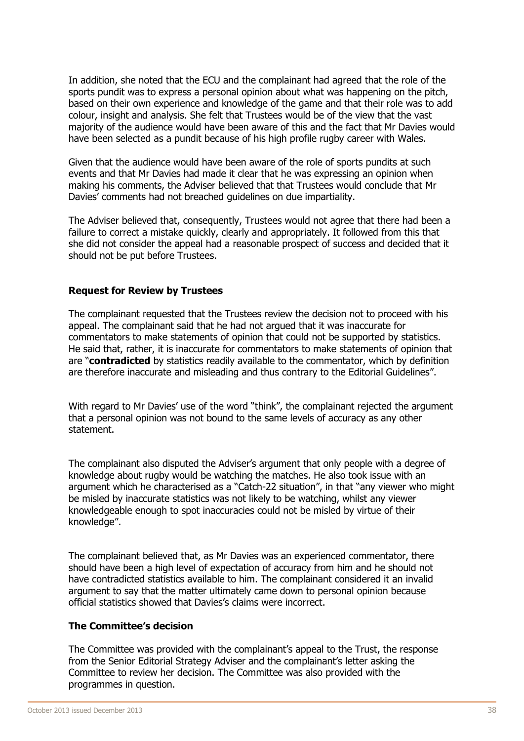In addition, she noted that the ECU and the complainant had agreed that the role of the sports pundit was to express a personal opinion about what was happening on the pitch, based on their own experience and knowledge of the game and that their role was to add colour, insight and analysis. She felt that Trustees would be of the view that the vast majority of the audience would have been aware of this and the fact that Mr Davies would have been selected as a pundit because of his high profile rugby career with Wales.

Given that the audience would have been aware of the role of sports pundits at such events and that Mr Davies had made it clear that he was expressing an opinion when making his comments, the Adviser believed that that Trustees would conclude that Mr Davies' comments had not breached guidelines on due impartiality.

The Adviser believed that, consequently, Trustees would not agree that there had been a failure to correct a mistake quickly, clearly and appropriately. It followed from this that she did not consider the appeal had a reasonable prospect of success and decided that it should not be put before Trustees.

### Request for Review by Trustees

The complainant requested that the Trustees review the decision not to proceed with his appeal. The complainant said that he had not argued that it was inaccurate for commentators to make statements of opinion that could not be supported by statistics. He said that, rather, it is inaccurate for commentators to make statements of opinion that are "**contradicted** by statistics readily available to the commentator, which by definition are therefore inaccurate and misleading and thus contrary to the Editorial Guidelines".

With regard to Mr Davies' use of the word "think", the complainant rejected the argument that a personal opinion was not bound to the same levels of accuracy as any other statement.

The complainant also disputed the Adviser's argument that only people with a degree of knowledge about rugby would be watching the matches. He also took issue with an argument which he characterised as a "Catch-22 situation", in that "any viewer who might be misled by inaccurate statistics was not likely to be watching, whilst any viewer knowledgeable enough to spot inaccuracies could not be misled by virtue of their knowledge".

The complainant believed that, as Mr Davies was an experienced commentator, there should have been a high level of expectation of accuracy from him and he should not have contradicted statistics available to him. The complainant considered it an invalid argument to say that the matter ultimately came down to personal opinion because official statistics showed that Davies's claims were incorrect.

### The Committee's decision

The Committee was provided with the complainant's appeal to the Trust, the response from the Senior Editorial Strategy Adviser and the complainant's letter asking the Committee to review her decision. The Committee was also provided with the programmes in question.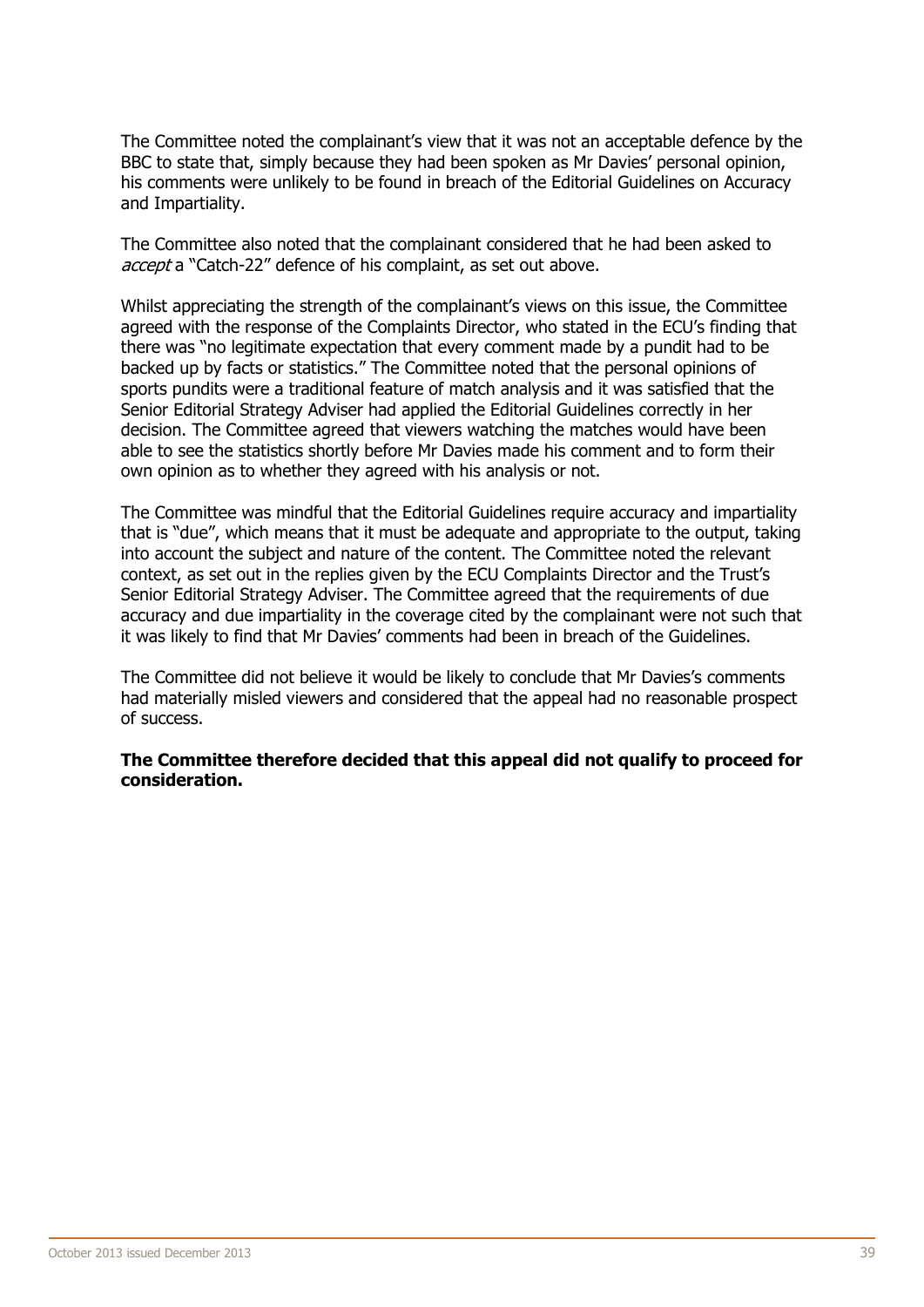The Committee noted the complainant's view that it was not an acceptable defence by the BBC to state that, simply because they had been spoken as Mr Davies' personal opinion, his comments were unlikely to be found in breach of the Editorial Guidelines on Accuracy and Impartiality.

The Committee also noted that the complainant considered that he had been asked to *accept* a "Catch-22" defence of his complaint, as set out above.

Whilst appreciating the strength of the complainant's views on this issue, the Committee agreed with the response of the Complaints Director, who stated in the ECU's finding that there was "no legitimate expectation that every comment made by a pundit had to be backed up by facts or statistics." The Committee noted that the personal opinions of sports pundits were a traditional feature of match analysis and it was satisfied that the Senior Editorial Strategy Adviser had applied the Editorial Guidelines correctly in her decision. The Committee agreed that viewers watching the matches would have been able to see the statistics shortly before Mr Davies made his comment and to form their own opinion as to whether they agreed with his analysis or not.

The Committee was mindful that the Editorial Guidelines require accuracy and impartiality that is "due", which means that it must be adequate and appropriate to the output, taking into account the subject and nature of the content. The Committee noted the relevant context, as set out in the replies given by the ECU Complaints Director and the Trust's Senior Editorial Strategy Adviser. The Committee agreed that the requirements of due accuracy and due impartiality in the coverage cited by the complainant were not such that it was likely to find that Mr Davies' comments had been in breach of the Guidelines.

The Committee did not believe it would be likely to conclude that Mr Davies's comments had materially misled viewers and considered that the appeal had no reasonable prospect of success.

**The Committee therefore decided that this appeal did not qualify to proceed for consideration.**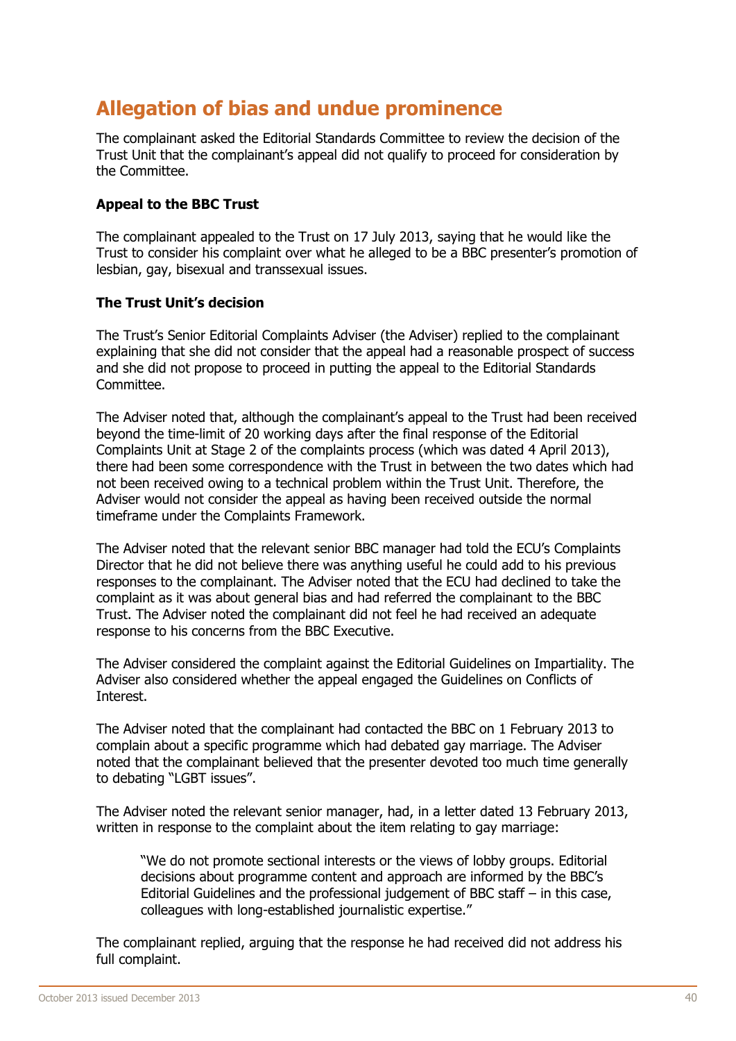## Allegation of bias and undue prominence

The complainant asked the Editorial Standards Committee to review the decision of the Trust Unit that the complainant's appeal did not qualify to proceed for consideration by the Committee.

### Appeal to the BBC Trust

The complainant appealed to the Trust on 17 July 2013, saying that he would like the Trust to consider his complaint over what he alleged to be a BBC presenter's promotion of lesbian, gay, bisexual and transsexual issues.

### The Trust Unit's decision

The Trust's Senior Editorial Complaints Adviser (the Adviser) replied to the complainant explaining that she did not consider that the appeal had a reasonable prospect of success and she did not propose to proceed in putting the appeal to the Editorial Standards Committee.

The Adviser noted that, although the complainant's appeal to the Trust had been received beyond the time-limit of 20 working days after the final response of the Editorial Complaints Unit at Stage 2 of the complaints process (which was dated 4 April 2013), there had been some correspondence with the Trust in between the two dates which had not been received owing to a technical problem within the Trust Unit. Therefore, the Adviser would not consider the appeal as having been received outside the normal timeframe under the Complaints Framework.

The Adviser noted that the relevant senior BBC manager had told the ECU's Complaints Director that he did not believe there was anything useful he could add to his previous responses to the complainant. The Adviser noted that the ECU had declined to take the complaint as it was about general bias and had referred the complainant to the BBC Trust. The Adviser noted the complainant did not feel he had received an adequate response to his concerns from the BBC Executive.

The Adviser considered the complaint against the Editorial Guidelines on Impartiality. The Adviser also considered whether the appeal engaged the Guidelines on Conflicts of Interest.

The Adviser noted that the complainant had contacted the BBC on 1 February 2013 to complain about a specific programme which had debated gay marriage. The Adviser noted that the complainant believed that the presenter devoted too much time generally to debating "LGBT issues".

The Adviser noted the relevant senior manager, had, in a letter dated 13 February 2013, written in response to the complaint about the item relating to gay marriage:

> "We do not promote sectional interests or the views of lobby groups. Editorial decisions about programme content and approach are informed by the BBC's Editorial Guidelines and the professional judgement of BBC staff – in this case, colleagues with long-established journalistic expertise."

The complainant replied, arguing that the response he had received did not address his full complaint.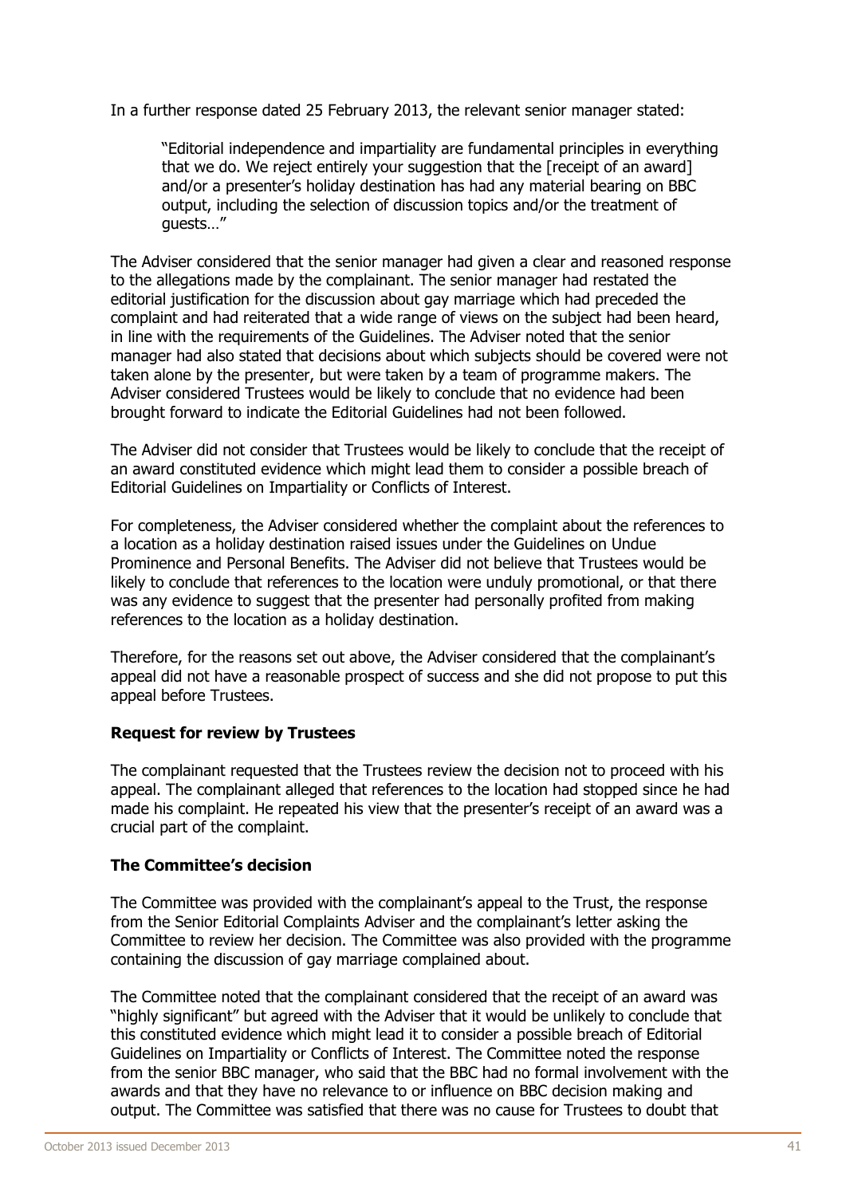In a further response dated 25 February 2013, the relevant senior manager stated:

> "Editorial independence and impartiality are fundamental principles in everything that we do. We reject entirely your suggestion that the [receipt of an award] and/or a presenter's holiday destination has had any material bearing on BBC output, including the selection of discussion topics and/or the treatment of guests…"

The Adviser considered that the senior manager had given a clear and reasoned response to the allegations made by the complainant. The senior manager had restated the editorial justification for the discussion about gay marriage which had preceded the complaint and had reiterated that a wide range of views on the subject had been heard, in line with the requirements of the Guidelines. The Adviser noted that the senior manager had also stated that decisions about which subjects should be covered were not taken alone by the presenter, but were taken by a team of programme makers. The Adviser considered Trustees would be likely to conclude that no evidence had been brought forward to indicate the Editorial Guidelines had not been followed.

The Adviser did not consider that Trustees would be likely to conclude that the receipt of an award constituted evidence which might lead them to consider a possible breach of Editorial Guidelines on Impartiality or Conflicts of Interest.

For completeness, the Adviser considered whether the complaint about the references to a location as a holiday destination raised issues under the Guidelines on Undue Prominence and Personal Benefits. The Adviser did not believe that Trustees would be likely to conclude that references to the location were unduly promotional, or that there was any evidence to suggest that the presenter had personally profited from making references to the location as a holiday destination.

Therefore, for the reasons set out above, the Adviser considered that the complainant's appeal did not have a reasonable prospect of success and she did not propose to put this appeal before Trustees.

**Request for review by Trustees**

The complainant requested that the Trustees review the decision not to proceed with his appeal. The complainant alleged that references to the location had stopped since he had made his complaint. He repeated his view that the presenter's receipt of an award was a crucial part of the complaint.

**The Committee's decision**

The Committee was provided with the complainant's appeal to the Trust, the response from the Senior Editorial Complaints Adviser and the complainant's letter asking the Committee to review her decision. The Committee was also provided with the programme containing the discussion of gay marriage complained about.

The Committee noted that the complainant considered that the receipt of an award was "highly significant" but agreed with the Adviser that it would be unlikely to conclude that this constituted evidence which might lead it to consider a possible breach of Editorial Guidelines on Impartiality or Conflicts of Interest. The Committee noted the response from the senior BBC manager, who said that the BBC had no formal involvement with the awards and that they have no relevance to or influence on BBC decision making and output. The Committee was satisfied that there was no cause for Trustees to doubt that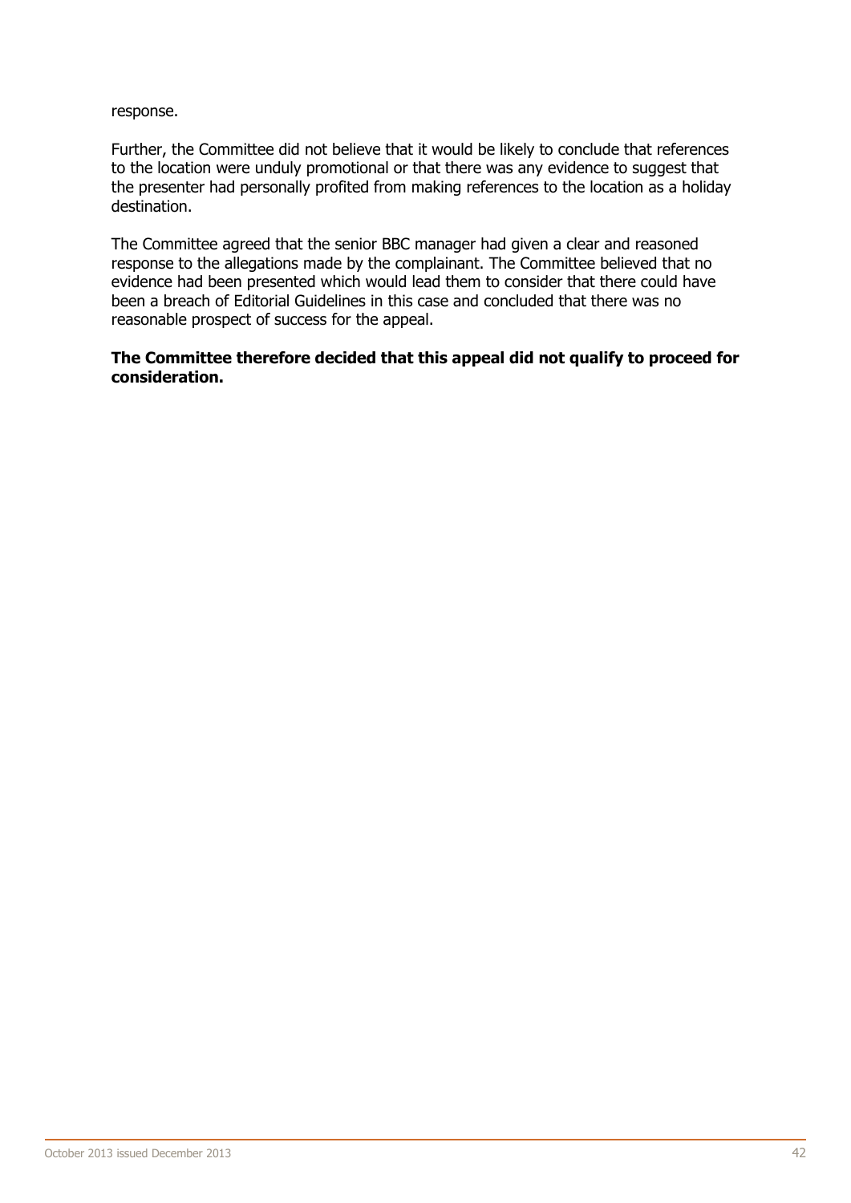response.

Further, the Committee did not believe that it would be likely to conclude that references to the location were unduly promotional or that there was any evidence to suggest that the presenter had personally profited from making references to the location as a holiday destination.

The Committee agreed that the senior BBC manager had given a clear and reasoned response to the allegations made by the complainant. The Committee believed that no evidence had been presented which would lead them to consider that there could have been a breach of Editorial Guidelines in this case and concluded that there was no reasonable prospect of success for the appeal.

**The Committee therefore decided that this appeal did not qualify to proceed for consideration.**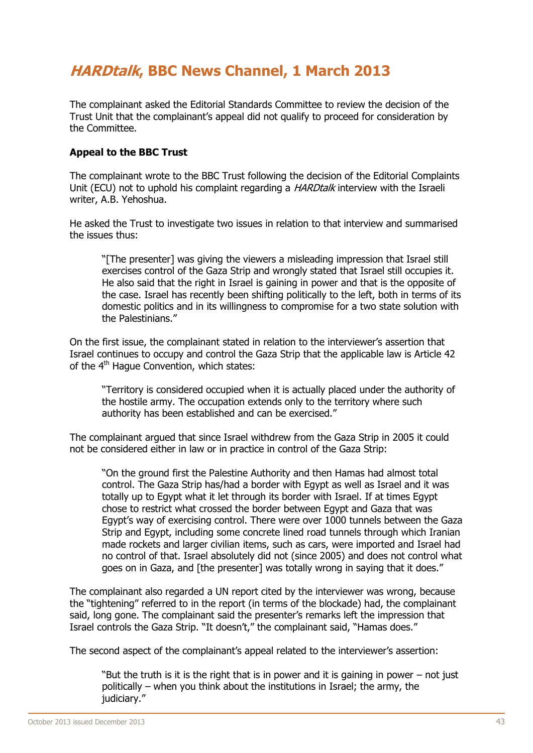## *HARDtalk*, BBC News Channel, 1 March 2013

The complainant asked the Editorial Standards Committee to review the decision of the Trust Unit that the complainant's appeal did not qualify to proceed for consideration by the Committee.

**Appeal to the BBC Trust**

The complainant wrote to the BBC Trust following the decision of the Editorial Complaints Unit (ECU) not to uphold his complaint regarding a *HARDtalk* interview with the Israeli writer, A.B. Yehoshua.

He asked the Trust to investigate two issues in relation to that interview and summarised the issues thus:

> "[The presenter] was giving the viewers a misleading impression that Israel still exercises control of the Gaza Strip and wrongly stated that Israel still occupies it. He also said that the right in Israel is gaining in power and that is the opposite of the case. Israel has recently been shifting politically to the left, both in terms of its domestic politics and in its willingness to compromise for a two state solution with the Palestinians."

On the first issue, the complainant stated in relation to the interviewer's assertion that Israel continues to occupy and control the Gaza Strip that the applicable law is Article 42 of the 4th Hague Convention, which states:

> "Territory is considered occupied when it is actually placed under the authority of the hostile army. The occupation extends only to the territory where such authority has been established and can be exercised."

The complainant argued that since Israel withdrew from the Gaza Strip in 2005 it could not be considered either in law or in practice in control of the Gaza Strip:

> "On the ground first the Palestine Authority and then Hamas had almost total control. The Gaza Strip has/had a border with Egypt as well as Israel and it was totally up to Egypt what it let through its border with Israel. If at times Egypt chose to restrict what crossed the border between Egypt and Gaza that was Egypt's way of exercising control. There were over 1000 tunnels between the Gaza Strip and Egypt, including some concrete lined road tunnels through which Iranian made rockets and larger civilian items, such as cars, were imported and Israel had no control of that. Israel absolutely did not (since 2005) and does not control what goes on in Gaza, and [the presenter] was totally wrong in saying that it does."

The complainant also regarded a UN report cited by the interviewer was wrong, because the "tightening" referred to in the report (in terms of the blockade) had, the complainant said, long gone. The complainant said the presenter's remarks left the impression that Israel controls the Gaza Strip. "It doesn't," the complainant said, "Hamas does."

The second aspect of the complainant's appeal related to the interviewer's assertion:

> "But the truth is it is the right that is in power and it is gaining in power – not just politically – when you think about the institutions in Israel; the army, the judiciary."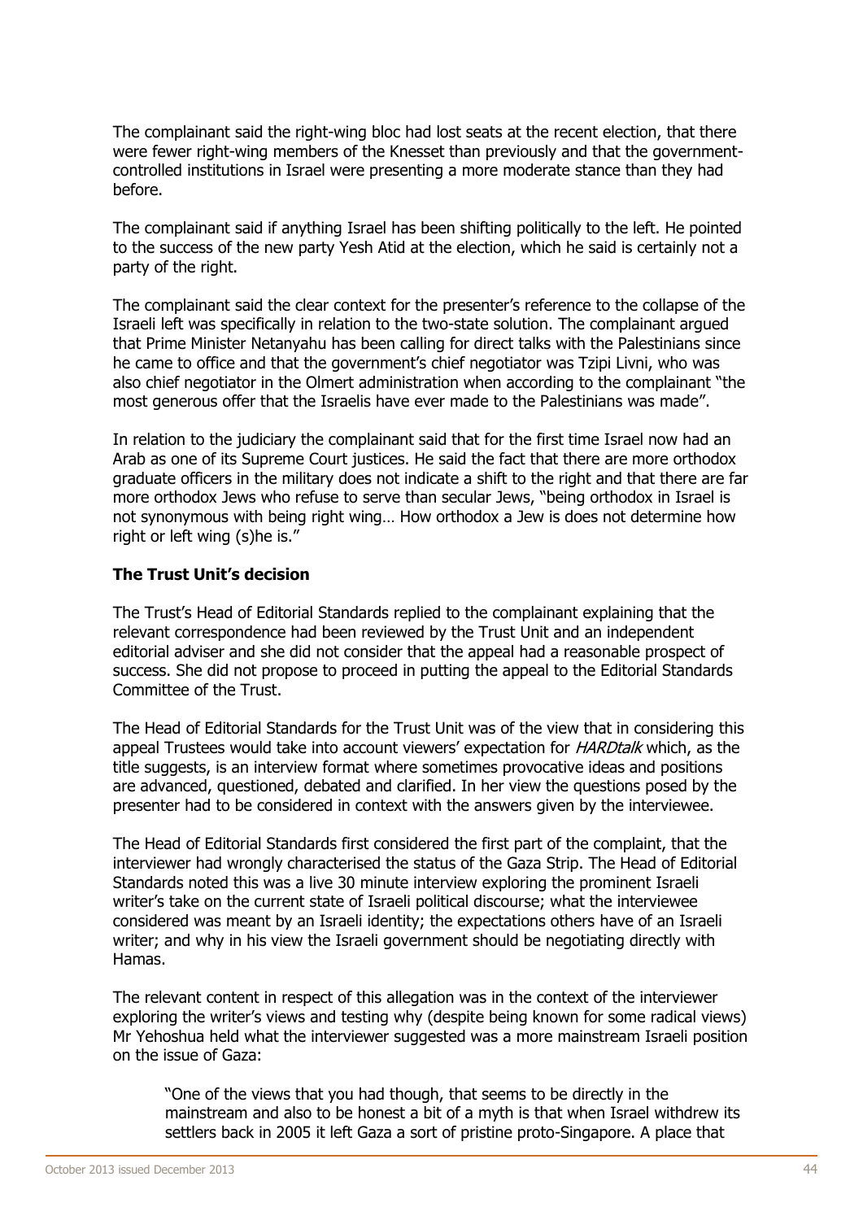The complainant said the right-wing bloc had lost seats at the recent election, that there were fewer right-wing members of the Knesset than previously and that the government-controlled institutions in Israel were presenting a more moderate stance than they had before.

The complainant said if anything Israel has been shifting politically to the left. He pointed to the success of the new party Yesh Atid at the election, which he said is certainly not a party of the right.

The complainant said the clear context for the presenter's reference to the collapse of the Israeli left was specifically in relation to the two-state solution. The complainant argued that Prime Minister Netanyahu has been calling for direct talks with the Palestinians since he came to office and that the government's chief negotiator was Tzipi Livni, who was also chief negotiator in the Olmert administration when according to the complainant "the most generous offer that the Israelis have ever made to the Palestinians was made".

In relation to the judiciary the complainant said that for the first time Israel now had an Arab as one of its Supreme Court justices. He said the fact that there are more orthodox graduate officers in the military does not indicate a shift to the right and that there are far more orthodox Jews who refuse to serve than secular Jews, "being orthodox in Israel is not synonymous with being right wing… How orthodox a Jew is does not determine how right or left wing (s)he is."

### The Trust Unit's decision

The Trust's Head of Editorial Standards replied to the complainant explaining that the relevant correspondence had been reviewed by the Trust Unit and an independent editorial adviser and she did not consider that the appeal had a reasonable prospect of success. She did not propose to proceed in putting the appeal to the Editorial Standards Committee of the Trust.

The Head of Editorial Standards for the Trust Unit was of the view that in considering this appeal Trustees would take into account viewers' expectation for *HARDtalk* which, as the title suggests, is an interview format where sometimes provocative ideas and positions are advanced, questioned, debated and clarified. In her view the questions posed by the presenter had to be considered in context with the answers given by the interviewee.

The Head of Editorial Standards first considered the first part of the complaint, that the interviewer had wrongly characterised the status of the Gaza Strip. The Head of Editorial Standards noted this was a live 30 minute interview exploring the prominent Israeli writer's take on the current state of Israeli political discourse; what the interviewee considered was meant by an Israeli identity; the expectations others have of an Israeli writer; and why in his view the Israeli government should be negotiating directly with Hamas.

The relevant content in respect of this allegation was in the context of the interviewer exploring the writer's views and testing why (despite being known for some radical views) Mr Yehoshua held what the interviewer suggested was a more mainstream Israeli position on the issue of Gaza:

> "One of the views that you had though, that seems to be directly in the mainstream and also to be honest a bit of a myth is that when Israel withdrew its settlers back in 2005 it left Gaza a sort of pristine proto-Singapore. A place that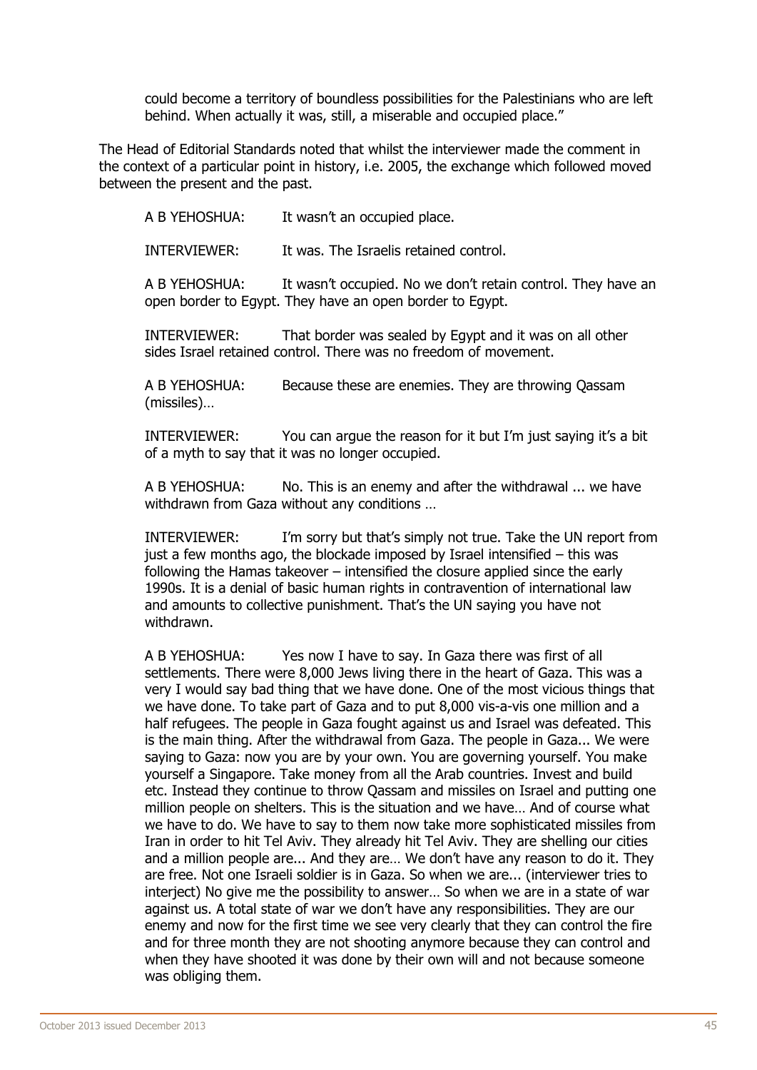could become a territory of boundless possibilities for the Palestinians who are left behind. When actually it was, still, a miserable and occupied place."

The Head of Editorial Standards noted that whilst the interviewer made the comment in the context of a particular point in history, i.e. 2005, the exchange which followed moved between the present and the past.

A B YEHOSHUA: It wasn't an occupied place.

INTERVIEWER: It was. The Israelis retained control.

A B YEHOSHUA: It wasn't occupied. No we don't retain control. They have an open border to Egypt. They have an open border to Egypt.

INTERVIEWER: That border was sealed by Egypt and it was on all other sides Israel retained control. There was no freedom of movement.

A B YEHOSHUA: Because these are enemies. They are throwing Qassam (missiles)…

INTERVIEWER: You can argue the reason for it but I'm just saying it's a bit of a myth to say that it was no longer occupied.

A B YEHOSHUA: No. This is an enemy and after the withdrawal ... we have withdrawn from Gaza without any conditions …

INTERVIEWER: I'm sorry but that's simply not true. Take the UN report from just a few months ago, the blockade imposed by Israel intensified – this was following the Hamas takeover – intensified the closure applied since the early 1990s. It is a denial of basic human rights in contravention of international law and amounts to collective punishment. That's the UN saying you have not withdrawn.

A B YEHOSHUA: Yes now I have to say. In Gaza there was first of all settlements. There were 8,000 Jews living there in the heart of Gaza. This was a very I would say bad thing that we have done. One of the most vicious things that we have done. To take part of Gaza and to put 8,000 vis-a-vis one million and a half refugees. The people in Gaza fought against us and Israel was defeated. This is the main thing. After the withdrawal from Gaza. The people in Gaza... We were saying to Gaza: now you are by your own. You are governing yourself. You make yourself a Singapore. Take money from all the Arab countries. Invest and build etc. Instead they continue to throw Qassam and missiles on Israel and putting one million people on shelters. This is the situation and we have… And of course what we have to do. We have to say to them now take more sophisticated missiles from Iran in order to hit Tel Aviv. They already hit Tel Aviv. They are shelling our cities and a million people are... And they are… We don't have any reason to do it. They are free. Not one Israeli soldier is in Gaza. So when we are... (interviewer tries to interject) No give me the possibility to answer… So when we are in a state of war against us. A total state of war we don't have any responsibilities. They are our enemy and now for the first time we see very clearly that they can control the fire and for three month they are not shooting anymore because they can control and when they have shooted it was done by their own will and not because someone was obliging them.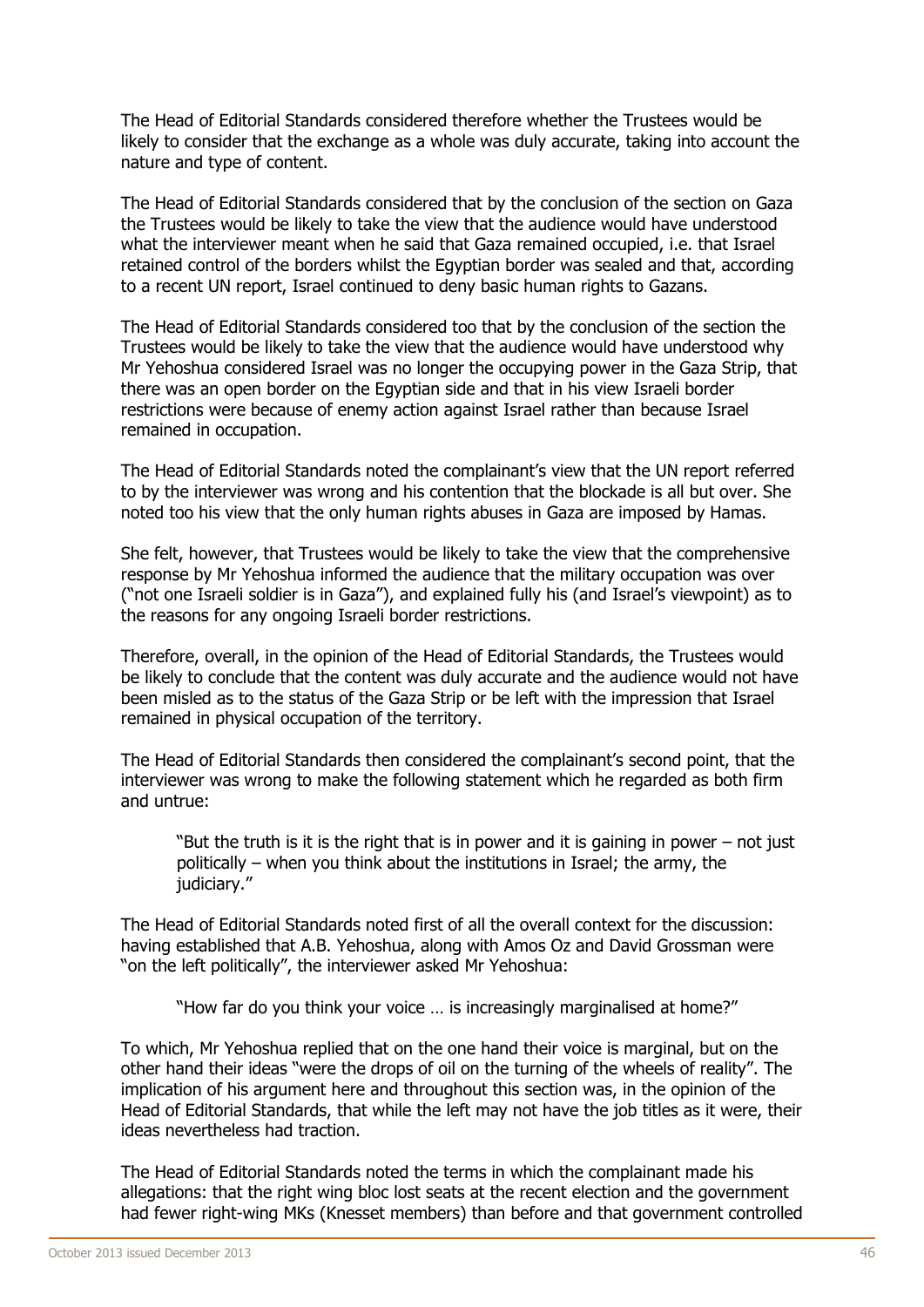The Head of Editorial Standards considered therefore whether the Trustees would be likely to consider that the exchange as a whole was duly accurate, taking into account the nature and type of content.

The Head of Editorial Standards considered that by the conclusion of the section on Gaza the Trustees would be likely to take the view that the audience would have understood what the interviewer meant when he said that Gaza remained occupied, i.e. that Israel retained control of the borders whilst the Egyptian border was sealed and that, according to a recent UN report, Israel continued to deny basic human rights to Gazans.

The Head of Editorial Standards considered too that by the conclusion of the section the Trustees would be likely to take the view that the audience would have understood why Mr Yehoshua considered Israel was no longer the occupying power in the Gaza Strip, that there was an open border on the Egyptian side and that in his view Israeli border restrictions were because of enemy action against Israel rather than because Israel remained in occupation.

The Head of Editorial Standards noted the complainant's view that the UN report referred to by the interviewer was wrong and his contention that the blockade is all but over. She noted too his view that the only human rights abuses in Gaza are imposed by Hamas.

She felt, however, that Trustees would be likely to take the view that the comprehensive response by Mr Yehoshua informed the audience that the military occupation was over ("not one Israeli soldier is in Gaza"), and explained fully his (and Israel's viewpoint) as to the reasons for any ongoing Israeli border restrictions.

Therefore, overall, in the opinion of the Head of Editorial Standards, the Trustees would be likely to conclude that the content was duly accurate and the audience would not have been misled as to the status of the Gaza Strip or be left with the impression that Israel remained in physical occupation of the territory.

The Head of Editorial Standards then considered the complainant's second point, that the interviewer was wrong to make the following statement which he regarded as both firm and untrue:

> "But the truth is it is the right that is in power and it is gaining in power – not just politically – when you think about the institutions in Israel; the army, the judiciary."

The Head of Editorial Standards noted first of all the overall context for the discussion: having established that A.B. Yehoshua, along with Amos Oz and David Grossman were "on the left politically", the interviewer asked Mr Yehoshua:

> "How far do you think your voice … is increasingly marginalised at home?"

To which, Mr Yehoshua replied that on the one hand their voice is marginal, but on the other hand their ideas "were the drops of oil on the turning of the wheels of reality". The implication of his argument here and throughout this section was, in the opinion of the Head of Editorial Standards, that while the left may not have the job titles as it were, their ideas nevertheless had traction.

The Head of Editorial Standards noted the terms in which the complainant made his allegations: that the right wing bloc lost seats at the recent election and the government had fewer right-wing MKs (Knesset members) than before and that government controlled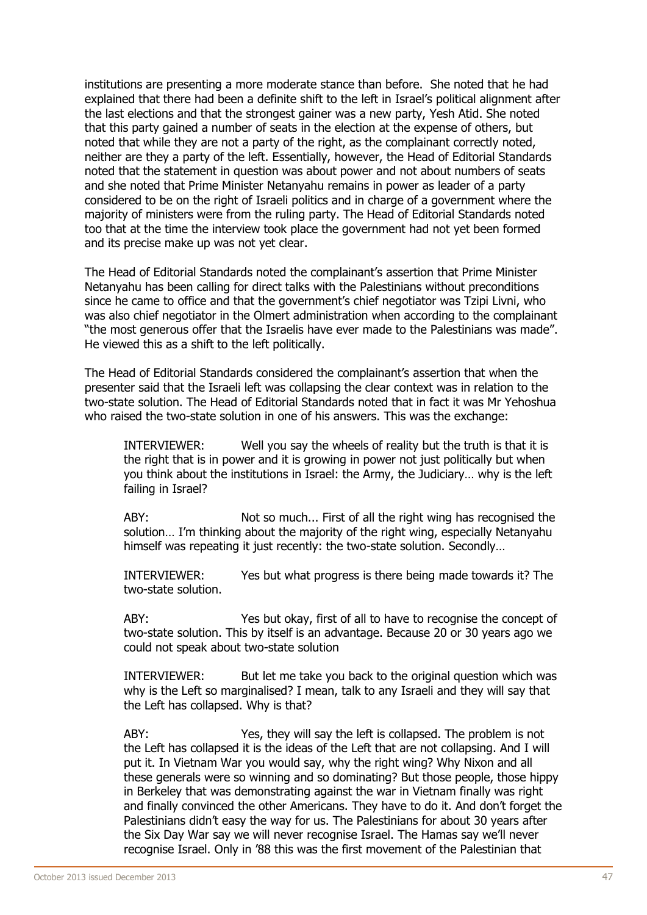institutions are presenting a more moderate stance than before. She noted that he had explained that there had been a definite shift to the left in Israel's political alignment after the last elections and that the strongest gainer was a new party, Yesh Atid. She noted that this party gained a number of seats in the election at the expense of others, but noted that while they are not a party of the right, as the complainant correctly noted, neither are they a party of the left. Essentially, however, the Head of Editorial Standards noted that the statement in question was about power and not about numbers of seats and she noted that Prime Minister Netanyahu remains in power as leader of a party considered to be on the right of Israeli politics and in charge of a government where the majority of ministers were from the ruling party. The Head of Editorial Standards noted too that at the time the interview took place the government had not yet been formed and its precise make up was not yet clear.

The Head of Editorial Standards noted the complainant's assertion that Prime Minister Netanyahu has been calling for direct talks with the Palestinians without preconditions since he came to office and that the government's chief negotiator was Tzipi Livni, who was also chief negotiator in the Olmert administration when according to the complainant "the most generous offer that the Israelis have ever made to the Palestinians was made". He viewed this as a shift to the left politically.

The Head of Editorial Standards considered the complainant's assertion that when the presenter said that the Israeli left was collapsing the clear context was in relation to the two-state solution. The Head of Editorial Standards noted that in fact it was Mr Yehoshua who raised the two-state solution in one of his answers. This was the exchange:

> INTERVIEWER: Well you say the wheels of reality but the truth is that it is the right that is in power and it is growing in power not just politically but when you think about the institutions in Israel: the Army, the Judiciary… why is the left failing in Israel?
>
> ABY: Not so much... First of all the right wing has recognised the solution… I'm thinking about the majority of the right wing, especially Netanyahu himself was repeating it just recently: the two-state solution. Secondly…
>
> INTERVIEWER: Yes but what progress is there being made towards it? The two-state solution.
>
> ABY: Yes but okay, first of all to have to recognise the concept of two-state solution. This by itself is an advantage. Because 20 or 30 years ago we could not speak about two-state solution
>
> INTERVIEWER: But let me take you back to the original question which was why is the Left so marginalised? I mean, talk to any Israeli and they will say that the Left has collapsed. Why is that?
>
> ABY: Yes, they will say the left is collapsed. The problem is not the Left has collapsed it is the ideas of the Left that are not collapsing. And I will put it. In Vietnam War you would say, why the right wing? Why Nixon and all these generals were so winning and so dominating? But those people, those hippy in Berkeley that was demonstrating against the war in Vietnam finally was right and finally convinced the other Americans. They have to do it. And don't forget the Palestinians didn't easy the way for us. The Palestinians for about 30 years after the Six Day War say we will never recognise Israel. The Hamas say we'll never recognise Israel. Only in '88 this was the first movement of the Palestinian that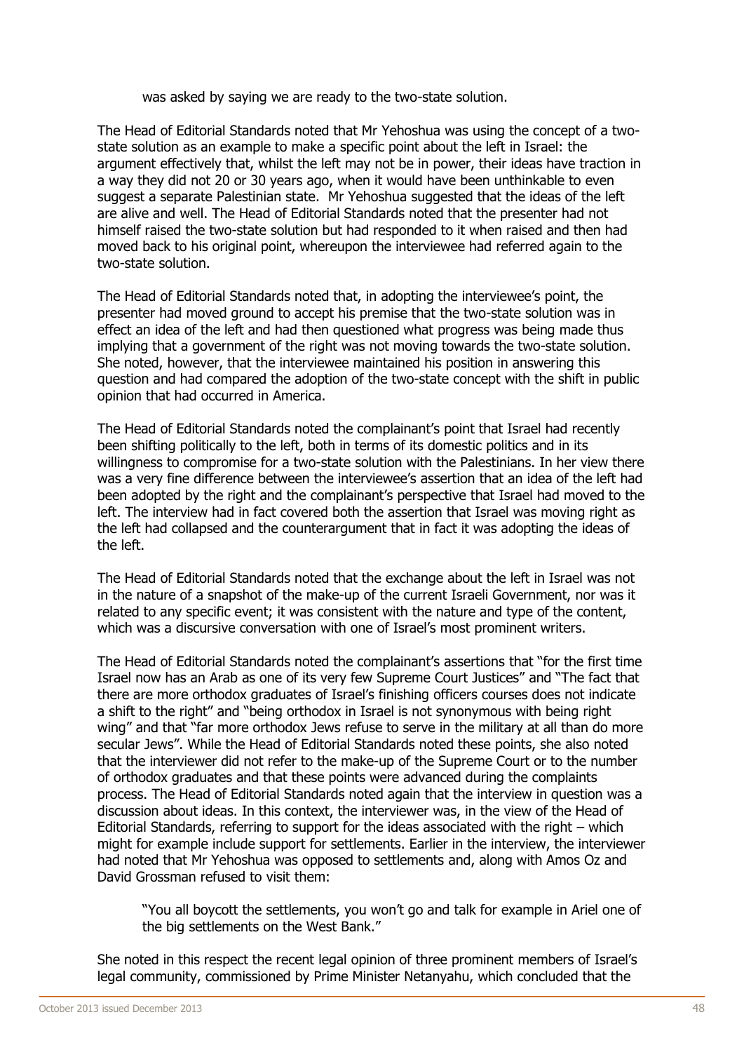was asked by saying we are ready to the two-state solution.

The Head of Editorial Standards noted that Mr Yehoshua was using the concept of a two-state solution as an example to make a specific point about the left in Israel: the argument effectively that, whilst the left may not be in power, their ideas have traction in a way they did not 20 or 30 years ago, when it would have been unthinkable to even suggest a separate Palestinian state. Mr Yehoshua suggested that the ideas of the left are alive and well. The Head of Editorial Standards noted that the presenter had not himself raised the two-state solution but had responded to it when raised and then had moved back to his original point, whereupon the interviewee had referred again to the two-state solution.

The Head of Editorial Standards noted that, in adopting the interviewee's point, the presenter had moved ground to accept his premise that the two-state solution was in effect an idea of the left and had then questioned what progress was being made thus implying that a government of the right was not moving towards the two-state solution. She noted, however, that the interviewee maintained his position in answering this question and had compared the adoption of the two-state concept with the shift in public opinion that had occurred in America.

The Head of Editorial Standards noted the complainant's point that Israel had recently been shifting politically to the left, both in terms of its domestic politics and in its willingness to compromise for a two-state solution with the Palestinians. In her view there was a very fine difference between the interviewee's assertion that an idea of the left had been adopted by the right and the complainant's perspective that Israel had moved to the left. The interview had in fact covered both the assertion that Israel was moving right as the left had collapsed and the counterargument that in fact it was adopting the ideas of the left.

The Head of Editorial Standards noted that the exchange about the left in Israel was not in the nature of a snapshot of the make-up of the current Israeli Government, nor was it related to any specific event; it was consistent with the nature and type of the content, which was a discursive conversation with one of Israel's most prominent writers.

The Head of Editorial Standards noted the complainant's assertions that "for the first time Israel now has an Arab as one of its very few Supreme Court Justices" and "The fact that there are more orthodox graduates of Israel's finishing officers courses does not indicate a shift to the right" and "being orthodox in Israel is not synonymous with being right wing" and that "far more orthodox Jews refuse to serve in the military at all than do more secular Jews". While the Head of Editorial Standards noted these points, she also noted that the interviewer did not refer to the make-up of the Supreme Court or to the number of orthodox graduates and that these points were advanced during the complaints process. The Head of Editorial Standards noted again that the interview in question was a discussion about ideas. In this context, the interviewer was, in the view of the Head of Editorial Standards, referring to support for the ideas associated with the right – which might for example include support for settlements. Earlier in the interview, the interviewer had noted that Mr Yehoshua was opposed to settlements and, along with Amos Oz and David Grossman refused to visit them:

> "You all boycott the settlements, you won't go and talk for example in Ariel one of the big settlements on the West Bank."

She noted in this respect the recent legal opinion of three prominent members of Israel's legal community, commissioned by Prime Minister Netanyahu, which concluded that the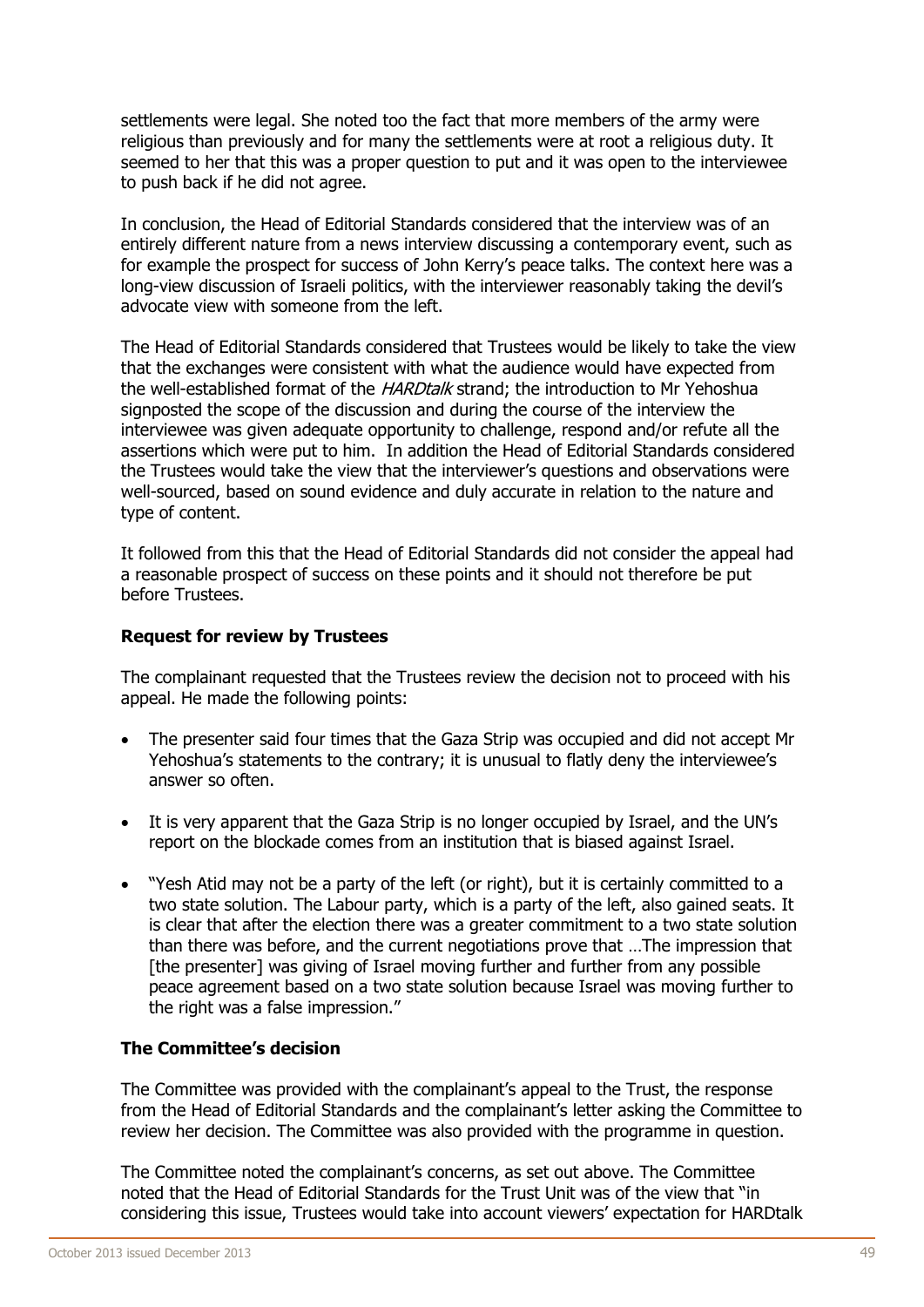settlements were legal. She noted too the fact that more members of the army were religious than previously and for many the settlements were at root a religious duty. It seemed to her that this was a proper question to put and it was open to the interviewee to push back if he did not agree.

In conclusion, the Head of Editorial Standards considered that the interview was of an entirely different nature from a news interview discussing a contemporary event, such as for example the prospect for success of John Kerry's peace talks. The context here was a long-view discussion of Israeli politics, with the interviewer reasonably taking the devil's advocate view with someone from the left.

The Head of Editorial Standards considered that Trustees would be likely to take the view that the exchanges were consistent with what the audience would have expected from the well-established format of the *HARDtalk* strand; the introduction to Mr Yehoshua signposted the scope of the discussion and during the course of the interview the interviewee was given adequate opportunity to challenge, respond and/or refute all the assertions which were put to him. In addition the Head of Editorial Standards considered the Trustees would take the view that the interviewer's questions and observations were well-sourced, based on sound evidence and duly accurate in relation to the nature and type of content.

It followed from this that the Head of Editorial Standards did not consider the appeal had a reasonable prospect of success on these points and it should not therefore be put before Trustees.

### Request for review by Trustees

The complainant requested that the Trustees review the decision not to proceed with his appeal. He made the following points:

- The presenter said four times that the Gaza Strip was occupied and did not accept Mr Yehoshua's statements to the contrary; it is unusual to flatly deny the interviewee's answer so often.
- It is very apparent that the Gaza Strip is no longer occupied by Israel, and the UN's report on the blockade comes from an institution that is biased against Israel.
- "Yesh Atid may not be a party of the left (or right), but it is certainly committed to a two state solution. The Labour party, which is a party of the left, also gained seats. It is clear that after the election there was a greater commitment to a two state solution than there was before, and the current negotiations prove that …The impression that [the presenter] was giving of Israel moving further and further from any possible peace agreement based on a two state solution because Israel was moving further to the right was a false impression."

### The Committee's decision

The Committee was provided with the complainant's appeal to the Trust, the response from the Head of Editorial Standards and the complainant's letter asking the Committee to review her decision. The Committee was also provided with the programme in question.

The Committee noted the complainant's concerns, as set out above. The Committee noted that the Head of Editorial Standards for the Trust Unit was of the view that "in considering this issue, Trustees would take into account viewers' expectation for HARDtalk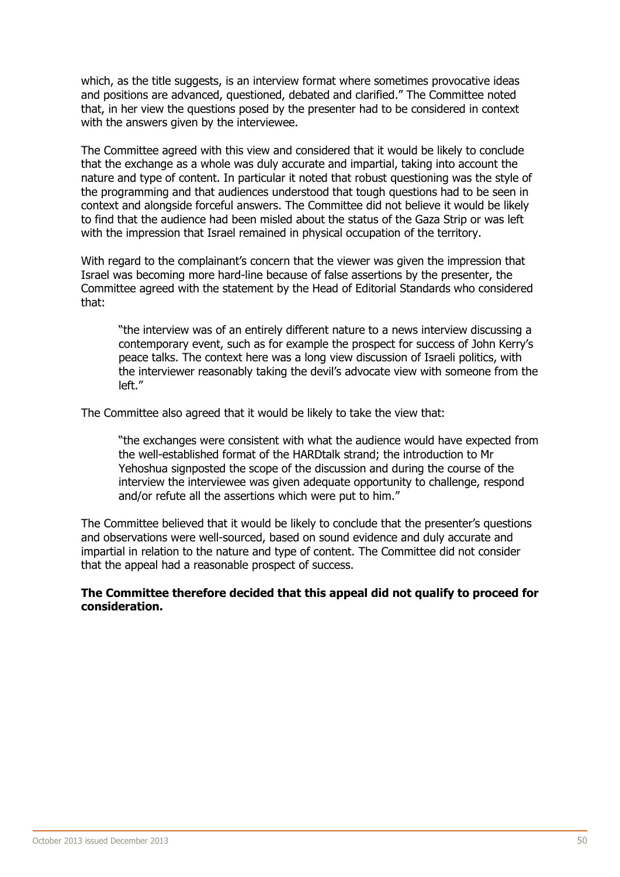which, as the title suggests, is an interview format where sometimes provocative ideas and positions are advanced, questioned, debated and clarified." The Committee noted that, in her view the questions posed by the presenter had to be considered in context with the answers given by the interviewee.

The Committee agreed with this view and considered that it would be likely to conclude that the exchange as a whole was duly accurate and impartial, taking into account the nature and type of content. In particular it noted that robust questioning was the style of the programming and that audiences understood that tough questions had to be seen in context and alongside forceful answers. The Committee did not believe it would be likely to find that the audience had been misled about the status of the Gaza Strip or was left with the impression that Israel remained in physical occupation of the territory.

With regard to the complainant's concern that the viewer was given the impression that Israel was becoming more hard-line because of false assertions by the presenter, the Committee agreed with the statement by the Head of Editorial Standards who considered that:

> "the interview was of an entirely different nature to a news interview discussing a contemporary event, such as for example the prospect for success of John Kerry's peace talks. The context here was a long view discussion of Israeli politics, with the interviewer reasonably taking the devil's advocate view with someone from the left."

The Committee also agreed that it would be likely to take the view that:

> "the exchanges were consistent with what the audience would have expected from the well-established format of the HARDtalk strand; the introduction to Mr Yehoshua signposted the scope of the discussion and during the course of the interview the interviewee was given adequate opportunity to challenge, respond and/or refute all the assertions which were put to him."

The Committee believed that it would be likely to conclude that the presenter's questions and observations were well-sourced, based on sound evidence and duly accurate and impartial in relation to the nature and type of content. The Committee did not consider that the appeal had a reasonable prospect of success.

**The Committee therefore decided that this appeal did not qualify to proceed for consideration.**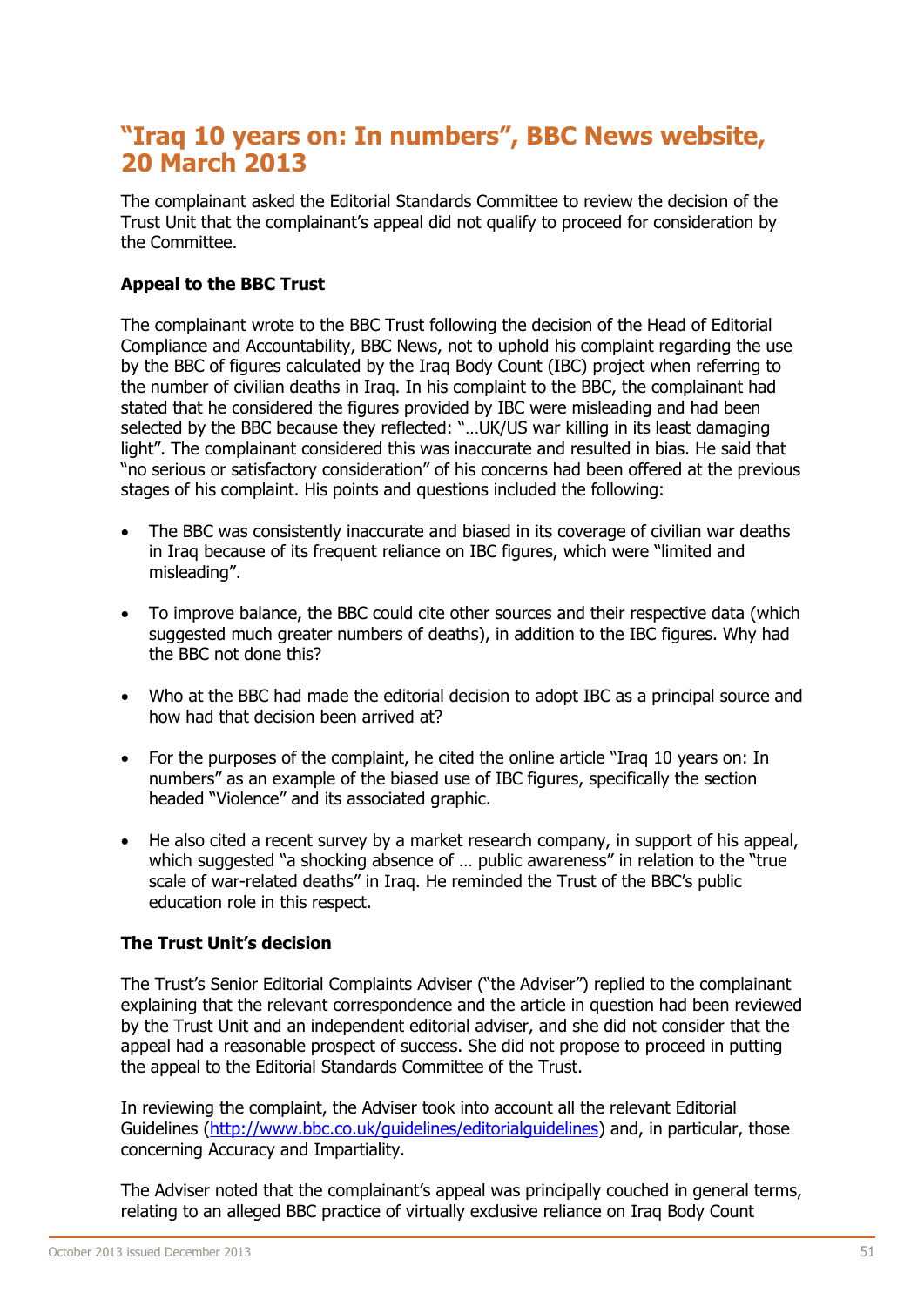## "Iraq 10 years on: In numbers", BBC News website, 20 March 2013

The complainant asked the Editorial Standards Committee to review the decision of the Trust Unit that the complainant's appeal did not qualify to proceed for consideration by the Committee.

### Appeal to the BBC Trust

The complainant wrote to the BBC Trust following the decision of the Head of Editorial Compliance and Accountability, BBC News, not to uphold his complaint regarding the use by the BBC of figures calculated by the Iraq Body Count (IBC) project when referring to the number of civilian deaths in Iraq. In his complaint to the BBC, the complainant had stated that he considered the figures provided by IBC were misleading and had been selected by the BBC because they reflected: "…UK/US war killing in its least damaging light". The complainant considered this was inaccurate and resulted in bias. He said that "no serious or satisfactory consideration" of his concerns had been offered at the previous stages of his complaint. His points and questions included the following:

- The BBC was consistently inaccurate and biased in its coverage of civilian war deaths in Iraq because of its frequent reliance on IBC figures, which were "limited and misleading".
- To improve balance, the BBC could cite other sources and their respective data (which suggested much greater numbers of deaths), in addition to the IBC figures. Why had the BBC not done this?
- Who at the BBC had made the editorial decision to adopt IBC as a principal source and how had that decision been arrived at?
- For the purposes of the complaint, he cited the online article "Iraq 10 years on: In numbers" as an example of the biased use of IBC figures, specifically the section headed "Violence" and its associated graphic.
- He also cited a recent survey by a market research company, in support of his appeal, which suggested "a shocking absence of … public awareness" in relation to the "true scale of war-related deaths" in Iraq. He reminded the Trust of the BBC's public education role in this respect.

### The Trust Unit's decision

The Trust's Senior Editorial Complaints Adviser ("the Adviser") replied to the complainant explaining that the relevant correspondence and the article in question had been reviewed by the Trust Unit and an independent editorial adviser, and she did not consider that the appeal had a reasonable prospect of success. She did not propose to proceed in putting the appeal to the Editorial Standards Committee of the Trust.

In reviewing the complaint, the Adviser took into account all the relevant Editorial Guidelines (http://www.bbc.co.uk/guidelines/editorialguidelines) and, in particular, those concerning Accuracy and Impartiality.

The Adviser noted that the complainant's appeal was principally couched in general terms, relating to an alleged BBC practice of virtually exclusive reliance on Iraq Body Count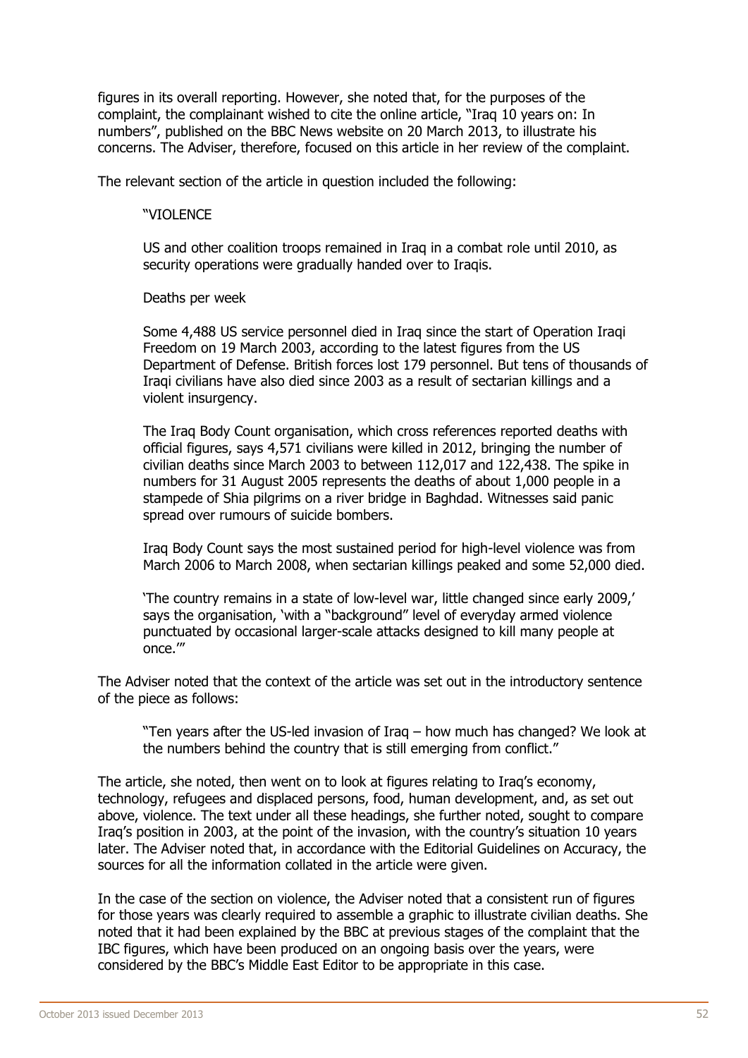figures in its overall reporting. However, she noted that, for the purposes of the complaint, the complainant wished to cite the online article, "Iraq 10 years on: In numbers", published on the BBC News website on 20 March 2013, to illustrate his concerns. The Adviser, therefore, focused on this article in her review of the complaint.

The relevant section of the article in question included the following:

> "VIOLENCE
>
> US and other coalition troops remained in Iraq in a combat role until 2010, as security operations were gradually handed over to Iraqis.
>
> Deaths per week
>
> Some 4,488 US service personnel died in Iraq since the start of Operation Iraqi Freedom on 19 March 2003, according to the latest figures from the US Department of Defense. British forces lost 179 personnel. But tens of thousands of Iraqi civilians have also died since 2003 as a result of sectarian killings and a violent insurgency.
>
> The Iraq Body Count organisation, which cross references reported deaths with official figures, says 4,571 civilians were killed in 2012, bringing the number of civilian deaths since March 2003 to between 112,017 and 122,438. The spike in numbers for 31 August 2005 represents the deaths of about 1,000 people in a stampede of Shia pilgrims on a river bridge in Baghdad. Witnesses said panic spread over rumours of suicide bombers.
>
> Iraq Body Count says the most sustained period for high-level violence was from March 2006 to March 2008, when sectarian killings peaked and some 52,000 died.
>
> 'The country remains in a state of low-level war, little changed since early 2009,' says the organisation, 'with a "background" level of everyday armed violence punctuated by occasional larger-scale attacks designed to kill many people at once.'"

The Adviser noted that the context of the article was set out in the introductory sentence of the piece as follows:

> "Ten years after the US-led invasion of Iraq – how much has changed? We look at the numbers behind the country that is still emerging from conflict."

The article, she noted, then went on to look at figures relating to Iraq's economy, technology, refugees and displaced persons, food, human development, and, as set out above, violence. The text under all these headings, she further noted, sought to compare Iraq's position in 2003, at the point of the invasion, with the country's situation 10 years later. The Adviser noted that, in accordance with the Editorial Guidelines on Accuracy, the sources for all the information collated in the article were given.

In the case of the section on violence, the Adviser noted that a consistent run of figures for those years was clearly required to assemble a graphic to illustrate civilian deaths. She noted that it had been explained by the BBC at previous stages of the complaint that the IBC figures, which have been produced on an ongoing basis over the years, were considered by the BBC's Middle East Editor to be appropriate in this case.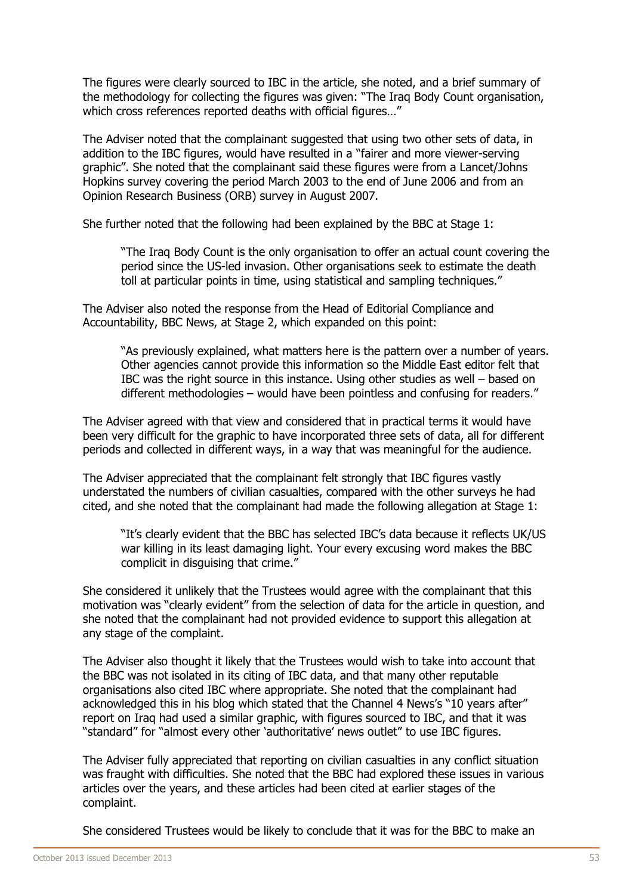The figures were clearly sourced to IBC in the article, she noted, and a brief summary of the methodology for collecting the figures was given: "The Iraq Body Count organisation, which cross references reported deaths with official figures…"

The Adviser noted that the complainant suggested that using two other sets of data, in addition to the IBC figures, would have resulted in a "fairer and more viewer-serving graphic". She noted that the complainant said these figures were from a Lancet/Johns Hopkins survey covering the period March 2003 to the end of June 2006 and from an Opinion Research Business (ORB) survey in August 2007.

She further noted that the following had been explained by the BBC at Stage 1:

> "The Iraq Body Count is the only organisation to offer an actual count covering the period since the US-led invasion. Other organisations seek to estimate the death toll at particular points in time, using statistical and sampling techniques."

The Adviser also noted the response from the Head of Editorial Compliance and Accountability, BBC News, at Stage 2, which expanded on this point:

> "As previously explained, what matters here is the pattern over a number of years. Other agencies cannot provide this information so the Middle East editor felt that IBC was the right source in this instance. Using other studies as well – based on different methodologies – would have been pointless and confusing for readers."

The Adviser agreed with that view and considered that in practical terms it would have been very difficult for the graphic to have incorporated three sets of data, all for different periods and collected in different ways, in a way that was meaningful for the audience.

The Adviser appreciated that the complainant felt strongly that IBC figures vastly understated the numbers of civilian casualties, compared with the other surveys he had cited, and she noted that the complainant had made the following allegation at Stage 1:

> "It's clearly evident that the BBC has selected IBC's data because it reflects UK/US war killing in its least damaging light. Your every excusing word makes the BBC complicit in disguising that crime."

She considered it unlikely that the Trustees would agree with the complainant that this motivation was "clearly evident" from the selection of data for the article in question, and she noted that the complainant had not provided evidence to support this allegation at any stage of the complaint.

The Adviser also thought it likely that the Trustees would wish to take into account that the BBC was not isolated in its citing of IBC data, and that many other reputable organisations also cited IBC where appropriate. She noted that the complainant had acknowledged this in his blog which stated that the Channel 4 News's "10 years after" report on Iraq had used a similar graphic, with figures sourced to IBC, and that it was "standard" for "almost every other 'authoritative' news outlet" to use IBC figures.

The Adviser fully appreciated that reporting on civilian casualties in any conflict situation was fraught with difficulties. She noted that the BBC had explored these issues in various articles over the years, and these articles had been cited at earlier stages of the complaint.

She considered Trustees would be likely to conclude that it was for the BBC to make an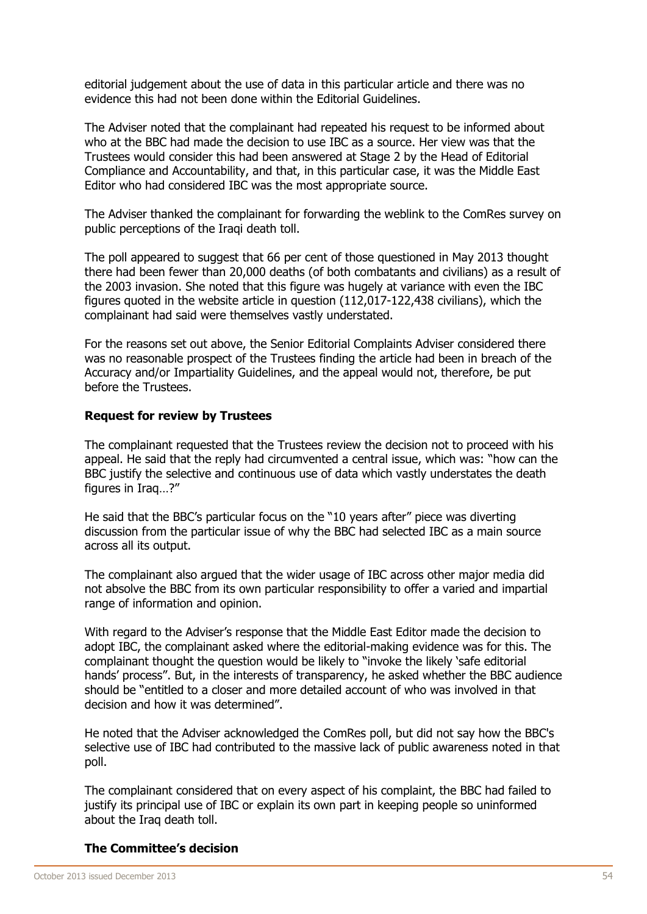editorial judgement about the use of data in this particular article and there was no evidence this had not been done within the Editorial Guidelines.

The Adviser noted that the complainant had repeated his request to be informed about who at the BBC had made the decision to use IBC as a source. Her view was that the Trustees would consider this had been answered at Stage 2 by the Head of Editorial Compliance and Accountability, and that, in this particular case, it was the Middle East Editor who had considered IBC was the most appropriate source.

The Adviser thanked the complainant for forwarding the weblink to the ComRes survey on public perceptions of the Iraqi death toll.

The poll appeared to suggest that 66 per cent of those questioned in May 2013 thought there had been fewer than 20,000 deaths (of both combatants and civilians) as a result of the 2003 invasion. She noted that this figure was hugely at variance with even the IBC figures quoted in the website article in question (112,017-122,438 civilians), which the complainant had said were themselves vastly understated.

For the reasons set out above, the Senior Editorial Complaints Adviser considered there was no reasonable prospect of the Trustees finding the article had been in breach of the Accuracy and/or Impartiality Guidelines, and the appeal would not, therefore, be put before the Trustees.

**Request for review by Trustees**

The complainant requested that the Trustees review the decision not to proceed with his appeal. He said that the reply had circumvented a central issue, which was: "how can the BBC justify the selective and continuous use of data which vastly understates the death figures in Iraq…?"

He said that the BBC's particular focus on the "10 years after" piece was diverting discussion from the particular issue of why the BBC had selected IBC as a main source across all its output.

The complainant also argued that the wider usage of IBC across other major media did not absolve the BBC from its own particular responsibility to offer a varied and impartial range of information and opinion.

With regard to the Adviser's response that the Middle East Editor made the decision to adopt IBC, the complainant asked where the editorial-making evidence was for this. The complainant thought the question would be likely to "invoke the likely 'safe editorial hands' process". But, in the interests of transparency, he asked whether the BBC audience should be "entitled to a closer and more detailed account of who was involved in that decision and how it was determined".

He noted that the Adviser acknowledged the ComRes poll, but did not say how the BBC's selective use of IBC had contributed to the massive lack of public awareness noted in that poll.

The complainant considered that on every aspect of his complaint, the BBC had failed to justify its principal use of IBC or explain its own part in keeping people so uninformed about the Iraq death toll.

**The Committee's decision**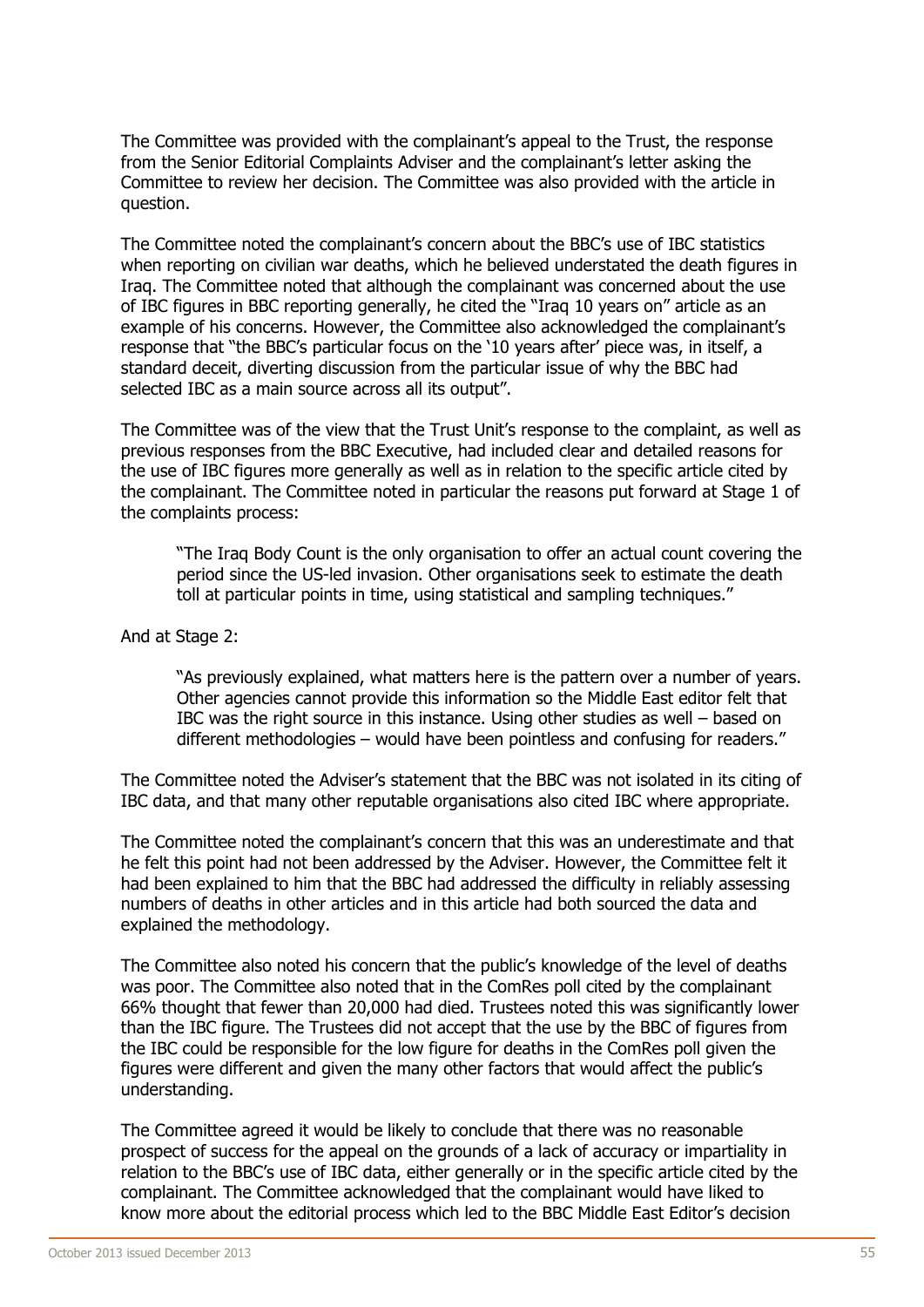The Committee was provided with the complainant's appeal to the Trust, the response from the Senior Editorial Complaints Adviser and the complainant's letter asking the Committee to review her decision. The Committee was also provided with the article in question.

The Committee noted the complainant's concern about the BBC's use of IBC statistics when reporting on civilian war deaths, which he believed understated the death figures in Iraq. The Committee noted that although the complainant was concerned about the use of IBC figures in BBC reporting generally, he cited the "Iraq 10 years on" article as an example of his concerns. However, the Committee also acknowledged the complainant's response that "the BBC's particular focus on the '10 years after' piece was, in itself, a standard deceit, diverting discussion from the particular issue of why the BBC had selected IBC as a main source across all its output".

The Committee was of the view that the Trust Unit's response to the complaint, as well as previous responses from the BBC Executive, had included clear and detailed reasons for the use of IBC figures more generally as well as in relation to the specific article cited by the complainant. The Committee noted in particular the reasons put forward at Stage 1 of the complaints process:

> "The Iraq Body Count is the only organisation to offer an actual count covering the period since the US-led invasion. Other organisations seek to estimate the death toll at particular points in time, using statistical and sampling techniques."

And at Stage 2:

> "As previously explained, what matters here is the pattern over a number of years. Other agencies cannot provide this information so the Middle East editor felt that IBC was the right source in this instance. Using other studies as well – based on different methodologies – would have been pointless and confusing for readers."

The Committee noted the Adviser's statement that the BBC was not isolated in its citing of IBC data, and that many other reputable organisations also cited IBC where appropriate.

The Committee noted the complainant's concern that this was an underestimate and that he felt this point had not been addressed by the Adviser. However, the Committee felt it had been explained to him that the BBC had addressed the difficulty in reliably assessing numbers of deaths in other articles and in this article had both sourced the data and explained the methodology.

The Committee also noted his concern that the public's knowledge of the level of deaths was poor. The Committee also noted that in the ComRes poll cited by the complainant 66% thought that fewer than 20,000 had died. Trustees noted this was significantly lower than the IBC figure. The Trustees did not accept that the use by the BBC of figures from the IBC could be responsible for the low figure for deaths in the ComRes poll given the figures were different and given the many other factors that would affect the public's understanding.

The Committee agreed it would be likely to conclude that there was no reasonable prospect of success for the appeal on the grounds of a lack of accuracy or impartiality in relation to the BBC's use of IBC data, either generally or in the specific article cited by the complainant. The Committee acknowledged that the complainant would have liked to know more about the editorial process which led to the BBC Middle East Editor's decision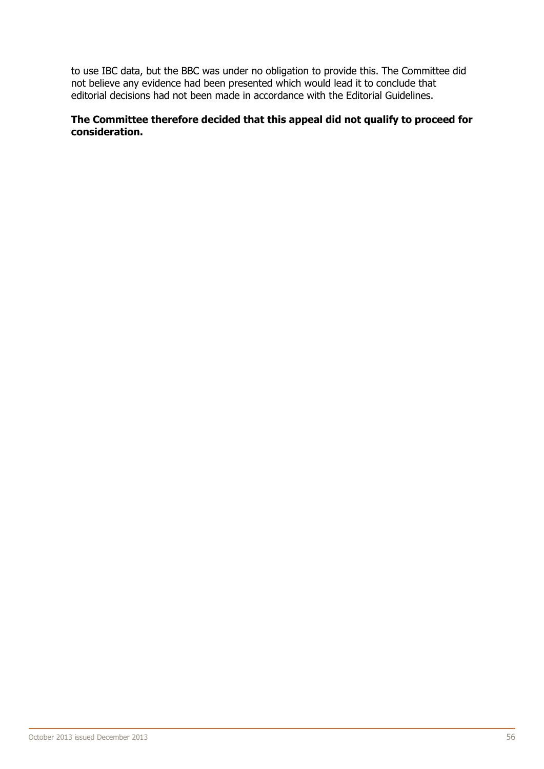to use IBC data, but the BBC was under no obligation to provide this. The Committee did not believe any evidence had been presented which would lead it to conclude that editorial decisions had not been made in accordance with the Editorial Guidelines.

**The Committee therefore decided that this appeal did not qualify to proceed for consideration.**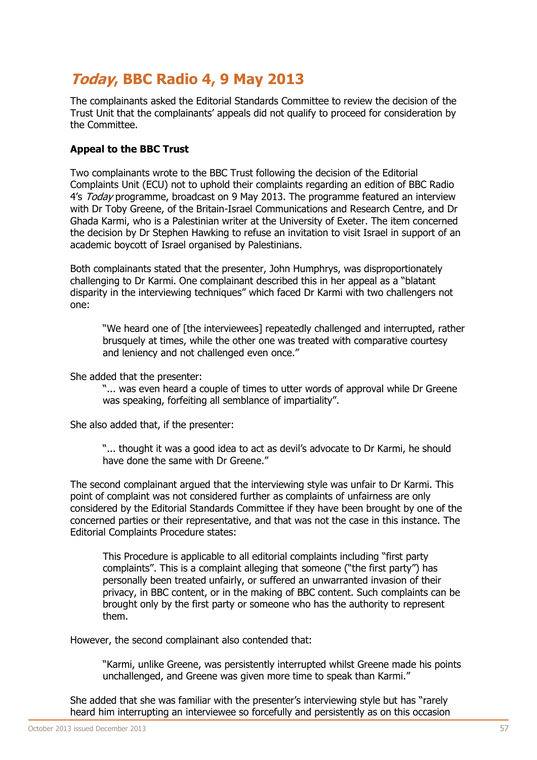## *Today*, BBC Radio 4, 9 May 2013

The complainants asked the Editorial Standards Committee to review the decision of the Trust Unit that the complainants' appeals did not qualify to proceed for consideration by the Committee.

### Appeal to the BBC Trust

Two complainants wrote to the BBC Trust following the decision of the Editorial Complaints Unit (ECU) not to uphold their complaints regarding an edition of BBC Radio 4's *Today* programme, broadcast on 9 May 2013. The programme featured an interview with Dr Toby Greene, of the Britain-Israel Communications and Research Centre, and Dr Ghada Karmi, who is a Palestinian writer at the University of Exeter. The item concerned the decision by Dr Stephen Hawking to refuse an invitation to visit Israel in support of an academic boycott of Israel organised by Palestinians.

Both complainants stated that the presenter, John Humphrys, was disproportionately challenging to Dr Karmi. One complainant described this in her appeal as a "blatant disparity in the interviewing techniques" which faced Dr Karmi with two challengers not one:

> "We heard one of [the interviewees] repeatedly challenged and interrupted, rather brusquely at times, while the other one was treated with comparative courtesy and leniency and not challenged even once."

She added that the presenter:

> "... was even heard a couple of times to utter words of approval while Dr Greene was speaking, forfeiting all semblance of impartiality".

She also added that, if the presenter:

> "... thought it was a good idea to act as devil's advocate to Dr Karmi, he should have done the same with Dr Greene."

The second complainant argued that the interviewing style was unfair to Dr Karmi. This point of complaint was not considered further as complaints of unfairness are only considered by the Editorial Standards Committee if they have been brought by one of the concerned parties or their representative, and that was not the case in this instance. The Editorial Complaints Procedure states:

> This Procedure is applicable to all editorial complaints including "first party complaints". This is a complaint alleging that someone ("the first party") has personally been treated unfairly, or suffered an unwarranted invasion of their privacy, in BBC content, or in the making of BBC content. Such complaints can be brought only by the first party or someone who has the authority to represent them.

However, the second complainant also contended that:

> "Karmi, unlike Greene, was persistently interrupted whilst Greene made his points unchallenged, and Greene was given more time to speak than Karmi."

She added that she was familiar with the presenter's interviewing style but has "rarely heard him interrupting an interviewee so forcefully and persistently as on this occasion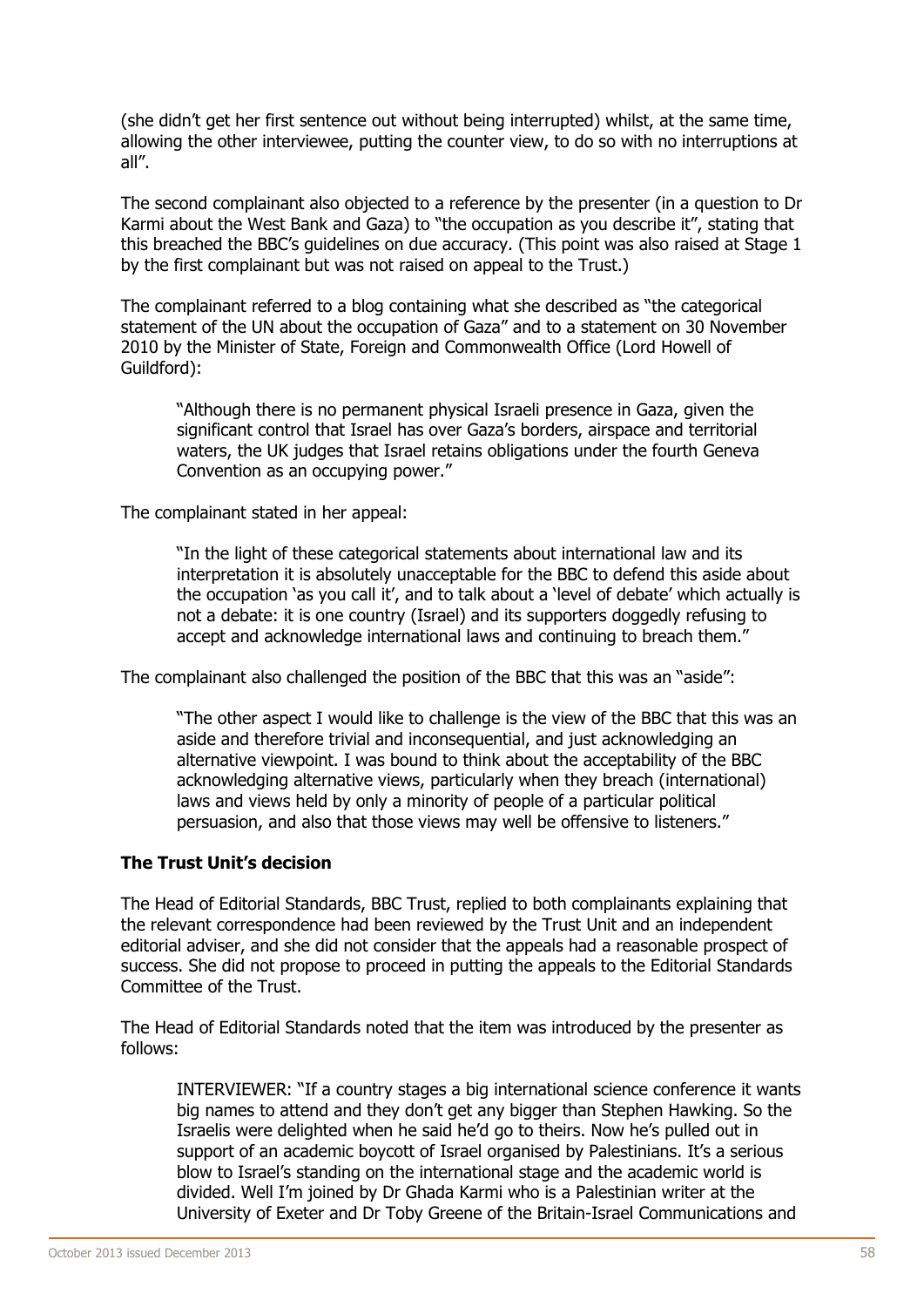(she didn't get her first sentence out without being interrupted) whilst, at the same time, allowing the other interviewee, putting the counter view, to do so with no interruptions at all".

The second complainant also objected to a reference by the presenter (in a question to Dr Karmi about the West Bank and Gaza) to "the occupation as you describe it", stating that this breached the BBC's guidelines on due accuracy. (This point was also raised at Stage 1 by the first complainant but was not raised on appeal to the Trust.)

The complainant referred to a blog containing what she described as "the categorical statement of the UN about the occupation of Gaza" and to a statement on 30 November 2010 by the Minister of State, Foreign and Commonwealth Office (Lord Howell of Guildford):

> "Although there is no permanent physical Israeli presence in Gaza, given the significant control that Israel has over Gaza's borders, airspace and territorial waters, the UK judges that Israel retains obligations under the fourth Geneva Convention as an occupying power."

The complainant stated in her appeal:

> "In the light of these categorical statements about international law and its interpretation it is absolutely unacceptable for the BBC to defend this aside about the occupation 'as you call it', and to talk about a 'level of debate' which actually is not a debate: it is one country (Israel) and its supporters doggedly refusing to accept and acknowledge international laws and continuing to breach them."

The complainant also challenged the position of the BBC that this was an "aside":

> "The other aspect I would like to challenge is the view of the BBC that this was an aside and therefore trivial and inconsequential, and just acknowledging an alternative viewpoint. I was bound to think about the acceptability of the BBC acknowledging alternative views, particularly when they breach (international) laws and views held by only a minority of people of a particular political persuasion, and also that those views may well be offensive to listeners."

**The Trust Unit's decision**

The Head of Editorial Standards, BBC Trust, replied to both complainants explaining that the relevant correspondence had been reviewed by the Trust Unit and an independent editorial adviser, and she did not consider that the appeals had a reasonable prospect of success. She did not propose to proceed in putting the appeals to the Editorial Standards Committee of the Trust.

The Head of Editorial Standards noted that the item was introduced by the presenter as follows:

> INTERVIEWER: "If a country stages a big international science conference it wants big names to attend and they don't get any bigger than Stephen Hawking. So the Israelis were delighted when he said he'd go to theirs. Now he's pulled out in support of an academic boycott of Israel organised by Palestinians. It's a serious blow to Israel's standing on the international stage and the academic world is divided. Well I'm joined by Dr Ghada Karmi who is a Palestinian writer at the University of Exeter and Dr Toby Greene of the Britain-Israel Communications and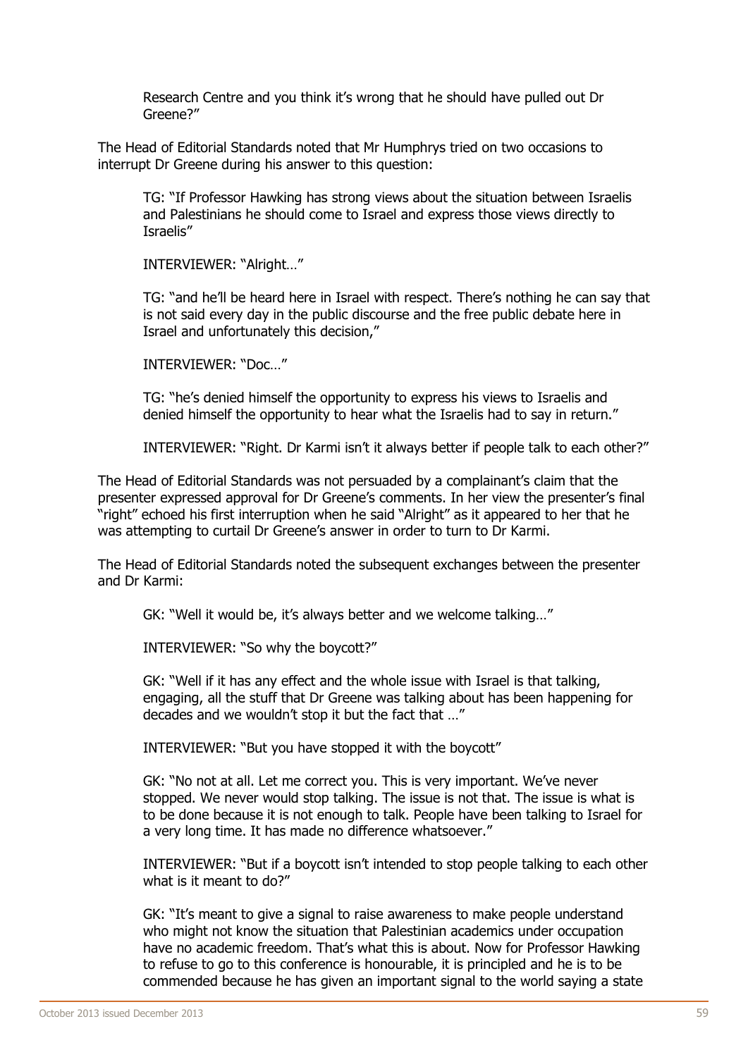Research Centre and you think it's wrong that he should have pulled out Dr Greene?"

The Head of Editorial Standards noted that Mr Humphrys tried on two occasions to interrupt Dr Greene during his answer to this question:

> TG: "If Professor Hawking has strong views about the situation between Israelis and Palestinians he should come to Israel and express those views directly to Israelis"
>
> INTERVIEWER: "Alright…"
>
> TG: "and he'll be heard here in Israel with respect. There's nothing he can say that is not said every day in the public discourse and the free public debate here in Israel and unfortunately this decision,"
>
> INTERVIEWER: "Doc…"
>
> TG: "he's denied himself the opportunity to express his views to Israelis and denied himself the opportunity to hear what the Israelis had to say in return."
>
> INTERVIEWER: "Right. Dr Karmi isn't it always better if people talk to each other?"

The Head of Editorial Standards was not persuaded by a complainant's claim that the presenter expressed approval for Dr Greene's comments. In her view the presenter's final "right" echoed his first interruption when he said "Alright" as it appeared to her that he was attempting to curtail Dr Greene's answer in order to turn to Dr Karmi.

The Head of Editorial Standards noted the subsequent exchanges between the presenter and Dr Karmi:

> GK: "Well it would be, it's always better and we welcome talking…"
>
> INTERVIEWER: "So why the boycott?"
>
> GK: "Well if it has any effect and the whole issue with Israel is that talking, engaging, all the stuff that Dr Greene was talking about has been happening for decades and we wouldn't stop it but the fact that …"
>
> INTERVIEWER: "But you have stopped it with the boycott"
>
> GK: "No not at all. Let me correct you. This is very important. We've never stopped. We never would stop talking. The issue is not that. The issue is what is to be done because it is not enough to talk. People have been talking to Israel for a very long time. It has made no difference whatsoever."
>
> INTERVIEWER: "But if a boycott isn't intended to stop people talking to each other what is it meant to do?"
>
> GK: "It's meant to give a signal to raise awareness to make people understand who might not know the situation that Palestinian academics under occupation have no academic freedom. That's what this is about. Now for Professor Hawking to refuse to go to this conference is honourable, it is principled and he is to be commended because he has given an important signal to the world saying a state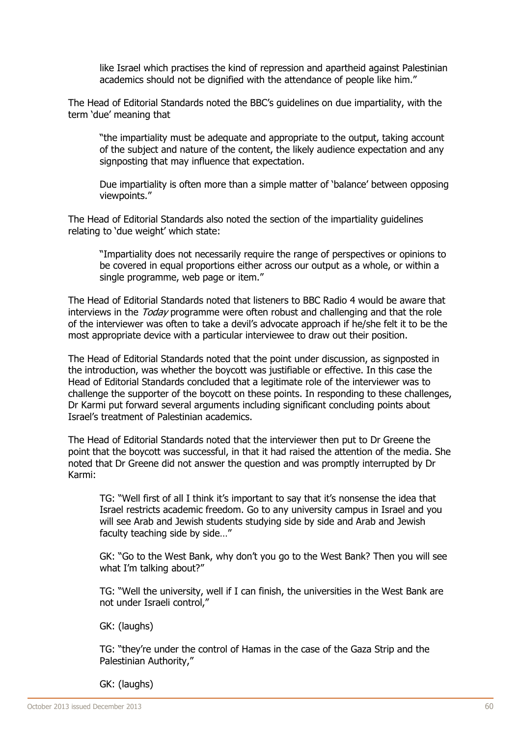> like Israel which practises the kind of repression and apartheid against Palestinian academics should not be dignified with the attendance of people like him."

The Head of Editorial Standards noted the BBC's guidelines on due impartiality, with the term 'due' meaning that

> "the impartiality must be adequate and appropriate to the output, taking account of the subject and nature of the content, the likely audience expectation and any signposting that may influence that expectation.
>
> Due impartiality is often more than a simple matter of 'balance' between opposing viewpoints."

The Head of Editorial Standards also noted the section of the impartiality guidelines relating to 'due weight' which state:

> "Impartiality does not necessarily require the range of perspectives or opinions to be covered in equal proportions either across our output as a whole, or within a single programme, web page or item."

The Head of Editorial Standards noted that listeners to BBC Radio 4 would be aware that interviews in the *Today* programme were often robust and challenging and that the role of the interviewer was often to take a devil's advocate approach if he/she felt it to be the most appropriate device with a particular interviewee to draw out their position.

The Head of Editorial Standards noted that the point under discussion, as signposted in the introduction, was whether the boycott was justifiable or effective. In this case the Head of Editorial Standards concluded that a legitimate role of the interviewer was to challenge the supporter of the boycott on these points. In responding to these challenges, Dr Karmi put forward several arguments including significant concluding points about Israel's treatment of Palestinian academics.

The Head of Editorial Standards noted that the interviewer then put to Dr Greene the point that the boycott was successful, in that it had raised the attention of the media. She noted that Dr Greene did not answer the question and was promptly interrupted by Dr Karmi:

> TG: "Well first of all I think it's important to say that it's nonsense the idea that Israel restricts academic freedom. Go to any university campus in Israel and you will see Arab and Jewish students studying side by side and Arab and Jewish faculty teaching side by side…"
>
> GK: "Go to the West Bank, why don't you go to the West Bank? Then you will see what I'm talking about?"
>
> TG: "Well the university, well if I can finish, the universities in the West Bank are not under Israeli control,"
>
> GK: (laughs)
>
> TG: "they're under the control of Hamas in the case of the Gaza Strip and the Palestinian Authority,"
>
> GK: (laughs)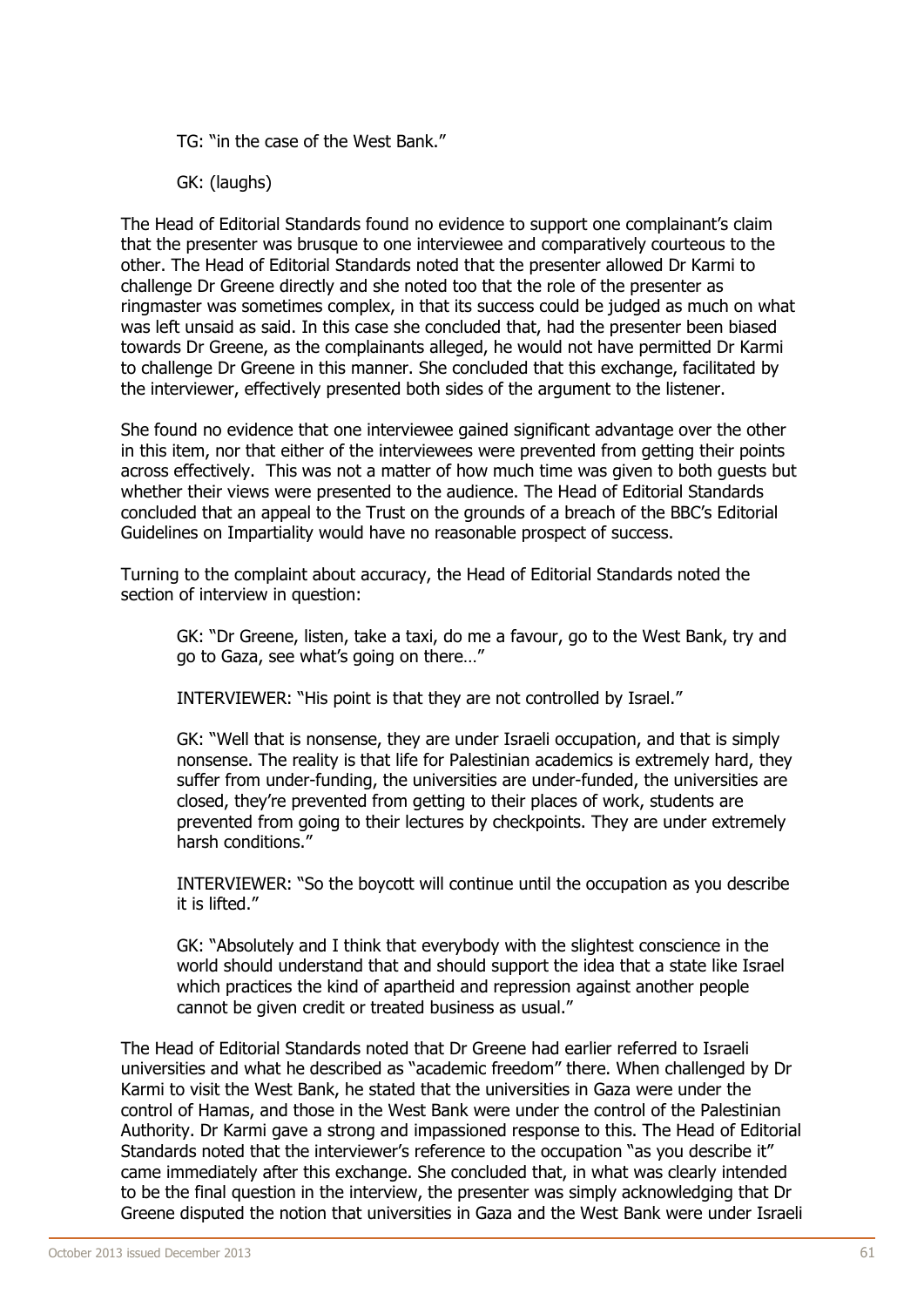TG: "in the case of the West Bank."

GK: (laughs)

The Head of Editorial Standards found no evidence to support one complainant's claim that the presenter was brusque to one interviewee and comparatively courteous to the other. The Head of Editorial Standards noted that the presenter allowed Dr Karmi to challenge Dr Greene directly and she noted too that the role of the presenter as ringmaster was sometimes complex, in that its success could be judged as much on what was left unsaid as said. In this case she concluded that, had the presenter been biased towards Dr Greene, as the complainants alleged, he would not have permitted Dr Karmi to challenge Dr Greene in this manner. She concluded that this exchange, facilitated by the interviewer, effectively presented both sides of the argument to the listener.

She found no evidence that one interviewee gained significant advantage over the other in this item, nor that either of the interviewees were prevented from getting their points across effectively. This was not a matter of how much time was given to both guests but whether their views were presented to the audience. The Head of Editorial Standards concluded that an appeal to the Trust on the grounds of a breach of the BBC's Editorial Guidelines on Impartiality would have no reasonable prospect of success.

Turning to the complaint about accuracy, the Head of Editorial Standards noted the section of interview in question:

> GK: "Dr Greene, listen, take a taxi, do me a favour, go to the West Bank, try and go to Gaza, see what's going on there…"
>
> INTERVIEWER: "His point is that they are not controlled by Israel."
>
> GK: "Well that is nonsense, they are under Israeli occupation, and that is simply nonsense. The reality is that life for Palestinian academics is extremely hard, they suffer from under-funding, the universities are under-funded, the universities are closed, they're prevented from getting to their places of work, students are prevented from going to their lectures by checkpoints. They are under extremely harsh conditions."
>
> INTERVIEWER: "So the boycott will continue until the occupation as you describe it is lifted."
>
> GK: "Absolutely and I think that everybody with the slightest conscience in the world should understand that and should support the idea that a state like Israel which practices the kind of apartheid and repression against another people cannot be given credit or treated business as usual."

The Head of Editorial Standards noted that Dr Greene had earlier referred to Israeli universities and what he described as "academic freedom" there. When challenged by Dr Karmi to visit the West Bank, he stated that the universities in Gaza were under the control of Hamas, and those in the West Bank were under the control of the Palestinian Authority. Dr Karmi gave a strong and impassioned response to this. The Head of Editorial Standards noted that the interviewer's reference to the occupation "as you describe it" came immediately after this exchange. She concluded that, in what was clearly intended to be the final question in the interview, the presenter was simply acknowledging that Dr Greene disputed the notion that universities in Gaza and the West Bank were under Israeli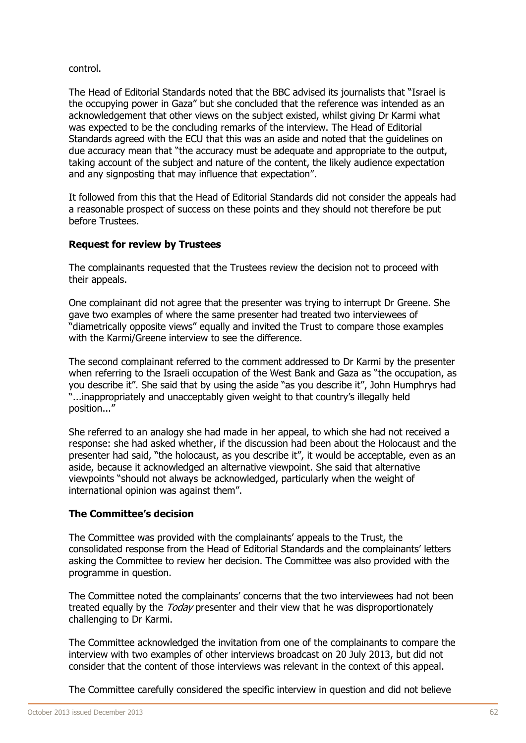control.

The Head of Editorial Standards noted that the BBC advised its journalists that "Israel is the occupying power in Gaza" but she concluded that the reference was intended as an acknowledgement that other views on the subject existed, whilst giving Dr Karmi what was expected to be the concluding remarks of the interview. The Head of Editorial Standards agreed with the ECU that this was an aside and noted that the guidelines on due accuracy mean that "the accuracy must be adequate and appropriate to the output, taking account of the subject and nature of the content, the likely audience expectation and any signposting that may influence that expectation".

It followed from this that the Head of Editorial Standards did not consider the appeals had a reasonable prospect of success on these points and they should not therefore be put before Trustees.

**Request for review by Trustees**

The complainants requested that the Trustees review the decision not to proceed with their appeals.

One complainant did not agree that the presenter was trying to interrupt Dr Greene. She gave two examples of where the same presenter had treated two interviewees of "diametrically opposite views" equally and invited the Trust to compare those examples with the Karmi/Greene interview to see the difference.

The second complainant referred to the comment addressed to Dr Karmi by the presenter when referring to the Israeli occupation of the West Bank and Gaza as "the occupation, as you describe it". She said that by using the aside "as you describe it", John Humphrys had "...inappropriately and unacceptably given weight to that country's illegally held position..."

She referred to an analogy she had made in her appeal, to which she had not received a response: she had asked whether, if the discussion had been about the Holocaust and the presenter had said, "the holocaust, as you describe it", it would be acceptable, even as an aside, because it acknowledged an alternative viewpoint. She said that alternative viewpoints "should not always be acknowledged, particularly when the weight of international opinion was against them".

**The Committee's decision**

The Committee was provided with the complainants' appeals to the Trust, the consolidated response from the Head of Editorial Standards and the complainants' letters asking the Committee to review her decision. The Committee was also provided with the programme in question.

The Committee noted the complainants' concerns that the two interviewees had not been treated equally by the *Today* presenter and their view that he was disproportionately challenging to Dr Karmi.

The Committee acknowledged the invitation from one of the complainants to compare the interview with two examples of other interviews broadcast on 20 July 2013, but did not consider that the content of those interviews was relevant in the context of this appeal.

The Committee carefully considered the specific interview in question and did not believe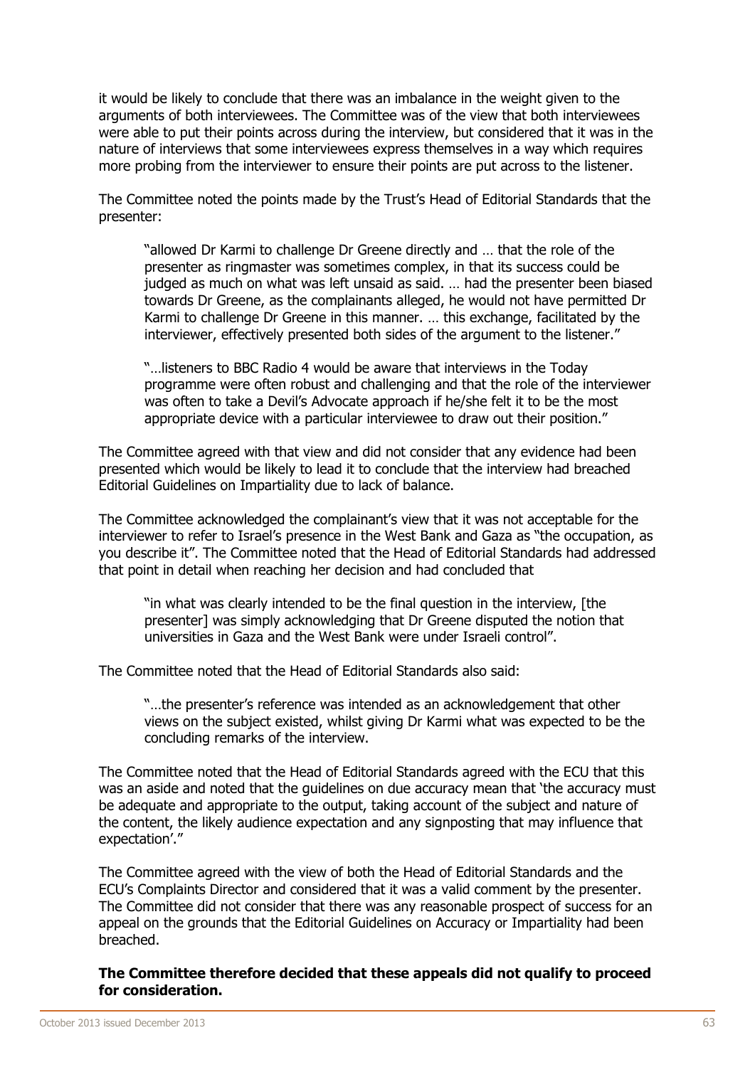it would be likely to conclude that there was an imbalance in the weight given to the arguments of both interviewees. The Committee was of the view that both interviewees were able to put their points across during the interview, but considered that it was in the nature of interviews that some interviewees express themselves in a way which requires more probing from the interviewer to ensure their points are put across to the listener.

The Committee noted the points made by the Trust's Head of Editorial Standards that the presenter:

> "allowed Dr Karmi to challenge Dr Greene directly and … that the role of the presenter as ringmaster was sometimes complex, in that its success could be judged as much on what was left unsaid as said. … had the presenter been biased towards Dr Greene, as the complainants alleged, he would not have permitted Dr Karmi to challenge Dr Greene in this manner. … this exchange, facilitated by the interviewer, effectively presented both sides of the argument to the listener."
>
> "…listeners to BBC Radio 4 would be aware that interviews in the Today programme were often robust and challenging and that the role of the interviewer was often to take a Devil's Advocate approach if he/she felt it to be the most appropriate device with a particular interviewee to draw out their position."

The Committee agreed with that view and did not consider that any evidence had been presented which would be likely to lead it to conclude that the interview had breached Editorial Guidelines on Impartiality due to lack of balance.

The Committee acknowledged the complainant's view that it was not acceptable for the interviewer to refer to Israel's presence in the West Bank and Gaza as "the occupation, as you describe it". The Committee noted that the Head of Editorial Standards had addressed that point in detail when reaching her decision and had concluded that

> "in what was clearly intended to be the final question in the interview, [the presenter] was simply acknowledging that Dr Greene disputed the notion that universities in Gaza and the West Bank were under Israeli control".

The Committee noted that the Head of Editorial Standards also said:

> "…the presenter's reference was intended as an acknowledgement that other views on the subject existed, whilst giving Dr Karmi what was expected to be the concluding remarks of the interview.

The Committee noted that the Head of Editorial Standards agreed with the ECU that this was an aside and noted that the guidelines on due accuracy mean that 'the accuracy must be adequate and appropriate to the output, taking account of the subject and nature of the content, the likely audience expectation and any signposting that may influence that expectation'."

The Committee agreed with the view of both the Head of Editorial Standards and the ECU's Complaints Director and considered that it was a valid comment by the presenter. The Committee did not consider that there was any reasonable prospect of success for an appeal on the grounds that the Editorial Guidelines on Accuracy or Impartiality had been breached.

**The Committee therefore decided that these appeals did not qualify to proceed for consideration.**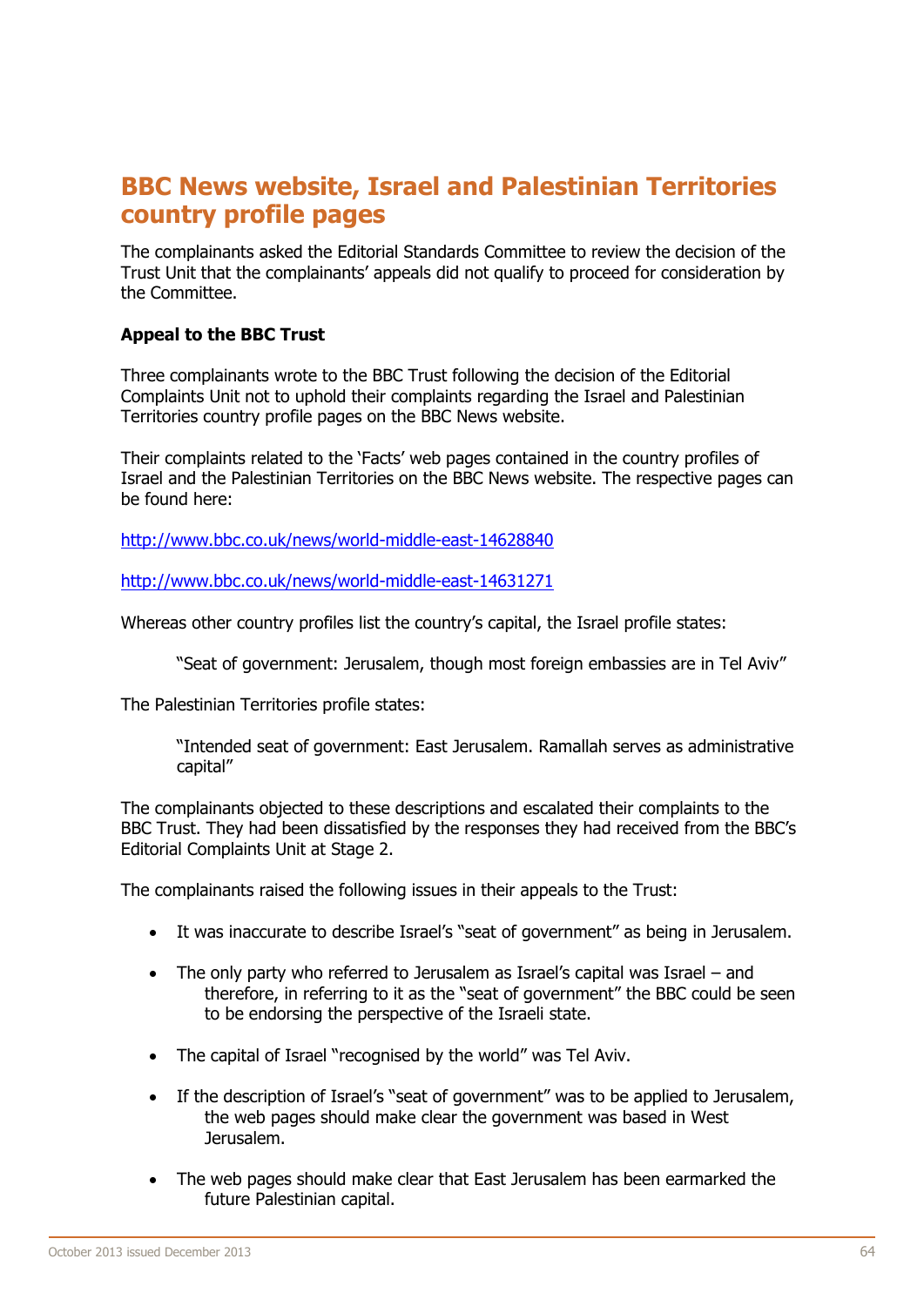## BBC News website, Israel and Palestinian Territories country profile pages

The complainants asked the Editorial Standards Committee to review the decision of the Trust Unit that the complainants' appeals did not qualify to proceed for consideration by the Committee.

**Appeal to the BBC Trust**

Three complainants wrote to the BBC Trust following the decision of the Editorial Complaints Unit not to uphold their complaints regarding the Israel and Palestinian Territories country profile pages on the BBC News website.

Their complaints related to the 'Facts' web pages contained in the country profiles of Israel and the Palestinian Territories on the BBC News website. The respective pages can be found here:

http://www.bbc.co.uk/news/world-middle-east-14628840

http://www.bbc.co.uk/news/world-middle-east-14631271

Whereas other country profiles list the country's capital, the Israel profile states:

> "Seat of government: Jerusalem, though most foreign embassies are in Tel Aviv"

The Palestinian Territories profile states:

> "Intended seat of government: East Jerusalem. Ramallah serves as administrative capital"

The complainants objected to these descriptions and escalated their complaints to the BBC Trust. They had been dissatisfied by the responses they had received from the BBC's Editorial Complaints Unit at Stage 2.

The complainants raised the following issues in their appeals to the Trust:

- It was inaccurate to describe Israel's "seat of government" as being in Jerusalem.
- The only party who referred to Jerusalem as Israel's capital was Israel – and therefore, in referring to it as the "seat of government" the BBC could be seen to be endorsing the perspective of the Israeli state.
- The capital of Israel "recognised by the world" was Tel Aviv.
- If the description of Israel's "seat of government" was to be applied to Jerusalem, the web pages should make clear the government was based in West Jerusalem.
- The web pages should make clear that East Jerusalem has been earmarked the future Palestinian capital.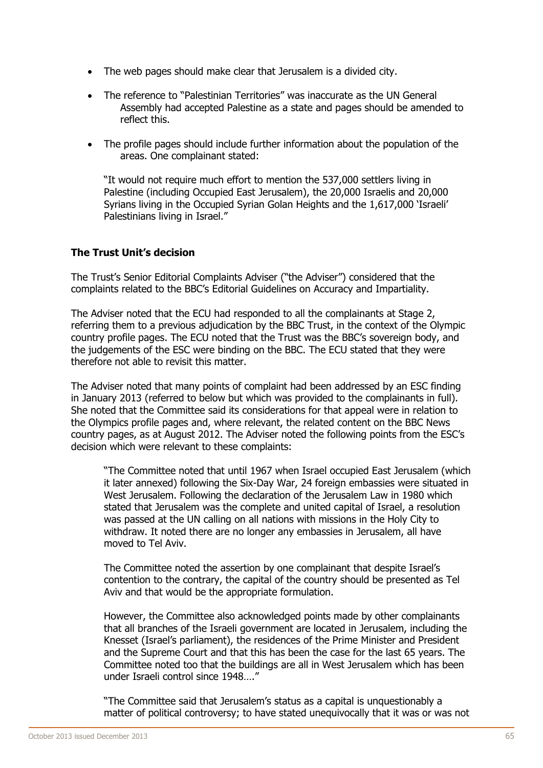- The web pages should make clear that Jerusalem is a divided city.

- The reference to "Palestinian Territories" was inaccurate as the UN General Assembly had accepted Palestine as a state and pages should be amended to reflect this.

- The profile pages should include further information about the population of the areas. One complainant stated:

  "It would not require much effort to mention the 537,000 settlers living in Palestine (including Occupied East Jerusalem), the 20,000 Israelis and 20,000 Syrians living in the Occupied Syrian Golan Heights and the 1,617,000 'Israeli' Palestinians living in Israel."

**The Trust Unit's decision**

The Trust's Senior Editorial Complaints Adviser ("the Adviser") considered that the complaints related to the BBC's Editorial Guidelines on Accuracy and Impartiality.

The Adviser noted that the ECU had responded to all the complainants at Stage 2, referring them to a previous adjudication by the BBC Trust, in the context of the Olympic country profile pages. The ECU noted that the Trust was the BBC's sovereign body, and the judgements of the ESC were binding on the BBC. The ECU stated that they were therefore not able to revisit this matter.

The Adviser noted that many points of complaint had been addressed by an ESC finding in January 2013 (referred to below but which was provided to the complainants in full). She noted that the Committee said its considerations for that appeal were in relation to the Olympics profile pages and, where relevant, the related content on the BBC News country pages, as at August 2012. The Adviser noted the following points from the ESC's decision which were relevant to these complaints:

> "The Committee noted that until 1967 when Israel occupied East Jerusalem (which it later annexed) following the Six-Day War, 24 foreign embassies were situated in West Jerusalem. Following the declaration of the Jerusalem Law in 1980 which stated that Jerusalem was the complete and united capital of Israel, a resolution was passed at the UN calling on all nations with missions in the Holy City to withdraw. It noted there are no longer any embassies in Jerusalem, all have moved to Tel Aviv.
>
> The Committee noted the assertion by one complainant that despite Israel's contention to the contrary, the capital of the country should be presented as Tel Aviv and that would be the appropriate formulation.
>
> However, the Committee also acknowledged points made by other complainants that all branches of the Israeli government are located in Jerusalem, including the Knesset (Israel's parliament), the residences of the Prime Minister and President and the Supreme Court and that this has been the case for the last 65 years. The Committee noted too that the buildings are all in West Jerusalem which has been under Israeli control since 1948…."
>
> "The Committee said that Jerusalem's status as a capital is unquestionably a matter of political controversy; to have stated unequivocally that it was or was not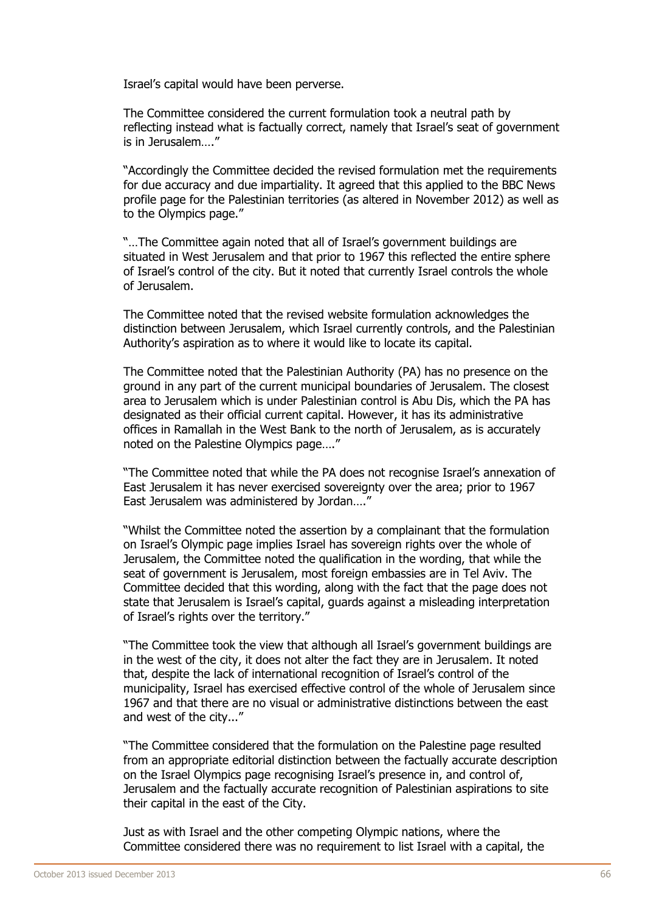Israel's capital would have been perverse.

The Committee considered the current formulation took a neutral path by reflecting instead what is factually correct, namely that Israel's seat of government is in Jerusalem…."

"Accordingly the Committee decided the revised formulation met the requirements for due accuracy and due impartiality. It agreed that this applied to the BBC News profile page for the Palestinian territories (as altered in November 2012) as well as to the Olympics page."

"…The Committee again noted that all of Israel's government buildings are situated in West Jerusalem and that prior to 1967 this reflected the entire sphere of Israel's control of the city. But it noted that currently Israel controls the whole of Jerusalem.

The Committee noted that the revised website formulation acknowledges the distinction between Jerusalem, which Israel currently controls, and the Palestinian Authority's aspiration as to where it would like to locate its capital.

The Committee noted that the Palestinian Authority (PA) has no presence on the ground in any part of the current municipal boundaries of Jerusalem. The closest area to Jerusalem which is under Palestinian control is Abu Dis, which the PA has designated as their official current capital. However, it has its administrative offices in Ramallah in the West Bank to the north of Jerusalem, as is accurately noted on the Palestine Olympics page…."

"The Committee noted that while the PA does not recognise Israel's annexation of East Jerusalem it has never exercised sovereignty over the area; prior to 1967 East Jerusalem was administered by Jordan…."

"Whilst the Committee noted the assertion by a complainant that the formulation on Israel's Olympic page implies Israel has sovereign rights over the whole of Jerusalem, the Committee noted the qualification in the wording, that while the seat of government is Jerusalem, most foreign embassies are in Tel Aviv. The Committee decided that this wording, along with the fact that the page does not state that Jerusalem is Israel's capital, guards against a misleading interpretation of Israel's rights over the territory."

"The Committee took the view that although all Israel's government buildings are in the west of the city, it does not alter the fact they are in Jerusalem. It noted that, despite the lack of international recognition of Israel's control of the municipality, Israel has exercised effective control of the whole of Jerusalem since 1967 and that there are no visual or administrative distinctions between the east and west of the city..."

"The Committee considered that the formulation on the Palestine page resulted from an appropriate editorial distinction between the factually accurate description on the Israel Olympics page recognising Israel's presence in, and control of, Jerusalem and the factually accurate recognition of Palestinian aspirations to site their capital in the east of the City.

Just as with Israel and the other competing Olympic nations, where the Committee considered there was no requirement to list Israel with a capital, the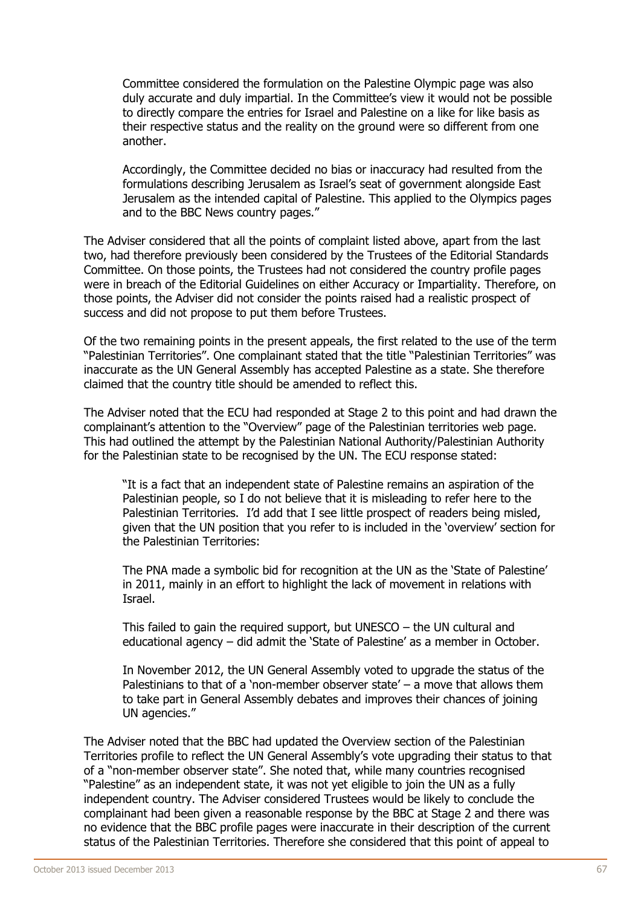> Committee considered the formulation on the Palestine Olympic page was also duly accurate and duly impartial. In the Committee's view it would not be possible to directly compare the entries for Israel and Palestine on a like for like basis as their respective status and the reality on the ground were so different from one another.
>
> Accordingly, the Committee decided no bias or inaccuracy had resulted from the formulations describing Jerusalem as Israel's seat of government alongside East Jerusalem as the intended capital of Palestine. This applied to the Olympics pages and to the BBC News country pages."

The Adviser considered that all the points of complaint listed above, apart from the last two, had therefore previously been considered by the Trustees of the Editorial Standards Committee. On those points, the Trustees had not considered the country profile pages were in breach of the Editorial Guidelines on either Accuracy or Impartiality. Therefore, on those points, the Adviser did not consider the points raised had a realistic prospect of success and did not propose to put them before Trustees.

Of the two remaining points in the present appeals, the first related to the use of the term "Palestinian Territories". One complainant stated that the title "Palestinian Territories" was inaccurate as the UN General Assembly has accepted Palestine as a state. She therefore claimed that the country title should be amended to reflect this.

The Adviser noted that the ECU had responded at Stage 2 to this point and had drawn the complainant's attention to the "Overview" page of the Palestinian territories web page. This had outlined the attempt by the Palestinian National Authority/Palestinian Authority for the Palestinian state to be recognised by the UN. The ECU response stated:

> "It is a fact that an independent state of Palestine remains an aspiration of the Palestinian people, so I do not believe that it is misleading to refer here to the Palestinian Territories. I'd add that I see little prospect of readers being misled, given that the UN position that you refer to is included in the 'overview' section for the Palestinian Territories:
>
> The PNA made a symbolic bid for recognition at the UN as the 'State of Palestine' in 2011, mainly in an effort to highlight the lack of movement in relations with Israel.
>
> This failed to gain the required support, but UNESCO – the UN cultural and educational agency – did admit the 'State of Palestine' as a member in October.
>
> In November 2012, the UN General Assembly voted to upgrade the status of the Palestinians to that of a 'non-member observer state' – a move that allows them to take part in General Assembly debates and improves their chances of joining UN agencies."

The Adviser noted that the BBC had updated the Overview section of the Palestinian Territories profile to reflect the UN General Assembly's vote upgrading their status to that of a "non-member observer state". She noted that, while many countries recognised "Palestine" as an independent state, it was not yet eligible to join the UN as a fully independent country. The Adviser considered Trustees would be likely to conclude the complainant had been given a reasonable response by the BBC at Stage 2 and there was no evidence that the BBC profile pages were inaccurate in their description of the current status of the Palestinian Territories. Therefore she considered that this point of appeal to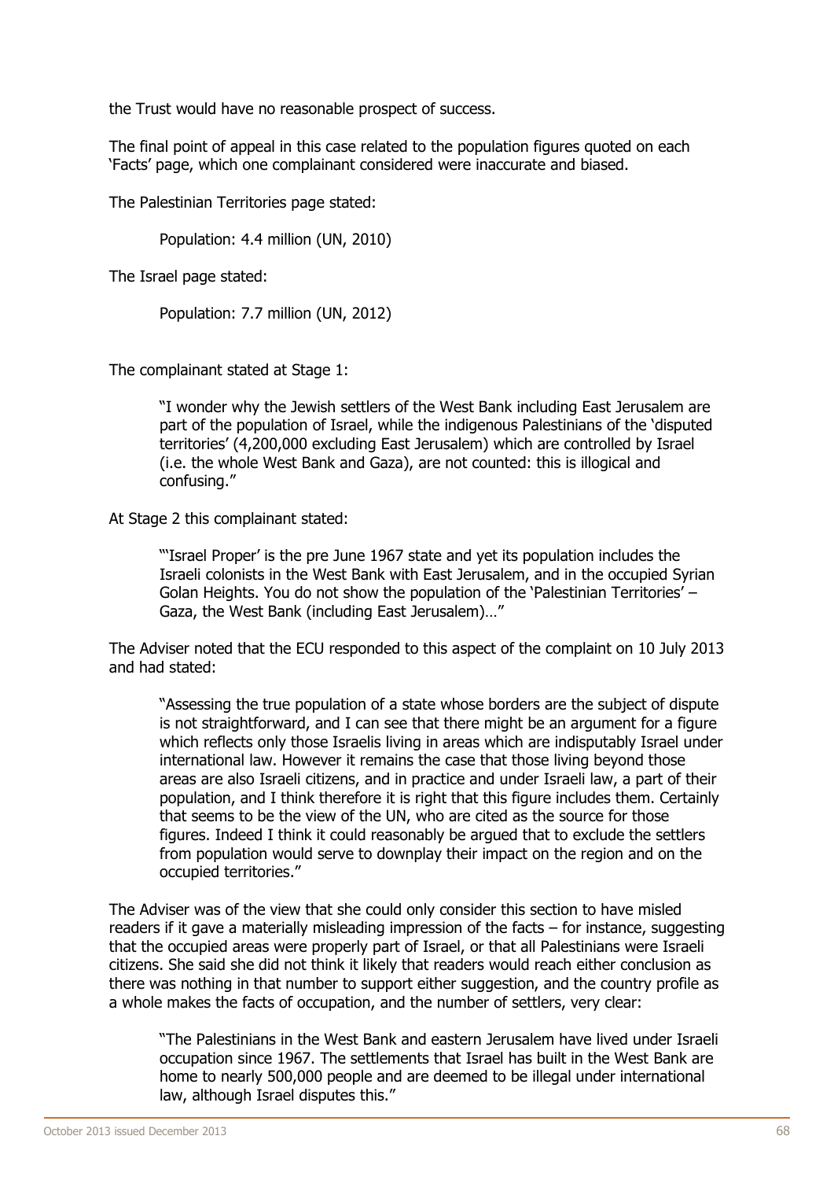the Trust would have no reasonable prospect of success.

The final point of appeal in this case related to the population figures quoted on each 'Facts' page, which one complainant considered were inaccurate and biased.

The Palestinian Territories page stated:

> Population: 4.4 million (UN, 2010)

The Israel page stated:

> Population: 7.7 million (UN, 2012)

The complainant stated at Stage 1:

> "I wonder why the Jewish settlers of the West Bank including East Jerusalem are part of the population of Israel, while the indigenous Palestinians of the 'disputed territories' (4,200,000 excluding East Jerusalem) which are controlled by Israel (i.e. the whole West Bank and Gaza), are not counted: this is illogical and confusing."

At Stage 2 this complainant stated:

> "'Israel Proper' is the pre June 1967 state and yet its population includes the Israeli colonists in the West Bank with East Jerusalem, and in the occupied Syrian Golan Heights. You do not show the population of the 'Palestinian Territories' – Gaza, the West Bank (including East Jerusalem)…"

The Adviser noted that the ECU responded to this aspect of the complaint on 10 July 2013 and had stated:

> "Assessing the true population of a state whose borders are the subject of dispute is not straightforward, and I can see that there might be an argument for a figure which reflects only those Israelis living in areas which are indisputably Israel under international law. However it remains the case that those living beyond those areas are also Israeli citizens, and in practice and under Israeli law, a part of their population, and I think therefore it is right that this figure includes them. Certainly that seems to be the view of the UN, who are cited as the source for those figures. Indeed I think it could reasonably be argued that to exclude the settlers from population would serve to downplay their impact on the region and on the occupied territories."

The Adviser was of the view that she could only consider this section to have misled readers if it gave a materially misleading impression of the facts – for instance, suggesting that the occupied areas were properly part of Israel, or that all Palestinians were Israeli citizens. She said she did not think it likely that readers would reach either conclusion as there was nothing in that number to support either suggestion, and the country profile as a whole makes the facts of occupation, and the number of settlers, very clear:

> "The Palestinians in the West Bank and eastern Jerusalem have lived under Israeli occupation since 1967. The settlements that Israel has built in the West Bank are home to nearly 500,000 people and are deemed to be illegal under international law, although Israel disputes this."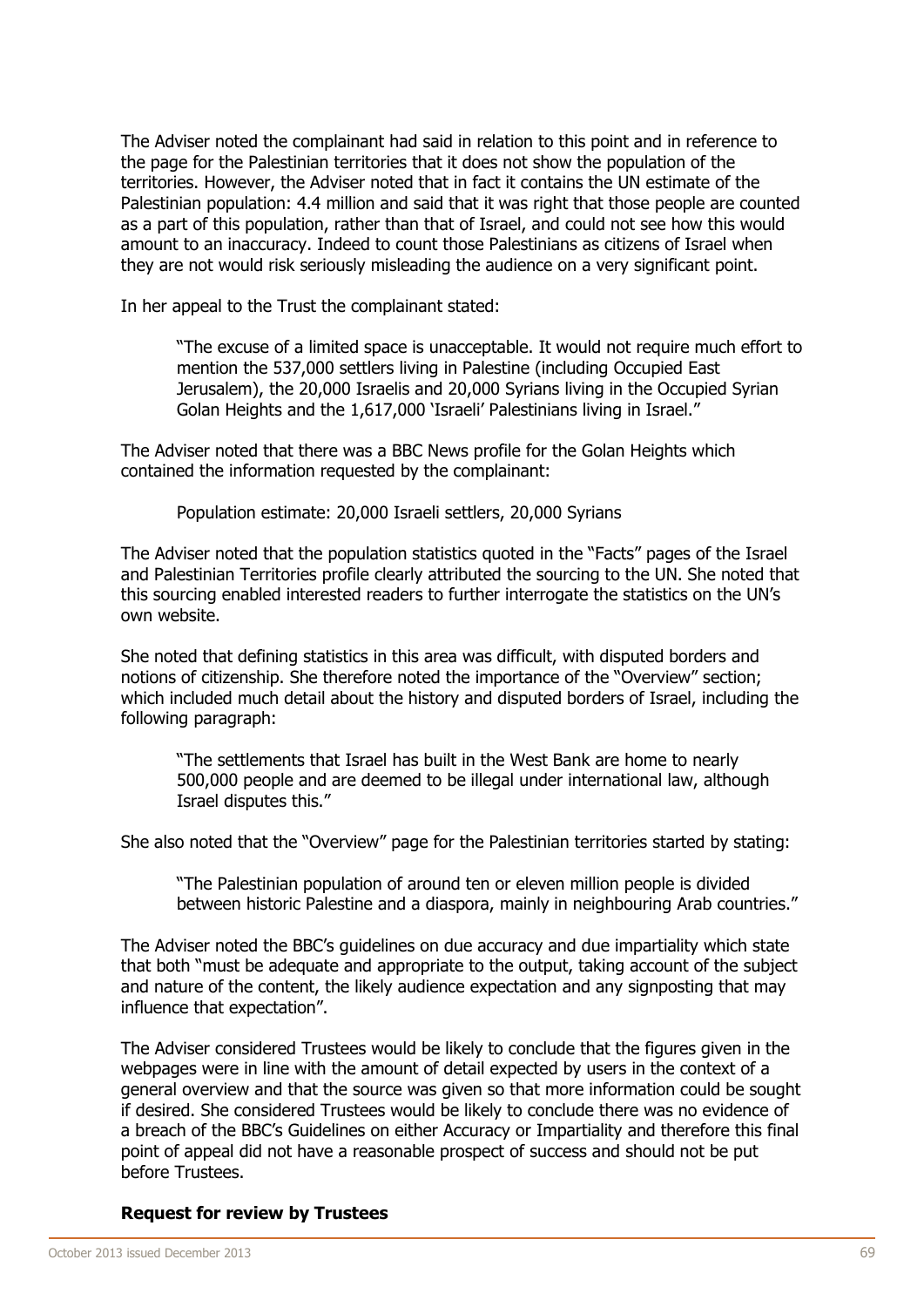The Adviser noted the complainant had said in relation to this point and in reference to the page for the Palestinian territories that it does not show the population of the territories. However, the Adviser noted that in fact it contains the UN estimate of the Palestinian population: 4.4 million and said that it was right that those people are counted as a part of this population, rather than that of Israel, and could not see how this would amount to an inaccuracy. Indeed to count those Palestinians as citizens of Israel when they are not would risk seriously misleading the audience on a very significant point.

In her appeal to the Trust the complainant stated:

> "The excuse of a limited space is unacceptable. It would not require much effort to mention the 537,000 settlers living in Palestine (including Occupied East Jerusalem), the 20,000 Israelis and 20,000 Syrians living in the Occupied Syrian Golan Heights and the 1,617,000 'Israeli' Palestinians living in Israel."

The Adviser noted that there was a BBC News profile for the Golan Heights which contained the information requested by the complainant:

> Population estimate: 20,000 Israeli settlers, 20,000 Syrians

The Adviser noted that the population statistics quoted in the "Facts" pages of the Israel and Palestinian Territories profile clearly attributed the sourcing to the UN. She noted that this sourcing enabled interested readers to further interrogate the statistics on the UN's own website.

She noted that defining statistics in this area was difficult, with disputed borders and notions of citizenship. She therefore noted the importance of the "Overview" section; which included much detail about the history and disputed borders of Israel, including the following paragraph:

> "The settlements that Israel has built in the West Bank are home to nearly 500,000 people and are deemed to be illegal under international law, although Israel disputes this."

She also noted that the "Overview" page for the Palestinian territories started by stating:

> "The Palestinian population of around ten or eleven million people is divided between historic Palestine and a diaspora, mainly in neighbouring Arab countries."

The Adviser noted the BBC's guidelines on due accuracy and due impartiality which state that both "must be adequate and appropriate to the output, taking account of the subject and nature of the content, the likely audience expectation and any signposting that may influence that expectation".

The Adviser considered Trustees would be likely to conclude that the figures given in the webpages were in line with the amount of detail expected by users in the context of a general overview and that the source was given so that more information could be sought if desired. She considered Trustees would be likely to conclude there was no evidence of a breach of the BBC's Guidelines on either Accuracy or Impartiality and therefore this final point of appeal did not have a reasonable prospect of success and should not be put before Trustees.

**Request for review by Trustees**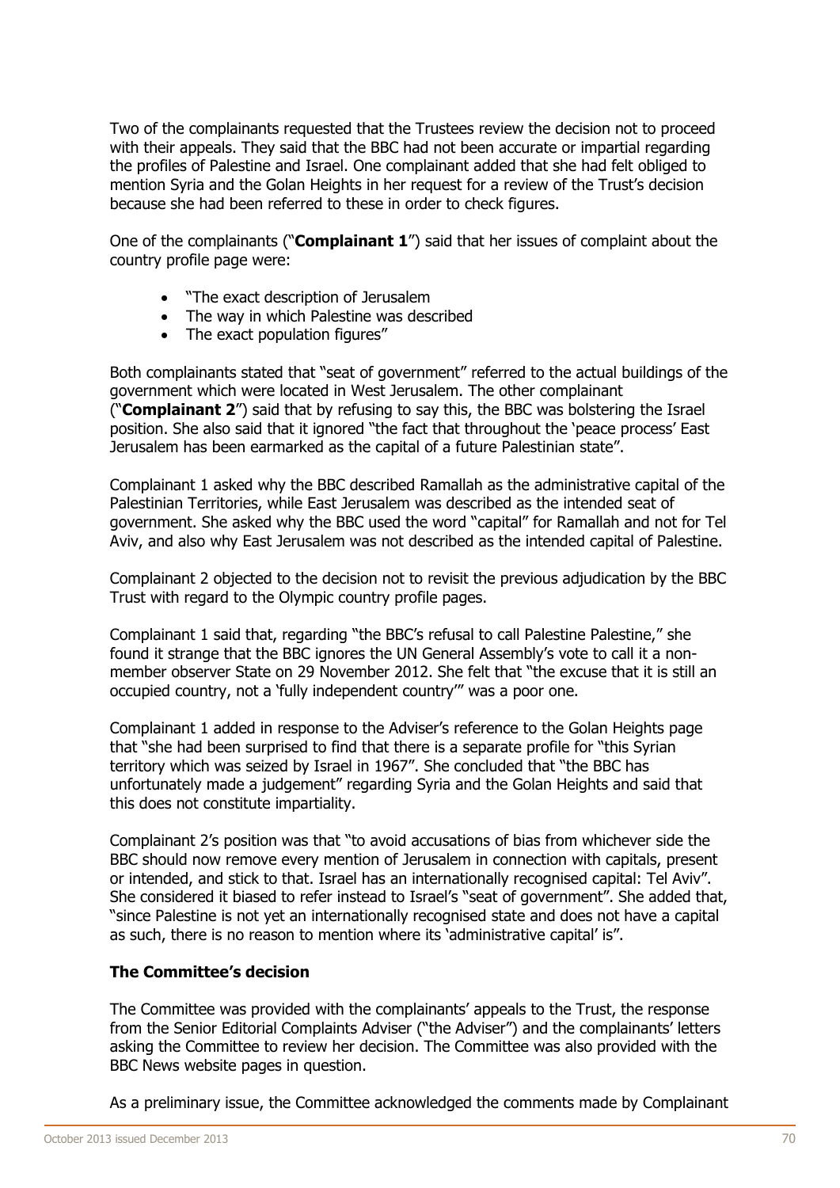Two of the complainants requested that the Trustees review the decision not to proceed with their appeals. They said that the BBC had not been accurate or impartial regarding the profiles of Palestine and Israel. One complainant added that she had felt obliged to mention Syria and the Golan Heights in her request for a review of the Trust's decision because she had been referred to these in order to check figures.

One of the complainants ("**Complainant 1**") said that her issues of complaint about the country profile page were:

- "The exact description of Jerusalem
- The way in which Palestine was described
- The exact population figures"

Both complainants stated that "seat of government" referred to the actual buildings of the government which were located in West Jerusalem. The other complainant ("**Complainant 2**") said that by refusing to say this, the BBC was bolstering the Israel position. She also said that it ignored "the fact that throughout the 'peace process' East Jerusalem has been earmarked as the capital of a future Palestinian state".

Complainant 1 asked why the BBC described Ramallah as the administrative capital of the Palestinian Territories, while East Jerusalem was described as the intended seat of government. She asked why the BBC used the word "capital" for Ramallah and not for Tel Aviv, and also why East Jerusalem was not described as the intended capital of Palestine.

Complainant 2 objected to the decision not to revisit the previous adjudication by the BBC Trust with regard to the Olympic country profile pages.

Complainant 1 said that, regarding "the BBC's refusal to call Palestine Palestine," she found it strange that the BBC ignores the UN General Assembly's vote to call it a non-member observer State on 29 November 2012. She felt that "the excuse that it is still an occupied country, not a 'fully independent country'" was a poor one.

Complainant 1 added in response to the Adviser's reference to the Golan Heights page that "she had been surprised to find that there is a separate profile for "this Syrian territory which was seized by Israel in 1967". She concluded that "the BBC has unfortunately made a judgement" regarding Syria and the Golan Heights and said that this does not constitute impartiality.

Complainant 2's position was that "to avoid accusations of bias from whichever side the BBC should now remove every mention of Jerusalem in connection with capitals, present or intended, and stick to that. Israel has an internationally recognised capital: Tel Aviv". She considered it biased to refer instead to Israel's "seat of government". She added that, "since Palestine is not yet an internationally recognised state and does not have a capital as such, there is no reason to mention where its 'administrative capital' is".

**The Committee's decision**

The Committee was provided with the complainants' appeals to the Trust, the response from the Senior Editorial Complaints Adviser ("the Adviser") and the complainants' letters asking the Committee to review her decision. The Committee was also provided with the BBC News website pages in question.

As a preliminary issue, the Committee acknowledged the comments made by Complainant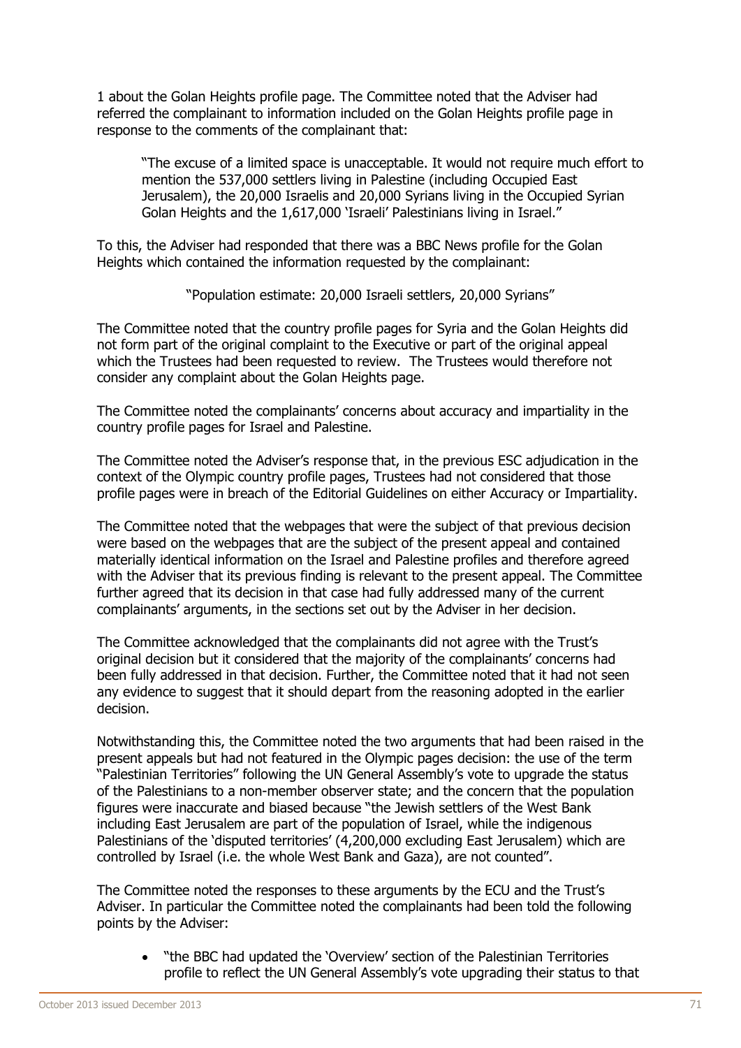1 about the Golan Heights profile page. The Committee noted that the Adviser had referred the complainant to information included on the Golan Heights profile page in response to the comments of the complainant that:

> "The excuse of a limited space is unacceptable. It would not require much effort to mention the 537,000 settlers living in Palestine (including Occupied East Jerusalem), the 20,000 Israelis and 20,000 Syrians living in the Occupied Syrian Golan Heights and the 1,617,000 'Israeli' Palestinians living in Israel."

To this, the Adviser had responded that there was a BBC News profile for the Golan Heights which contained the information requested by the complainant:

> "Population estimate: 20,000 Israeli settlers, 20,000 Syrians"

The Committee noted that the country profile pages for Syria and the Golan Heights did not form part of the original complaint to the Executive or part of the original appeal which the Trustees had been requested to review. The Trustees would therefore not consider any complaint about the Golan Heights page.

The Committee noted the complainants' concerns about accuracy and impartiality in the country profile pages for Israel and Palestine.

The Committee noted the Adviser's response that, in the previous ESC adjudication in the context of the Olympic country profile pages, Trustees had not considered that those profile pages were in breach of the Editorial Guidelines on either Accuracy or Impartiality.

The Committee noted that the webpages that were the subject of that previous decision were based on the webpages that are the subject of the present appeal and contained materially identical information on the Israel and Palestine profiles and therefore agreed with the Adviser that its previous finding is relevant to the present appeal. The Committee further agreed that its decision in that case had fully addressed many of the current complainants' arguments, in the sections set out by the Adviser in her decision.

The Committee acknowledged that the complainants did not agree with the Trust's original decision but it considered that the majority of the complainants' concerns had been fully addressed in that decision. Further, the Committee noted that it had not seen any evidence to suggest that it should depart from the reasoning adopted in the earlier decision.

Notwithstanding this, the Committee noted the two arguments that had been raised in the present appeals but had not featured in the Olympic pages decision: the use of the term "Palestinian Territories" following the UN General Assembly's vote to upgrade the status of the Palestinians to a non-member observer state; and the concern that the population figures were inaccurate and biased because "the Jewish settlers of the West Bank including East Jerusalem are part of the population of Israel, while the indigenous Palestinians of the 'disputed territories' (4,200,000 excluding East Jerusalem) which are controlled by Israel (i.e. the whole West Bank and Gaza), are not counted".

The Committee noted the responses to these arguments by the ECU and the Trust's Adviser. In particular the Committee noted the complainants had been told the following points by the Adviser:

- "the BBC had updated the 'Overview' section of the Palestinian Territories profile to reflect the UN General Assembly's vote upgrading their status to that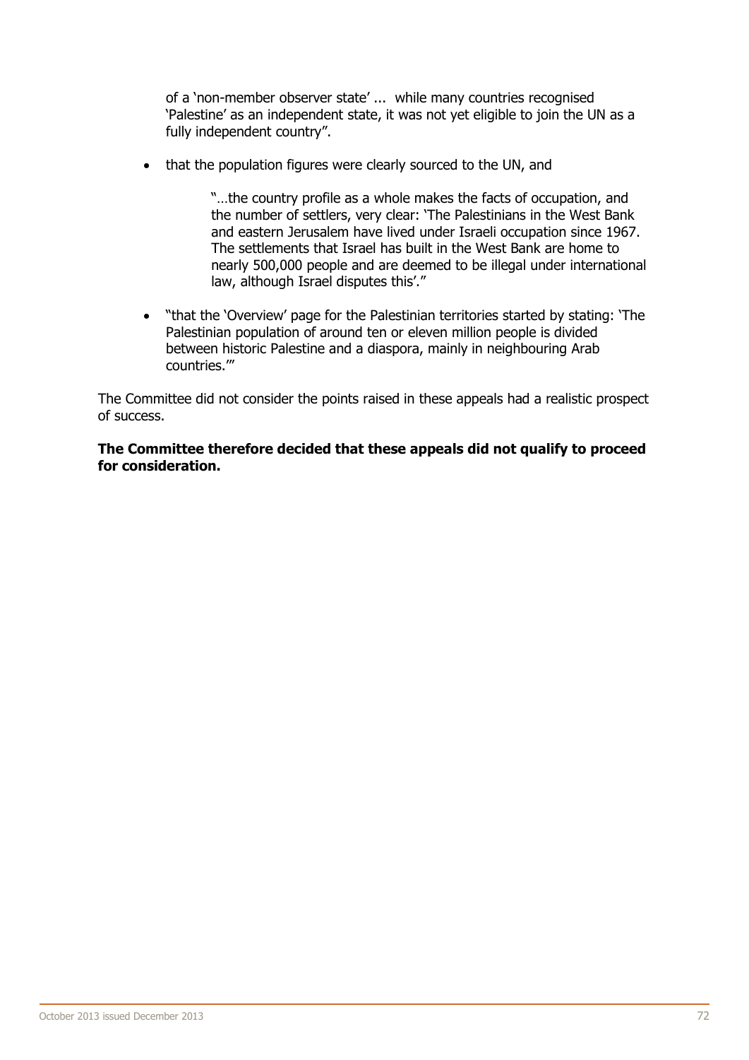of a 'non-member observer state' ... while many countries recognised 'Palestine' as an independent state, it was not yet eligible to join the UN as a fully independent country".

- that the population figures were clearly sourced to the UN, and

  > "…the country profile as a whole makes the facts of occupation, and the number of settlers, very clear: 'The Palestinians in the West Bank and eastern Jerusalem have lived under Israeli occupation since 1967. The settlements that Israel has built in the West Bank are home to nearly 500,000 people and are deemed to be illegal under international law, although Israel disputes this'."

- "that the 'Overview' page for the Palestinian territories started by stating: 'The Palestinian population of around ten or eleven million people is divided between historic Palestine and a diaspora, mainly in neighbouring Arab countries.'"

The Committee did not consider the points raised in these appeals had a realistic prospect of success.

**The Committee therefore decided that these appeals did not qualify to proceed for consideration.**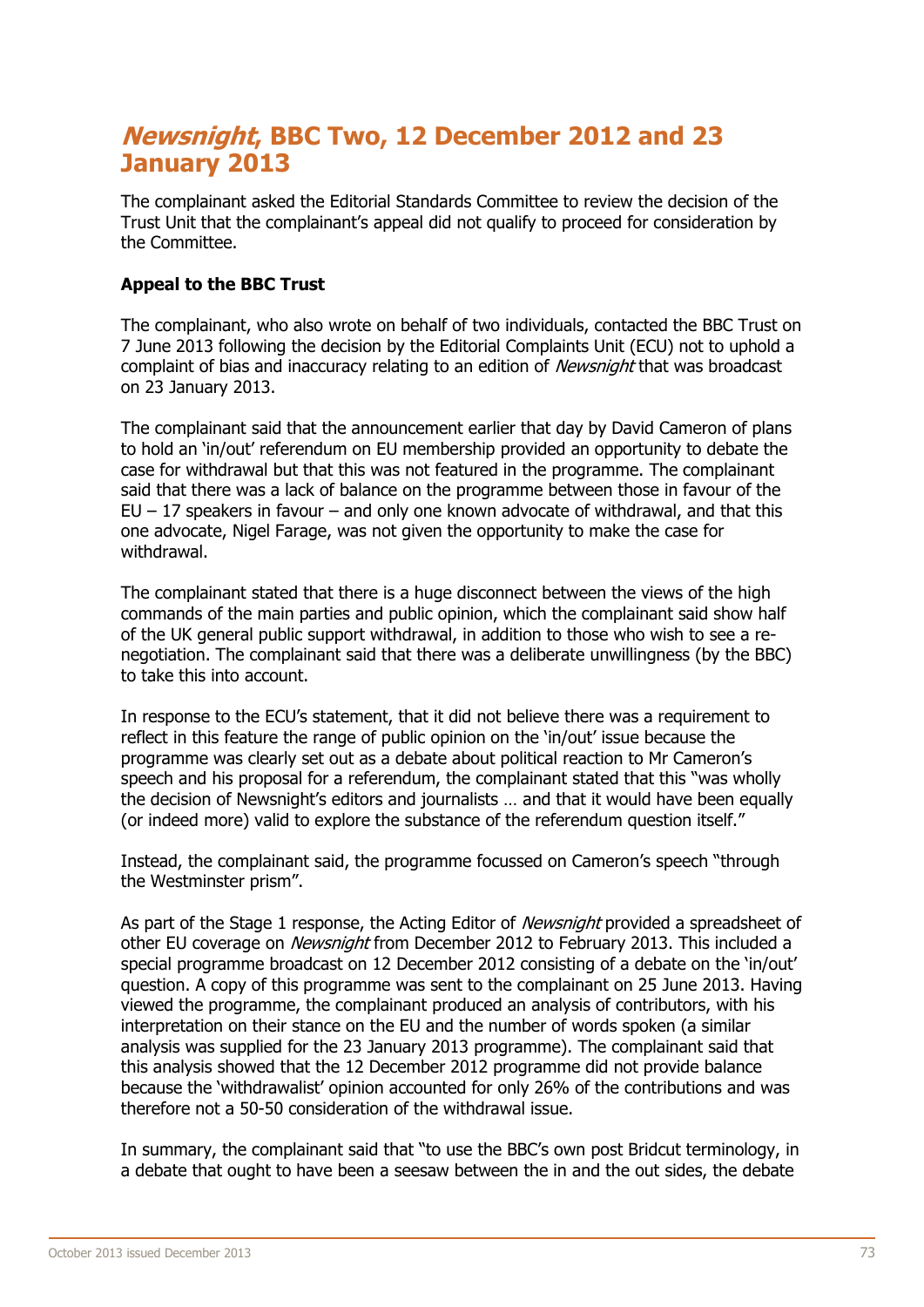## *Newsnight*, BBC Two, 12 December 2012 and 23 January 2013

The complainant asked the Editorial Standards Committee to review the decision of the Trust Unit that the complainant's appeal did not qualify to proceed for consideration by the Committee.

### Appeal to the BBC Trust

The complainant, who also wrote on behalf of two individuals, contacted the BBC Trust on 7 June 2013 following the decision by the Editorial Complaints Unit (ECU) not to uphold a complaint of bias and inaccuracy relating to an edition of *Newsnight* that was broadcast on 23 January 2013.

The complainant said that the announcement earlier that day by David Cameron of plans to hold an 'in/out' referendum on EU membership provided an opportunity to debate the case for withdrawal but that this was not featured in the programme. The complainant said that there was a lack of balance on the programme between those in favour of the EU – 17 speakers in favour – and only one known advocate of withdrawal, and that this one advocate, Nigel Farage, was not given the opportunity to make the case for withdrawal.

The complainant stated that there is a huge disconnect between the views of the high commands of the main parties and public opinion, which the complainant said show half of the UK general public support withdrawal, in addition to those who wish to see a re-negotiation. The complainant said that there was a deliberate unwillingness (by the BBC) to take this into account.

In response to the ECU's statement, that it did not believe there was a requirement to reflect in this feature the range of public opinion on the 'in/out' issue because the programme was clearly set out as a debate about political reaction to Mr Cameron's speech and his proposal for a referendum, the complainant stated that this "was wholly the decision of Newsnight's editors and journalists … and that it would have been equally (or indeed more) valid to explore the substance of the referendum question itself."

Instead, the complainant said, the programme focussed on Cameron's speech "through the Westminster prism".

As part of the Stage 1 response, the Acting Editor of *Newsnight* provided a spreadsheet of other EU coverage on *Newsnight* from December 2012 to February 2013. This included a special programme broadcast on 12 December 2012 consisting of a debate on the 'in/out' question. A copy of this programme was sent to the complainant on 25 June 2013. Having viewed the programme, the complainant produced an analysis of contributors, with his interpretation on their stance on the EU and the number of words spoken (a similar analysis was supplied for the 23 January 2013 programme). The complainant said that this analysis showed that the 12 December 2012 programme did not provide balance because the 'withdrawalist' opinion accounted for only 26% of the contributions and was therefore not a 50-50 consideration of the withdrawal issue.

In summary, the complainant said that "to use the BBC's own post Bridcut terminology, in a debate that ought to have been a seesaw between the in and the out sides, the debate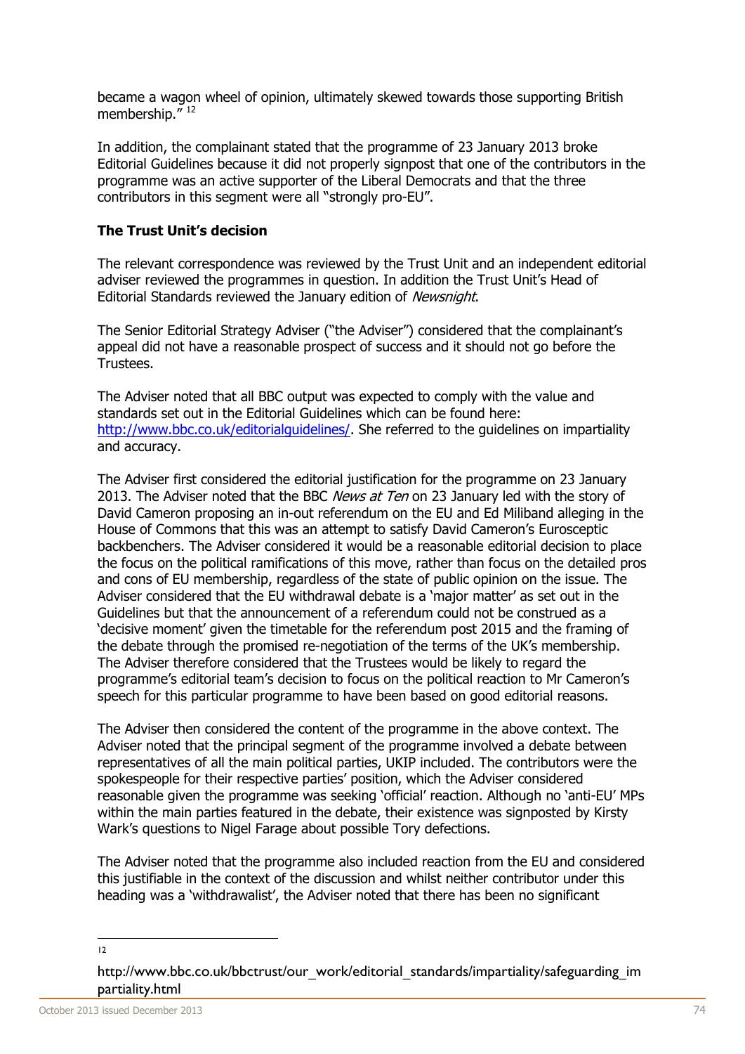became a wagon wheel of opinion, ultimately skewed towards those supporting British membership." [12]

In addition, the complainant stated that the programme of 23 January 2013 broke Editorial Guidelines because it did not properly signpost that one of the contributors in the programme was an active supporter of the Liberal Democrats and that the three contributors in this segment were all "strongly pro-EU".

**The Trust Unit's decision**

The relevant correspondence was reviewed by the Trust Unit and an independent editorial adviser reviewed the programmes in question. In addition the Trust Unit's Head of Editorial Standards reviewed the January edition of *Newsnight*.

The Senior Editorial Strategy Adviser ("the Adviser") considered that the complainant's appeal did not have a reasonable prospect of success and it should not go before the Trustees.

The Adviser noted that all BBC output was expected to comply with the value and standards set out in the Editorial Guidelines which can be found here: http://www.bbc.co.uk/editorialguidelines/. She referred to the guidelines on impartiality and accuracy.

The Adviser first considered the editorial justification for the programme on 23 January 2013. The Adviser noted that the BBC *News at Ten* on 23 January led with the story of David Cameron proposing an in-out referendum on the EU and Ed Miliband alleging in the House of Commons that this was an attempt to satisfy David Cameron's Eurosceptic backbenchers. The Adviser considered it would be a reasonable editorial decision to place the focus on the political ramifications of this move, rather than focus on the detailed pros and cons of EU membership, regardless of the state of public opinion on the issue. The Adviser considered that the EU withdrawal debate is a 'major matter' as set out in the Guidelines but that the announcement of a referendum could not be construed as a 'decisive moment' given the timetable for the referendum post 2015 and the framing of the debate through the promised re-negotiation of the terms of the UK's membership. The Adviser therefore considered that the Trustees would be likely to regard the programme's editorial team's decision to focus on the political reaction to Mr Cameron's speech for this particular programme to have been based on good editorial reasons.

The Adviser then considered the content of the programme in the above context. The Adviser noted that the principal segment of the programme involved a debate between representatives of all the main political parties, UKIP included. The contributors were the spokespeople for their respective parties' position, which the Adviser considered reasonable given the programme was seeking 'official' reaction. Although no 'anti-EU' MPs within the main parties featured in the debate, their existence was signposted by Kirsty Wark's questions to Nigel Farage about possible Tory defections.

The Adviser noted that the programme also included reaction from the EU and considered this justifiable in the context of the discussion and whilst neither contributor under this heading was a 'withdrawalist', the Adviser noted that there has been no significant

---

[12] http://www.bbc.co.uk/bbctrust/our_work/editorial_standards/impartiality/safeguarding_impartiality.html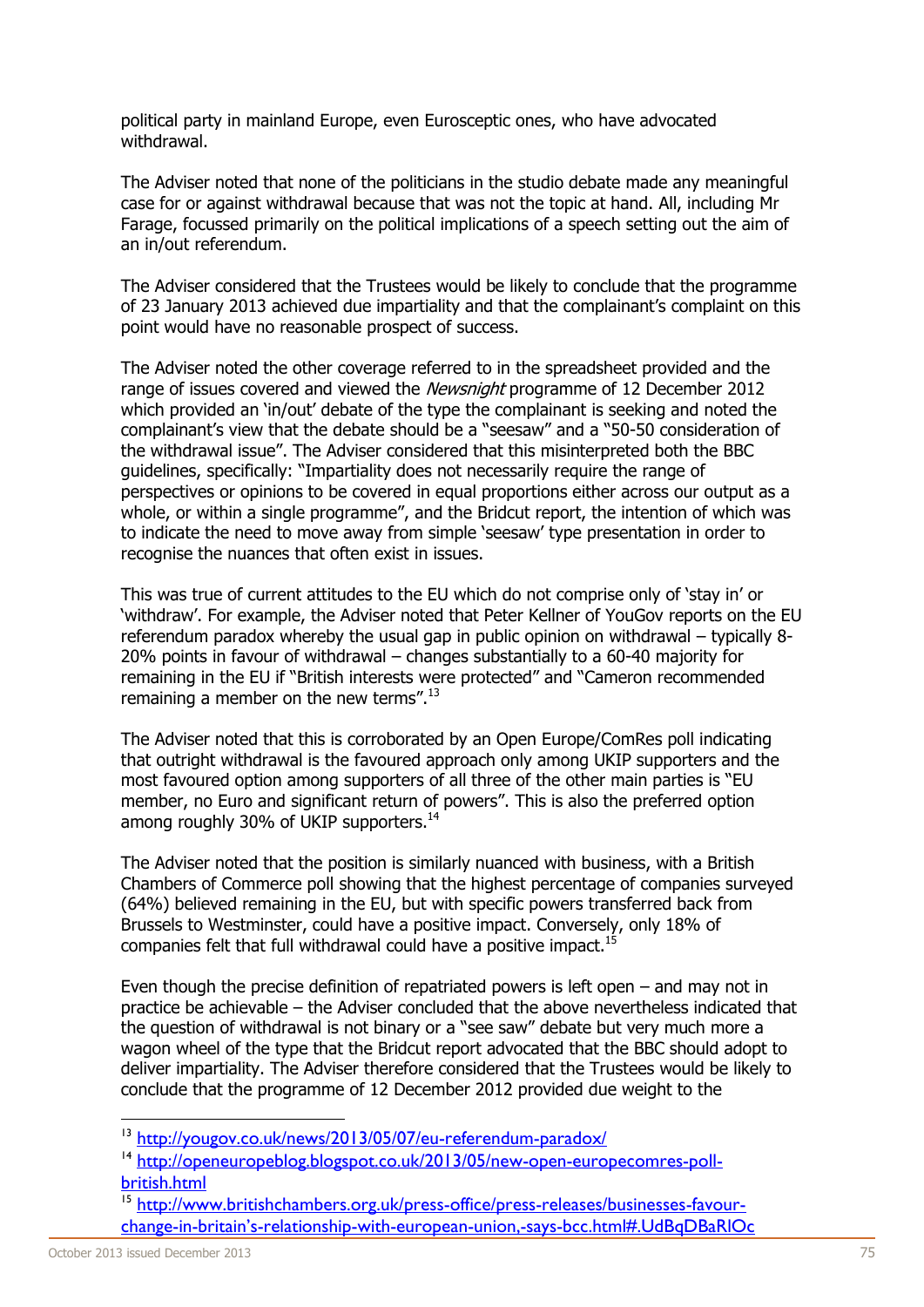political party in mainland Europe, even Eurosceptic ones, who have advocated withdrawal.

The Adviser noted that none of the politicians in the studio debate made any meaningful case for or against withdrawal because that was not the topic at hand. All, including Mr Farage, focussed primarily on the political implications of a speech setting out the aim of an in/out referendum.

The Adviser considered that the Trustees would be likely to conclude that the programme of 23 January 2013 achieved due impartiality and that the complainant's complaint on this point would have no reasonable prospect of success.

The Adviser noted the other coverage referred to in the spreadsheet provided and the range of issues covered and viewed the *Newsnight* programme of 12 December 2012 which provided an 'in/out' debate of the type the complainant is seeking and noted the complainant's view that the debate should be a "seesaw" and a "50-50 consideration of the withdrawal issue". The Adviser considered that this misinterpreted both the BBC guidelines, specifically: "Impartiality does not necessarily require the range of perspectives or opinions to be covered in equal proportions either across our output as a whole, or within a single programme", and the Bridcut report, the intention of which was to indicate the need to move away from simple 'seesaw' type presentation in order to recognise the nuances that often exist in issues.

This was true of current attitudes to the EU which do not comprise only of 'stay in' or 'withdrawal'. For example, the Adviser noted that Peter Kellner of YouGov reports on the EU referendum paradox whereby the usual gap in public opinion on withdrawal – typically 8-20% points in favour of withdrawal – changes substantially to a 60-40 majority for remaining in the EU if "British interests were protected" and "Cameron recommended remaining a member on the new terms".[13]

The Adviser noted that this is corroborated by an Open Europe/ComRes poll indicating that outright withdrawal is the favoured approach only among UKIP supporters and the most favoured option among supporters of all three of the other main parties is "EU member, no Euro and significant return of powers". This is also the preferred option among roughly 30% of UKIP supporters.[14]

The Adviser noted that the position is similarly nuanced with business, with a British Chambers of Commerce poll showing that the highest percentage of companies surveyed (64%) believed remaining in the EU, but with specific powers transferred back from Brussels to Westminster, could have a positive impact. Conversely, only 18% of companies felt that full withdrawal could have a positive impact.[15]

Even though the precise definition of repatriated powers is left open – and may not in practice be achievable – the Adviser concluded that the above nevertheless indicated that the question of withdrawal is not binary or a "see saw" debate but very much more a wagon wheel of the type that the Bridcut report advocated that the BBC should adopt to deliver impartiality. The Adviser therefore considered that the Trustees would be likely to conclude that the programme of 12 December 2012 provided due weight to the

[13] http://yougov.co.uk/news/2013/05/07/eu-referendum-paradox/

[14] http://openeuropeblog.blogspot.co.uk/2013/05/new-open-europecomres-poll-british.html

[15] http://www.britishchambers.org.uk/press-office/press-releases/businesses-favour-change-in-britain's-relationship-with-european-union,-says-bcc.html#.UdBqDBaRlOc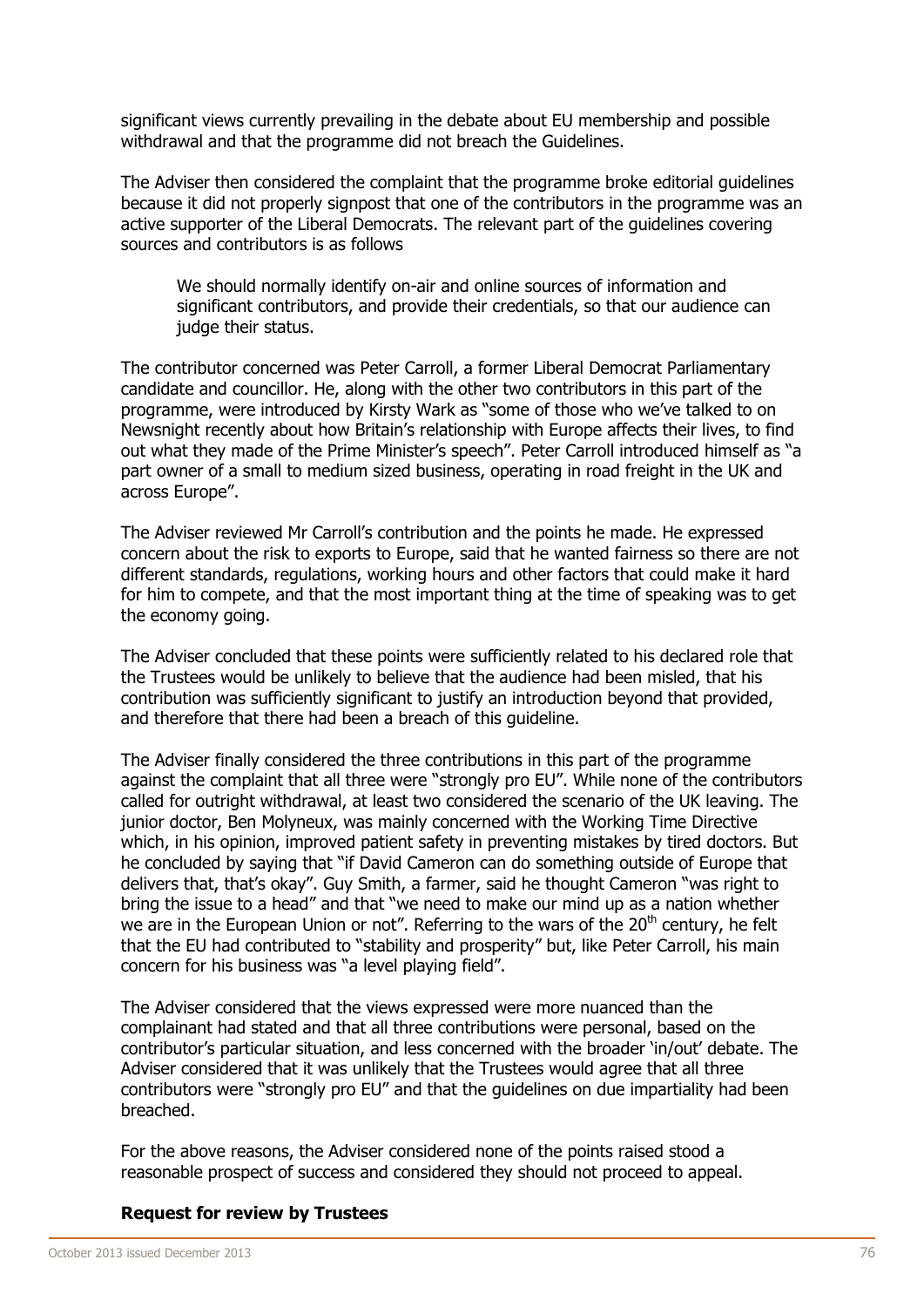significant views currently prevailing in the debate about EU membership and possible withdrawal and that the programme did not breach the Guidelines.

The Adviser then considered the complaint that the programme broke editorial guidelines because it did not properly signpost that one of the contributors in the programme was an active supporter of the Liberal Democrats. The relevant part of the guidelines covering sources and contributors is as follows

> We should normally identify on-air and online sources of information and significant contributors, and provide their credentials, so that our audience can judge their status.

The contributor concerned was Peter Carroll, a former Liberal Democrat Parliamentary candidate and councillor. He, along with the other two contributors in this part of the programme, were introduced by Kirsty Wark as "some of those who we've talked to on Newsnight recently about how Britain's relationship with Europe affects their lives, to find out what they made of the Prime Minister's speech". Peter Carroll introduced himself as "a part owner of a small to medium sized business, operating in road freight in the UK and across Europe".

The Adviser reviewed Mr Carroll's contribution and the points he made. He expressed concern about the risk to exports to Europe, said that he wanted fairness so there are not different standards, regulations, working hours and other factors that could make it hard for him to compete, and that the most important thing at the time of speaking was to get the economy going.

The Adviser concluded that these points were sufficiently related to his declared role that the Trustees would be unlikely to believe that the audience had been misled, that his contribution was sufficiently significant to justify an introduction beyond that provided, and therefore that there had been a breach of this guideline.

The Adviser finally considered the three contributions in this part of the programme against the complaint that all three were "strongly pro EU". While none of the contributors called for outright withdrawal, at least two considered the scenario of the UK leaving. The junior doctor, Ben Molyneux, was mainly concerned with the Working Time Directive which, in his opinion, improved patient safety in preventing mistakes by tired doctors. But he concluded by saying that "if David Cameron can do something outside of Europe that delivers that, that's okay". Guy Smith, a farmer, said he thought Cameron "was right to bring the issue to a head" and that "we need to make our mind up as a nation whether we are in the European Union or not". Referring to the wars of the 20th century, he felt that the EU had contributed to "stability and prosperity" but, like Peter Carroll, his main concern for his business was "a level playing field".

The Adviser considered that the views expressed were more nuanced than the complainant had stated and that all three contributions were personal, based on the contributor's particular situation, and less concerned with the broader 'in/out' debate. The Adviser considered that it was unlikely that the Trustees would agree that all three contributors were "strongly pro EU" and that the guidelines on due impartiality had been breached.

For the above reasons, the Adviser considered none of the points raised stood a reasonable prospect of success and considered they should not proceed to appeal.

**Request for review by Trustees**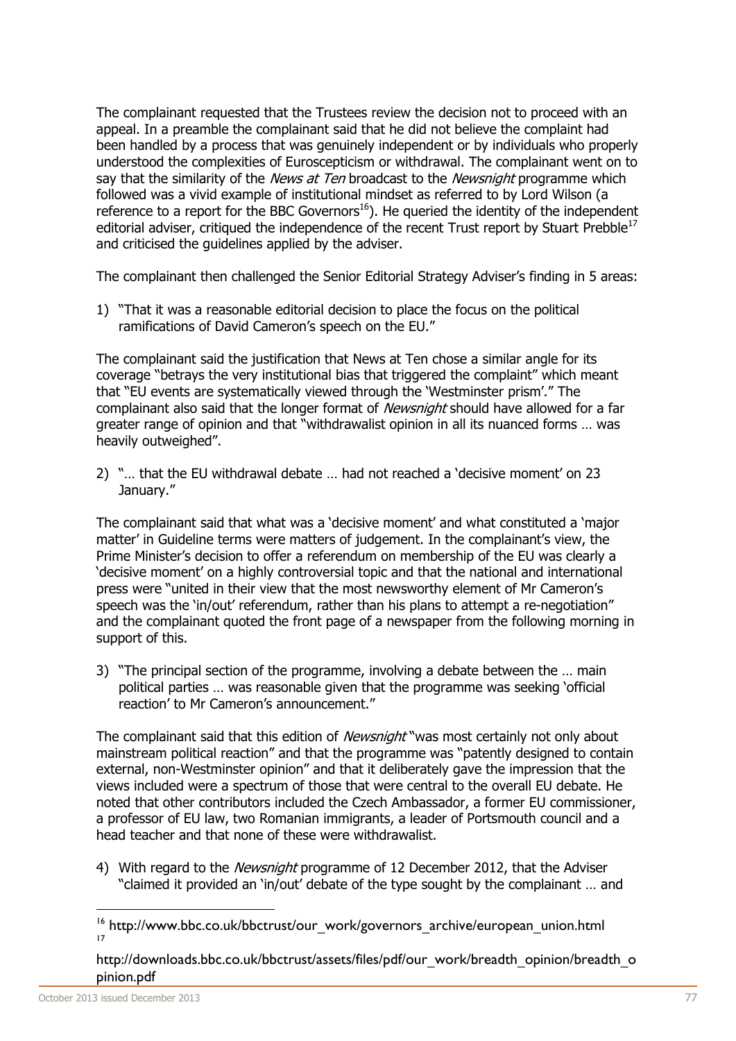The complainant requested that the Trustees review the decision not to proceed with an appeal. In a preamble the complainant said that he did not believe the complaint had been handled by a process that was genuinely independent or by individuals who properly understood the complexities of Euroscepticism or withdrawal. The complainant went on to say that the similarity of the *News at Ten* broadcast to the *Newsnight* programme which followed was a vivid example of institutional mindset as referred to by Lord Wilson (a reference to a report for the BBC Governors[16]). He queried the identity of the independent editorial adviser, critiqued the independence of the recent Trust report by Stuart Prebble[17] and criticised the guidelines applied by the adviser.

The complainant then challenged the Senior Editorial Strategy Adviser's finding in 5 areas:

1) "That it was a reasonable editorial decision to place the focus on the political ramifications of David Cameron's speech on the EU."

The complainant said the justification that News at Ten chose a similar angle for its coverage "betrays the very institutional bias that triggered the complaint" which meant that "EU events are systematically viewed through the 'Westminster prism'." The complainant also said that the longer format of *Newsnight* should have allowed for a far greater range of opinion and that "withdrawalist opinion in all its nuanced forms … was heavily outweighed".

2) "… that the EU withdrawal debate … had not reached a 'decisive moment' on 23 January."

The complainant said that what was a 'decisive moment' and what constituted a 'major matter' in Guideline terms were matters of judgement. In the complainant's view, the Prime Minister's decision to offer a referendum on membership of the EU was clearly a 'decisive moment' on a highly controversial topic and that the national and international press were "united in their view that the most newsworthy element of Mr Cameron's speech was the 'in/out' referendum, rather than his plans to attempt a re-negotiation" and the complainant quoted the front page of a newspaper from the following morning in support of this.

3) "The principal section of the programme, involving a debate between the … main political parties … was reasonable given that the programme was seeking 'official reaction' to Mr Cameron's announcement."

The complainant said that this edition of *Newsnight* "was most certainly not only about mainstream political reaction" and that the programme was "patently designed to contain external, non-Westminster opinion" and that it deliberately gave the impression that the views included were a spectrum of those that were central to the overall EU debate. He noted that other contributors included the Czech Ambassador, a former EU commissioner, a professor of EU law, two Romanian immigrants, a leader of Portsmouth council and a head teacher and that none of these were withdrawalist.

4) With regard to the *Newsnight* programme of 12 December 2012, that the Adviser "claimed it provided an 'in/out' debate of the type sought by the complainant … and

[16] http://www.bbc.co.uk/bbctrust/our_work/governors_archive/european_union.html

[17] http://downloads.bbc.co.uk/bbctrust/assets/files/pdf/our_work/breadth_opinion/breadth_opinion.pdf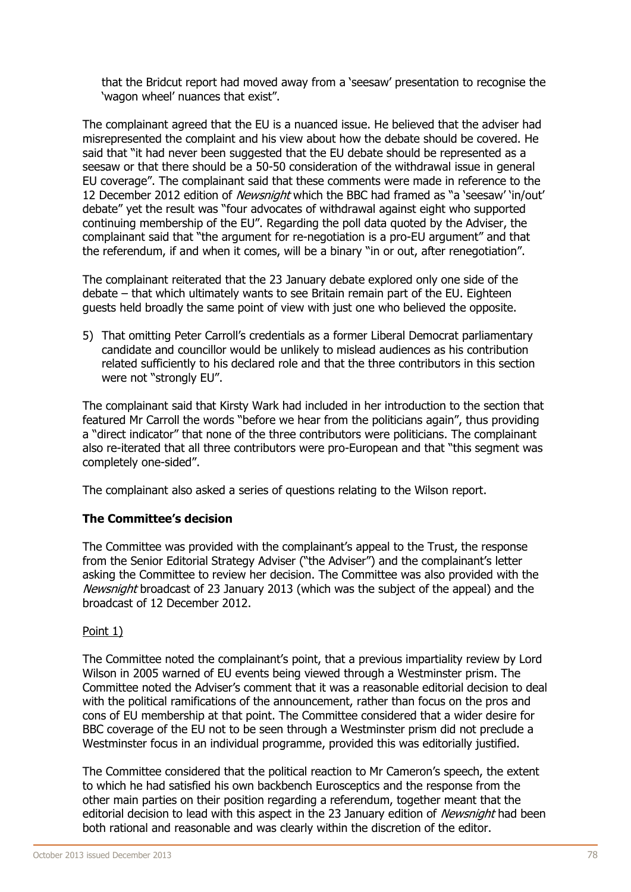that the Bridcut report had moved away from a 'seesaw' presentation to recognise the 'wagon wheel' nuances that exist".

The complainant agreed that the EU is a nuanced issue. He believed that the adviser had misrepresented the complaint and his view about how the debate should be covered. He said that "it had never been suggested that the EU debate should be represented as a seesaw or that there should be a 50-50 consideration of the withdrawal issue in general EU coverage". The complainant said that these comments were made in reference to the 12 December 2012 edition of *Newsnight* which the BBC had framed as "a 'seesaw' 'in/out' debate" yet the result was "four advocates of withdrawal against eight who supported continuing membership of the EU". Regarding the poll data quoted by the Adviser, the complainant said that "the argument for re-negotiation is a pro-EU argument" and that the referendum, if and when it comes, will be a binary "in or out, after renegotiation".

The complainant reiterated that the 23 January debate explored only one side of the debate – that which ultimately wants to see Britain remain part of the EU. Eighteen guests held broadly the same point of view with just one who believed the opposite.

5) That omitting Peter Carroll's credentials as a former Liberal Democrat parliamentary candidate and councillor would be unlikely to mislead audiences as his contribution related sufficiently to his declared role and that the three contributors in this section were not "strongly EU".

The complainant said that Kirsty Wark had included in her introduction to the section that featured Mr Carroll the words "before we hear from the politicians again", thus providing a "direct indicator" that none of the three contributors were politicians. The complainant also re-iterated that all three contributors were pro-European and that "this segment was completely one-sided".

The complainant also asked a series of questions relating to the Wilson report.

**The Committee's decision**

The Committee was provided with the complainant's appeal to the Trust, the response from the Senior Editorial Strategy Adviser ("the Adviser") and the complainant's letter asking the Committee to review her decision. The Committee was also provided with the *Newsnight* broadcast of 23 January 2013 (which was the subject of the appeal) and the broadcast of 12 December 2012.

Point 1)

The Committee noted the complainant's point, that a previous impartiality review by Lord Wilson in 2005 warned of EU events being viewed through a Westminster prism. The Committee noted the Adviser's comment that it was a reasonable editorial decision to deal with the political ramifications of the announcement, rather than focus on the pros and cons of EU membership at that point. The Committee considered that a wider desire for BBC coverage of the EU not to be seen through a Westminster prism did not preclude a Westminster focus in an individual programme, provided this was editorially justified.

The Committee considered that the political reaction to Mr Cameron's speech, the extent to which he had satisfied his own backbench Eurosceptics and the response from the other main parties on their position regarding a referendum, together meant that the editorial decision to lead with this aspect in the 23 January edition of *Newsnight* had been both rational and reasonable and was clearly within the discretion of the editor.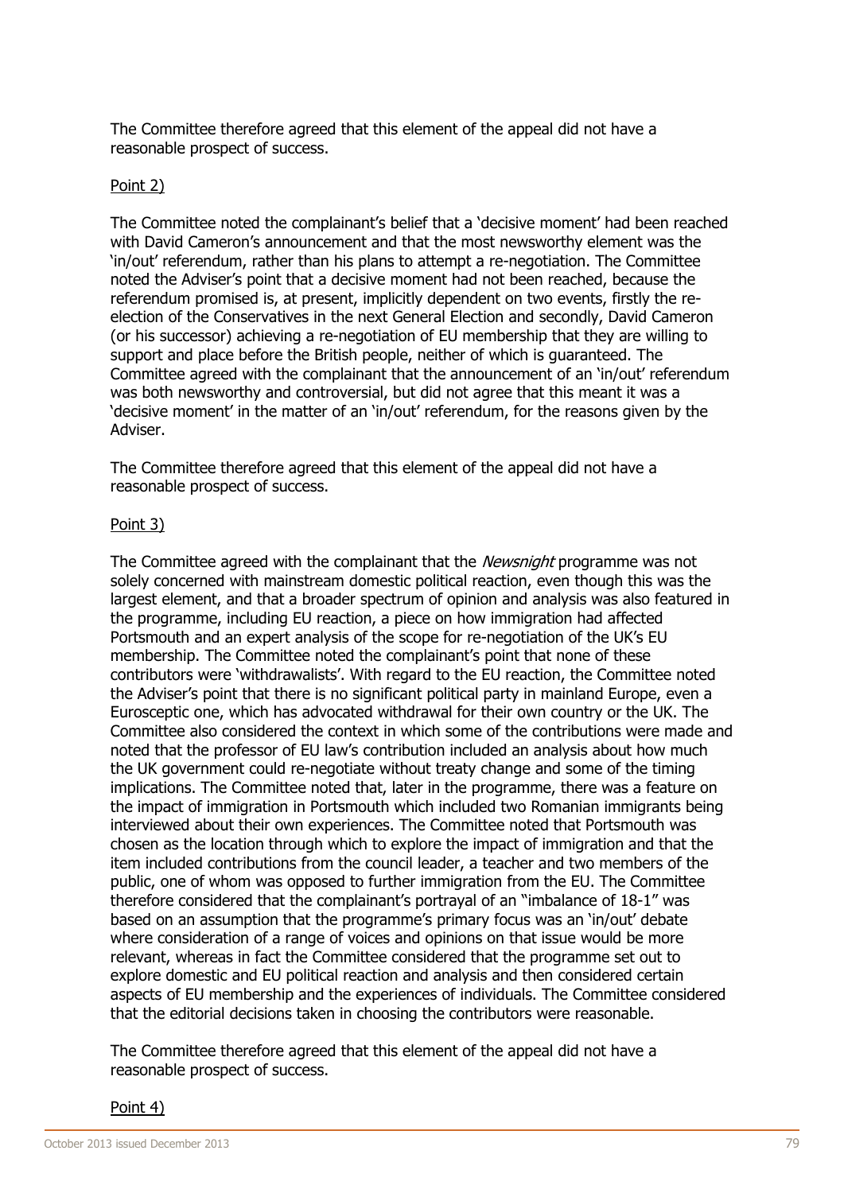The Committee therefore agreed that this element of the appeal did not have a reasonable prospect of success.

Point 2)

The Committee noted the complainant's belief that a 'decisive moment' had been reached with David Cameron's announcement and that the most newsworthy element was the 'in/out' referendum, rather than his plans to attempt a re-negotiation. The Committee noted the Adviser's point that a decisive moment had not been reached, because the referendum promised is, at present, implicitly dependent on two events, firstly the re-election of the Conservatives in the next General Election and secondly, David Cameron (or his successor) achieving a re-negotiation of EU membership that they are willing to support and place before the British people, neither of which is guaranteed. The Committee agreed with the complainant that the announcement of an 'in/out' referendum was both newsworthy and controversial, but did not agree that this meant it was a 'decisive moment' in the matter of an 'in/out' referendum, for the reasons given by the Adviser.

The Committee therefore agreed that this element of the appeal did not have a reasonable prospect of success.

Point 3)

The Committee agreed with the complainant that the *Newsnight* programme was not solely concerned with mainstream domestic political reaction, even though this was the largest element, and that a broader spectrum of opinion and analysis was also featured in the programme, including EU reaction, a piece on how immigration had affected Portsmouth and an expert analysis of the scope for re-negotiation of the UK's EU membership. The Committee noted the complainant's point that none of these contributors were 'withdrawalists'. With regard to the EU reaction, the Committee noted the Adviser's point that there is no significant political party in mainland Europe, even a Eurosceptic one, which has advocated withdrawal for their own country or the UK. The Committee also considered the context in which some of the contributions were made and noted that the professor of EU law's contribution included an analysis about how much the UK government could re-negotiate without treaty change and some of the timing implications. The Committee noted that, later in the programme, there was a feature on the impact of immigration in Portsmouth which included two Romanian immigrants being interviewed about their own experiences. The Committee noted that Portsmouth was chosen as the location through which to explore the impact of immigration and that the item included contributions from the council leader, a teacher and two members of the public, one of whom was opposed to further immigration from the EU. The Committee therefore considered that the complainant's portrayal of an "imbalance of 18-1" was based on an assumption that the programme's primary focus was an 'in/out' debate where consideration of a range of voices and opinions on that issue would be more relevant, whereas in fact the Committee considered that the programme set out to explore domestic and EU political reaction and analysis and then considered certain aspects of EU membership and the experiences of individuals. The Committee considered that the editorial decisions taken in choosing the contributors were reasonable.

The Committee therefore agreed that this element of the appeal did not have a reasonable prospect of success.

Point 4)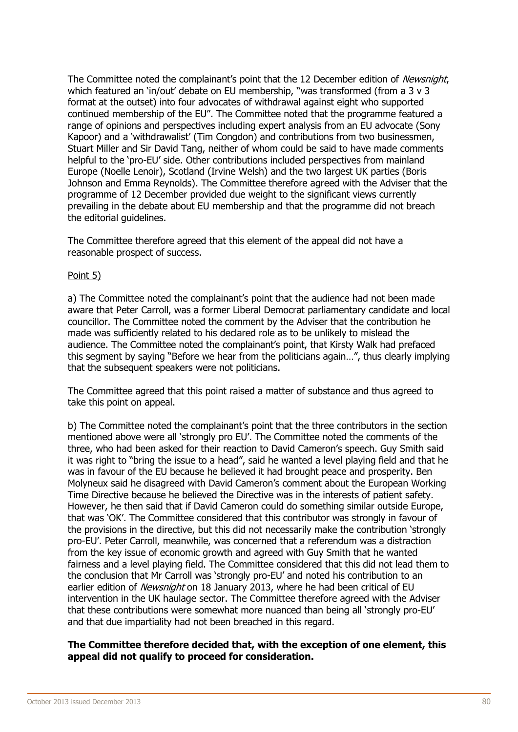The Committee noted the complainant's point that the 12 December edition of *Newsnight*, which featured an 'in/out' debate on EU membership, "was transformed (from a 3 v 3 format at the outset) into four advocates of withdrawal against eight who supported continued membership of the EU". The Committee noted that the programme featured a range of opinions and perspectives including expert analysis from an EU advocate (Sony Kapoor) and a 'withdrawalist' (Tim Congdon) and contributions from two businessmen, Stuart Miller and Sir David Tang, neither of whom could be said to have made comments helpful to the 'pro-EU' side. Other contributions included perspectives from mainland Europe (Noelle Lenoir), Scotland (Irvine Welsh) and the two largest UK parties (Boris Johnson and Emma Reynolds). The Committee therefore agreed with the Adviser that the programme of 12 December provided due weight to the significant views currently prevailing in the debate about EU membership and that the programme did not breach the editorial guidelines.

The Committee therefore agreed that this element of the appeal did not have a reasonable prospect of success.

Point 5)

a) The Committee noted the complainant's point that the audience had not been made aware that Peter Carroll, was a former Liberal Democrat parliamentary candidate and local councillor. The Committee noted the comment by the Adviser that the contribution he made was sufficiently related to his declared role as to be unlikely to mislead the audience. The Committee noted the complainant's point, that Kirsty Walk had prefaced this segment by saying "Before we hear from the politicians again…", thus clearly implying that the subsequent speakers were not politicians.

The Committee agreed that this point raised a matter of substance and thus agreed to take this point on appeal.

b) The Committee noted the complainant's point that the three contributors in the section mentioned above were all 'strongly pro EU'. The Committee noted the comments of the three, who had been asked for their reaction to David Cameron's speech. Guy Smith said it was right to "bring the issue to a head", said he wanted a level playing field and that he was in favour of the EU because he believed it had brought peace and prosperity. Ben Molyneux said he disagreed with David Cameron's comment about the European Working Time Directive because he believed the Directive was in the interests of patient safety. However, he then said that if David Cameron could do something similar outside Europe, that was 'OK'. The Committee considered that this contributor was strongly in favour of the provisions in the directive, but this did not necessarily make the contribution 'strongly pro-EU'. Peter Carroll, meanwhile, was concerned that a referendum was a distraction from the key issue of economic growth and agreed with Guy Smith that he wanted fairness and a level playing field. The Committee considered that this did not lead them to the conclusion that Mr Carroll was 'strongly pro-EU' and noted his contribution to an earlier edition of *Newsnight* on 18 January 2013, where he had been critical of EU intervention in the UK haulage sector. The Committee therefore agreed with the Adviser that these contributions were somewhat more nuanced than being all 'strongly pro-EU' and that due impartiality had not been breached in this regard.

**The Committee therefore decided that, with the exception of one element, this appeal did not qualify to proceed for consideration.**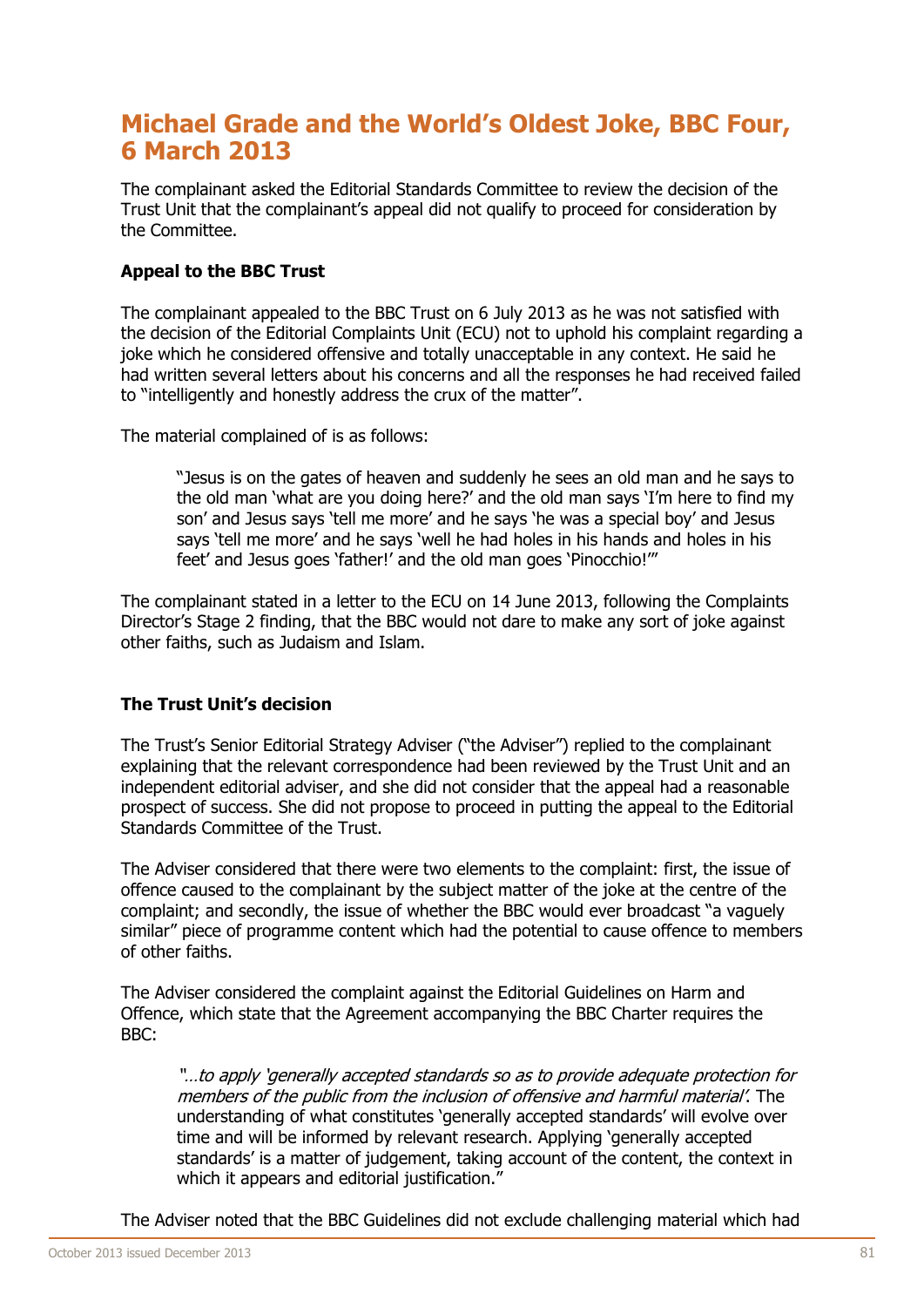# Michael Grade and the World's Oldest Joke, BBC Four, 6 March 2013

The complainant asked the Editorial Standards Committee to review the decision of the Trust Unit that the complainant's appeal did not qualify to proceed for consideration by the Committee.

### Appeal to the BBC Trust

The complainant appealed to the BBC Trust on 6 July 2013 as he was not satisfied with the decision of the Editorial Complaints Unit (ECU) not to uphold his complaint regarding a joke which he considered offensive and totally unacceptable in any context. He said he had written several letters about his concerns and all the responses he had received failed to "intelligently and honestly address the crux of the matter".

The material complained of is as follows:

> "Jesus is on the gates of heaven and suddenly he sees an old man and he says to the old man 'what are you doing here?' and the old man says 'I'm here to find my son' and Jesus says 'tell me more' and he says 'he was a special boy' and Jesus says 'tell me more' and he says 'well he had holes in his hands and holes in his feet' and Jesus goes 'father!' and the old man goes 'Pinocchio!'"

The complainant stated in a letter to the ECU on 14 June 2013, following the Complaints Director's Stage 2 finding, that the BBC would not dare to make any sort of joke against other faiths, such as Judaism and Islam.

### The Trust Unit's decision

The Trust's Senior Editorial Strategy Adviser ("the Adviser") replied to the complainant explaining that the relevant correspondence had been reviewed by the Trust Unit and an independent editorial adviser, and she did not consider that the appeal had a reasonable prospect of success. She did not propose to proceed in putting the appeal to the Editorial Standards Committee of the Trust.

The Adviser considered that there were two elements to the complaint: first, the issue of offence caused to the complainant by the subject matter of the joke at the centre of the complaint; and secondly, the issue of whether the BBC would ever broadcast "a vaguely similar" piece of programme content which had the potential to cause offence to members of other faiths.

The Adviser considered the complaint against the Editorial Guidelines on Harm and Offence, which state that the Agreement accompanying the BBC Charter requires the BBC:

> "*…to apply 'generally accepted standards so as to provide adequate protection for members of the public from the inclusion of offensive and harmful material'*. The understanding of what constitutes 'generally accepted standards' will evolve over time and will be informed by relevant research. Applying 'generally accepted standards' is a matter of judgement, taking account of the content, the context in which it appears and editorial justification."

The Adviser noted that the BBC Guidelines did not exclude challenging material which had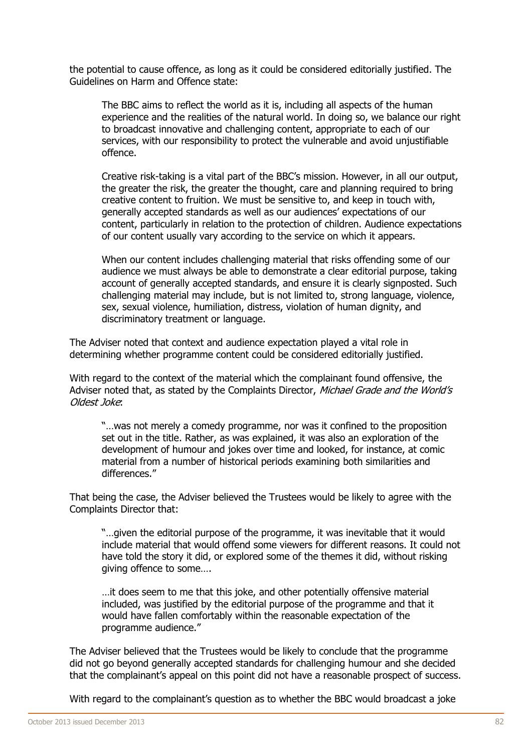the potential to cause offence, as long as it could be considered editorially justified. The Guidelines on Harm and Offence state:

> The BBC aims to reflect the world as it is, including all aspects of the human experience and the realities of the natural world. In doing so, we balance our right to broadcast innovative and challenging content, appropriate to each of our services, with our responsibility to protect the vulnerable and avoid unjustifiable offence.
>
> Creative risk-taking is a vital part of the BBC's mission. However, in all our output, the greater the risk, the greater the thought, care and planning required to bring creative content to fruition. We must be sensitive to, and keep in touch with, generally accepted standards as well as our audiences' expectations of our content, particularly in relation to the protection of children. Audience expectations of our content usually vary according to the service on which it appears.
>
> When our content includes challenging material that risks offending some of our audience we must always be able to demonstrate a clear editorial purpose, taking account of generally accepted standards, and ensure it is clearly signposted. Such challenging material may include, but is not limited to, strong language, violence, sex, sexual violence, humiliation, distress, violation of human dignity, and discriminatory treatment or language.

The Adviser noted that context and audience expectation played a vital role in determining whether programme content could be considered editorially justified.

With regard to the context of the material which the complainant found offensive, the Adviser noted that, as stated by the Complaints Director, *Michael Grade and the World's Oldest Joke*:

> "…was not merely a comedy programme, nor was it confined to the proposition set out in the title. Rather, as was explained, it was also an exploration of the development of humour and jokes over time and looked, for instance, at comic material from a number of historical periods examining both similarities and differences."

That being the case, the Adviser believed the Trustees would be likely to agree with the Complaints Director that:

> "…given the editorial purpose of the programme, it was inevitable that it would include material that would offend some viewers for different reasons. It could not have told the story it did, or explored some of the themes it did, without risking giving offence to some….
>
> …it does seem to me that this joke, and other potentially offensive material included, was justified by the editorial purpose of the programme and that it would have fallen comfortably within the reasonable expectation of the programme audience."

The Adviser believed that the Trustees would be likely to conclude that the programme did not go beyond generally accepted standards for challenging humour and she decided that the complainant's appeal on this point did not have a reasonable prospect of success.

With regard to the complainant's question as to whether the BBC would broadcast a joke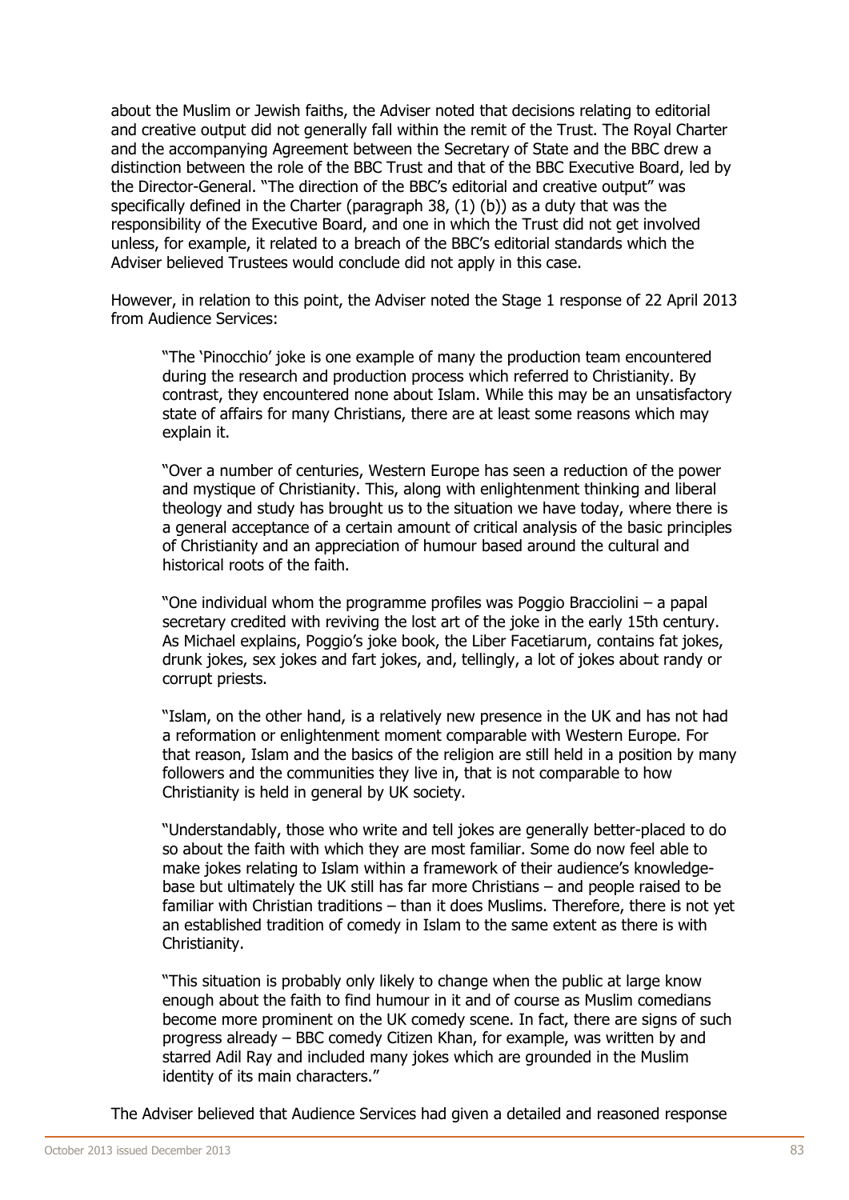about the Muslim or Jewish faiths, the Adviser noted that decisions relating to editorial and creative output did not generally fall within the remit of the Trust. The Royal Charter and the accompanying Agreement between the Secretary of State and the BBC drew a distinction between the role of the BBC Trust and that of the BBC Executive Board, led by the Director-General. "The direction of the BBC's editorial and creative output" was specifically defined in the Charter (paragraph 38, (1) (b)) as a duty that was the responsibility of the Executive Board, and one in which the Trust did not get involved unless, for example, it related to a breach of the BBC's editorial standards which the Adviser believed Trustees would conclude did not apply in this case.

However, in relation to this point, the Adviser noted the Stage 1 response of 22 April 2013 from Audience Services:

> "The 'Pinocchio' joke is one example of many the production team encountered during the research and production process which referred to Christianity. By contrast, they encountered none about Islam. While this may be an unsatisfactory state of affairs for many Christians, there are at least some reasons which may explain it.
>
> "Over a number of centuries, Western Europe has seen a reduction of the power and mystique of Christianity. This, along with enlightenment thinking and liberal theology and study has brought us to the situation we have today, where there is a general acceptance of a certain amount of critical analysis of the basic principles of Christianity and an appreciation of humour based around the cultural and historical roots of the faith.
>
> "One individual whom the programme profiles was Poggio Bracciolini – a papal secretary credited with reviving the lost art of the joke in the early 15th century. As Michael explains, Poggio's joke book, the Liber Facetiarum, contains fat jokes, drunk jokes, sex jokes and fart jokes, and, tellingly, a lot of jokes about randy or corrupt priests.
>
> "Islam, on the other hand, is a relatively new presence in the UK and has not had a reformation or enlightenment moment comparable with Western Europe. For that reason, Islam and the basics of the religion are still held in a position by many followers and the communities they live in, that is not comparable to how Christianity is held in general by UK society.
>
> "Understandably, those who write and tell jokes are generally better-placed to do so about the faith with which they are most familiar. Some do now feel able to make jokes relating to Islam within a framework of their audience's knowledge-base but ultimately the UK still has far more Christians – and people raised to be familiar with Christian traditions – than it does Muslims. Therefore, there is not yet an established tradition of comedy in Islam to the same extent as there is with Christianity.
>
> "This situation is probably only likely to change when the public at large know enough about the faith to find humour in it and of course as Muslim comedians become more prominent on the UK comedy scene. In fact, there are signs of such progress already – BBC comedy Citizen Khan, for example, was written by and starred Adil Ray and included many jokes which are grounded in the Muslim identity of its main characters."

The Adviser believed that Audience Services had given a detailed and reasoned response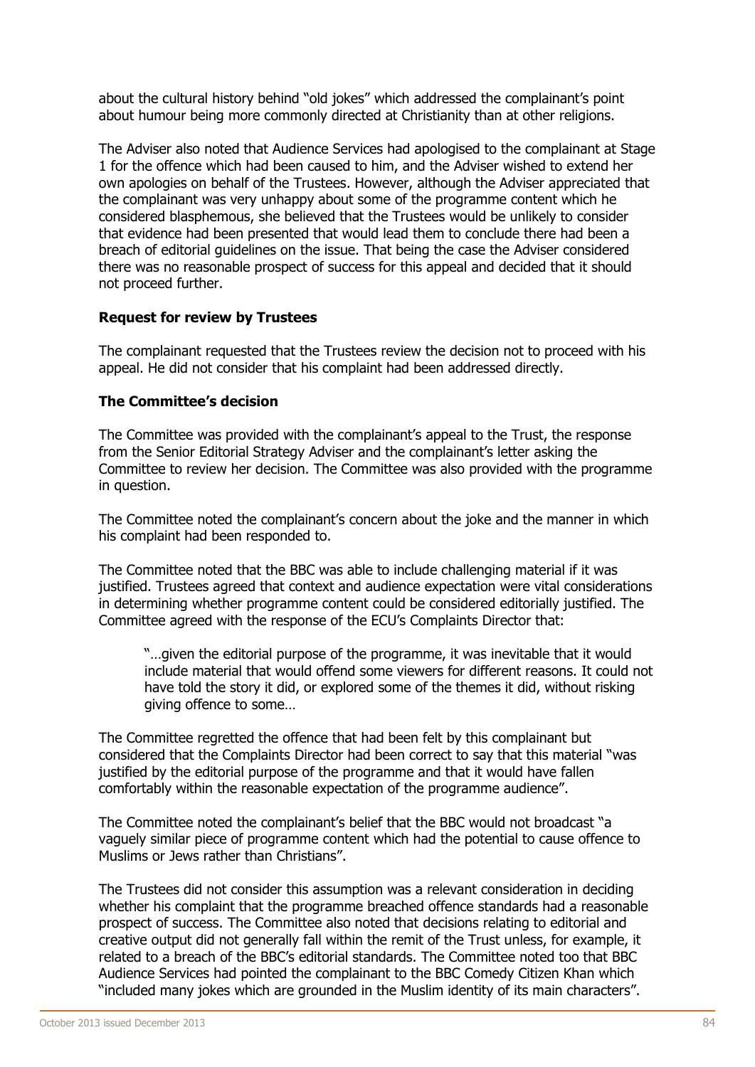about the cultural history behind "old jokes" which addressed the complainant's point about humour being more commonly directed at Christianity than at other religions.

The Adviser also noted that Audience Services had apologised to the complainant at Stage 1 for the offence which had been caused to him, and the Adviser wished to extend her own apologies on behalf of the Trustees. However, although the Adviser appreciated that the complainant was very unhappy about some of the programme content which he considered blasphemous, she believed that the Trustees would be unlikely to consider that evidence had been presented that would lead them to conclude there had been a breach of editorial guidelines on the issue. That being the case the Adviser considered there was no reasonable prospect of success for this appeal and decided that it should not proceed further.

**Request for review by Trustees**

The complainant requested that the Trustees review the decision not to proceed with his appeal. He did not consider that his complaint had been addressed directly.

**The Committee's decision**

The Committee was provided with the complainant's appeal to the Trust, the response from the Senior Editorial Strategy Adviser and the complainant's letter asking the Committee to review her decision. The Committee was also provided with the programme in question.

The Committee noted the complainant's concern about the joke and the manner in which his complaint had been responded to.

The Committee noted that the BBC was able to include challenging material if it was justified. Trustees agreed that context and audience expectation were vital considerations in determining whether programme content could be considered editorially justified. The Committee agreed with the response of the ECU's Complaints Director that:

> "…given the editorial purpose of the programme, it was inevitable that it would include material that would offend some viewers for different reasons. It could not have told the story it did, or explored some of the themes it did, without risking giving offence to some…

The Committee regretted the offence that had been felt by this complainant but considered that the Complaints Director had been correct to say that this material "was justified by the editorial purpose of the programme and that it would have fallen comfortably within the reasonable expectation of the programme audience".

The Committee noted the complainant's belief that the BBC would not broadcast "a vaguely similar piece of programme content which had the potential to cause offence to Muslims or Jews rather than Christians".

The Trustees did not consider this assumption was a relevant consideration in deciding whether his complaint that the programme breached offence standards had a reasonable prospect of success. The Committee also noted that decisions relating to editorial and creative output did not generally fall within the remit of the Trust unless, for example, it related to a breach of the BBC's editorial standards. The Committee noted too that BBC Audience Services had pointed the complainant to the BBC Comedy Citizen Khan which "included many jokes which are grounded in the Muslim identity of its main characters".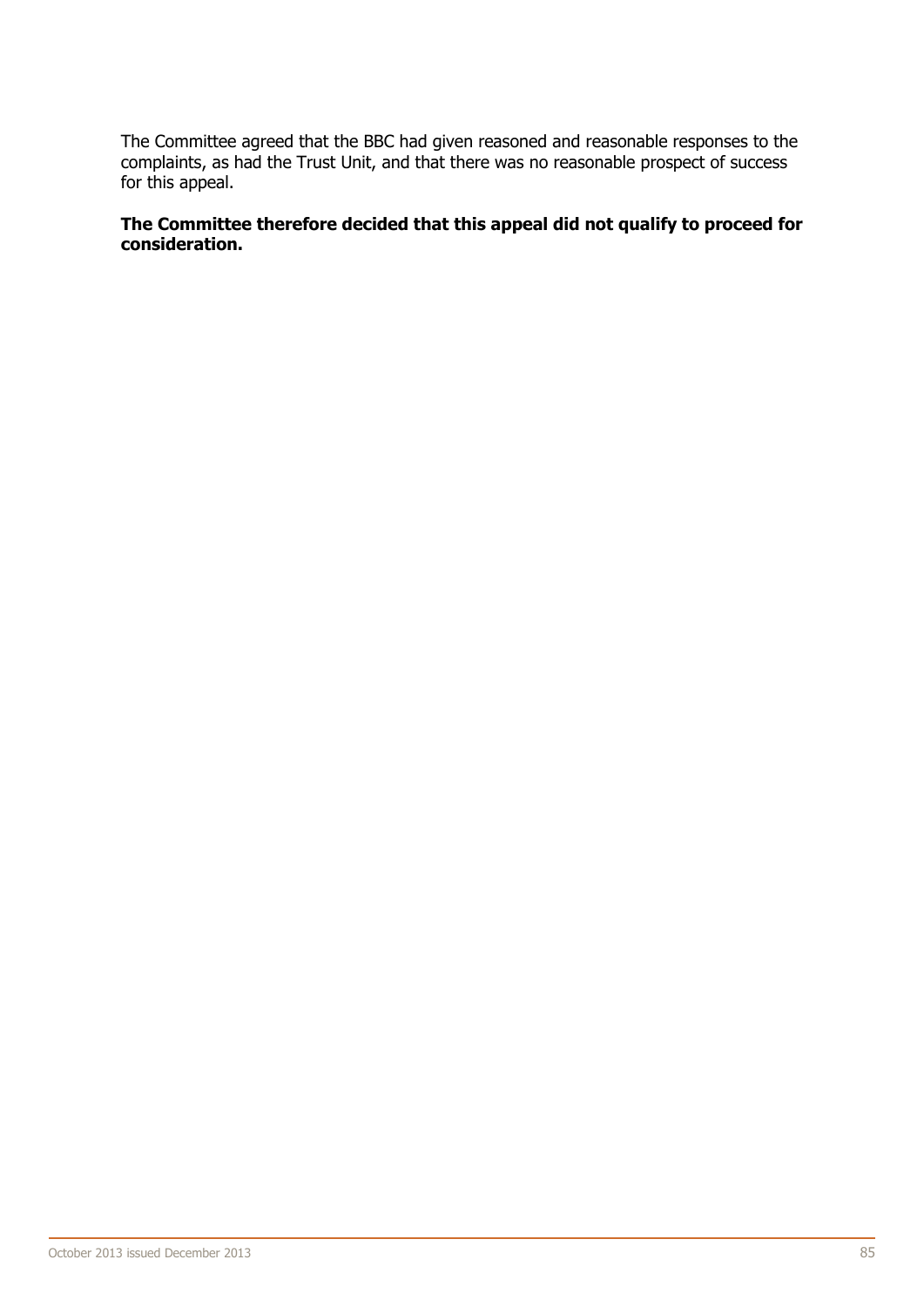The Committee agreed that the BBC had given reasoned and reasonable responses to the complaints, as had the Trust Unit, and that there was no reasonable prospect of success for this appeal.

**The Committee therefore decided that this appeal did not qualify to proceed for consideration.**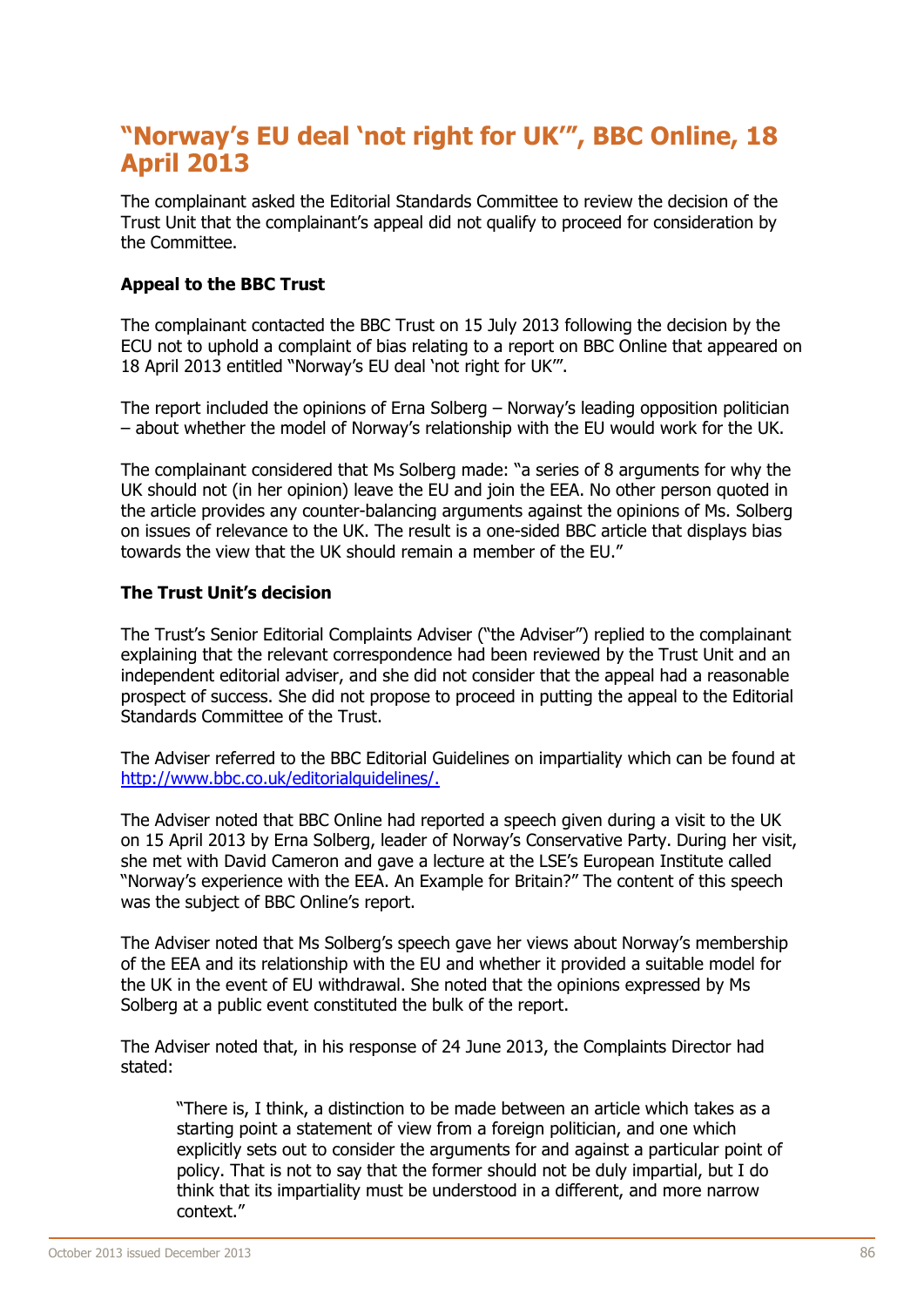## "Norway's EU deal 'not right for UK'", BBC Online, 18 April 2013

The complainant asked the Editorial Standards Committee to review the decision of the Trust Unit that the complainant's appeal did not qualify to proceed for consideration by the Committee.

### Appeal to the BBC Trust

The complainant contacted the BBC Trust on 15 July 2013 following the decision by the ECU not to uphold a complaint of bias relating to a report on BBC Online that appeared on 18 April 2013 entitled "Norway's EU deal 'not right for UK'".

The report included the opinions of Erna Solberg – Norway's leading opposition politician – about whether the model of Norway's relationship with the EU would work for the UK.

The complainant considered that Ms Solberg made: "a series of 8 arguments for why the UK should not (in her opinion) leave the EU and join the EEA. No other person quoted in the article provides any counter-balancing arguments against the opinions of Ms. Solberg on issues of relevance to the UK. The result is a one-sided BBC article that displays bias towards the view that the UK should remain a member of the EU."

### The Trust Unit's decision

The Trust's Senior Editorial Complaints Adviser ("the Adviser") replied to the complainant explaining that the relevant correspondence had been reviewed by the Trust Unit and an independent editorial adviser, and she did not consider that the appeal had a reasonable prospect of success. She did not propose to proceed in putting the appeal to the Editorial Standards Committee of the Trust.

The Adviser referred to the BBC Editorial Guidelines on impartiality which can be found at [http://www.bbc.co.uk/editorialguidelines/.](http://www.bbc.co.uk/editorialguidelines/)

The Adviser noted that BBC Online had reported a speech given during a visit to the UK on 15 April 2013 by Erna Solberg, leader of Norway's Conservative Party. During her visit, she met with David Cameron and gave a lecture at the LSE's European Institute called "Norway's experience with the EEA. An Example for Britain?" The content of this speech was the subject of BBC Online's report.

The Adviser noted that Ms Solberg's speech gave her views about Norway's membership of the EEA and its relationship with the EU and whether it provided a suitable model for the UK in the event of EU withdrawal. She noted that the opinions expressed by Ms Solberg at a public event constituted the bulk of the report.

The Adviser noted that, in his response of 24 June 2013, the Complaints Director had stated:

> "There is, I think, a distinction to be made between an article which takes as a starting point a statement of view from a foreign politician, and one which explicitly sets out to consider the arguments for and against a particular point of policy. That is not to say that the former should not be duly impartial, but I do think that its impartiality must be understood in a different, and more narrow context."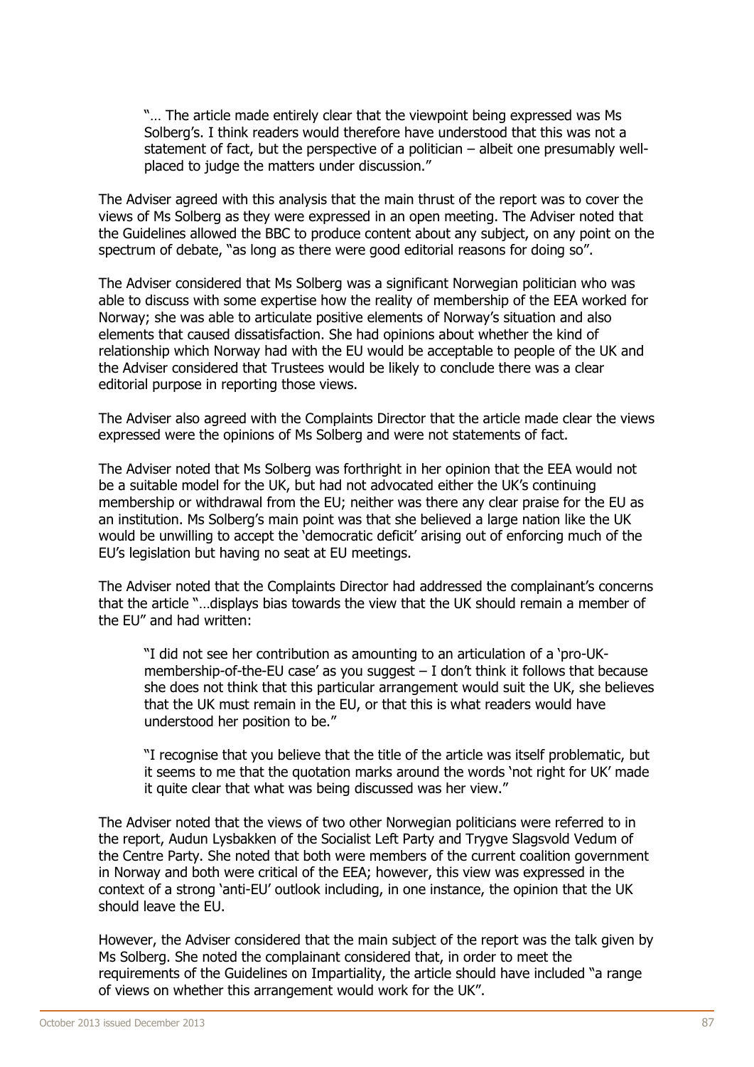> "… The article made entirely clear that the viewpoint being expressed was Ms Solberg's. I think readers would therefore have understood that this was not a statement of fact, but the perspective of a politician – albeit one presumably well-placed to judge the matters under discussion."

The Adviser agreed with this analysis that the main thrust of the report was to cover the views of Ms Solberg as they were expressed in an open meeting. The Adviser noted that the Guidelines allowed the BBC to produce content about any subject, on any point on the spectrum of debate, "as long as there were good editorial reasons for doing so".

The Adviser considered that Ms Solberg was a significant Norwegian politician who was able to discuss with some expertise how the reality of membership of the EEA worked for Norway; she was able to articulate positive elements of Norway's situation and also elements that caused dissatisfaction. She had opinions about whether the kind of relationship which Norway had with the EU would be acceptable to people of the UK and the Adviser considered that Trustees would be likely to conclude there was a clear editorial purpose in reporting those views.

The Adviser also agreed with the Complaints Director that the article made clear the views expressed were the opinions of Ms Solberg and were not statements of fact.

The Adviser noted that Ms Solberg was forthright in her opinion that the EEA would not be a suitable model for the UK, but had not advocated either the UK's continuing membership or withdrawal from the EU; neither was there any clear praise for the EU as an institution. Ms Solberg's main point was that she believed a large nation like the UK would be unwilling to accept the 'democratic deficit' arising out of enforcing much of the EU's legislation but having no seat at EU meetings.

The Adviser noted that the Complaints Director had addressed the complainant's concerns that the article "…displays bias towards the view that the UK should remain a member of the EU" and had written:

> "I did not see her contribution as amounting to an articulation of a 'pro-UK-membership-of-the-EU case' as you suggest – I don't think it follows that because she does not think that this particular arrangement would suit the UK, she believes that the UK must remain in the EU, or that this is what readers would have understood her position to be."
>
> "I recognise that you believe that the title of the article was itself problematic, but it seems to me that the quotation marks around the words 'not right for UK' made it quite clear that what was being discussed was her view."

The Adviser noted that the views of two other Norwegian politicians were referred to in the report, Audun Lysbakken of the Socialist Left Party and Trygve Slagsvold Vedum of the Centre Party. She noted that both were members of the current coalition government in Norway and both were critical of the EEA; however, this view was expressed in the context of a strong 'anti-EU' outlook including, in one instance, the opinion that the UK should leave the EU.

However, the Adviser considered that the main subject of the report was the talk given by Ms Solberg. She noted the complainant considered that, in order to meet the requirements of the Guidelines on Impartiality, the article should have included "a range of views on whether this arrangement would work for the UK".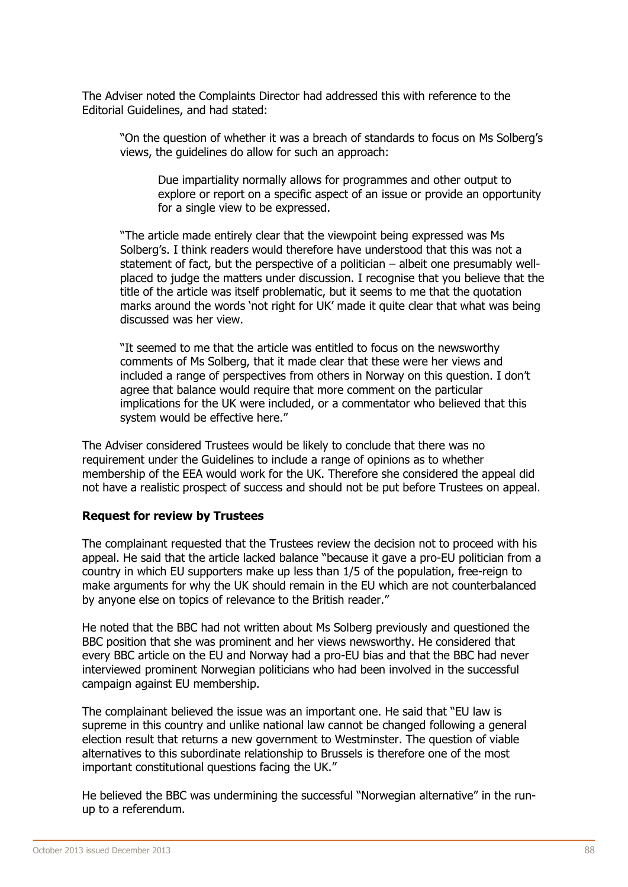The Adviser noted the Complaints Director had addressed this with reference to the Editorial Guidelines, and had stated:

> "On the question of whether it was a breach of standards to focus on Ms Solberg's views, the guidelines do allow for such an approach:
>
> > Due impartiality normally allows for programmes and other output to explore or report on a specific aspect of an issue or provide an opportunity for a single view to be expressed.
>
> "The article made entirely clear that the viewpoint being expressed was Ms Solberg's. I think readers would therefore have understood that this was not a statement of fact, but the perspective of a politician – albeit one presumably well-placed to judge the matters under discussion. I recognise that you believe that the title of the article was itself problematic, but it seems to me that the quotation marks around the words 'not right for UK' made it quite clear that what was being discussed was her view.
>
> "It seemed to me that the article was entitled to focus on the newsworthy comments of Ms Solberg, that it made clear that these were her views and included a range of perspectives from others in Norway on this question. I don't agree that balance would require that more comment on the particular implications for the UK were included, or a commentator who believed that this system would be effective here."

The Adviser considered Trustees would be likely to conclude that there was no requirement under the Guidelines to include a range of opinions as to whether membership of the EEA would work for the UK. Therefore she considered the appeal did not have a realistic prospect of success and should not be put before Trustees on appeal.

**Request for review by Trustees**

The complainant requested that the Trustees review the decision not to proceed with his appeal. He said that the article lacked balance "because it gave a pro-EU politician from a country in which EU supporters make up less than 1/5 of the population, free-reign to make arguments for why the UK should remain in the EU which are not counterbalanced by anyone else on topics of relevance to the British reader."

He noted that the BBC had not written about Ms Solberg previously and questioned the BBC position that she was prominent and her views newsworthy. He considered that every BBC article on the EU and Norway had a pro-EU bias and that the BBC had never interviewed prominent Norwegian politicians who had been involved in the successful campaign against EU membership.

The complainant believed the issue was an important one. He said that "EU law is supreme in this country and unlike national law cannot be changed following a general election result that returns a new government to Westminster. The question of viable alternatives to this subordinate relationship to Brussels is therefore one of the most important constitutional questions facing the UK."

He believed the BBC was undermining the successful "Norwegian alternative" in the run-up to a referendum.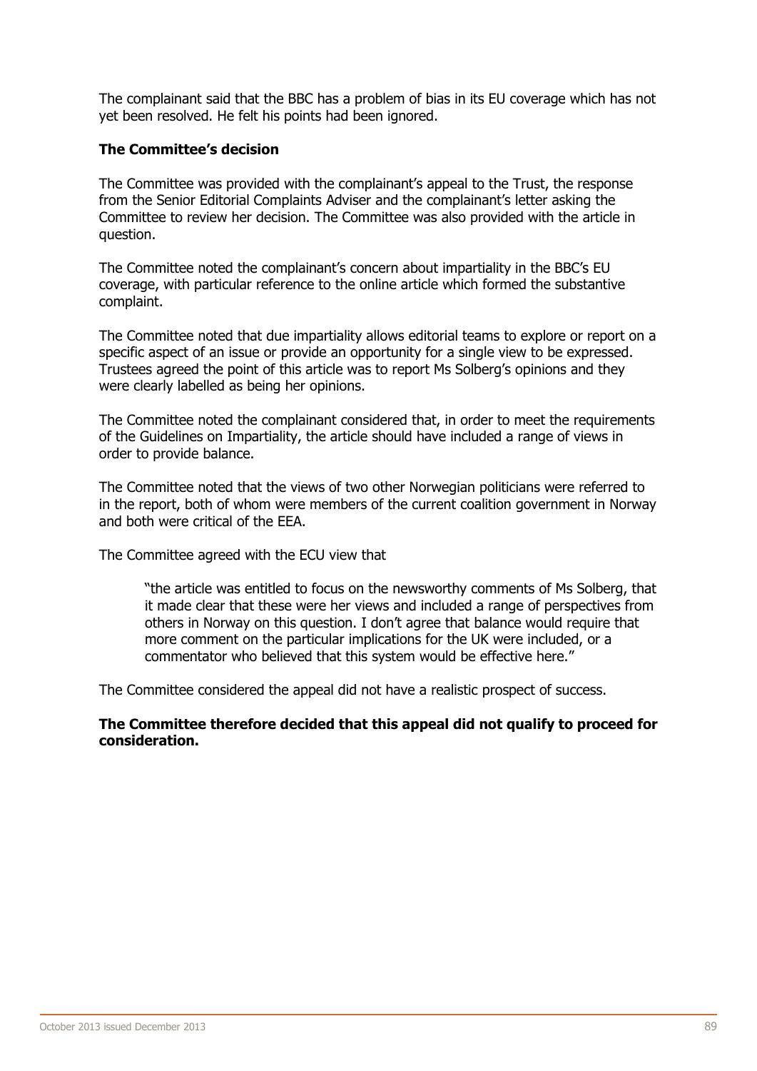The complainant said that the BBC has a problem of bias in its EU coverage which has not yet been resolved. He felt his points had been ignored.

**The Committee's decision**

The Committee was provided with the complainant's appeal to the Trust, the response from the Senior Editorial Complaints Adviser and the complainant's letter asking the Committee to review her decision. The Committee was also provided with the article in question.

The Committee noted the complainant's concern about impartiality in the BBC's EU coverage, with particular reference to the online article which formed the substantive complaint.

The Committee noted that due impartiality allows editorial teams to explore or report on a specific aspect of an issue or provide an opportunity for a single view to be expressed. Trustees agreed the point of this article was to report Ms Solberg's opinions and they were clearly labelled as being her opinions.

The Committee noted the complainant considered that, in order to meet the requirements of the Guidelines on Impartiality, the article should have included a range of views in order to provide balance.

The Committee noted that the views of two other Norwegian politicians were referred to in the report, both of whom were members of the current coalition government in Norway and both were critical of the EEA.

The Committee agreed with the ECU view that

> "the article was entitled to focus on the newsworthy comments of Ms Solberg, that it made clear that these were her views and included a range of perspectives from others in Norway on this question. I don't agree that balance would require that more comment on the particular implications for the UK were included, or a commentator who believed that this system would be effective here."

The Committee considered the appeal did not have a realistic prospect of success.

**The Committee therefore decided that this appeal did not qualify to proceed for consideration.**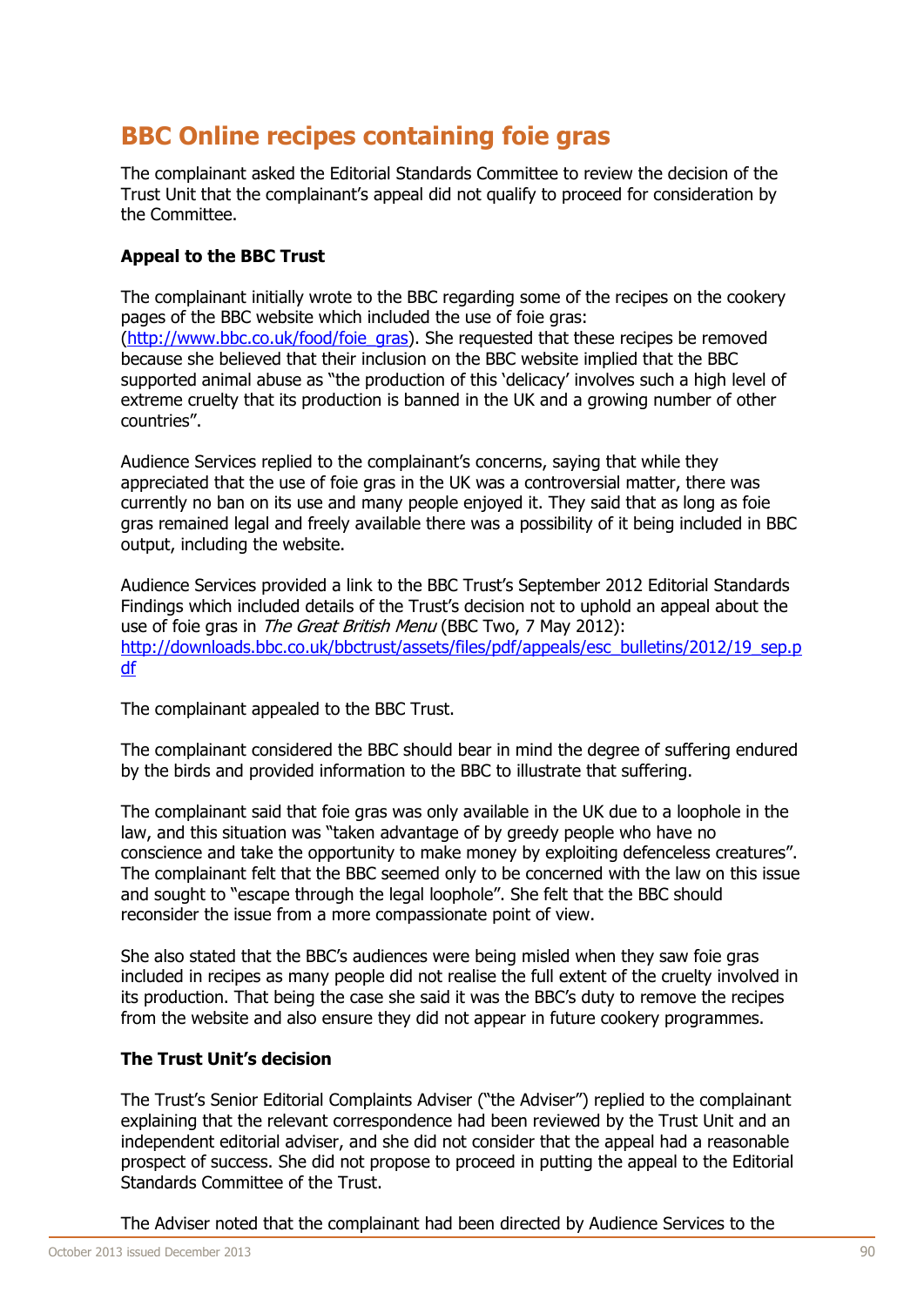# BBC Online recipes containing foie gras

The complainant asked the Editorial Standards Committee to review the decision of the Trust Unit that the complainant's appeal did not qualify to proceed for consideration by the Committee.

**Appeal to the BBC Trust**

The complainant initially wrote to the BBC regarding some of the recipes on the cookery pages of the BBC website which included the use of foie gras: (http://www.bbc.co.uk/food/foie_gras). She requested that these recipes be removed because she believed that their inclusion on the BBC website implied that the BBC supported animal abuse as "the production of this 'delicacy' involves such a high level of extreme cruelty that its production is banned in the UK and a growing number of other countries".

Audience Services replied to the complainant's concerns, saying that while they appreciated that the use of foie gras in the UK was a controversial matter, there was currently no ban on its use and many people enjoyed it. They said that as long as foie gras remained legal and freely available there was a possibility of it being included in BBC output, including the website.

Audience Services provided a link to the BBC Trust's September 2012 Editorial Standards Findings which included details of the Trust's decision not to uphold an appeal about the use of foie gras in *The Great British Menu* (BBC Two, 7 May 2012): http://downloads.bbc.co.uk/bbctrust/assets/files/pdf/appeals/esc_bulletins/2012/19_sep.pdf

The complainant appealed to the BBC Trust.

The complainant considered the BBC should bear in mind the degree of suffering endured by the birds and provided information to the BBC to illustrate that suffering.

The complainant said that foie gras was only available in the UK due to a loophole in the law, and this situation was "taken advantage of by greedy people who have no conscience and take the opportunity to make money by exploiting defenceless creatures". The complainant felt that the BBC seemed only to be concerned with the law on this issue and sought to "escape through the legal loophole". She felt that the BBC should reconsider the issue from a more compassionate point of view.

She also stated that the BBC's audiences were being misled when they saw foie gras included in recipes as many people did not realise the full extent of the cruelty involved in its production. That being the case she said it was the BBC's duty to remove the recipes from the website and also ensure they did not appear in future cookery programmes.

**The Trust Unit's decision**

The Trust's Senior Editorial Complaints Adviser ("the Adviser") replied to the complainant explaining that the relevant correspondence had been reviewed by the Trust Unit and an independent editorial adviser, and she did not consider that the appeal had a reasonable prospect of success. She did not propose to proceed in putting the appeal to the Editorial Standards Committee of the Trust.

The Adviser noted that the complainant had been directed by Audience Services to the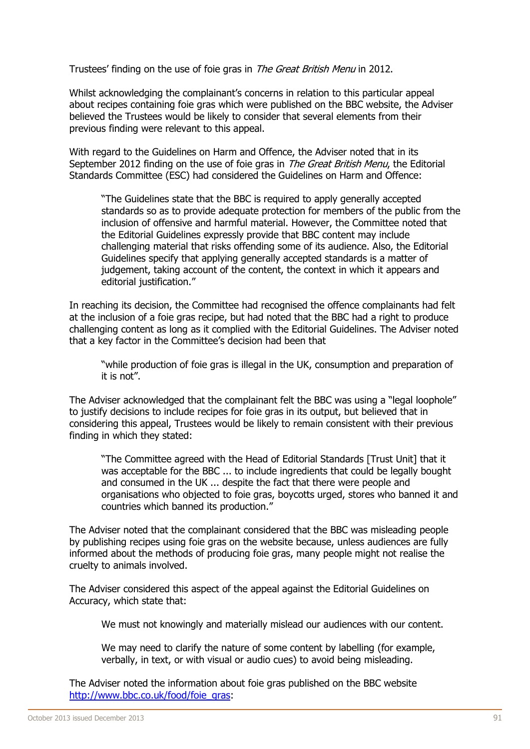Trustees' finding on the use of foie gras in *The Great British Menu* in 2012.

Whilst acknowledging the complainant's concerns in relation to this particular appeal about recipes containing foie gras which were published on the BBC website, the Adviser believed the Trustees would be likely to consider that several elements from their previous finding were relevant to this appeal.

With regard to the Guidelines on Harm and Offence, the Adviser noted that in its September 2012 finding on the use of foie gras in *The Great British Menu*, the Editorial Standards Committee (ESC) had considered the Guidelines on Harm and Offence:

> "The Guidelines state that the BBC is required to apply generally accepted standards so as to provide adequate protection for members of the public from the inclusion of offensive and harmful material. However, the Committee noted that the Editorial Guidelines expressly provide that BBC content may include challenging material that risks offending some of its audience. Also, the Editorial Guidelines specify that applying generally accepted standards is a matter of judgement, taking account of the content, the context in which it appears and editorial justification."

In reaching its decision, the Committee had recognised the offence complainants had felt at the inclusion of a foie gras recipe, but had noted that the BBC had a right to produce challenging content as long as it complied with the Editorial Guidelines. The Adviser noted that a key factor in the Committee's decision had been that

> "while production of foie gras is illegal in the UK, consumption and preparation of it is not".

The Adviser acknowledged that the complainant felt the BBC was using a "legal loophole" to justify decisions to include recipes for foie gras in its output, but believed that in considering this appeal, Trustees would be likely to remain consistent with their previous finding in which they stated:

> "The Committee agreed with the Head of Editorial Standards [Trust Unit] that it was acceptable for the BBC ... to include ingredients that could be legally bought and consumed in the UK ... despite the fact that there were people and organisations who objected to foie gras, boycotts urged, stores who banned it and countries which banned its production."

The Adviser noted that the complainant considered that the BBC was misleading people by publishing recipes using foie gras on the website because, unless audiences are fully informed about the methods of producing foie gras, many people might not realise the cruelty to animals involved.

The Adviser considered this aspect of the appeal against the Editorial Guidelines on Accuracy, which state that:

> We must not knowingly and materially mislead our audiences with our content.
>
> We may need to clarify the nature of some content by labelling (for example, verbally, in text, or with visual or audio cues) to avoid being misleading.

The Adviser noted the information about foie gras published on the BBC website [http://www.bbc.co.uk/food/foie_gras](http://www.bbc.co.uk/food/foie_gras):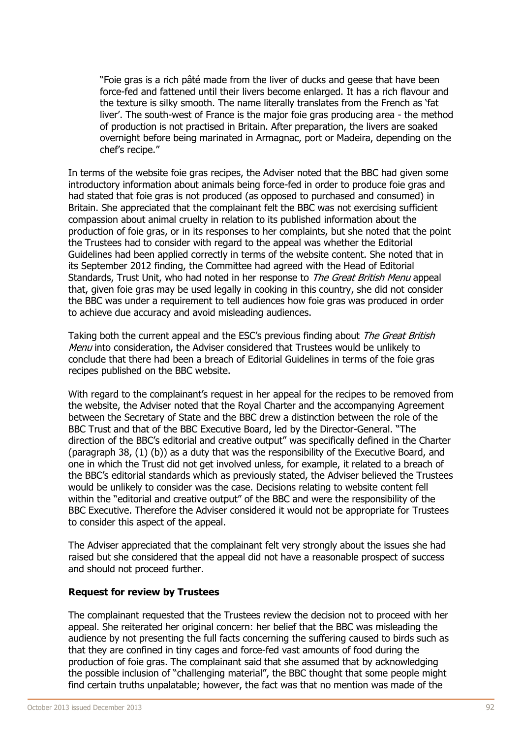> "Foie gras is a rich pâté made from the liver of ducks and geese that have been force-fed and fattened until their livers become enlarged. It has a rich flavour and the texture is silky smooth. The name literally translates from the French as 'fat liver'. The south-west of France is the major foie gras producing area - the method of production is not practised in Britain. After preparation, the livers are soaked overnight before being marinated in Armagnac, port or Madeira, depending on the chef's recipe."

In terms of the website foie gras recipes, the Adviser noted that the BBC had given some introductory information about animals being force-fed in order to produce foie gras and had stated that foie gras is not produced (as opposed to purchased and consumed) in Britain. She appreciated that the complainant felt the BBC was not exercising sufficient compassion about animal cruelty in relation to its published information about the production of foie gras, or in its responses to her complaints, but she noted that the point the Trustees had to consider with regard to the appeal was whether the Editorial Guidelines had been applied correctly in terms of the website content. She noted that in its September 2012 finding, the Committee had agreed with the Head of Editorial Standards, Trust Unit, who had noted in her response to *The Great British Menu* appeal that, given foie gras may be used legally in cooking in this country, she did not consider the BBC was under a requirement to tell audiences how foie gras was produced in order to achieve due accuracy and avoid misleading audiences.

Taking both the current appeal and the ESC's previous finding about *The Great British Menu* into consideration, the Adviser considered that Trustees would be unlikely to conclude that there had been a breach of Editorial Guidelines in terms of the foie gras recipes published on the BBC website.

With regard to the complainant's request in her appeal for the recipes to be removed from the website, the Adviser noted that the Royal Charter and the accompanying Agreement between the Secretary of State and the BBC drew a distinction between the role of the BBC Trust and that of the BBC Executive Board, led by the Director-General. "The direction of the BBC's editorial and creative output" was specifically defined in the Charter (paragraph 38, (1) (b)) as a duty that was the responsibility of the Executive Board, and one in which the Trust did not get involved unless, for example, it related to a breach of the BBC's editorial standards which as previously stated, the Adviser believed the Trustees would be unlikely to consider was the case. Decisions relating to website content fell within the "editorial and creative output" of the BBC and were the responsibility of the BBC Executive. Therefore the Adviser considered it would not be appropriate for Trustees to consider this aspect of the appeal.

The Adviser appreciated that the complainant felt very strongly about the issues she had raised but she considered that the appeal did not have a reasonable prospect of success and should not proceed further.

**Request for review by Trustees**

The complainant requested that the Trustees review the decision not to proceed with her appeal. She reiterated her original concern: her belief that the BBC was misleading the audience by not presenting the full facts concerning the suffering caused to birds such as that they are confined in tiny cages and force-fed vast amounts of food during the production of foie gras. The complainant said that she assumed that by acknowledging the possible inclusion of "challenging material", the BBC thought that some people might find certain truths unpalatable; however, the fact was that no mention was made of the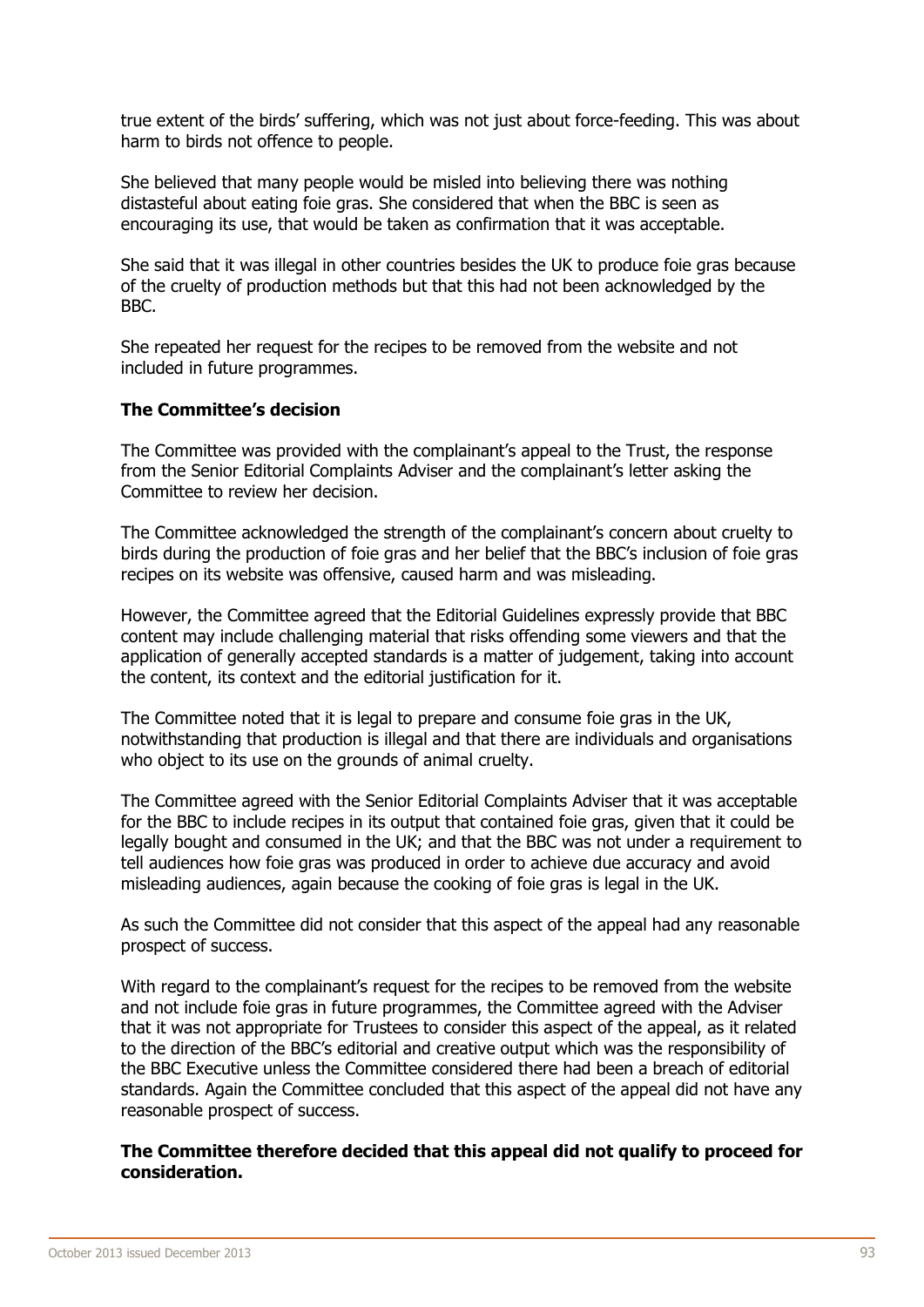true extent of the birds' suffering, which was not just about force-feeding. This was about harm to birds not offence to people.

She believed that many people would be misled into believing there was nothing distasteful about eating foie gras. She considered that when the BBC is seen as encouraging its use, that would be taken as confirmation that it was acceptable.

She said that it was illegal in other countries besides the UK to produce foie gras because of the cruelty of production methods but that this had not been acknowledged by the BBC.

She repeated her request for the recipes to be removed from the website and not included in future programmes.

**The Committee's decision**

The Committee was provided with the complainant's appeal to the Trust, the response from the Senior Editorial Complaints Adviser and the complainant's letter asking the Committee to review her decision.

The Committee acknowledged the strength of the complainant's concern about cruelty to birds during the production of foie gras and her belief that the BBC's inclusion of foie gras recipes on its website was offensive, caused harm and was misleading.

However, the Committee agreed that the Editorial Guidelines expressly provide that BBC content may include challenging material that risks offending some viewers and that the application of generally accepted standards is a matter of judgement, taking into account the content, its context and the editorial justification for it.

The Committee noted that it is legal to prepare and consume foie gras in the UK, notwithstanding that production is illegal and that there are individuals and organisations who object to its use on the grounds of animal cruelty.

The Committee agreed with the Senior Editorial Complaints Adviser that it was acceptable for the BBC to include recipes in its output that contained foie gras, given that it could be legally bought and consumed in the UK; and that the BBC was not under a requirement to tell audiences how foie gras was produced in order to achieve due accuracy and avoid misleading audiences, again because the cooking of foie gras is legal in the UK.

As such the Committee did not consider that this aspect of the appeal had any reasonable prospect of success.

With regard to the complainant's request for the recipes to be removed from the website and not include foie gras in future programmes, the Committee agreed with the Adviser that it was not appropriate for Trustees to consider this aspect of the appeal, as it related to the direction of the BBC's editorial and creative output which was the responsibility of the BBC Executive unless the Committee considered there had been a breach of editorial standards. Again the Committee concluded that this aspect of the appeal did not have any reasonable prospect of success.

**The Committee therefore decided that this appeal did not qualify to proceed for consideration.**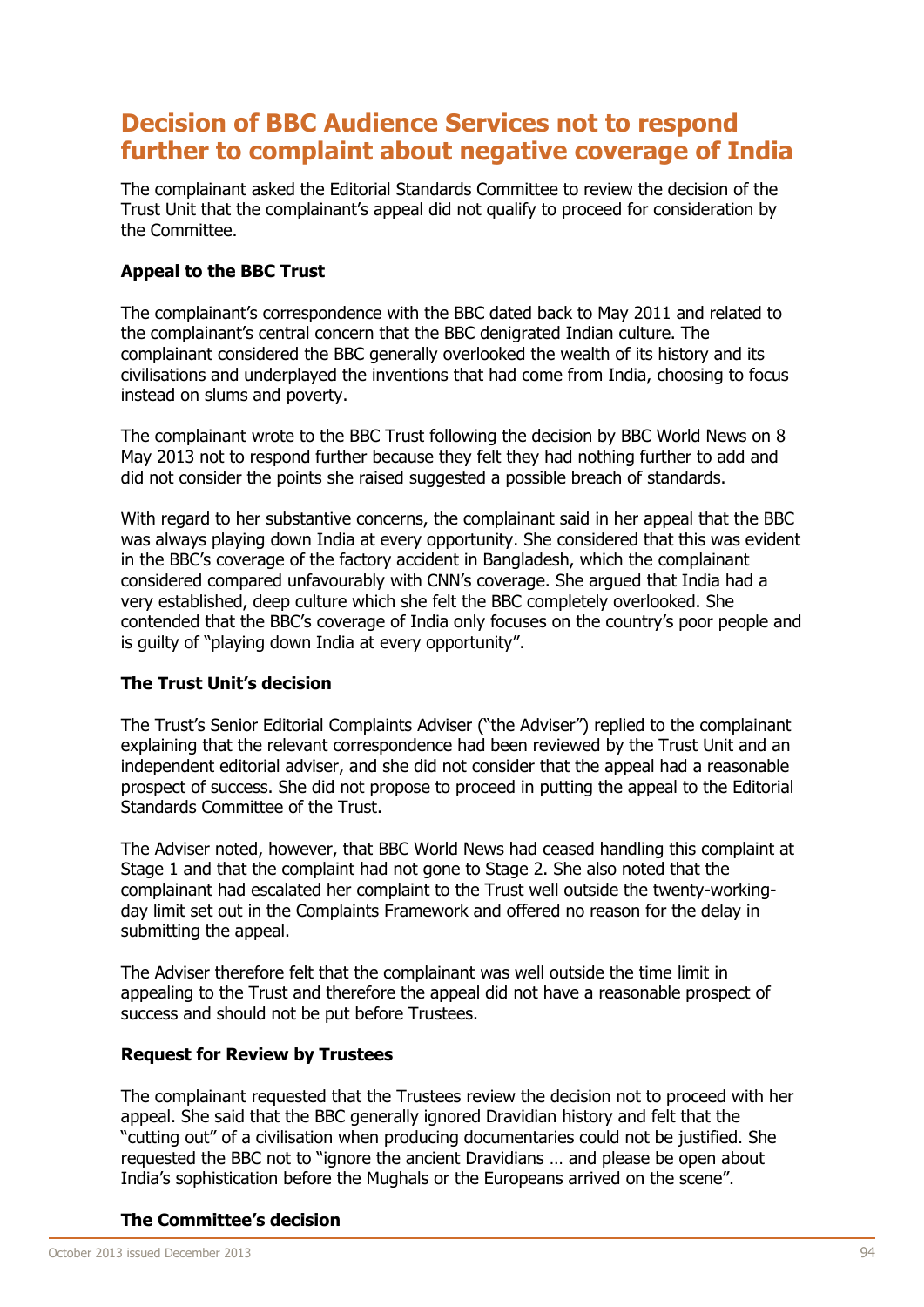## Decision of BBC Audience Services not to respond further to complaint about negative coverage of India

The complainant asked the Editorial Standards Committee to review the decision of the Trust Unit that the complainant's appeal did not qualify to proceed for consideration by the Committee.

### Appeal to the BBC Trust

The complainant's correspondence with the BBC dated back to May 2011 and related to the complainant's central concern that the BBC denigrated Indian culture. The complainant considered the BBC generally overlooked the wealth of its history and its civilisations and underplayed the inventions that had come from India, choosing to focus instead on slums and poverty.

The complainant wrote to the BBC Trust following the decision by BBC World News on 8 May 2013 not to respond further because they felt they had nothing further to add and did not consider the points she raised suggested a possible breach of standards.

With regard to her substantive concerns, the complainant said in her appeal that the BBC was always playing down India at every opportunity. She considered that this was evident in the BBC's coverage of the factory accident in Bangladesh, which the complainant considered compared unfavourably with CNN's coverage. She argued that India had a very established, deep culture which she felt the BBC completely overlooked. She contended that the BBC's coverage of India only focuses on the country's poor people and is guilty of "playing down India at every opportunity".

### The Trust Unit's decision

The Trust's Senior Editorial Complaints Adviser ("the Adviser") replied to the complainant explaining that the relevant correspondence had been reviewed by the Trust Unit and an independent editorial adviser, and she did not consider that the appeal had a reasonable prospect of success. She did not propose to proceed in putting the appeal to the Editorial Standards Committee of the Trust.

The Adviser noted, however, that BBC World News had ceased handling this complaint at Stage 1 and that the complaint had not gone to Stage 2. She also noted that the complainant had escalated her complaint to the Trust well outside the twenty-working-day limit set out in the Complaints Framework and offered no reason for the delay in submitting the appeal.

The Adviser therefore felt that the complainant was well outside the time limit in appealing to the Trust and therefore the appeal did not have a reasonable prospect of success and should not be put before Trustees.

### Request for Review by Trustees

The complainant requested that the Trustees review the decision not to proceed with her appeal. She said that the BBC generally ignored Dravidian history and felt that the "cutting out" of a civilisation when producing documentaries could not be justified. She requested the BBC not to "ignore the ancient Dravidians … and please be open about India's sophistication before the Mughals or the Europeans arrived on the scene".

### The Committee's decision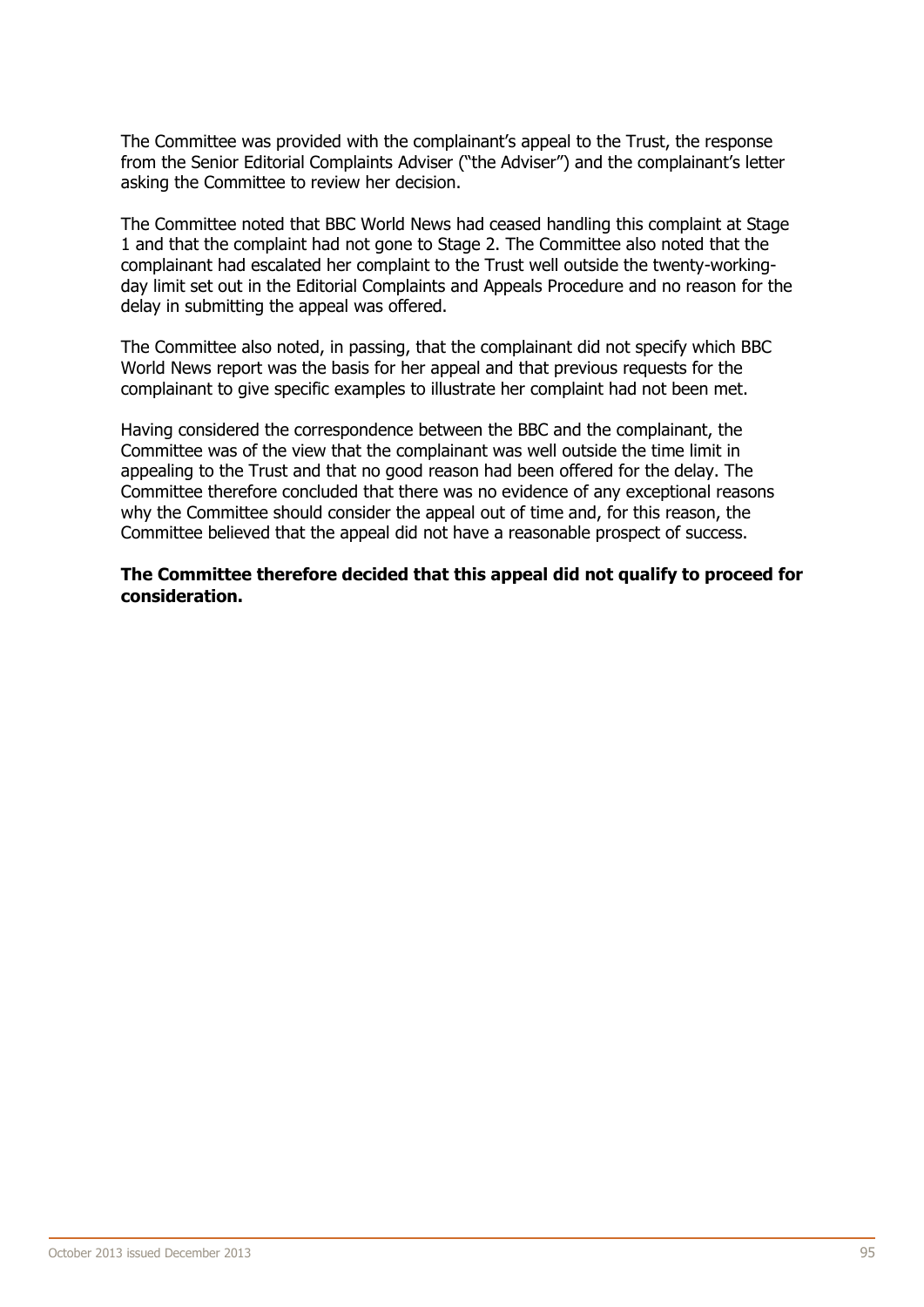The Committee was provided with the complainant's appeal to the Trust, the response from the Senior Editorial Complaints Adviser ("the Adviser") and the complainant's letter asking the Committee to review her decision.

The Committee noted that BBC World News had ceased handling this complaint at Stage 1 and that the complaint had not gone to Stage 2. The Committee also noted that the complainant had escalated her complaint to the Trust well outside the twenty-working-day limit set out in the Editorial Complaints and Appeals Procedure and no reason for the delay in submitting the appeal was offered.

The Committee also noted, in passing, that the complainant did not specify which BBC World News report was the basis for her appeal and that previous requests for the complainant to give specific examples to illustrate her complaint had not been met.

Having considered the correspondence between the BBC and the complainant, the Committee was of the view that the complainant was well outside the time limit in appealing to the Trust and that no good reason had been offered for the delay. The Committee therefore concluded that there was no evidence of any exceptional reasons why the Committee should consider the appeal out of time and, for this reason, the Committee believed that the appeal did not have a reasonable prospect of success.

**The Committee therefore decided that this appeal did not qualify to proceed for consideration.**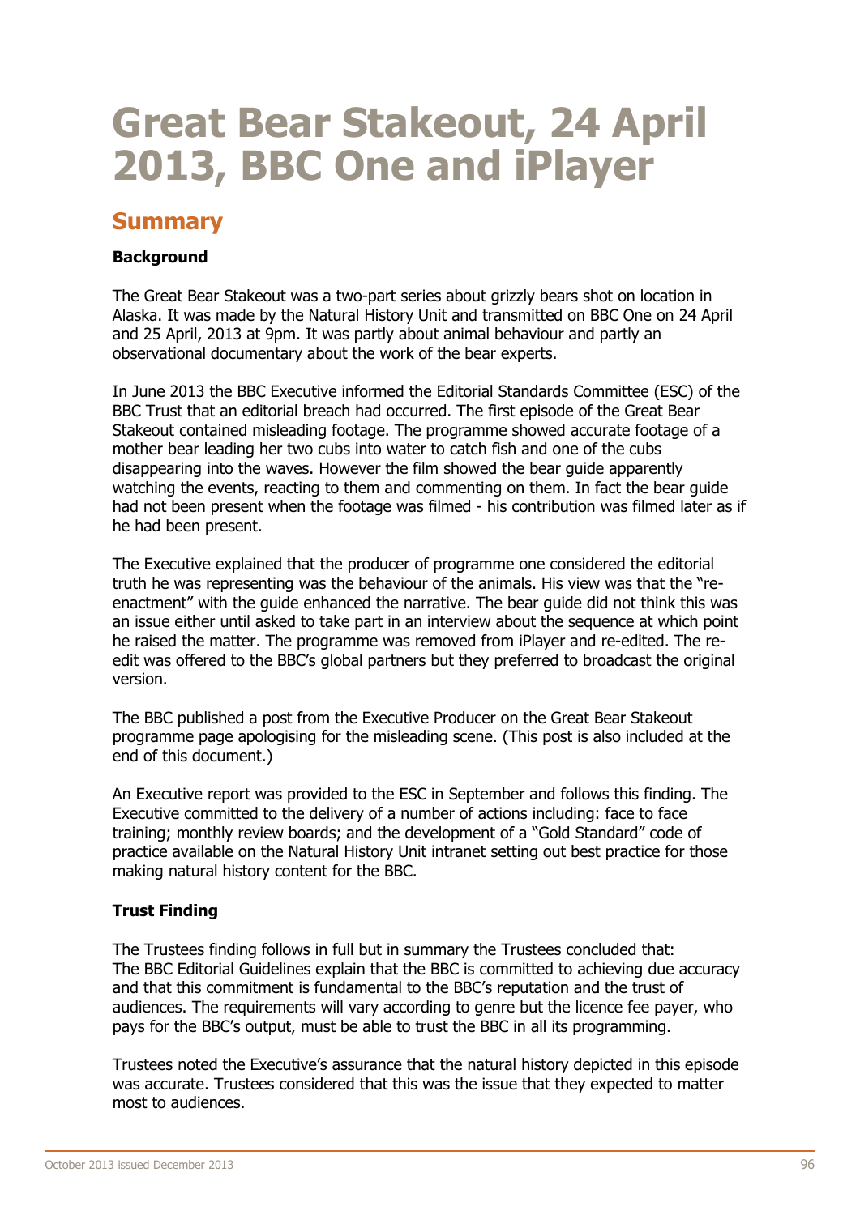# Great Bear Stakeout, 24 April 2013, BBC One and iPlayer

## Summary

**Background**

The Great Bear Stakeout was a two-part series about grizzly bears shot on location in Alaska. It was made by the Natural History Unit and transmitted on BBC One on 24 April and 25 April, 2013 at 9pm. It was partly about animal behaviour and partly an observational documentary about the work of the bear experts.

In June 2013 the BBC Executive informed the Editorial Standards Committee (ESC) of the BBC Trust that an editorial breach had occurred. The first episode of the Great Bear Stakeout contained misleading footage. The programme showed accurate footage of a mother bear leading her two cubs into water to catch fish and one of the cubs disappearing into the waves. However the film showed the bear guide apparently watching the events, reacting to them and commenting on them. In fact the bear guide had not been present when the footage was filmed - his contribution was filmed later as if he had been present.

The Executive explained that the producer of programme one considered the editorial truth he was representing was the behaviour of the animals. His view was that the "re-enactment" with the guide enhanced the narrative. The bear guide did not think this was an issue either until asked to take part in an interview about the sequence at which point he raised the matter. The programme was removed from iPlayer and re-edited. The re-edit was offered to the BBC's global partners but they preferred to broadcast the original version.

The BBC published a post from the Executive Producer on the Great Bear Stakeout programme page apologising for the misleading scene. (This post is also included at the end of this document.)

An Executive report was provided to the ESC in September and follows this finding. The Executive committed to the delivery of a number of actions including: face to face training; monthly review boards; and the development of a "Gold Standard" code of practice available on the Natural History Unit intranet setting out best practice for those making natural history content for the BBC.

**Trust Finding**

The Trustees finding follows in full but in summary the Trustees concluded that:
The BBC Editorial Guidelines explain that the BBC is committed to achieving due accuracy and that this commitment is fundamental to the BBC's reputation and the trust of audiences. The requirements will vary according to genre but the licence fee payer, who pays for the BBC's output, must be able to trust the BBC in all its programming.

Trustees noted the Executive's assurance that the natural history depicted in this episode was accurate. Trustees considered that this was the issue that they expected to matter most to audiences.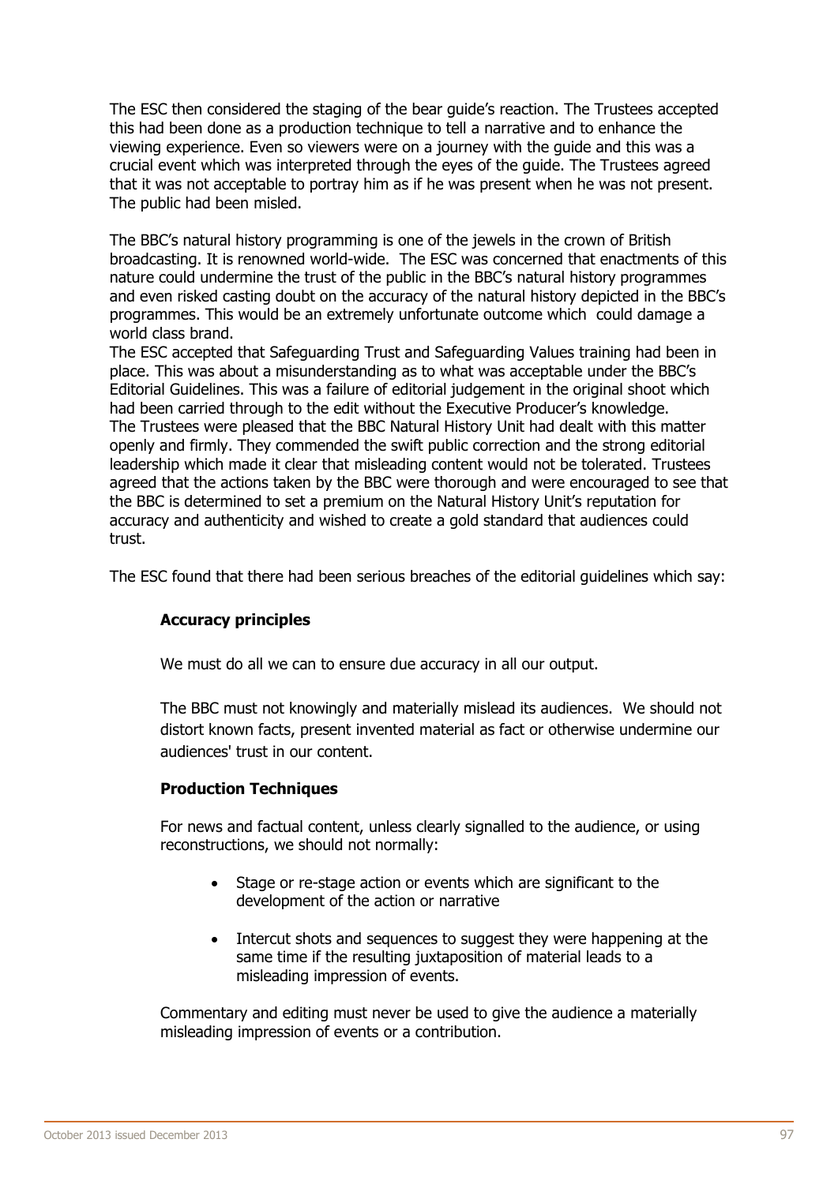The ESC then considered the staging of the bear guide's reaction. The Trustees accepted this had been done as a production technique to tell a narrative and to enhance the viewing experience. Even so viewers were on a journey with the guide and this was a crucial event which was interpreted through the eyes of the guide. The Trustees agreed that it was not acceptable to portray him as if he was present when he was not present. The public had been misled.

The BBC's natural history programming is one of the jewels in the crown of British broadcasting. It is renowned world-wide. The ESC was concerned that enactments of this nature could undermine the trust of the public in the BBC's natural history programmes and even risked casting doubt on the accuracy of the natural history depicted in the BBC's programmes. This would be an extremely unfortunate outcome which could damage a world class brand.

The ESC accepted that Safeguarding Trust and Safeguarding Values training had been in place. This was about a misunderstanding as to what was acceptable under the BBC's Editorial Guidelines. This was a failure of editorial judgement in the original shoot which had been carried through to the edit without the Executive Producer's knowledge.

The Trustees were pleased that the BBC Natural History Unit had dealt with this matter openly and firmly. They commended the swift public correction and the strong editorial leadership which made it clear that misleading content would not be tolerated. Trustees agreed that the actions taken by the BBC were thorough and were encouraged to see that the BBC is determined to set a premium on the Natural History Unit's reputation for accuracy and authenticity and wished to create a gold standard that audiences could trust.

The ESC found that there had been serious breaches of the editorial guidelines which say:

**Accuracy principles**

We must do all we can to ensure due accuracy in all our output.

The BBC must not knowingly and materially mislead its audiences. We should not distort known facts, present invented material as fact or otherwise undermine our audiences' trust in our content.

**Production Techniques**

For news and factual content, unless clearly signalled to the audience, or using reconstructions, we should not normally:

- Stage or re-stage action or events which are significant to the development of the action or narrative
- Intercut shots and sequences to suggest they were happening at the same time if the resulting juxtaposition of material leads to a misleading impression of events.

Commentary and editing must never be used to give the audience a materially misleading impression of events or a contribution.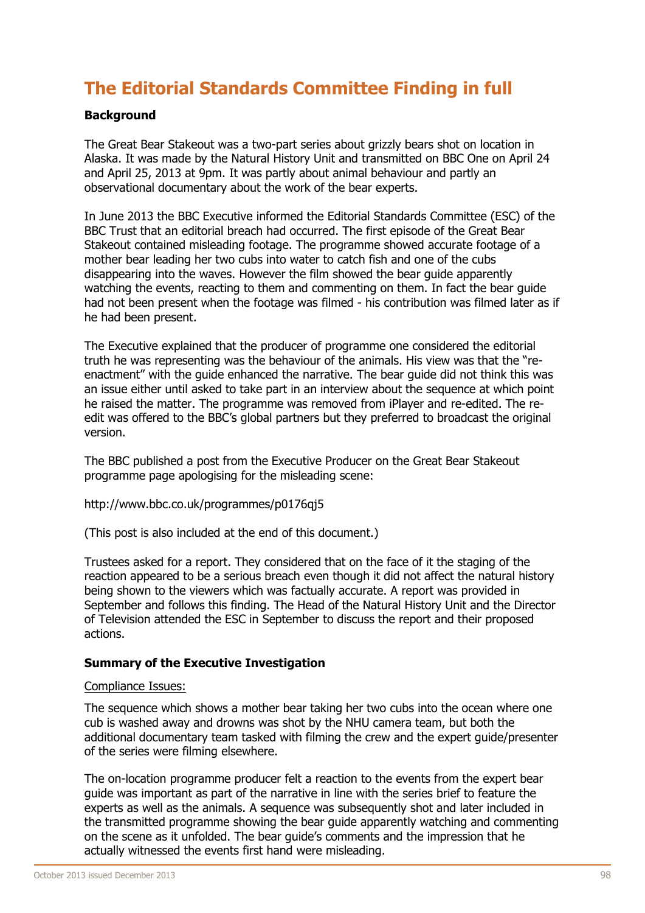# The Editorial Standards Committee Finding in full

**Background**

The Great Bear Stakeout was a two-part series about grizzly bears shot on location in Alaska. It was made by the Natural History Unit and transmitted on BBC One on April 24 and April 25, 2013 at 9pm. It was partly about animal behaviour and partly an observational documentary about the work of the bear experts.

In June 2013 the BBC Executive informed the Editorial Standards Committee (ESC) of the BBC Trust that an editorial breach had occurred. The first episode of the Great Bear Stakeout contained misleading footage. The programme showed accurate footage of a mother bear leading her two cubs into water to catch fish and one of the cubs disappearing into the waves. However the film showed the bear guide apparently watching the events, reacting to them and commenting on them. In fact the bear guide had not been present when the footage was filmed - his contribution was filmed later as if he had been present.

The Executive explained that the producer of programme one considered the editorial truth he was representing was the behaviour of the animals. His view was that the "re-enactment" with the guide enhanced the narrative. The bear guide did not think this was an issue either until asked to take part in an interview about the sequence at which point he raised the matter. The programme was removed from iPlayer and re-edited. The re-edit was offered to the BBC's global partners but they preferred to broadcast the original version.

The BBC published a post from the Executive Producer on the Great Bear Stakeout programme page apologising for the misleading scene:

http://www.bbc.co.uk/programmes/p0176qj5

(This post is also included at the end of this document.)

Trustees asked for a report. They considered that on the face of it the staging of the reaction appeared to be a serious breach even though it did not affect the natural history being shown to the viewers which was factually accurate. A report was provided in September and follows this finding. The Head of the Natural History Unit and the Director of Television attended the ESC in September to discuss the report and their proposed actions.

**Summary of the Executive Investigation**

Compliance Issues:

The sequence which shows a mother bear taking her two cubs into the ocean where one cub is washed away and drowns was shot by the NHU camera team, but both the additional documentary team tasked with filming the crew and the expert guide/presenter of the series were filming elsewhere.

The on-location programme producer felt a reaction to the events from the expert bear guide was important as part of the narrative in line with the series brief to feature the experts as well as the animals. A sequence was subsequently shot and later included in the transmitted programme showing the bear guide apparently watching and commenting on the scene as it unfolded. The bear guide's comments and the impression that he actually witnessed the events first hand were misleading.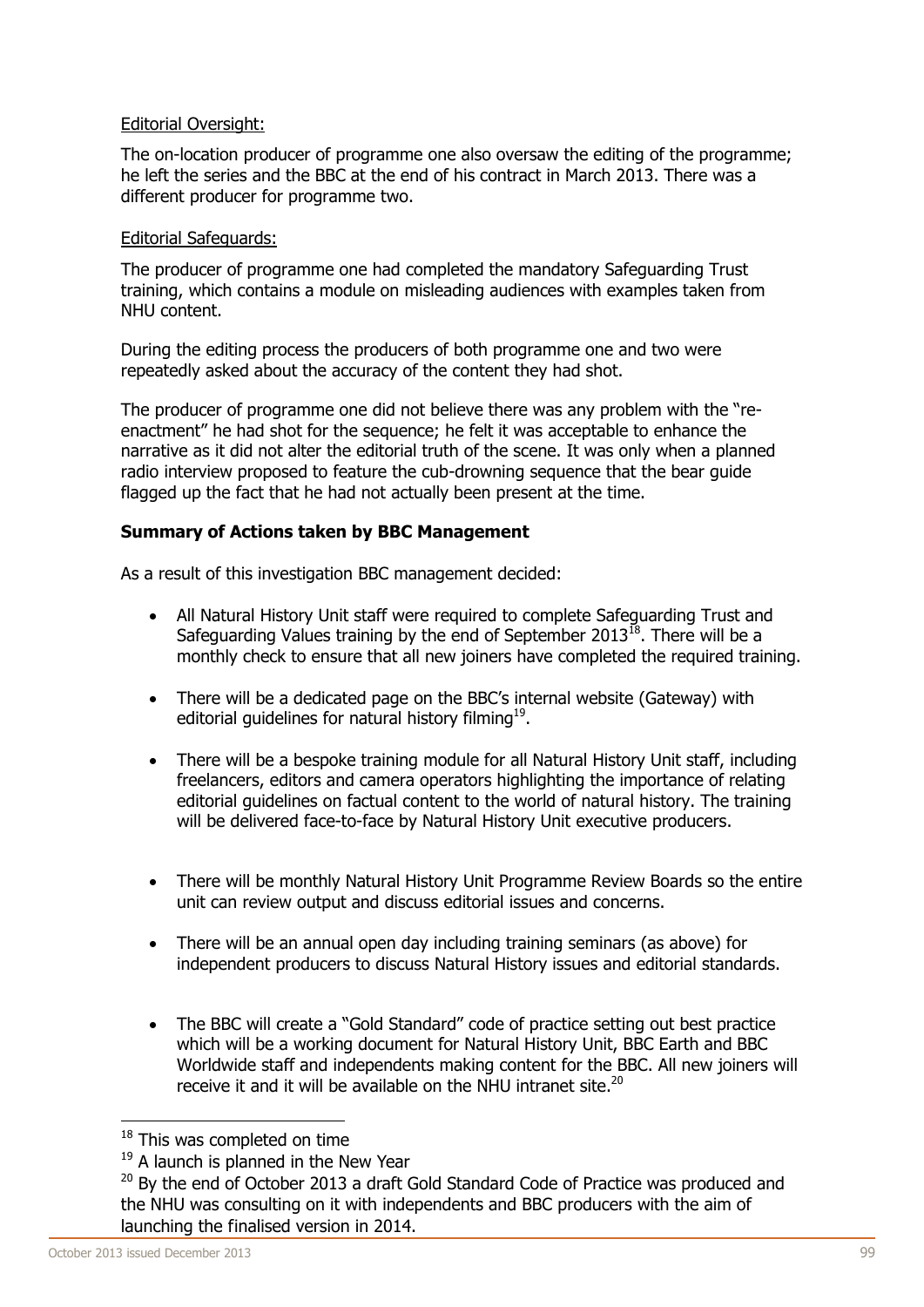Editorial Oversight:

The on-location producer of programme one also oversaw the editing of the programme; he left the series and the BBC at the end of his contract in March 2013. There was a different producer for programme two.

Editorial Safeguards:

The producer of programme one had completed the mandatory Safeguarding Trust training, which contains a module on misleading audiences with examples taken from NHU content.

During the editing process the producers of both programme one and two were repeatedly asked about the accuracy of the content they had shot.

The producer of programme one did not believe there was any problem with the "re-enactment" he had shot for the sequence; he felt it was acceptable to enhance the narrative as it did not alter the editorial truth of the scene. It was only when a planned radio interview proposed to feature the cub-drowning sequence that the bear guide flagged up the fact that he had not actually been present at the time.

**Summary of Actions taken by BBC Management**

As a result of this investigation BBC management decided:

- All Natural History Unit staff were required to complete Safeguarding Trust and Safeguarding Values training by the end of September 2013[18]. There will be a monthly check to ensure that all new joiners have completed the required training.
- There will be a dedicated page on the BBC's internal website (Gateway) with editorial guidelines for natural history filming[19].
- There will be a bespoke training module for all Natural History Unit staff, including freelancers, editors and camera operators highlighting the importance of relating editorial guidelines on factual content to the world of natural history. The training will be delivered face-to-face by Natural History Unit executive producers.
- There will be monthly Natural History Unit Programme Review Boards so the entire unit can review output and discuss editorial issues and concerns.
- There will be an annual open day including training seminars (as above) for independent producers to discuss Natural History issues and editorial standards.
- The BBC will create a "Gold Standard" code of practice setting out best practice which will be a working document for Natural History Unit, BBC Earth and BBC Worldwide staff and independents making content for the BBC. All new joiners will receive it and it will be available on the NHU intranet site.[20]

---

[18] This was completed on time

[19] A launch is planned in the New Year

[20] By the end of October 2013 a draft Gold Standard Code of Practice was produced and the NHU was consulting on it with independents and BBC producers with the aim of launching the finalised version in 2014.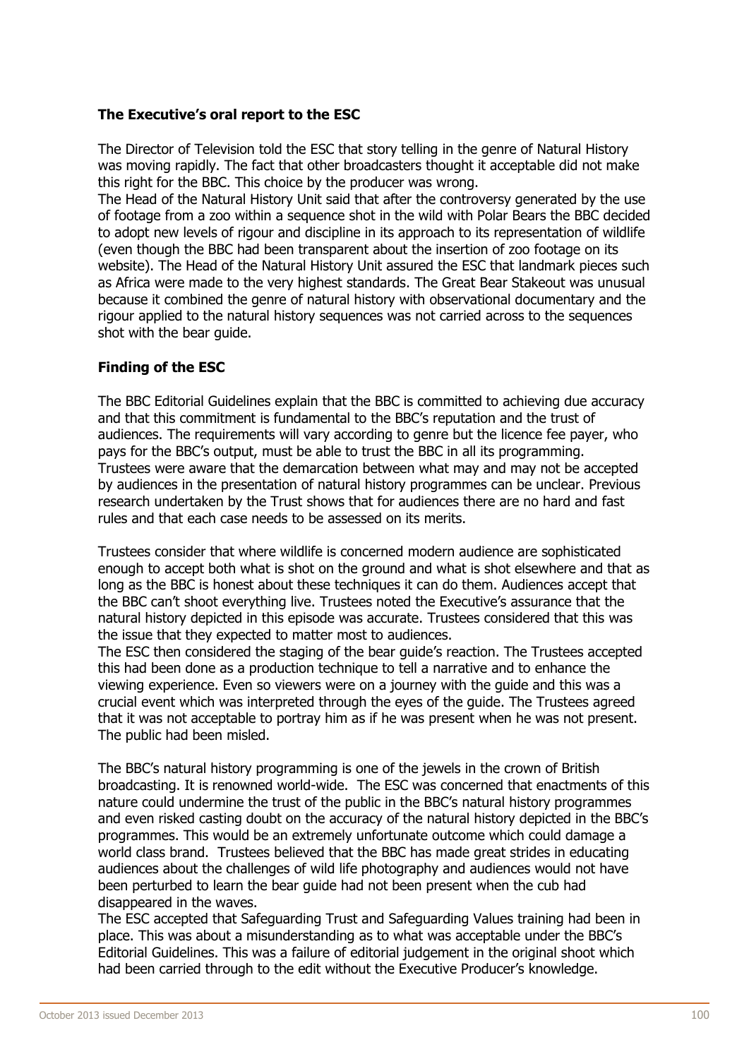**The Executive's oral report to the ESC**

The Director of Television told the ESC that story telling in the genre of Natural History was moving rapidly. The fact that other broadcasters thought it acceptable did not make this right for the BBC. This choice by the producer was wrong.

The Head of the Natural History Unit said that after the controversy generated by the use of footage from a zoo within a sequence shot in the wild with Polar Bears the BBC decided to adopt new levels of rigour and discipline in its approach to its representation of wildlife (even though the BBC had been transparent about the insertion of zoo footage on its website). The Head of the Natural History Unit assured the ESC that landmark pieces such as Africa were made to the very highest standards. The Great Bear Stakeout was unusual because it combined the genre of natural history with observational documentary and the rigour applied to the natural history sequences was not carried across to the sequences shot with the bear guide.

**Finding of the ESC**

The BBC Editorial Guidelines explain that the BBC is committed to achieving due accuracy and that this commitment is fundamental to the BBC's reputation and the trust of audiences. The requirements will vary according to genre but the licence fee payer, who pays for the BBC's output, must be able to trust the BBC in all its programming. Trustees were aware that the demarcation between what may and may not be accepted by audiences in the presentation of natural history programmes can be unclear. Previous research undertaken by the Trust shows that for audiences there are no hard and fast rules and that each case needs to be assessed on its merits.

Trustees consider that where wildlife is concerned modern audience are sophisticated enough to accept both what is shot on the ground and what is shot elsewhere and that as long as the BBC is honest about these techniques it can do them. Audiences accept that the BBC can't shoot everything live. Trustees noted the Executive's assurance that the natural history depicted in this episode was accurate. Trustees considered that this was the issue that they expected to matter most to audiences.

The ESC then considered the staging of the bear guide's reaction. The Trustees accepted this had been done as a production technique to tell a narrative and to enhance the viewing experience. Even so viewers were on a journey with the guide and this was a crucial event which was interpreted through the eyes of the guide. The Trustees agreed that it was not acceptable to portray him as if he was present when he was not present. The public had been misled.

The BBC's natural history programming is one of the jewels in the crown of British broadcasting. It is renowned world-wide. The ESC was concerned that enactments of this nature could undermine the trust of the public in the BBC's natural history programmes and even risked casting doubt on the accuracy of the natural history depicted in the BBC's programmes. This would be an extremely unfortunate outcome which could damage a world class brand. Trustees believed that the BBC has made great strides in educating audiences about the challenges of wild life photography and audiences would not have been perturbed to learn the bear guide had not been present when the cub had disappeared in the waves.

The ESC accepted that Safeguarding Trust and Safeguarding Values training had been in place. This was about a misunderstanding as to what was acceptable under the BBC's Editorial Guidelines. This was a failure of editorial judgement in the original shoot which had been carried through to the edit without the Executive Producer's knowledge.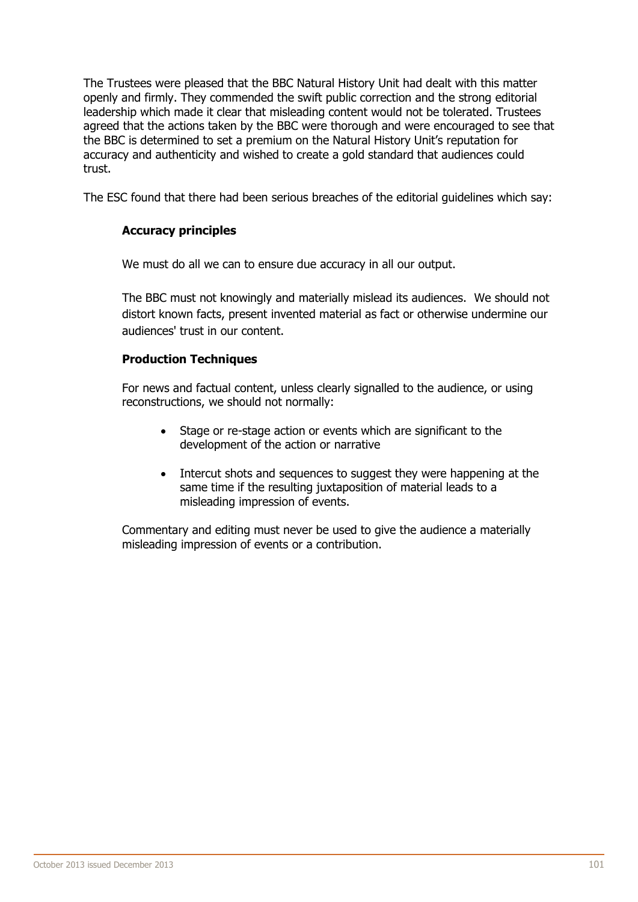The Trustees were pleased that the BBC Natural History Unit had dealt with this matter openly and firmly. They commended the swift public correction and the strong editorial leadership which made it clear that misleading content would not be tolerated. Trustees agreed that the actions taken by the BBC were thorough and were encouraged to see that the BBC is determined to set a premium on the Natural History Unit's reputation for accuracy and authenticity and wished to create a gold standard that audiences could trust.

The ESC found that there had been serious breaches of the editorial guidelines which say:

> **Accuracy principles**
>
> We must do all we can to ensure due accuracy in all our output.
>
> The BBC must not knowingly and materially mislead its audiences. We should not distort known facts, present invented material as fact or otherwise undermine our audiences' trust in our content.
>
> **Production Techniques**
>
> For news and factual content, unless clearly signalled to the audience, or using reconstructions, we should not normally:
>
> - Stage or re-stage action or events which are significant to the development of the action or narrative
> - Intercut shots and sequences to suggest they were happening at the same time if the resulting juxtaposition of material leads to a misleading impression of events.
>
> Commentary and editing must never be used to give the audience a materially misleading impression of events or a contribution.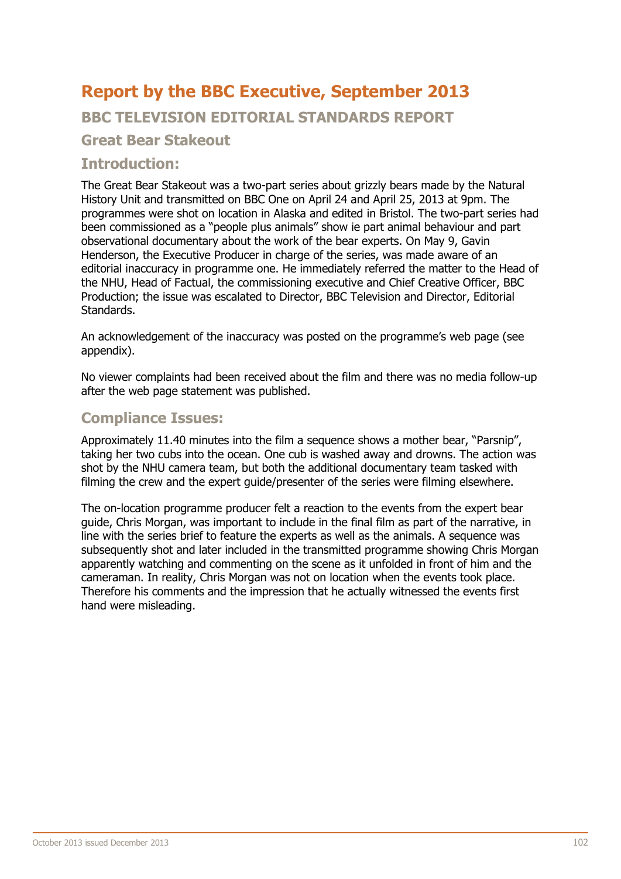# Report by the BBC Executive, September 2013

## BBC TELEVISION EDITORIAL STANDARDS REPORT

## Great Bear Stakeout

### Introduction:

The Great Bear Stakeout was a two-part series about grizzly bears made by the Natural History Unit and transmitted on BBC One on April 24 and April 25, 2013 at 9pm. The programmes were shot on location in Alaska and edited in Bristol. The two-part series had been commissioned as a "people plus animals" show ie part animal behaviour and part observational documentary about the work of the bear experts. On May 9, Gavin Henderson, the Executive Producer in charge of the series, was made aware of an editorial inaccuracy in programme one. He immediately referred the matter to the Head of the NHU, Head of Factual, the commissioning executive and Chief Creative Officer, BBC Production; the issue was escalated to Director, BBC Television and Director, Editorial Standards.

An acknowledgement of the inaccuracy was posted on the programme's web page (see appendix).

No viewer complaints had been received about the film and there was no media follow-up after the web page statement was published.

### Compliance Issues:

Approximately 11.40 minutes into the film a sequence shows a mother bear, "Parsnip", taking her two cubs into the ocean. One cub is washed away and drowns. The action was shot by the NHU camera team, but both the additional documentary team tasked with filming the crew and the expert guide/presenter of the series were filming elsewhere.

The on-location programme producer felt a reaction to the events from the expert bear guide, Chris Morgan, was important to include in the final film as part of the narrative, in line with the series brief to feature the experts as well as the animals. A sequence was subsequently shot and later included in the transmitted programme showing Chris Morgan apparently watching and commenting on the scene as it unfolded in front of him and the cameraman. In reality, Chris Morgan was not on location when the events took place. Therefore his comments and the impression that he actually witnessed the events first hand were misleading.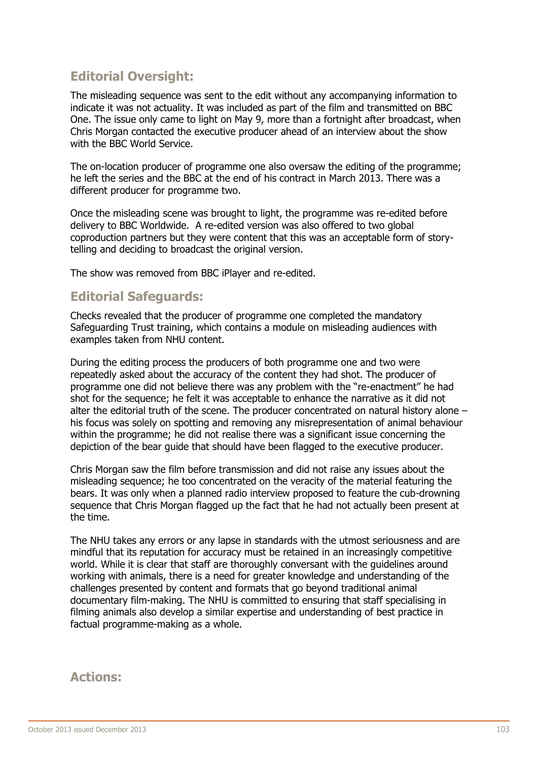## Editorial Oversight:

The misleading sequence was sent to the edit without any accompanying information to indicate it was not actuality. It was included as part of the film and transmitted on BBC One. The issue only came to light on May 9, more than a fortnight after broadcast, when Chris Morgan contacted the executive producer ahead of an interview about the show with the BBC World Service.

The on-location producer of programme one also oversaw the editing of the programme; he left the series and the BBC at the end of his contract in March 2013. There was a different producer for programme two.

Once the misleading scene was brought to light, the programme was re-edited before delivery to BBC Worldwide. A re-edited version was also offered to two global coproduction partners but they were content that this was an acceptable form of story-telling and deciding to broadcast the original version.

The show was removed from BBC iPlayer and re-edited.

## Editorial Safeguards:

Checks revealed that the producer of programme one completed the mandatory Safeguarding Trust training, which contains a module on misleading audiences with examples taken from NHU content.

During the editing process the producers of both programme one and two were repeatedly asked about the accuracy of the content they had shot. The producer of programme one did not believe there was any problem with the "re-enactment" he had shot for the sequence; he felt it was acceptable to enhance the narrative as it did not alter the editorial truth of the scene. The producer concentrated on natural history alone – his focus was solely on spotting and removing any misrepresentation of animal behaviour within the programme; he did not realise there was a significant issue concerning the depiction of the bear guide that should have been flagged to the executive producer.

Chris Morgan saw the film before transmission and did not raise any issues about the misleading sequence; he too concentrated on the veracity of the material featuring the bears. It was only when a planned radio interview proposed to feature the cub-drowning sequence that Chris Morgan flagged up the fact that he had not actually been present at the time.

The NHU takes any errors or any lapse in standards with the utmost seriousness and are mindful that its reputation for accuracy must be retained in an increasingly competitive world. While it is clear that staff are thoroughly conversant with the guidelines around working with animals, there is a need for greater knowledge and understanding of the challenges presented by content and formats that go beyond traditional animal documentary film-making. The NHU is committed to ensuring that staff specialising in filming animals also develop a similar expertise and understanding of best practice in factual programme-making as a whole.

## Actions: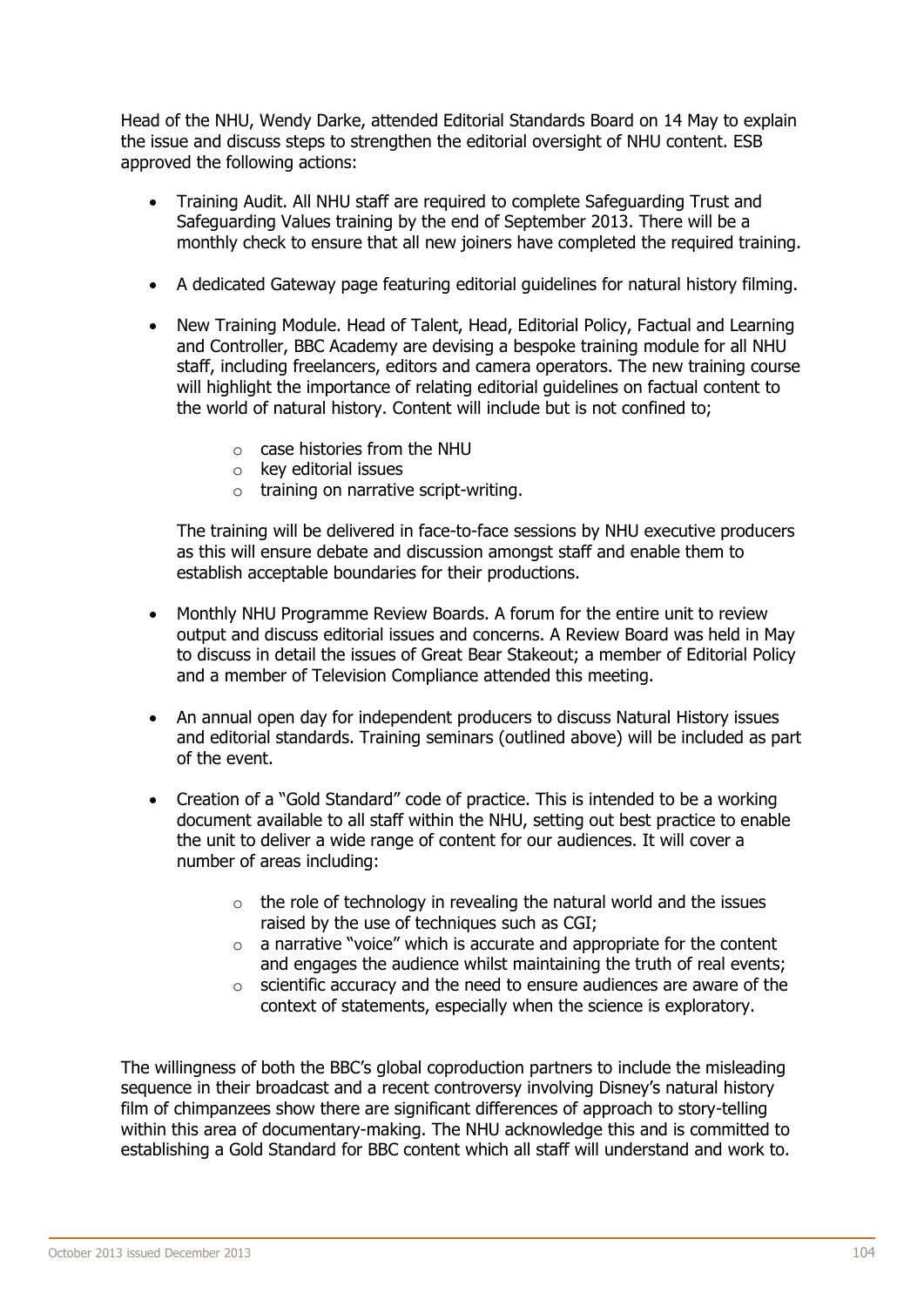Head of the NHU, Wendy Darke, attended Editorial Standards Board on 14 May to explain the issue and discuss steps to strengthen the editorial oversight of NHU content. ESB approved the following actions:

- Training Audit. All NHU staff are required to complete Safeguarding Trust and Safeguarding Values training by the end of September 2013. There will be a monthly check to ensure that all new joiners have completed the required training.

- A dedicated Gateway page featuring editorial guidelines for natural history filming.

- New Training Module. Head of Talent, Head, Editorial Policy, Factual and Learning and Controller, BBC Academy are devising a bespoke training module for all NHU staff, including freelancers, editors and camera operators. The new training course will highlight the importance of relating editorial guidelines on factual content to the world of natural history. Content will include but is not confined to;

    - case histories from the NHU
    - key editorial issues
    - training on narrative script-writing.

  The training will be delivered in face-to-face sessions by NHU executive producers as this will ensure debate and discussion amongst staff and enable them to establish acceptable boundaries for their productions.

- Monthly NHU Programme Review Boards. A forum for the entire unit to review output and discuss editorial issues and concerns. A Review Board was held in May to discuss in detail the issues of Great Bear Stakeout; a member of Editorial Policy and a member of Television Compliance attended this meeting.

- An annual open day for independent producers to discuss Natural History issues and editorial standards. Training seminars (outlined above) will be included as part of the event.

- Creation of a "Gold Standard" code of practice. This is intended to be a working document available to all staff within the NHU, setting out best practice to enable the unit to deliver a wide range of content for our audiences. It will cover a number of areas including:

    - the role of technology in revealing the natural world and the issues raised by the use of techniques such as CGI;
    - a narrative "voice" which is accurate and appropriate for the content and engages the audience whilst maintaining the truth of real events;
    - scientific accuracy and the need to ensure audiences are aware of the context of statements, especially when the science is exploratory.

The willingness of both the BBC's global coproduction partners to include the misleading sequence in their broadcast and a recent controversy involving Disney's natural history film of chimpanzees show there are significant differences of approach to story-telling within this area of documentary-making. The NHU acknowledge this and is committed to establishing a Gold Standard for BBC content which all staff will understand and work to.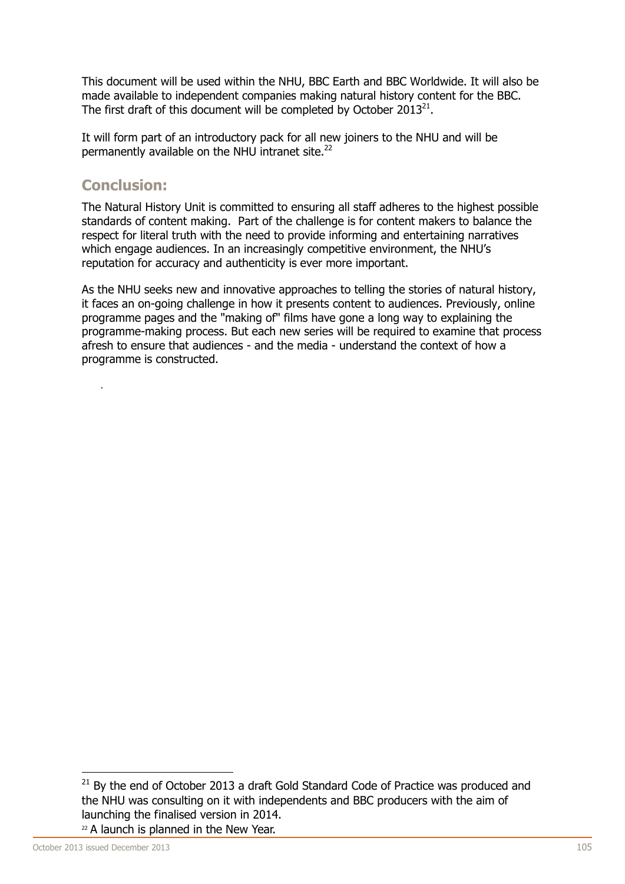This document will be used within the NHU, BBC Earth and BBC Worldwide. It will also be made available to independent companies making natural history content for the BBC. The first draft of this document will be completed by October 2013[21].

It will form part of an introductory pack for all new joiners to the NHU and will be permanently available on the NHU intranet site.[22]

## Conclusion:

The Natural History Unit is committed to ensuring all staff adheres to the highest possible standards of content making. Part of the challenge is for content makers to balance the respect for literal truth with the need to provide informing and entertaining narratives which engage audiences. In an increasingly competitive environment, the NHU's reputation for accuracy and authenticity is ever more important.

As the NHU seeks new and innovative approaches to telling the stories of natural history, it faces an on-going challenge in how it presents content to audiences. Previously, online programme pages and the "making of" films have gone a long way to explaining the programme-making process. But each new series will be required to examine that process afresh to ensure that audiences - and the media - understand the context of how a programme is constructed.

[21] By the end of October 2013 a draft Gold Standard Code of Practice was produced and the NHU was consulting on it with independents and BBC producers with the aim of launching the finalised version in 2014.

[22] A launch is planned in the New Year.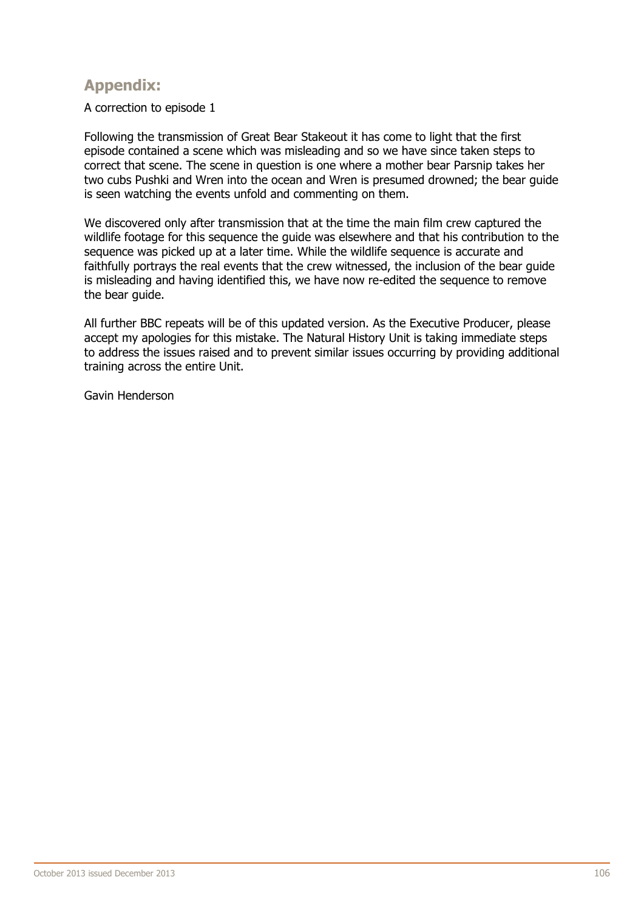## Appendix:

A correction to episode 1

Following the transmission of Great Bear Stakeout it has come to light that the first episode contained a scene which was misleading and so we have since taken steps to correct that scene. The scene in question is one where a mother bear Parsnip takes her two cubs Pushki and Wren into the ocean and Wren is presumed drowned; the bear guide is seen watching the events unfold and commenting on them.

We discovered only after transmission that at the time the main film crew captured the wildlife footage for this sequence the guide was elsewhere and that his contribution to the sequence was picked up at a later time. While the wildlife sequence is accurate and faithfully portrays the real events that the crew witnessed, the inclusion of the bear guide is misleading and having identified this, we have now re-edited the sequence to remove the bear guide.

All further BBC repeats will be of this updated version. As the Executive Producer, please accept my apologies for this mistake. The Natural History Unit is taking immediate steps to address the issues raised and to prevent similar issues occurring by providing additional training across the entire Unit.

Gavin Henderson